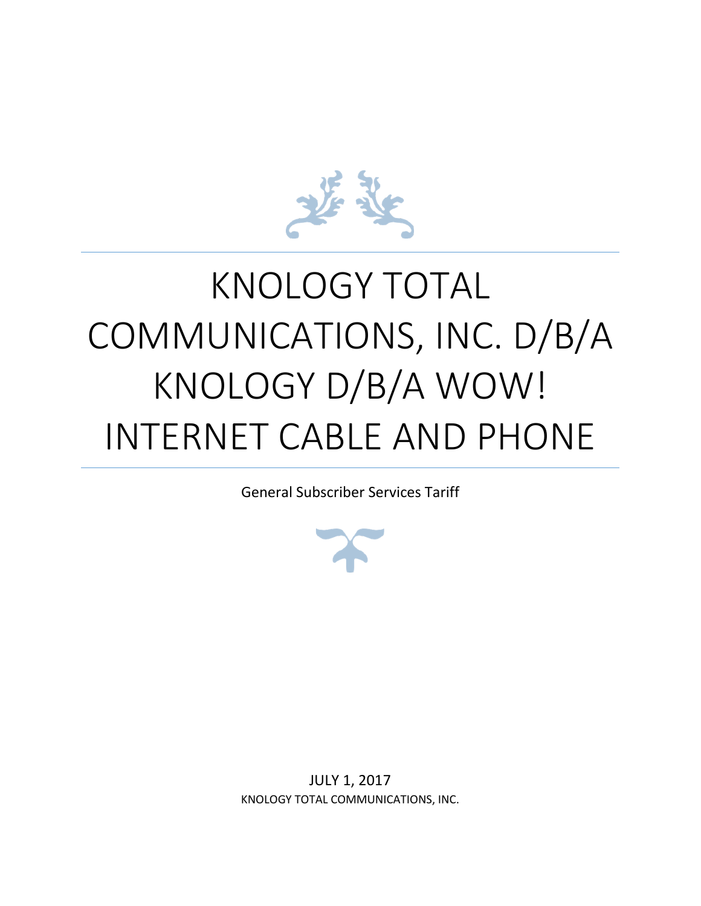# KNOLOGY TOTAL COMMUNICATIONS, INC. D/B/A KNOLOGY D/B/A WOW! INTERNET CABLE AND PHONE

General Subscriber Services Tariff

JULY 1, 2017

KNOLOGY TOTAL COMMUNICATIONS, INC.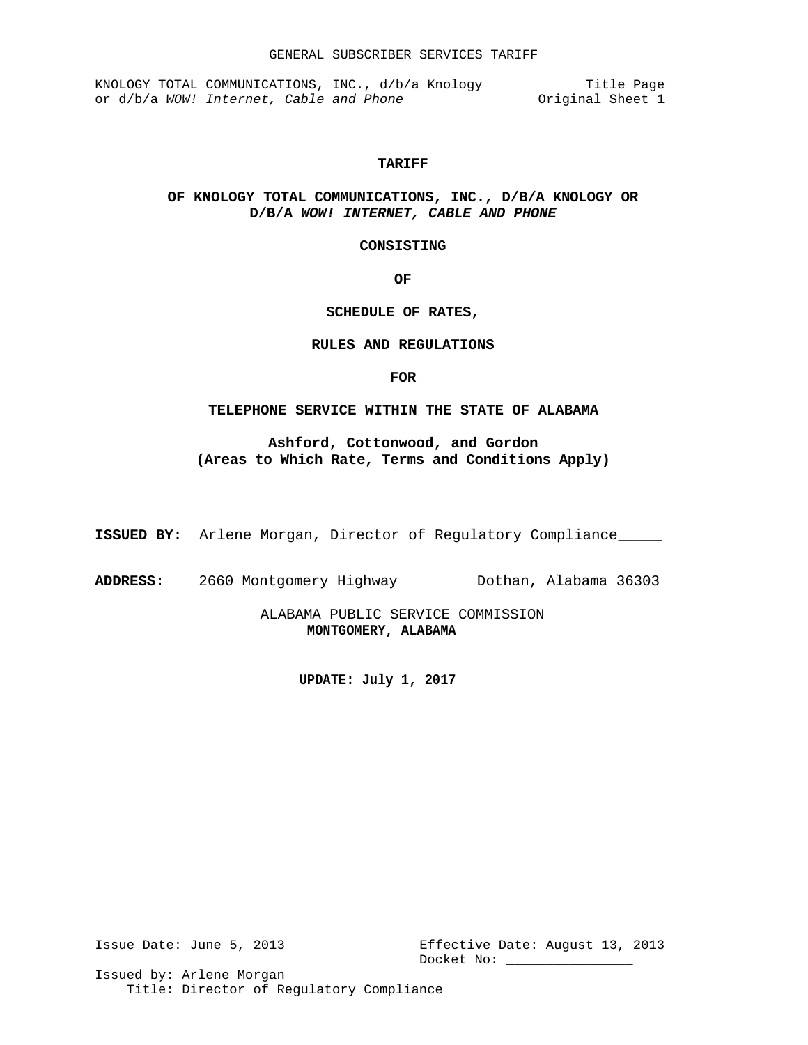# TARIFF

## OF KNOLOGY TOTAL COMMUNICATIONS, INC., D/B/A KNOLOGY OR D/B/A *WOW! INTERNET, CABLE AND PHONE*

**CONSISTING**

**OF**

**SCHEDULE OF RATES,**

**RULES AND REGULATIONS**

**FOR**

**TELEPHONE SERVICE WITHIN THE STATE OF ALABAMA**

**Ashford, Cottonwood, and Gordon**
**(Areas to Which Rate, Terms and Conditions Apply)**

**ISSUED BY:** Arlene Morgan, Director of Regulatory Compliance

**ADDRESS:** 2660 Montgomery Highway Dothan, Alabama 36303

ALABAMA PUBLIC SERVICE COMMISSION
**MONTGOMERY, ALABAMA**

**UPDATE: July 1, 2017**

Issue Date: June 5, 2013

Effective Date: August 13, 2013
Docket No: _______________

Issued by: Arlene Morgan
Title: Director of Regulatory Compliance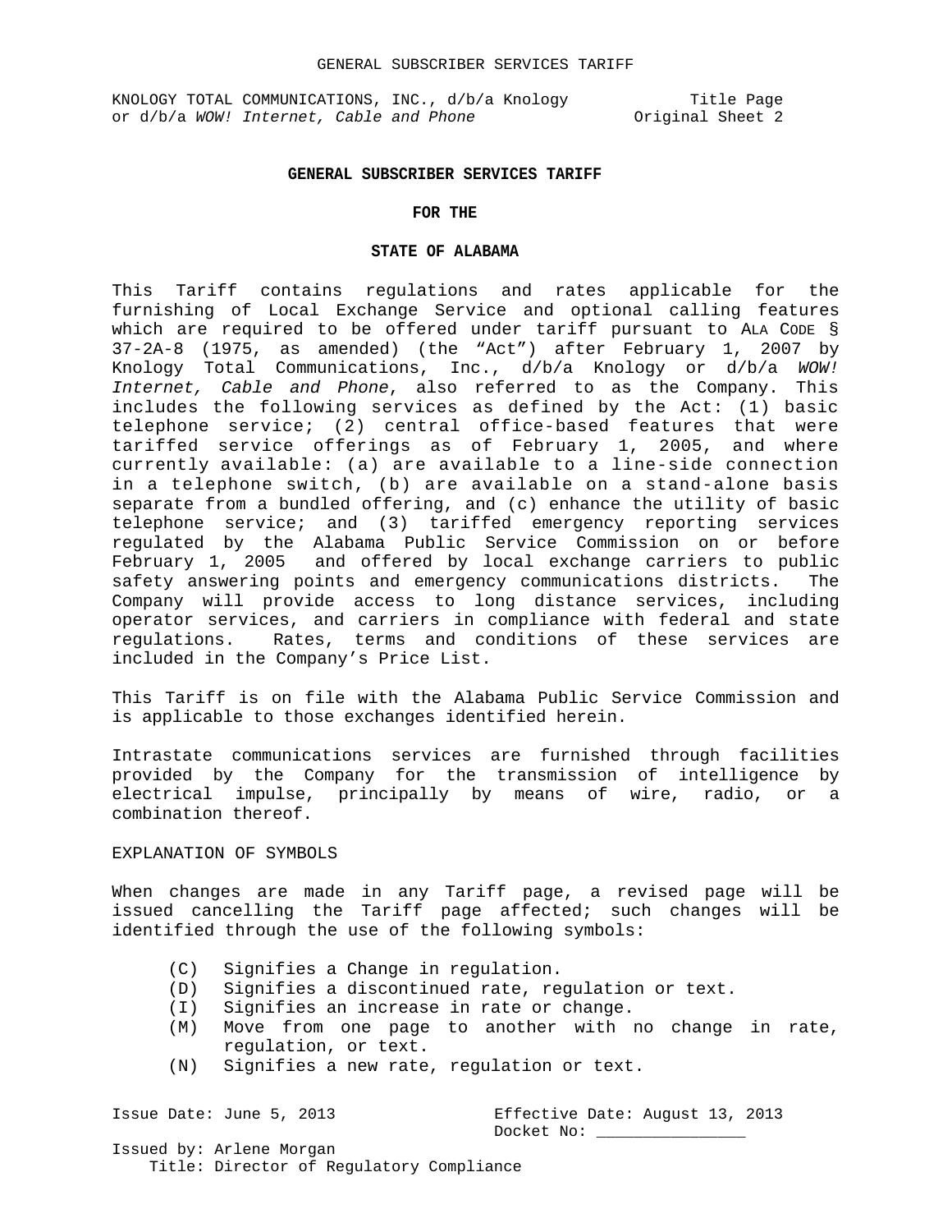KNOLOGY TOTAL COMMUNICATIONS, INC., d/b/a Knology or d/b/a *WOW! Internet, Cable and Phone*

Title Page
Original Sheet 2

**GENERAL SUBSCRIBER SERVICES TARIFF**

**FOR THE**

**STATE OF ALABAMA**

This Tariff contains regulations and rates applicable for the furnishing of Local Exchange Service and optional calling features which are required to be offered under tariff pursuant to ALA CODE § 37-2A-8 (1975, as amended) (the "Act") after February 1, 2007 by Knology Total Communications, Inc., d/b/a Knology or d/b/a *WOW! Internet, Cable and Phone*, also referred to as the Company. This includes the following services as defined by the Act: (1) basic telephone service; (2) central office-based features that were tariffed service offerings as of February 1, 2005, and where currently available: (a) are available to a line-side connection in a telephone switch, (b) are available on a stand-alone basis separate from a bundled offering, and (c) enhance the utility of basic telephone service; and (3) tariffed emergency reporting services regulated by the Alabama Public Service Commission on or before February 1, 2005 and offered by local exchange carriers to public safety answering points and emergency communications districts. The Company will provide access to long distance services, including operator services, and carriers in compliance with federal and state regulations. Rates, terms and conditions of these services are included in the Company's Price List.

This Tariff is on file with the Alabama Public Service Commission and is applicable to those exchanges identified herein.

Intrastate communications services are furnished through facilities provided by the Company for the transmission of intelligence by electrical impulse, principally by means of wire, radio, or a combination thereof.

EXPLANATION OF SYMBOLS

When changes are made in any Tariff page, a revised page will be issued cancelling the Tariff page affected; such changes will be identified through the use of the following symbols:

- (C) Signifies a Change in regulation.
- (D) Signifies a discontinued rate, regulation or text.
- (I) Signifies an increase in rate or change.
- (M) Move from one page to another with no change in rate, regulation, or text.
- (N) Signifies a new rate, regulation or text.

Issue Date: June 5, 2013
Effective Date: August 13, 2013
Docket No: ________________

Issued by: Arlene Morgan
Title: Director of Regulatory Compliance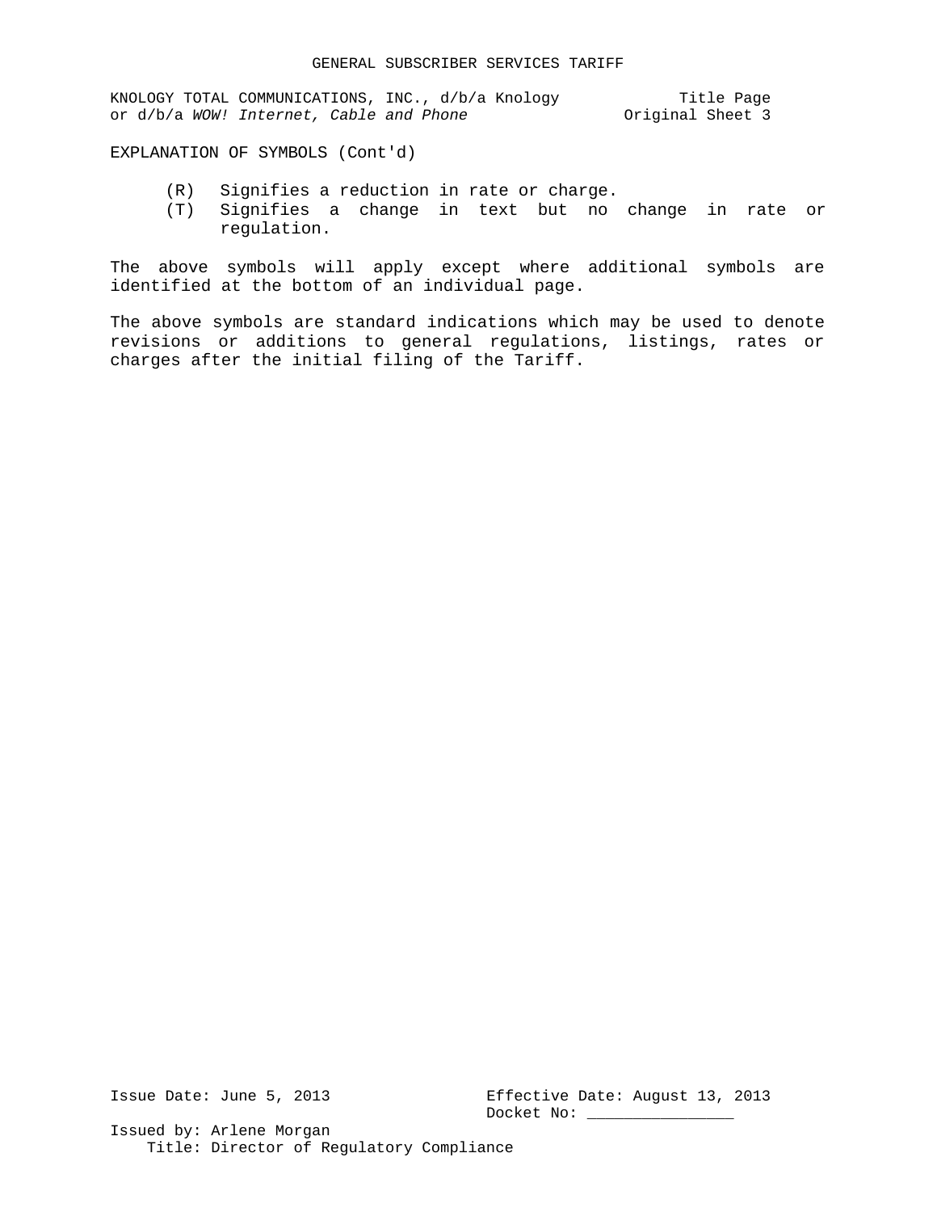EXPLANATION OF SYMBOLS (Cont'd)

- (R) Signifies a reduction in rate or charge.
- (T) Signifies a change in text but no change in rate or regulation.

The above symbols will apply except where additional symbols are identified at the bottom of an individual page.

The above symbols are standard indications which may be used to denote revisions or additions to general regulations, listings, rates or charges after the initial filing of the Tariff.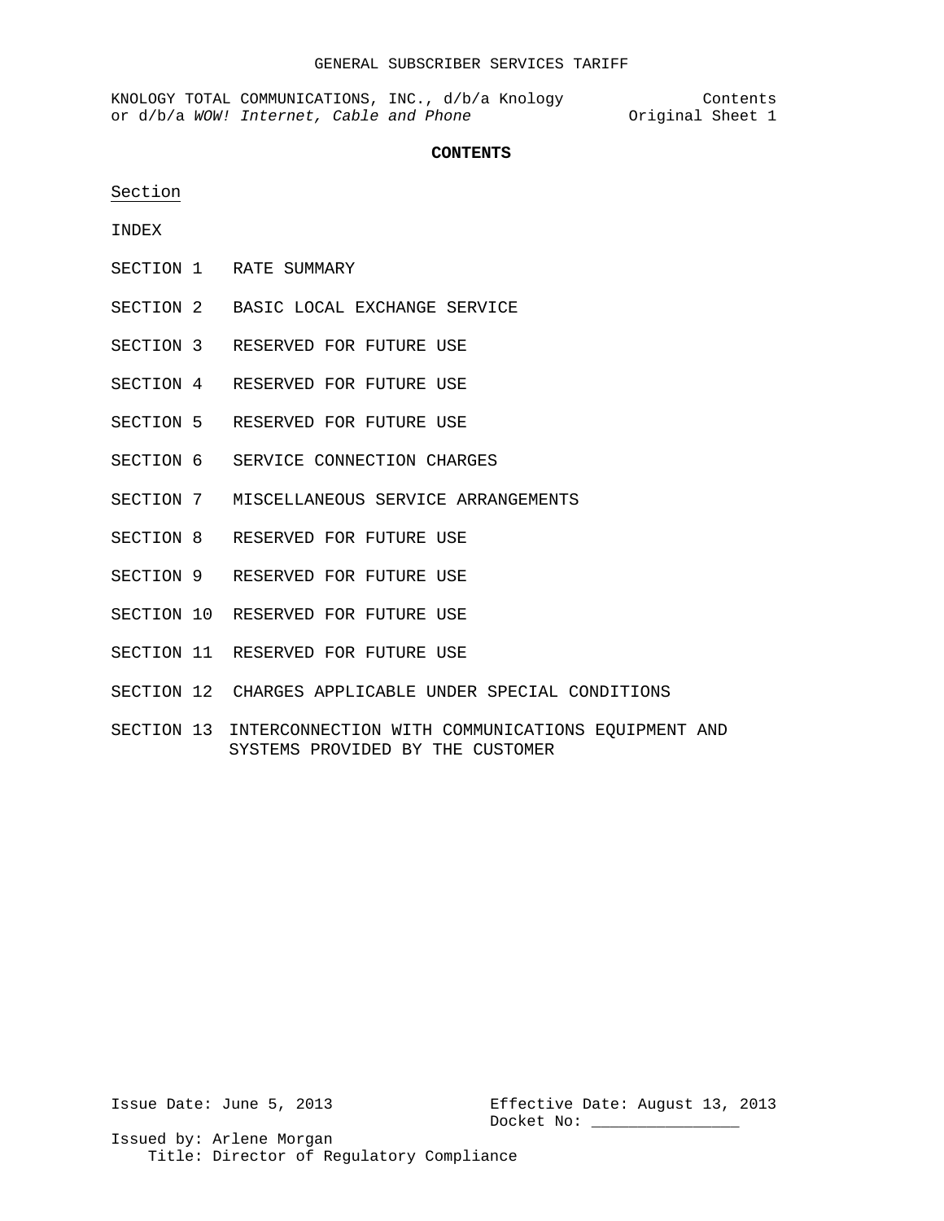KNOLOGY TOTAL COMMUNICATIONS, INC., d/b/a Knology or d/b/a *WOW! Internet, Cable and Phone*

Contents
Original Sheet 1

## CONTENTS

Section

INDEX

SECTION 1 RATE SUMMARY

SECTION 2 BASIC LOCAL EXCHANGE SERVICE

SECTION 3 RESERVED FOR FUTURE USE

SECTION 4 RESERVED FOR FUTURE USE

SECTION 5 RESERVED FOR FUTURE USE

SECTION 6 SERVICE CONNECTION CHARGES

SECTION 7 MISCELLANEOUS SERVICE ARRANGEMENTS

SECTION 8 RESERVED FOR FUTURE USE

SECTION 9 RESERVED FOR FUTURE USE

SECTION 10 RESERVED FOR FUTURE USE

SECTION 11 RESERVED FOR FUTURE USE

SECTION 12 CHARGES APPLICABLE UNDER SPECIAL CONDITIONS

SECTION 13 INTERCONNECTION WITH COMMUNICATIONS EQUIPMENT AND SYSTEMS PROVIDED BY THE CUSTOMER

Issue Date: June 5, 2013
Effective Date: August 13, 2013
Docket No: ________________

Issued by: Arlene Morgan
Title: Director of Regulatory Compliance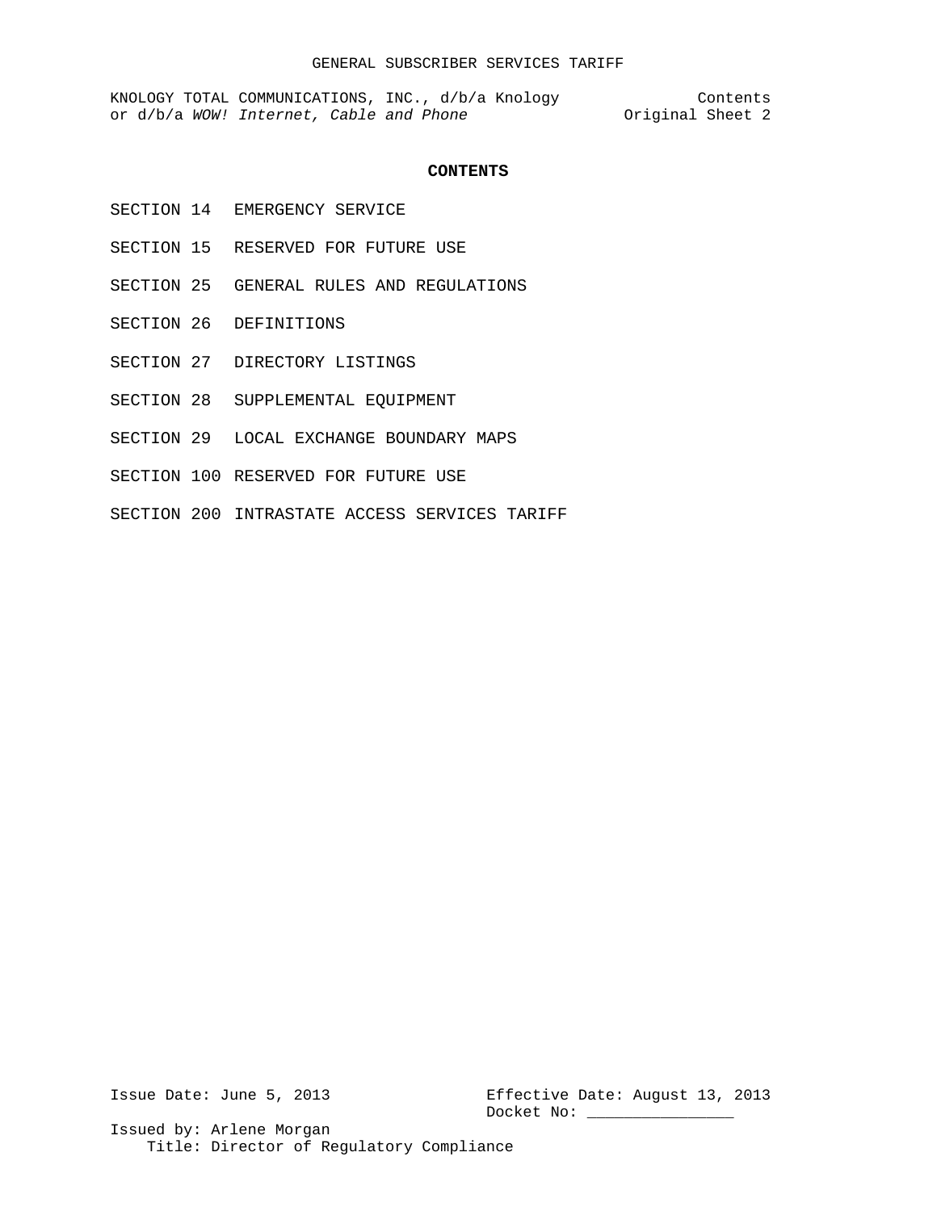## CONTENTS

| | |
|---|---|
| SECTION 14 | EMERGENCY SERVICE |
| SECTION 15 | RESERVED FOR FUTURE USE |
| SECTION 25 | GENERAL RULES AND REGULATIONS |
| SECTION 26 | DEFINITIONS |
| SECTION 27 | DIRECTORY LISTINGS |
| SECTION 28 | SUPPLEMENTAL EQUIPMENT |
| SECTION 29 | LOCAL EXCHANGE BOUNDARY MAPS |
| SECTION 100 | RESERVED FOR FUTURE USE |
| SECTION 200 | INTRASTATE ACCESS SERVICES TARIFF |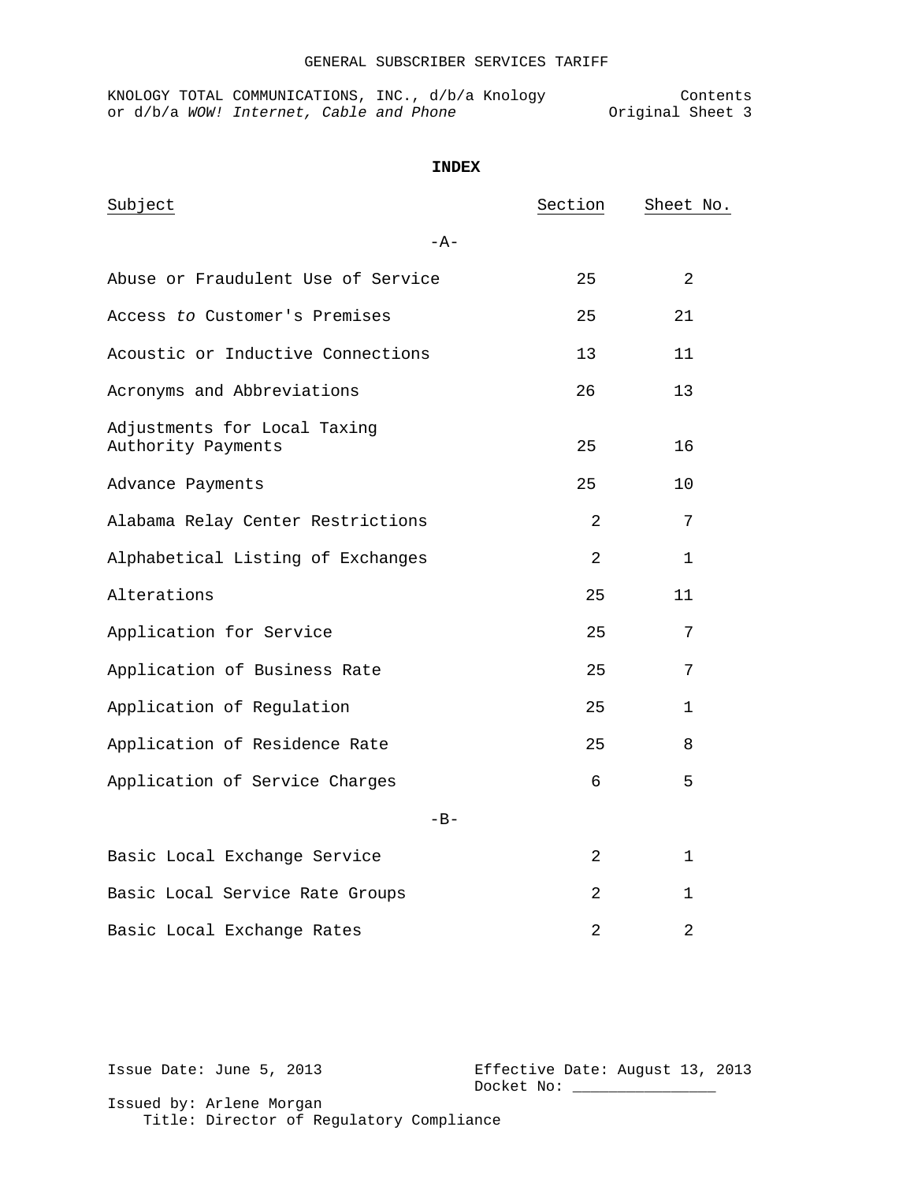**INDEX**

| Subject | Section | Sheet No. |
|---|---|---|
| -A- | | |
| Abuse or Fraudulent Use of Service | 25 | 2 |
| Access *to* Customer's Premises | 25 | 21 |
| Acoustic or Inductive Connections | 13 | 11 |
| Acronyms and Abbreviations | 26 | 13 |
| Adjustments for Local Taxing Authority Payments | 25 | 16 |
| Advance Payments | 25 | 10 |
| Alabama Relay Center Restrictions | 2 | 7 |
| Alphabetical Listing of Exchanges | 2 | 1 |
| Alterations | 25 | 11 |
| Application for Service | 25 | 7 |
| Application of Business Rate | 25 | 7 |
| Application of Regulation | 25 | 1 |
| Application of Residence Rate | 25 | 8 |
| Application of Service Charges | 6 | 5 |
| -B- | | |
| Basic Local Exchange Service | 2 | 1 |
| Basic Local Service Rate Groups | 2 | 1 |
| Basic Local Exchange Rates | 2 | 2 |

Issue Date: June 5, 2013

Effective Date: August 13, 2013
Docket No: ________________

Issued by: Arlene Morgan
Title: Director of Regulatory Compliance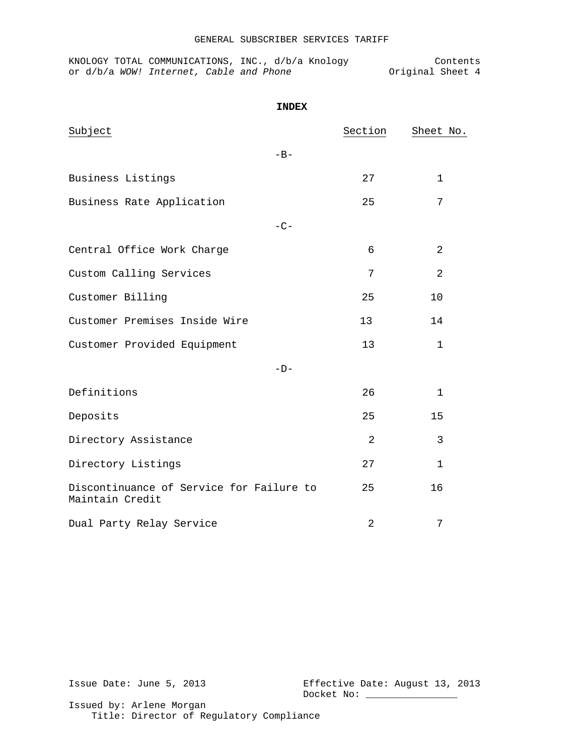# INDEX

| Subject | Section | Sheet No. |
|---|---|---|
| **-B-** | | |
| Business Listings | 27 | 1 |
| Business Rate Application | 25 | 7 |
| **-C-** | | |
| Central Office Work Charge | 6 | 2 |
| Custom Calling Services | 7 | 2 |
| Customer Billing | 25 | 10 |
| Customer Premises Inside Wire | 13 | 14 |
| Customer Provided Equipment | 13 | 1 |
| **-D-** | | |
| Definitions | 26 | 1 |
| Deposits | 25 | 15 |
| Directory Assistance | 2 | 3 |
| Directory Listings | 27 | 1 |
| Discontinuance of Service for Failure to Maintain Credit | 25 | 16 |
| Dual Party Relay Service | 2 | 7 |

Issue Date: June 5, 2013

Effective Date: August 13, 2013

Docket No: ________________

Issued by: Arlene Morgan

Title: Director of Regulatory Compliance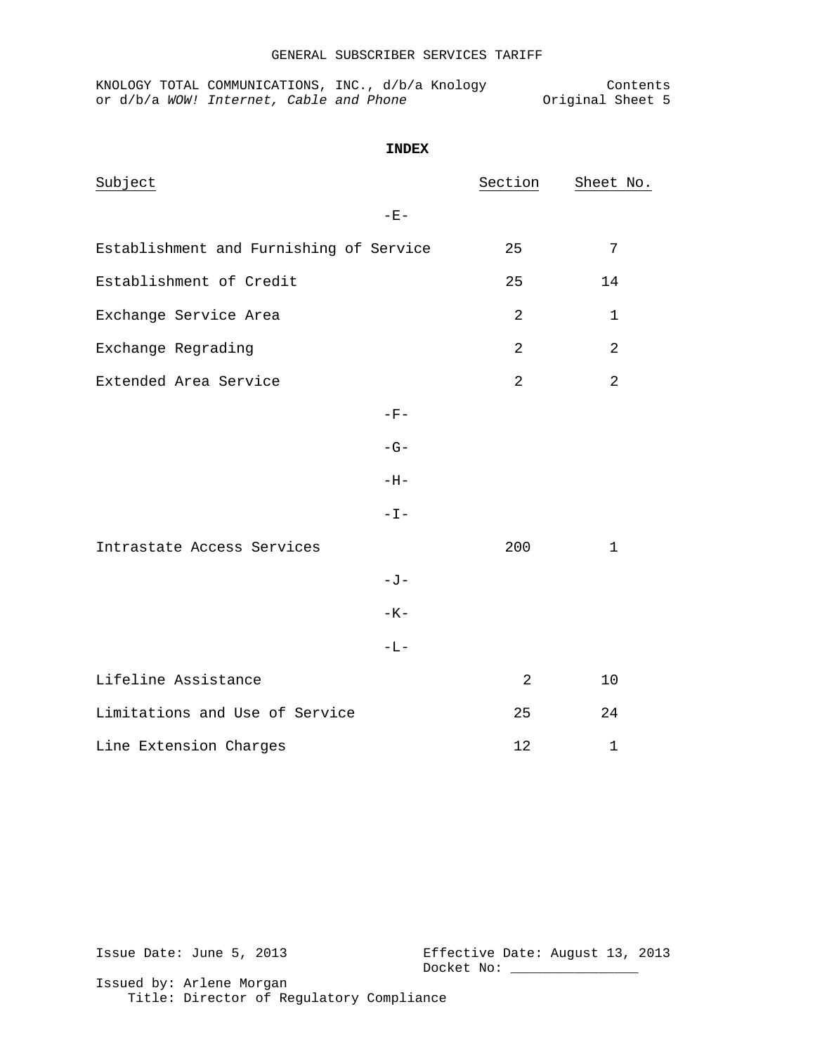# INDEX

| Subject | Section | Sheet No. |
|---|---|---|
| -E- | | |
| Establishment and Furnishing of Service | 25 | 7 |
| Establishment of Credit | 25 | 14 |
| Exchange Service Area | 2 | 1 |
| Exchange Regrading | 2 | 2 |
| Extended Area Service | 2 | 2 |
| -F- | | |
| -G- | | |
| -H- | | |
| -I- | | |
| Intrastate Access Services | 200 | 1 |
| -J- | | |
| -K- | | |
| -L- | | |
| Lifeline Assistance | 2 | 10 |
| Limitations and Use of Service | 25 | 24 |
| Line Extension Charges | 12 | 1 |

Issue Date: June 5, 2013

Effective Date: August 13, 2013

Docket No: ________________

Issued by: Arlene Morgan

Title: Director of Regulatory Compliance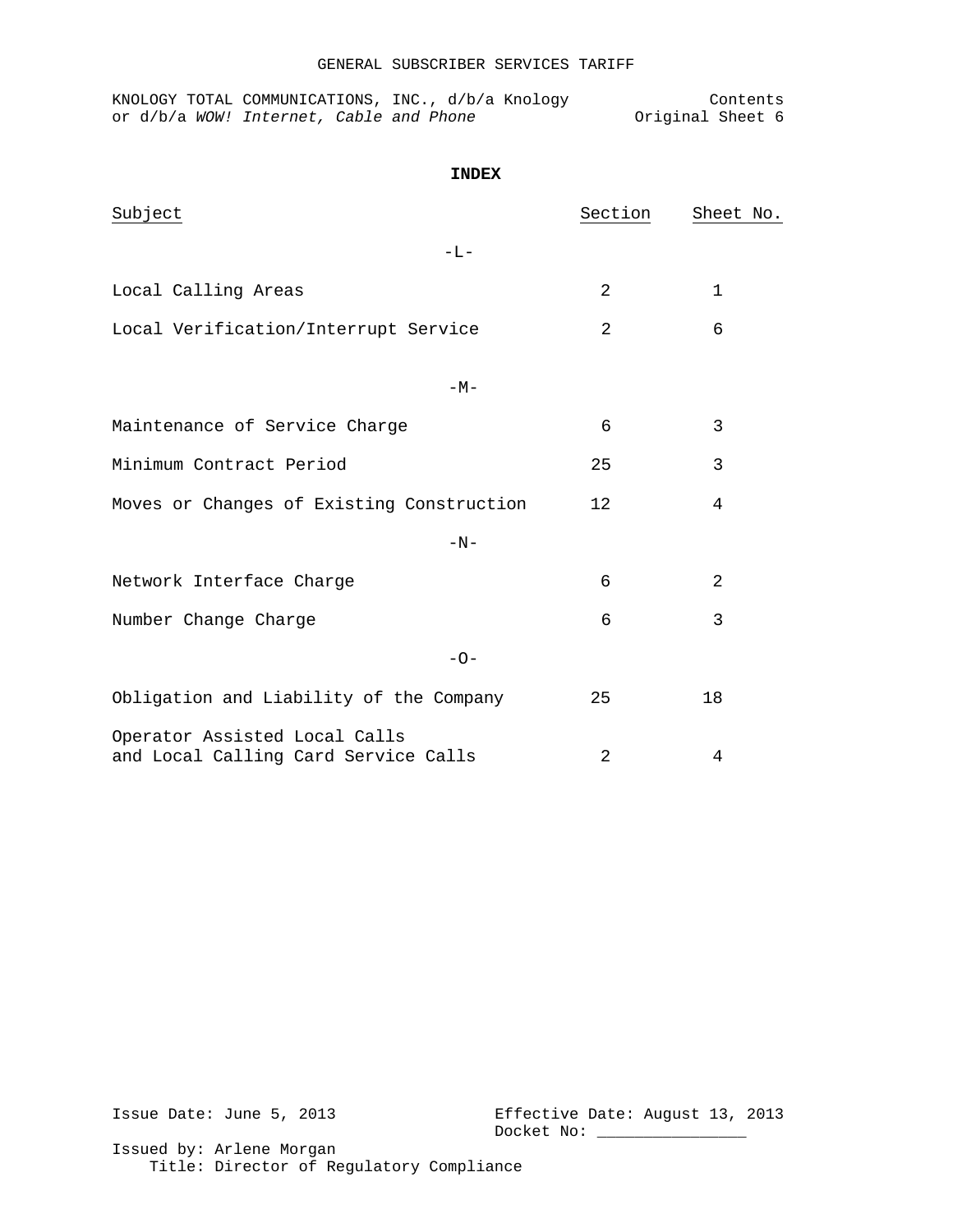GENERAL SUBSCRIBER SERVICES TARIFF

KNOLOGY TOTAL COMMUNICATIONS, INC., d/b/a Knology or d/b/a *WOW! Internet, Cable and Phone*

Contents
Original Sheet 6

## INDEX

| Subject | Section | Sheet No. |
|---|---|---|
| **-L-** | | |
| Local Calling Areas | 2 | 1 |
| Local Verification/Interrupt Service | 2 | 6 |
| **-M-** | | |
| Maintenance of Service Charge | 6 | 3 |
| Minimum Contract Period | 25 | 3 |
| Moves or Changes of Existing Construction | 12 | 4 |
| **-N-** | | |
| Network Interface Charge | 6 | 2 |
| Number Change Charge | 6 | 3 |
| **-O-** | | |
| Obligation and Liability of the Company | 25 | 18 |
| Operator Assisted Local Calls and Local Calling Card Service Calls | 2 | 4 |

Issue Date: June 5, 2013

Effective Date: August 13, 2013
Docket No: ________________

Issued by: Arlene Morgan
Title: Director of Regulatory Compliance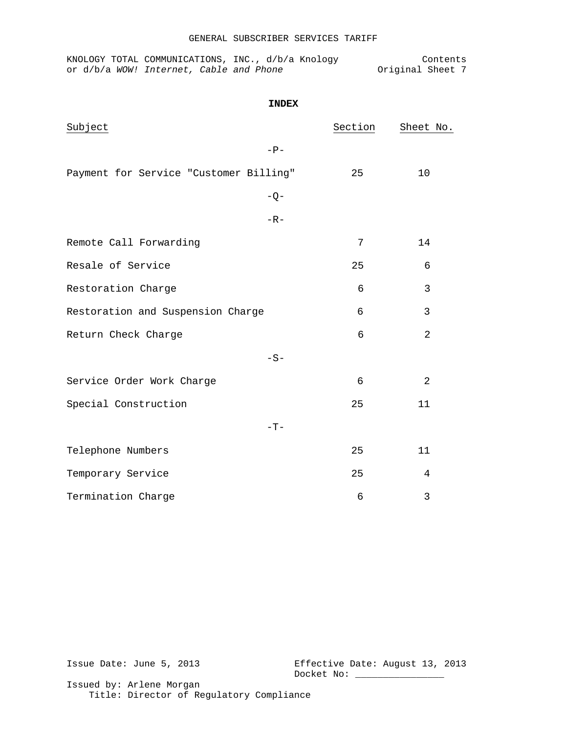## INDEX

| Subject | Section | Sheet No. |
|---|---|---|
| -P- | | |
| Payment for Service "Customer Billing" | 25 | 10 |
| -Q- | | |
| -R- | | |
| Remote Call Forwarding | 7 | 14 |
| Resale of Service | 25 | 6 |
| Restoration Charge | 6 | 3 |
| Restoration and Suspension Charge | 6 | 3 |
| Return Check Charge | 6 | 2 |
| -S- | | |
| Service Order Work Charge | 6 | 2 |
| Special Construction | 25 | 11 |
| -T- | | |
| Telephone Numbers | 25 | 11 |
| Temporary Service | 25 | 4 |
| Termination Charge | 6 | 3 |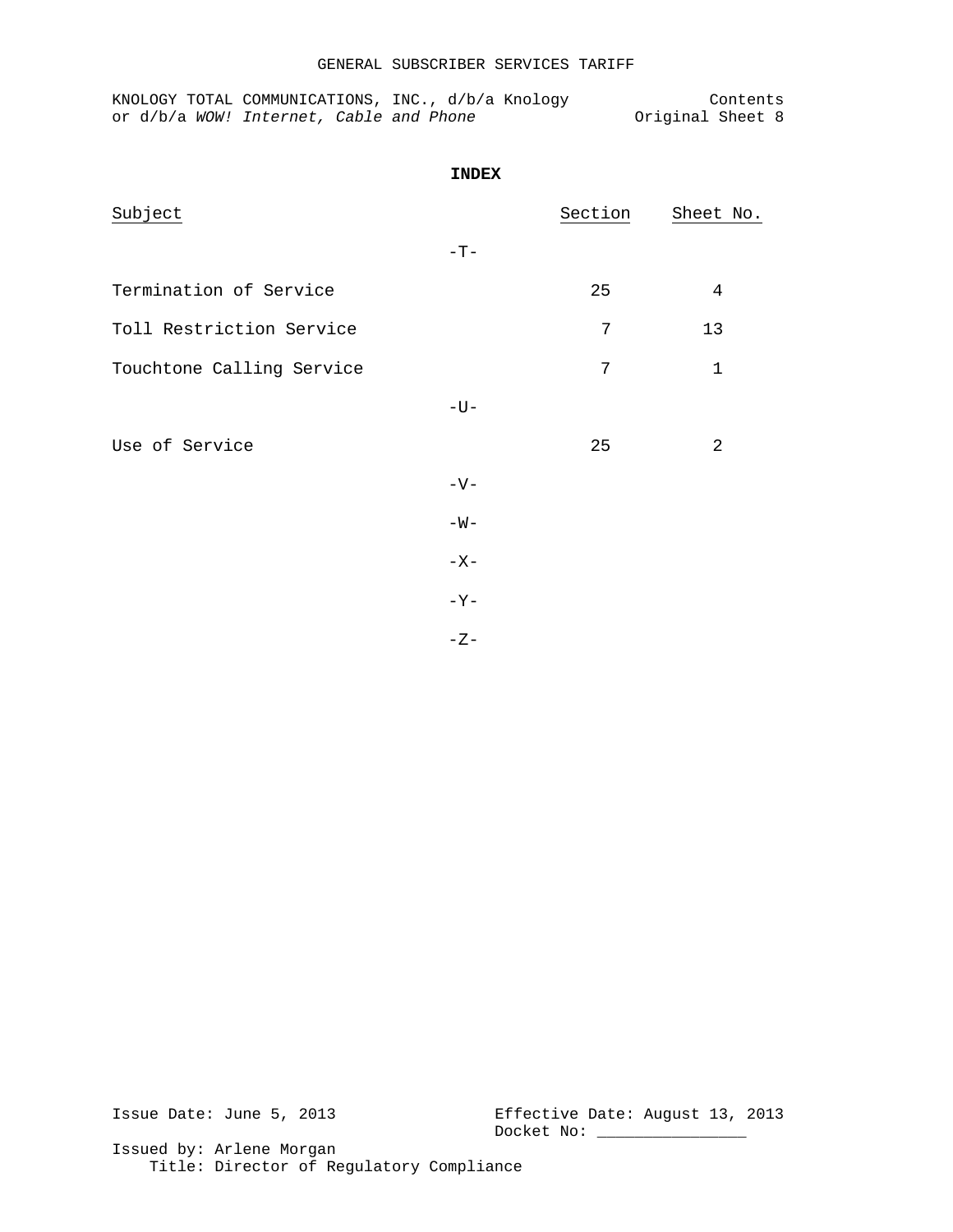# INDEX

| Subject | Section | Sheet No. |
|---|---|---|
| -T- | | |
| Termination of Service | 25 | 4 |
| Toll Restriction Service | 7 | 13 |
| Touchtone Calling Service | 7 | 1 |
| -U- | | |
| Use of Service | 25 | 2 |
| -V- | | |
| -W- | | |
| -X- | | |
| -Y- | | |
| -Z- | | |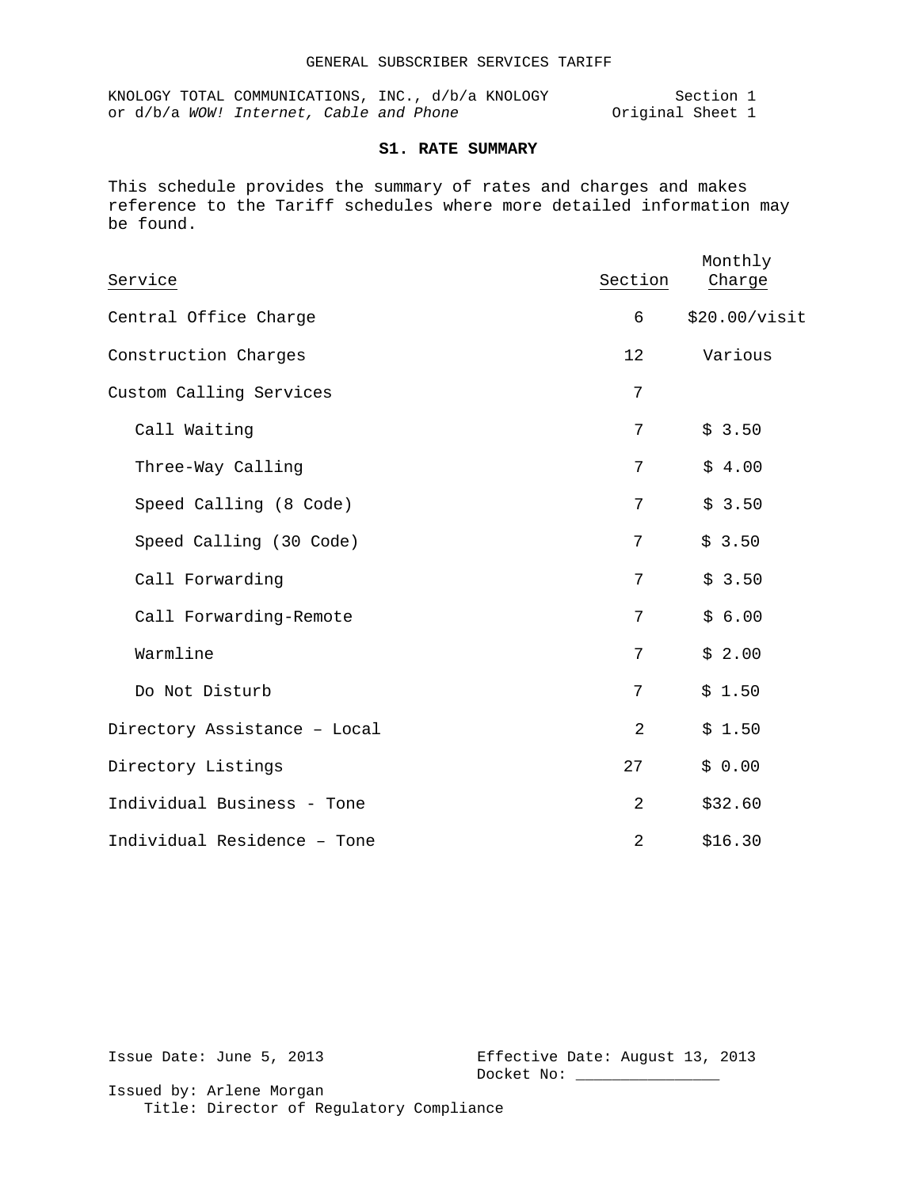GENERAL SUBSCRIBER SERVICES TARIFF

KNOLOGY TOTAL COMMUNICATIONS, INC., d/b/a KNOLOGY
or d/b/a *WOW! Internet, Cable and Phone*

Section 1
Original Sheet 1

## S1. RATE SUMMARY

This schedule provides the summary of rates and charges and makes reference to the Tariff schedules where more detailed information may be found.

| Service | Section | Monthly Charge |
|---|---|---|
| Central Office Charge | 6 | $20.00/visit |
| Construction Charges | 12 | Various |
| Custom Calling Services | 7 | |
| Call Waiting | 7 | $ 3.50 |
| Three-Way Calling | 7 | $ 4.00 |
| Speed Calling (8 Code) | 7 | $ 3.50 |
| Speed Calling (30 Code) | 7 | $ 3.50 |
| Call Forwarding | 7 | $ 3.50 |
| Call Forwarding-Remote | 7 | $ 6.00 |
| Warmline | 7 | $ 2.00 |
| Do Not Disturb | 7 | $ 1.50 |
| Directory Assistance – Local | 2 | $ 1.50 |
| Directory Listings | 27 | $ 0.00 |
| Individual Business - Tone | 2 | $32.60 |
| Individual Residence – Tone | 2 | $16.30 |

Issue Date: June 5, 2013
Effective Date: August 13, 2013
Docket No: _______________
Issued by: Arlene Morgan
Title: Director of Regulatory Compliance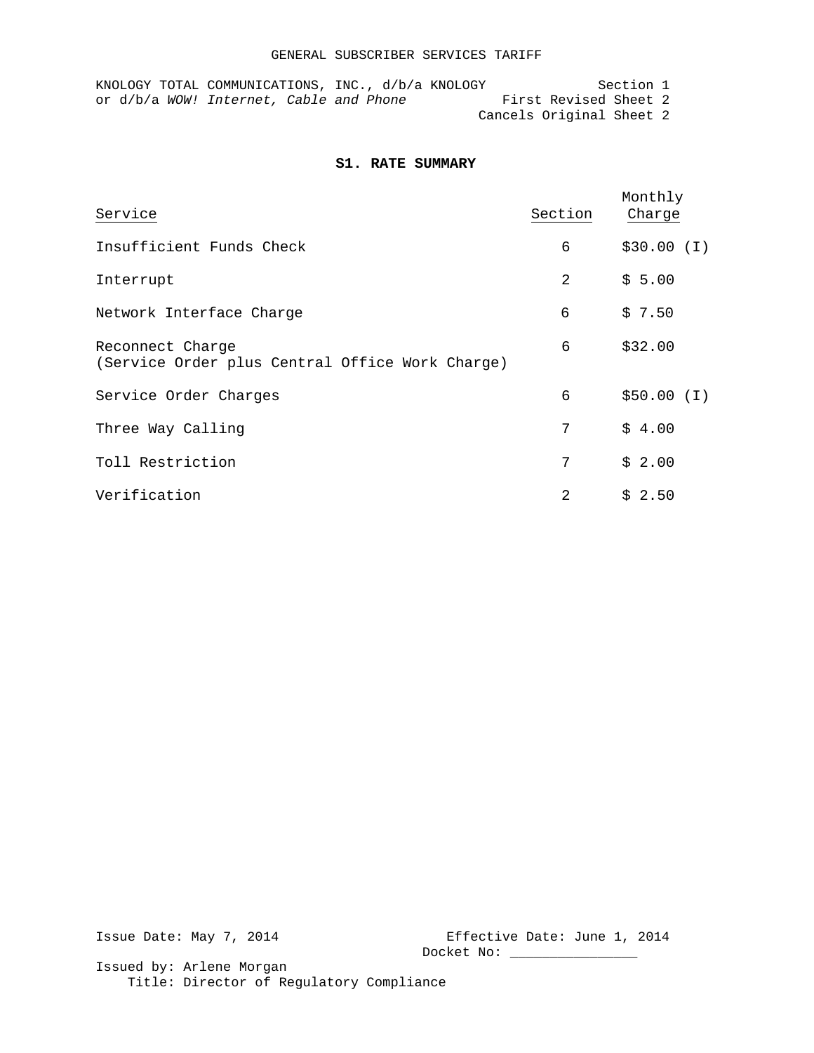GENERAL SUBSCRIBER SERVICES TARIFF

KNOLOGY TOTAL COMMUNICATIONS, INC., d/b/a KNOLOGY
or d/b/a *WOW! Internet, Cable and Phone*

Section 1
First Revised Sheet 2
Cancels Original Sheet 2

## S1. RATE SUMMARY

| Service | Section | Monthly Charge |
|---|---|---|
| Insufficient Funds Check | 6 | $30.00 (I) |
| Interrupt | 2 | $ 5.00 |
| Network Interface Charge | 6 | $ 7.50 |
| Reconnect Charge (Service Order plus Central Office Work Charge) | 6 | $32.00 |
| Service Order Charges | 6 | $50.00 (I) |
| Three Way Calling | 7 | $ 4.00 |
| Toll Restriction | 7 | $ 2.00 |
| Verification | 2 | $ 2.50 |

Issue Date: May 7, 2014
Effective Date: June 1, 2014
Docket No: _______________
Issued by: Arlene Morgan
Title: Director of Regulatory Compliance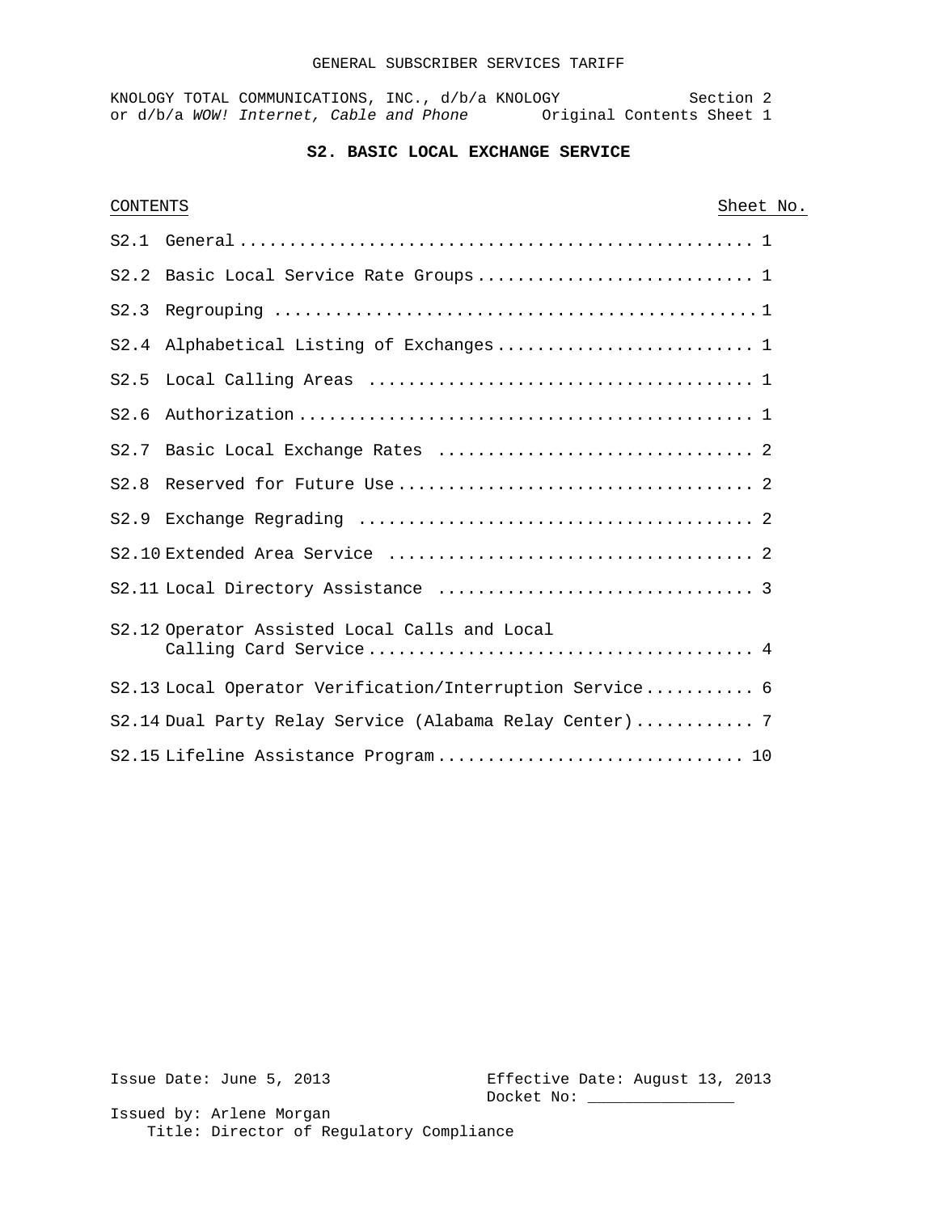# S2. BASIC LOCAL EXCHANGE SERVICE

| CONTENTS | Sheet No. |
|---|---|
| S2.1 General | 1 |
| S2.2 Basic Local Service Rate Groups | 1 |
| S2.3 Regrouping | 1 |
| S2.4 Alphabetical Listing of Exchanges | 1 |
| S2.5 Local Calling Areas | 1 |
| S2.6 Authorization | 1 |
| S2.7 Basic Local Exchange Rates | 2 |
| S2.8 Reserved for Future Use | 2 |
| S2.9 Exchange Regrading | 2 |
| S2.10 Extended Area Service | 2 |
| S2.11 Local Directory Assistance | 3 |
| S2.12 Operator Assisted Local Calls and Local Calling Card Service | 4 |
| S2.13 Local Operator Verification/Interruption Service | 6 |
| S2.14 Dual Party Relay Service (Alabama Relay Center) | 7 |
| S2.15 Lifeline Assistance Program | 10 |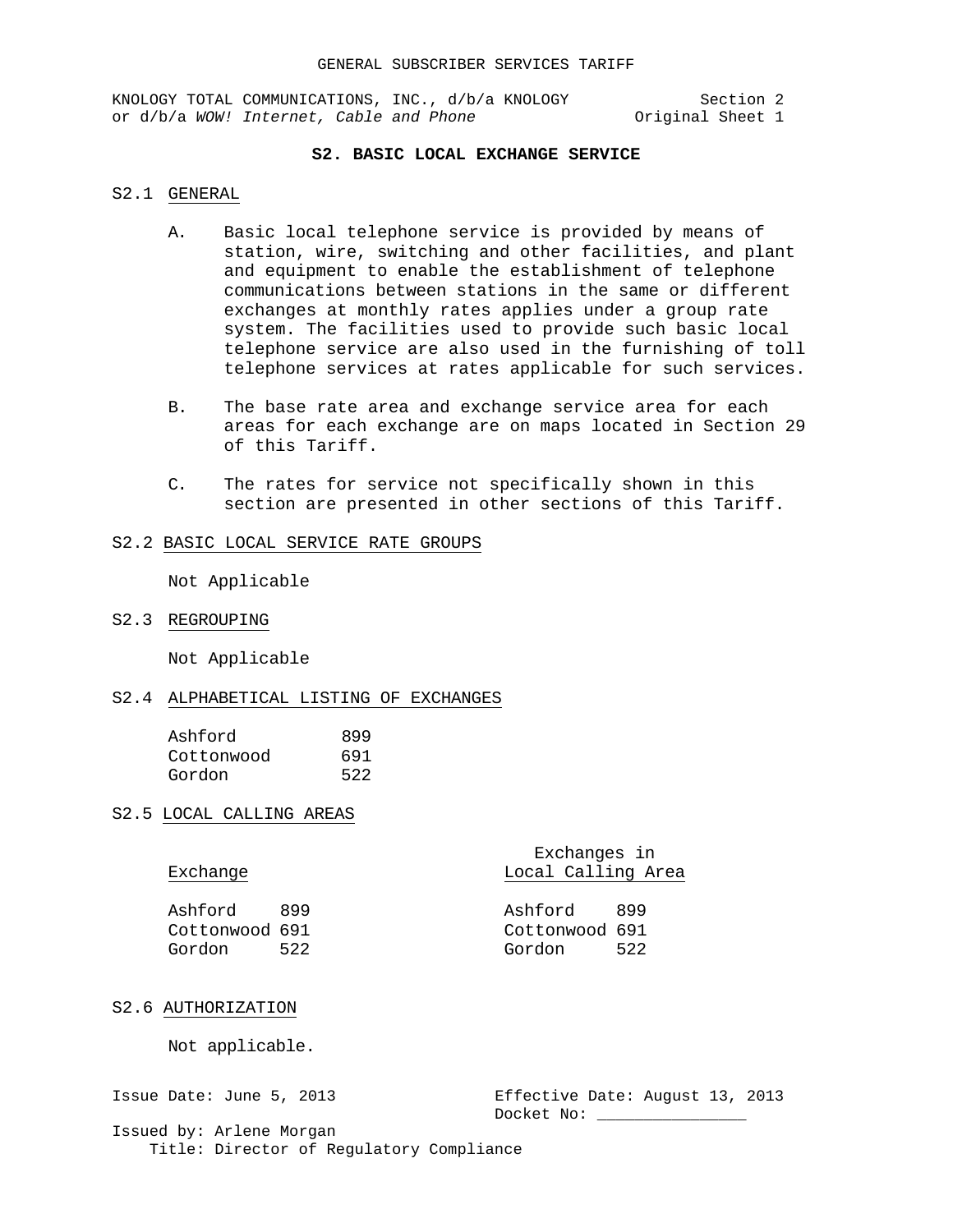## S2. BASIC LOCAL EXCHANGE SERVICE

### S2.1 GENERAL

A. Basic local telephone service is provided by means of station, wire, switching and other facilities, and plant and equipment to enable the establishment of telephone communications between stations in the same or different exchanges at monthly rates applies under a group rate system. The facilities used to provide such basic local telephone service are also used in the furnishing of toll telephone services at rates applicable for such services.

B. The base rate area and exchange service area for each areas for each exchange are on maps located in Section 29 of this Tariff.

C. The rates for service not specifically shown in this section are presented in other sections of this Tariff.

### S2.2 BASIC LOCAL SERVICE RATE GROUPS

Not Applicable

### S2.3 REGROUPING

Not Applicable

### S2.4 ALPHABETICAL LISTING OF EXCHANGES

| | |
|---|---|
| Ashford | 899 |
| Cottonwood | 691 |
| Gordon | 522 |

### S2.5 LOCAL CALLING AREAS

| Exchange | Exchanges in Local Calling Area |
|---|---|
| Ashford 899 | Ashford 899 |
| Cottonwood 691 | Cottonwood 691 |
| Gordon 522 | Gordon 522 |

### S2.6 AUTHORIZATION

Not applicable.

Issue Date: June 5, 2013

Effective Date: August 13, 2013

Docket No: _______________

Issued by: Arlene Morgan

Title: Director of Regulatory Compliance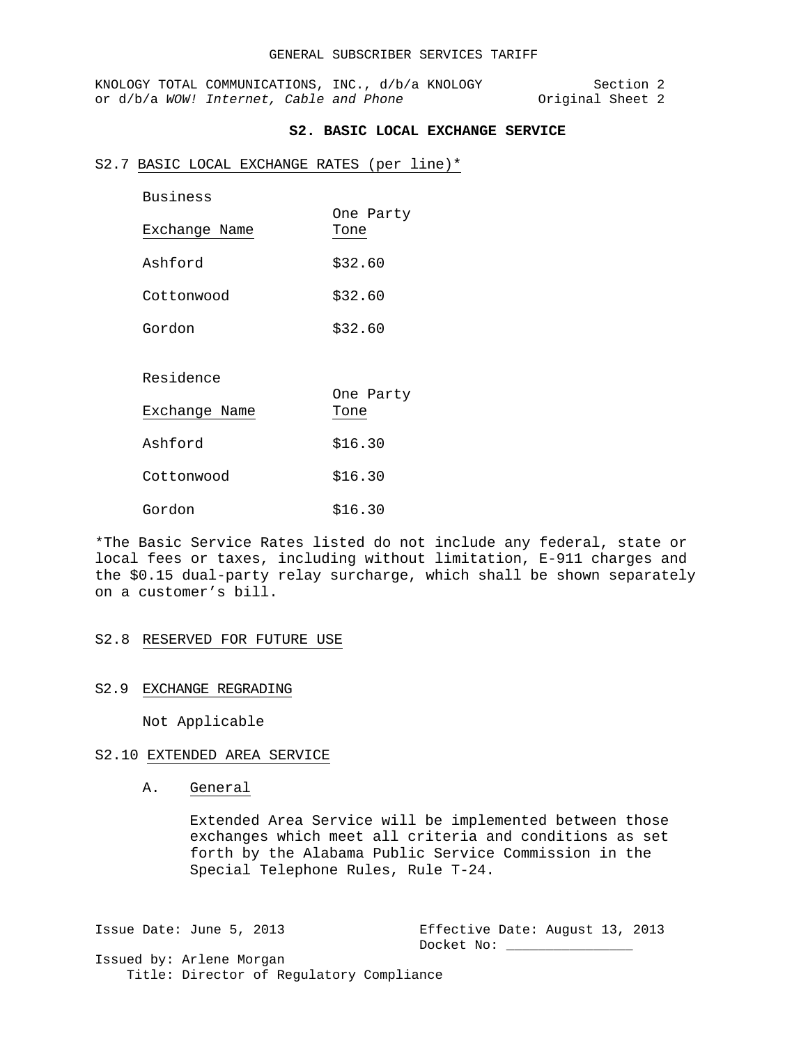## S2. BASIC LOCAL EXCHANGE SERVICE

### S2.7 BASIC LOCAL EXCHANGE RATES (per line)*

Business

| Exchange Name | One Party Tone |
|---|---|
| Ashford | $32.60 |
| Cottonwood | $32.60 |
| Gordon | $32.60 |

Residence

| Exchange Name | One Party Tone |
|---|---|
| Ashford | $16.30 |
| Cottonwood | $16.30 |
| Gordon | $16.30 |

*The Basic Service Rates listed do not include any federal, state or local fees or taxes, including without limitation, E-911 charges and the $0.15 dual-party relay surcharge, which shall be shown separately on a customer's bill.

### S2.8 RESERVED FOR FUTURE USE

### S2.9 EXCHANGE REGRADING

Not Applicable

### S2.10 EXTENDED AREA SERVICE

A. General

Extended Area Service will be implemented between those exchanges which meet all criteria and conditions as set forth by the Alabama Public Service Commission in the Special Telephone Rules, Rule T-24.

Issue Date: June 5, 2013

Effective Date: August 13, 2013

Docket No: _______________

Issued by: Arlene Morgan

Title: Director of Regulatory Compliance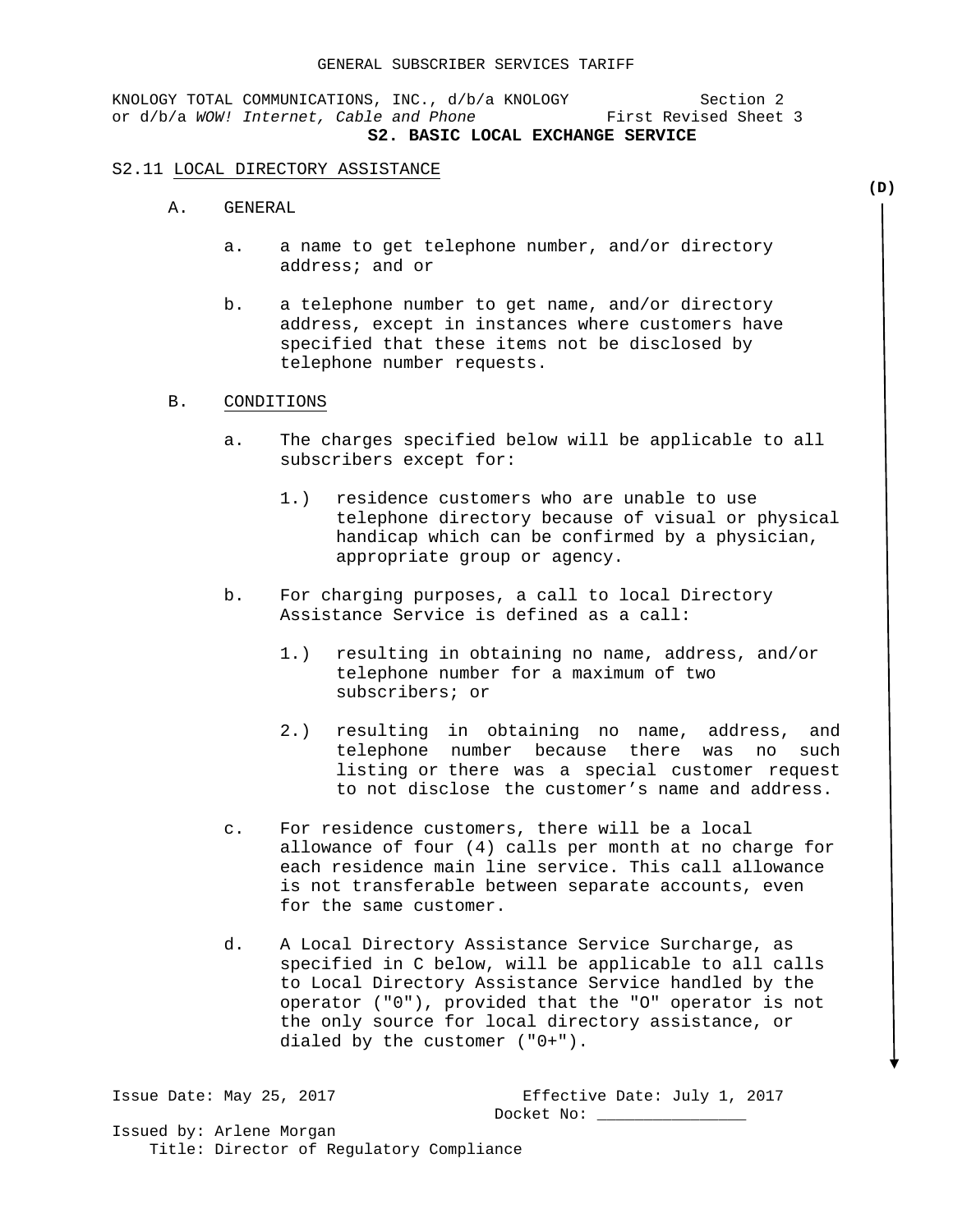GENERAL SUBSCRIBER SERVICES TARIFF

KNOLOGY TOTAL COMMUNICATIONS, INC., d/b/a KNOLOGY or d/b/a *WOW! Internet, Cable and Phone*

Section 2
First Revised Sheet 3

**S2. BASIC LOCAL EXCHANGE SERVICE**

S2.11 LOCAL DIRECTORY ASSISTANCE

**(D)**

A. GENERAL

a. a name to get telephone number, and/or directory address; and or

b. a telephone number to get name, and/or directory address, except in instances where customers have specified that these items not be disclosed by telephone number requests.

B. CONDITIONS

a. The charges specified below will be applicable to all subscribers except for:

1.) residence customers who are unable to use telephone directory because of visual or physical handicap which can be confirmed by a physician, appropriate group or agency.

b. For charging purposes, a call to local Directory Assistance Service is defined as a call:

1.) resulting in obtaining no name, address, and/or telephone number for a maximum of two subscribers; or

2.) resulting in obtaining no name, address, and telephone number because there was no such listing or there was a special customer request to not disclose the customer's name and address.

c. For residence customers, there will be a local allowance of four (4) calls per month at no charge for each residence main line service. This call allowance is not transferable between separate accounts, even for the same customer.

d. A Local Directory Assistance Service Surcharge, as specified in C below, will be applicable to all calls to Local Directory Assistance Service handled by the operator ("0"), provided that the "O" operator is not the only source for local directory assistance, or dialed by the customer ("0+").

Issue Date: May 25, 2017
Effective Date: July 1, 2017
Docket No: _______________
Issued by: Arlene Morgan
Title: Director of Regulatory Compliance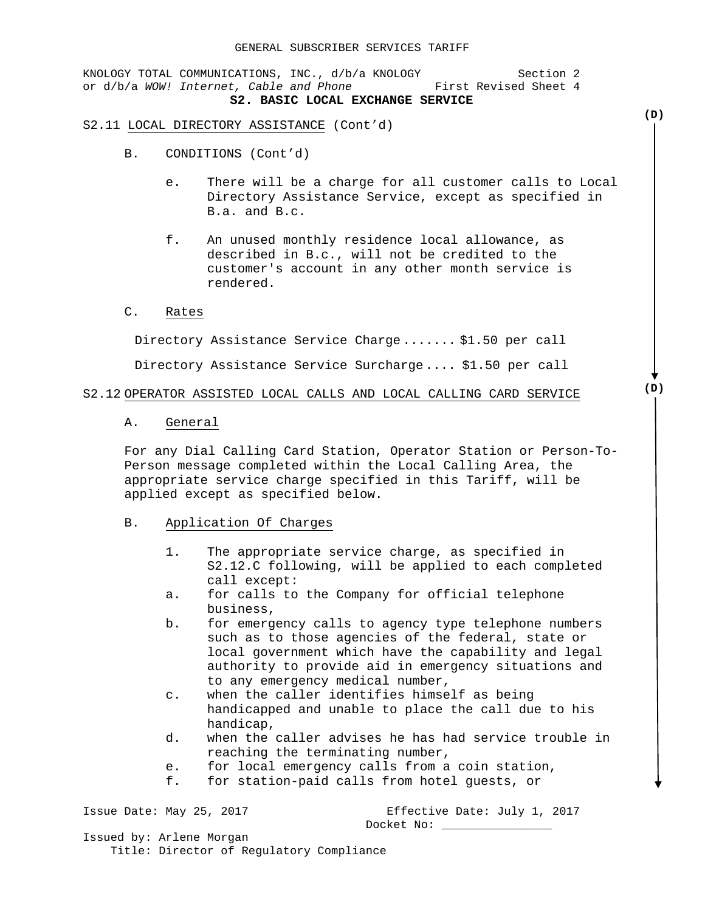GENERAL SUBSCRIBER SERVICES TARIFF

KNOLOGY TOTAL COMMUNICATIONS, INC., d/b/a KNOLOGY Section 2
or d/b/a *WOW! Internet, Cable and Phone* First Revised Sheet 4

**S2. BASIC LOCAL EXCHANGE SERVICE**

(D)

S2.11 LOCAL DIRECTORY ASSISTANCE (Cont'd)

B. CONDITIONS (Cont'd)

e. There will be a charge for all customer calls to Local Directory Assistance Service, except as specified in B.a. and B.c.

f. An unused monthly residence local allowance, as described in B.c., will not be credited to the customer's account in any other month service is rendered.

C. Rates

Directory Assistance Service Charge ....... $1.50 per call

Directory Assistance Service Surcharge .... $1.50 per call

(D)

S2.12 OPERATOR ASSISTED LOCAL CALLS AND LOCAL CALLING CARD SERVICE

A. General

For any Dial Calling Card Station, Operator Station or Person-To-Person message completed within the Local Calling Area, the appropriate service charge specified in this Tariff, will be applied except as specified below.

B. Application Of Charges

1. The appropriate service charge, as specified in S2.12.C following, will be applied to each completed call except:

a. for calls to the Company for official telephone business,

b. for emergency calls to agency type telephone numbers such as to those agencies of the federal, state or local government which have the capability and legal authority to provide aid in emergency situations and to any emergency medical number,

c. when the caller identifies himself as being handicapped and unable to place the call due to his handicap,

d. when the caller advises he has had service trouble in reaching the terminating number,

e. for local emergency calls from a coin station,

f. for station-paid calls from hotel guests, or

Issue Date: May 25, 2017 Effective Date: July 1, 2017
Docket No: _______________

Issued by: Arlene Morgan
Title: Director of Regulatory Compliance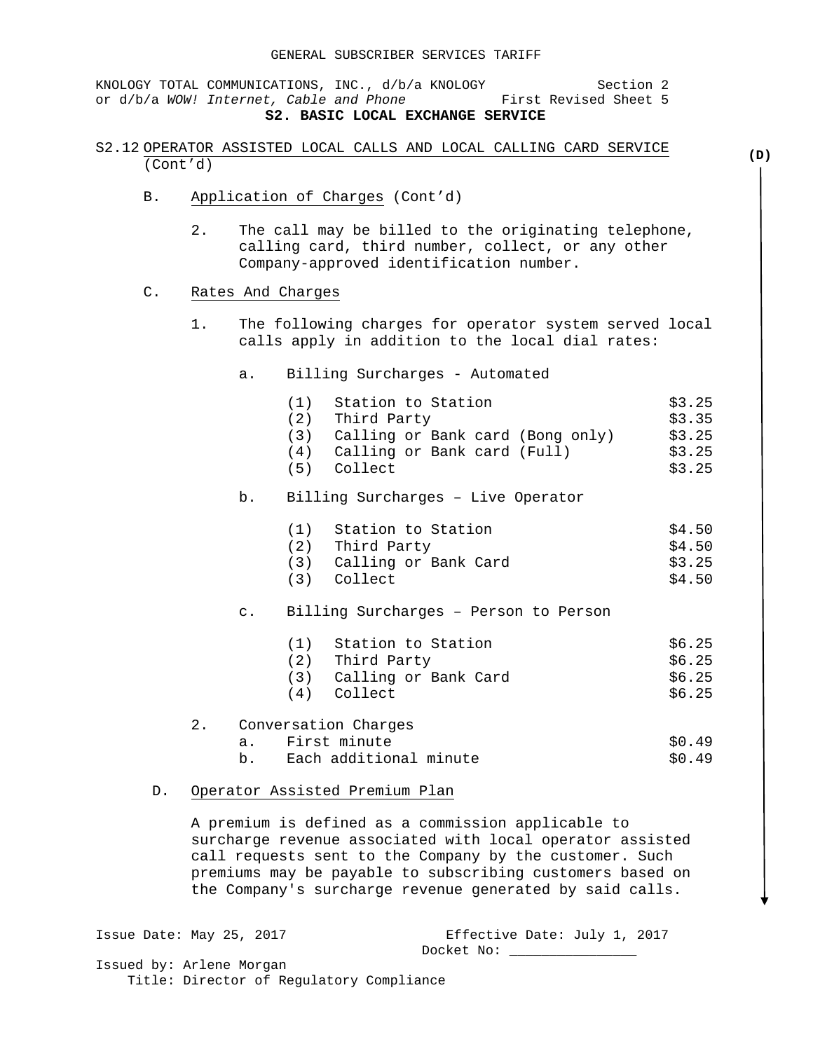GENERAL SUBSCRIBER SERVICES TARIFF

KNOLOGY TOTAL COMMUNICATIONS, INC., d/b/a KNOLOGY or d/b/a *WOW! Internet, Cable and Phone* — Section 2, First Revised Sheet 5

**S2. BASIC LOCAL EXCHANGE SERVICE**

## S2.12 OPERATOR ASSISTED LOCAL CALLS AND LOCAL CALLING CARD SERVICE (Cont'd)

**(D)**

B. Application of Charges (Cont'd)

2. The call may be billed to the originating telephone, calling card, third number, collect, or any other Company-approved identification number.

C. Rates And Charges

1. The following charges for operator system served local calls apply in addition to the local dial rates:

a. Billing Surcharges - Automated

| | | |
|---|---|---|
| (1) | Station to Station | \$3.25 |
| (2) | Third Party | \$3.35 |
| (3) | Calling or Bank card (Bong only) | \$3.25 |
| (4) | Calling or Bank card (Full) | \$3.25 |
| (5) | Collect | \$3.25 |

b. Billing Surcharges – Live Operator

| | | |
|---|---|---|
| (1) | Station to Station | \$4.50 |
| (2) | Third Party | \$4.50 |
| (3) | Calling or Bank Card | \$3.25 |
| (3) | Collect | \$4.50 |

c. Billing Surcharges – Person to Person

| | | |
|---|---|---|
| (1) | Station to Station | \$6.25 |
| (2) | Third Party | \$6.25 |
| (3) | Calling or Bank Card | \$6.25 |
| (4) | Collect | \$6.25 |

2. Conversation Charges

| | | |
|---|---|---|
| a. | First minute | \$0.49 |
| b. | Each additional minute | \$0.49 |

D. Operator Assisted Premium Plan

A premium is defined as a commission applicable to surcharge revenue associated with local operator assisted call requests sent to the Company by the customer. Such premiums may be payable to subscribing customers based on the Company's surcharge revenue generated by said calls.

Issue Date: May 25, 2017 — Effective Date: July 1, 2017

Docket No: _______________

Issued by: Arlene Morgan

Title: Director of Regulatory Compliance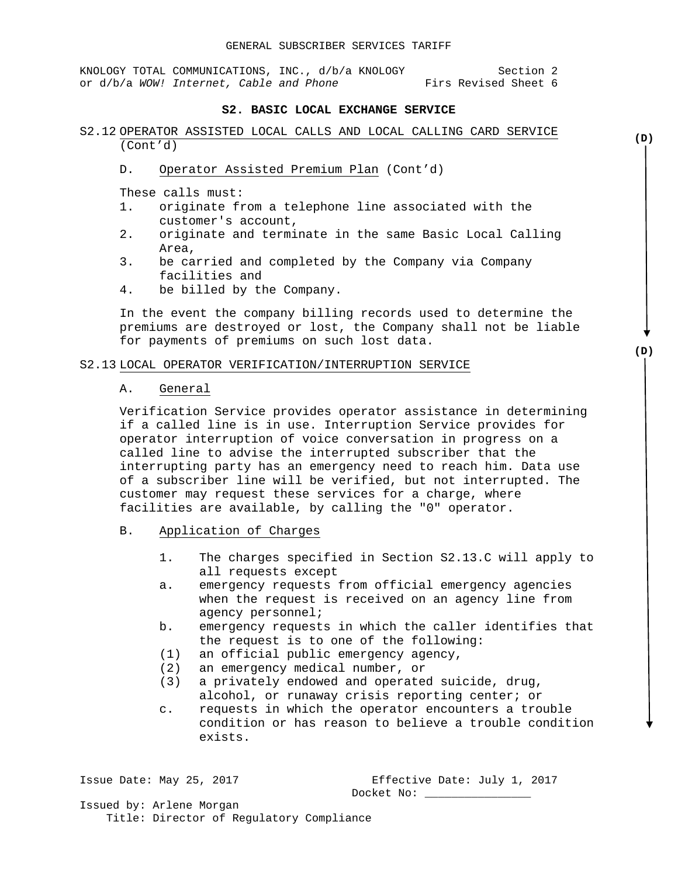## S2. BASIC LOCAL EXCHANGE SERVICE

S2.12 OPERATOR ASSISTED LOCAL CALLS AND LOCAL CALLING CARD SERVICE (Cont'd)

(D)

D. Operator Assisted Premium Plan (Cont'd)

These calls must:

1. originate from a telephone line associated with the customer's account,
2. originate and terminate in the same Basic Local Calling Area,
3. be carried and completed by the Company via Company facilities and
4. be billed by the Company.

In the event the company billing records used to determine the premiums are destroyed or lost, the Company shall not be liable for payments of premiums on such lost data.

(D)

S2.13 LOCAL OPERATOR VERIFICATION/INTERRUPTION SERVICE

A. General

Verification Service provides operator assistance in determining if a called line is in use. Interruption Service provides for operator interruption of voice conversation in progress on a called line to advise the interrupted subscriber that the interrupting party has an emergency need to reach him. Data use of a subscriber line will be verified, but not interrupted. The customer may request these services for a charge, where facilities are available, by calling the "0" operator.

B. Application of Charges

1. The charges specified in Section S2.13.C will apply to all requests except
   a. emergency requests from official emergency agencies when the request is received on an agency line from agency personnel;
   b. emergency requests in which the caller identifies that the request is to one of the following:
      (1) an official public emergency agency,
      (2) an emergency medical number, or
      (3) a privately endowed and operated suicide, drug, alcohol, or runaway crisis reporting center; or
   c. requests in which the operator encounters a trouble condition or has reason to believe a trouble condition exists.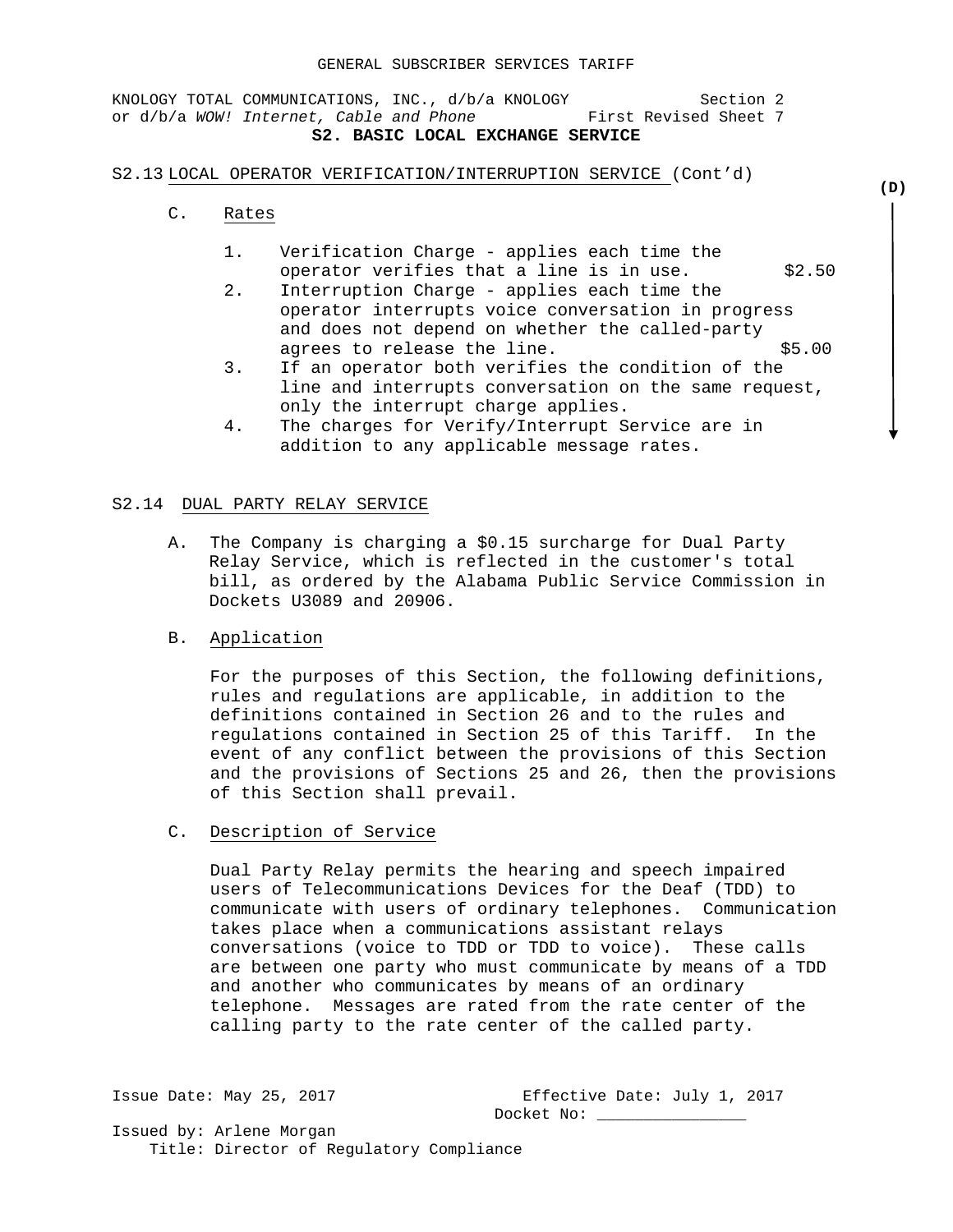### S2.13 LOCAL OPERATOR VERIFICATION/INTERRUPTION SERVICE (Cont'd)

(D)

C. Rates

1. Verification Charge - applies each time the operator verifies that a line is in use. $2.50
2. Interruption Charge - applies each time the operator interrupts voice conversation in progress and does not depend on whether the called-party agrees to release the line. $5.00
3. If an operator both verifies the condition of the line and interrupts conversation on the same request, only the interrupt charge applies.
4. The charges for Verify/Interrupt Service are in addition to any applicable message rates.

### S2.14 DUAL PARTY RELAY SERVICE

A. The Company is charging a $0.15 surcharge for Dual Party Relay Service, which is reflected in the customer's total bill, as ordered by the Alabama Public Service Commission in Dockets U3089 and 20906.

B. Application

For the purposes of this Section, the following definitions, rules and regulations are applicable, in addition to the definitions contained in Section 26 and to the rules and regulations contained in Section 25 of this Tariff. In the event of any conflict between the provisions of this Section and the provisions of Sections 25 and 26, then the provisions of this Section shall prevail.

C. Description of Service

Dual Party Relay permits the hearing and speech impaired users of Telecommunications Devices for the Deaf (TDD) to communicate with users of ordinary telephones. Communication takes place when a communications assistant relays conversations (voice to TDD or TDD to voice). These calls are between one party who must communicate by means of a TDD and another who communicates by means of an ordinary telephone. Messages are rated from the rate center of the calling party to the rate center of the called party.

Issue Date: May 25, 2017 Effective Date: July 1, 2017
Docket No: _______________
Issued by: Arlene Morgan
Title: Director of Regulatory Compliance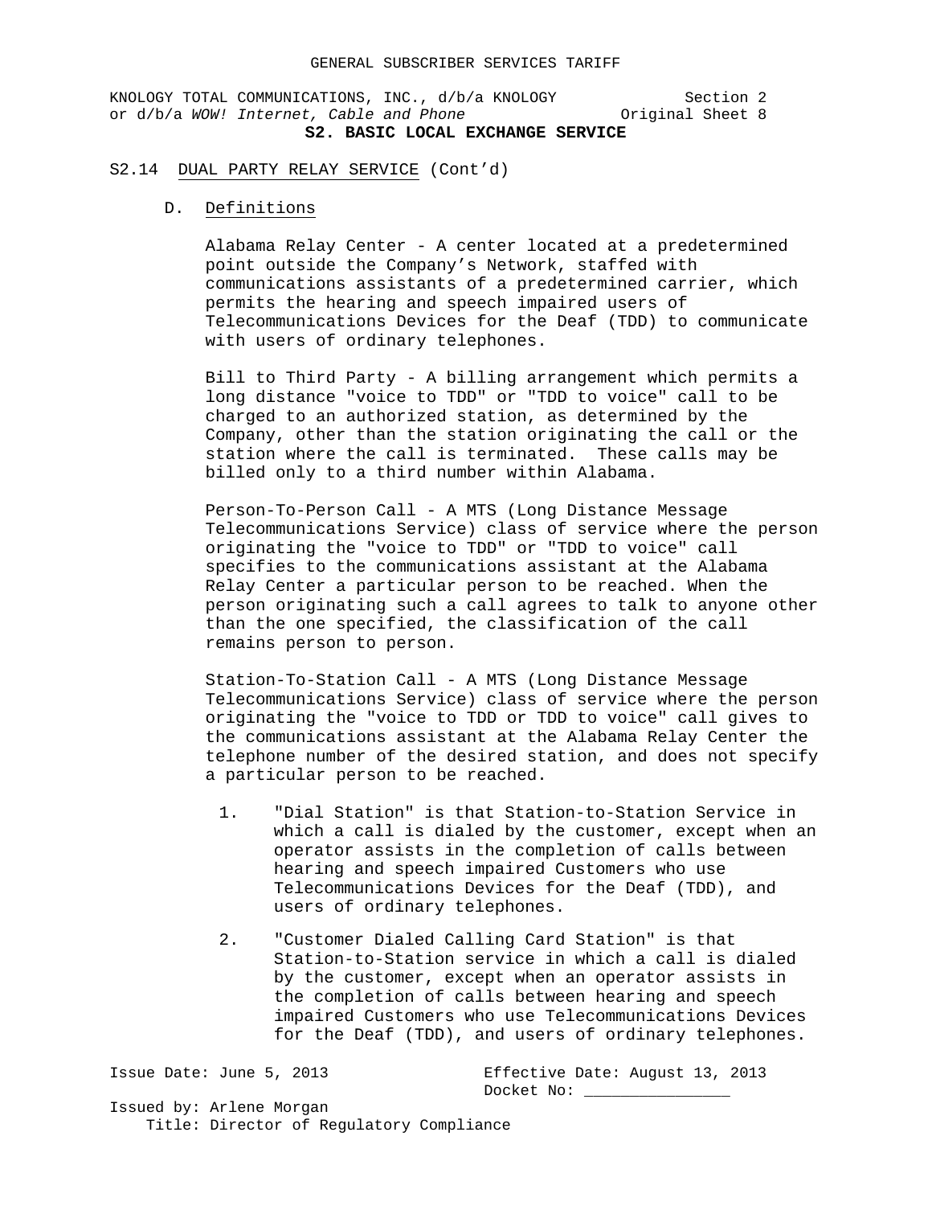## S2.14 DUAL PARTY RELAY SERVICE (Cont'd)

### D. Definitions

Alabama Relay Center - A center located at a predetermined point outside the Company's Network, staffed with communications assistants of a predetermined carrier, which permits the hearing and speech impaired users of Telecommunications Devices for the Deaf (TDD) to communicate with users of ordinary telephones.

Bill to Third Party - A billing arrangement which permits a long distance "voice to TDD" or "TDD to voice" call to be charged to an authorized station, as determined by the Company, other than the station originating the call or the station where the call is terminated. These calls may be billed only to a third number within Alabama.

Person-To-Person Call - A MTS (Long Distance Message Telecommunications Service) class of service where the person originating the "voice to TDD" or "TDD to voice" call specifies to the communications assistant at the Alabama Relay Center a particular person to be reached. When the person originating such a call agrees to talk to anyone other than the one specified, the classification of the call remains person to person.

Station-To-Station Call - A MTS (Long Distance Message Telecommunications Service) class of service where the person originating the "voice to TDD or TDD to voice" call gives to the communications assistant at the Alabama Relay Center the telephone number of the desired station, and does not specify a particular person to be reached.

1. "Dial Station" is that Station-to-Station Service in which a call is dialed by the customer, except when an operator assists in the completion of calls between hearing and speech impaired Customers who use Telecommunications Devices for the Deaf (TDD), and users of ordinary telephones.

2. "Customer Dialed Calling Card Station" is that Station-to-Station service in which a call is dialed by the customer, except when an operator assists in the completion of calls between hearing and speech impaired Customers who use Telecommunications Devices for the Deaf (TDD), and users of ordinary telephones.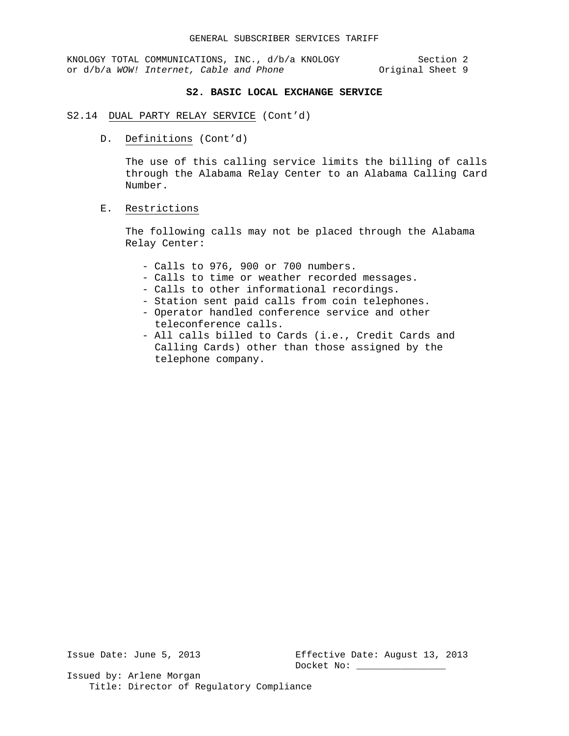## S2. BASIC LOCAL EXCHANGE SERVICE

S2.14 DUAL PARTY RELAY SERVICE (Cont'd)

D. Definitions (Cont'd)

The use of this calling service limits the billing of calls through the Alabama Relay Center to an Alabama Calling Card Number.

E. Restrictions

The following calls may not be placed through the Alabama Relay Center:

- Calls to 976, 900 or 700 numbers.
- Calls to time or weather recorded messages.
- Calls to other informational recordings.
- Station sent paid calls from coin telephones.
- Operator handled conference service and other teleconference calls.
- All calls billed to Cards (i.e., Credit Cards and Calling Cards) other than those assigned by the telephone company.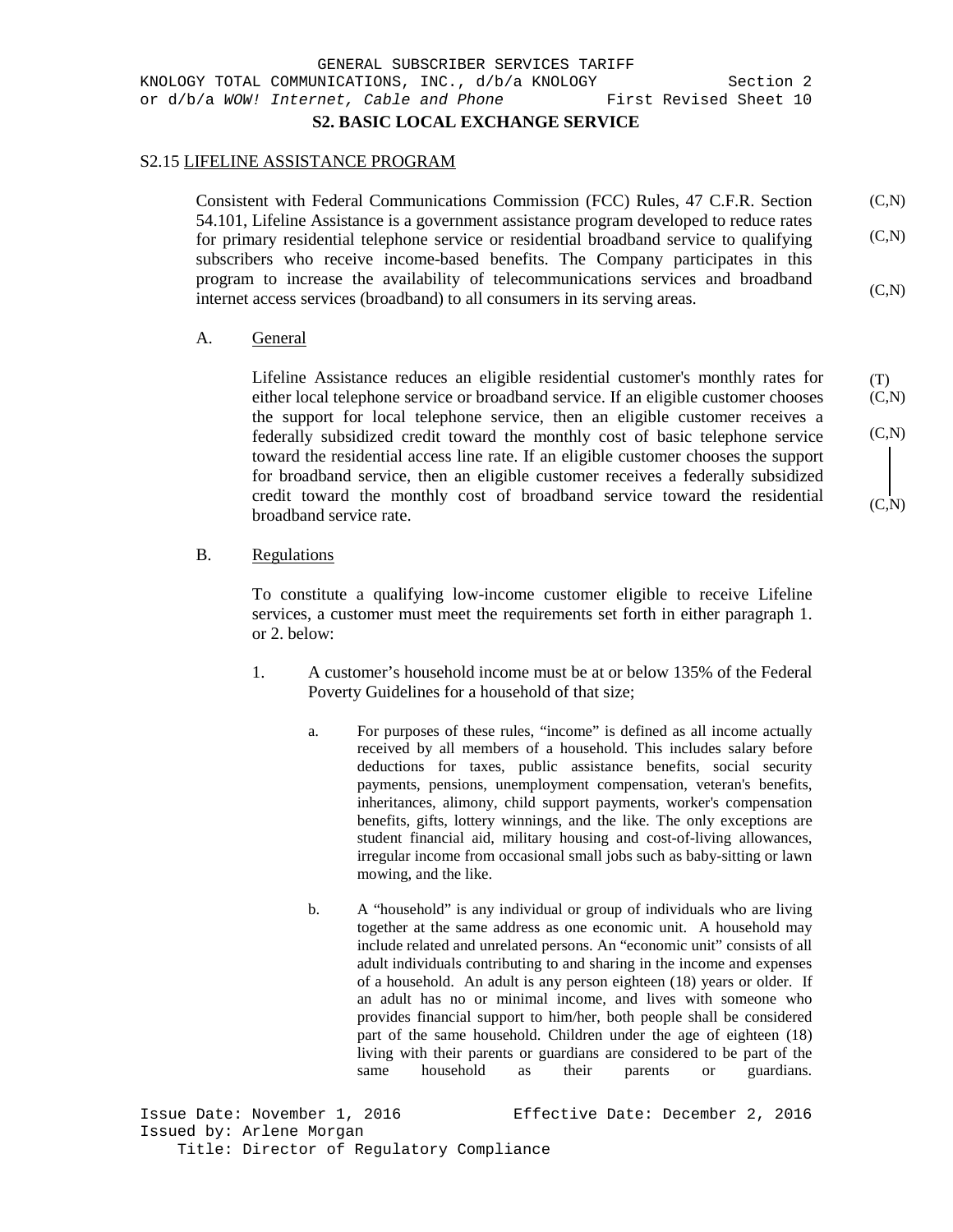## S2. BASIC LOCAL EXCHANGE SERVICE

### S2.15 LIFELINE ASSISTANCE PROGRAM

Consistent with Federal Communications Commission (FCC) Rules, 47 C.F.R. Section 54.101, Lifeline Assistance is a government assistance program developed to reduce rates for primary residential telephone service or residential broadband service to qualifying subscribers who receive income-based benefits. The Company participates in this program to increase the availability of telecommunications services and broadband internet access services (broadband) to all consumers in its serving areas. (C,N)

A. General

Lifeline Assistance reduces an eligible residential customer's monthly rates for either local telephone service or broadband service. If an eligible customer chooses the support for local telephone service, then an eligible customer receives a federally subsidized credit toward the monthly cost of basic telephone service toward the residential access line rate. If an eligible customer chooses the support for broadband service, then an eligible customer receives a federally subsidized credit toward the monthly cost of broadband service toward the residential broadband service rate. (T) (C,N)

B. Regulations

To constitute a qualifying low-income customer eligible to receive Lifeline services, a customer must meet the requirements set forth in either paragraph 1. or 2. below:

1. A customer's household income must be at or below 135% of the Federal Poverty Guidelines for a household of that size;

   a. For purposes of these rules, "income" is defined as all income actually received by all members of a household. This includes salary before deductions for taxes, public assistance benefits, social security payments, pensions, unemployment compensation, veteran's benefits, inheritances, alimony, child support payments, worker's compensation benefits, gifts, lottery winnings, and the like. The only exceptions are student financial aid, military housing and cost-of-living allowances, irregular income from occasional small jobs such as baby-sitting or lawn mowing, and the like.

   b. A "household" is any individual or group of individuals who are living together at the same address as one economic unit. A household may include related and unrelated persons. An "economic unit" consists of all adult individuals contributing to and sharing in the income and expenses of a household. An adult is any person eighteen (18) years or older. If an adult has no or minimal income, and lives with someone who provides financial support to him/her, both people shall be considered part of the same household. Children under the age of eighteen (18) living with their parents or guardians are considered to be part of the same household as their parents or guardians.

Issue Date: November 1, 2016 Effective Date: December 2, 2016
Issued by: Arlene Morgan
Title: Director of Regulatory Compliance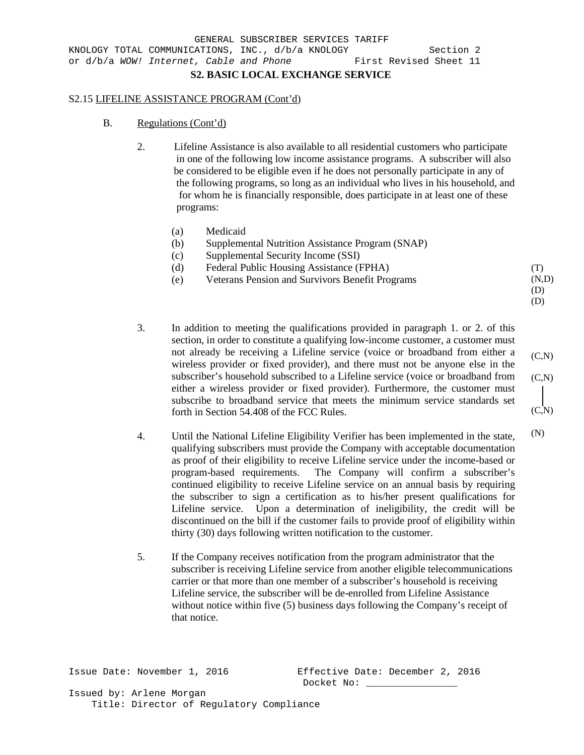GENERAL SUBSCRIBER SERVICES TARIFF
KNOLOGY TOTAL COMMUNICATIONS, INC., d/b/a KNOLOGY Section 2
or d/b/a *WOW! Internet, Cable and Phone* First Revised Sheet 11

**S2. BASIC LOCAL EXCHANGE SERVICE**

S2.15 LIFELINE ASSISTANCE PROGRAM (Cont'd)

B. Regulations (Cont'd)

2. Lifeline Assistance is also available to all residential customers who participate in one of the following low income assistance programs. A subscriber will also be considered to be eligible even if he does not personally participate in any of the following programs, so long as an individual who lives in his household, and for whom he is financially responsible, does participate in at least one of these programs:

   (a) Medicaid
   (b) Supplemental Nutrition Assistance Program (SNAP)
   (c) Supplemental Security Income (SSI)
   (d) Federal Public Housing Assistance (FPHA) (T)
   (e) Veterans Pension and Survivors Benefit Programs (N,D)

   (D)
   (D)

3. In addition to meeting the qualifications provided in paragraph 1. or 2. of this section, in order to constitute a qualifying low-income customer, a customer must not already be receiving a Lifeline service (voice or broadband from either a wireless provider or fixed provider), and there must not be anyone else in the subscriber's household subscribed to a Lifeline service (voice or broadband from either a wireless provider or fixed provider). Furthermore, the customer must subscribe to broadband service that meets the minimum service standards set forth in Section 54.408 of the FCC Rules. (C,N) (C,N) (C,N)

4. Until the National Lifeline Eligibility Verifier has been implemented in the state, qualifying subscribers must provide the Company with acceptable documentation as proof of their eligibility to receive Lifeline service under the income-based or program-based requirements. The Company will confirm a subscriber's continued eligibility to receive Lifeline service on an annual basis by requiring the subscriber to sign a certification as to his/her present qualifications for Lifeline service. Upon a determination of ineligibility, the credit will be discontinued on the bill if the customer fails to provide proof of eligibility within thirty (30) days following written notification to the customer. (N)

5. If the Company receives notification from the program administrator that the subscriber is receiving Lifeline service from another eligible telecommunications carrier or that more than one member of a subscriber's household is receiving Lifeline service, the subscriber will be de-enrolled from Lifeline Assistance without notice within five (5) business days following the Company's receipt of that notice.

Issue Date: November 1, 2016 Effective Date: December 2, 2016
Docket No: ________________

Issued by: Arlene Morgan
Title: Director of Regulatory Compliance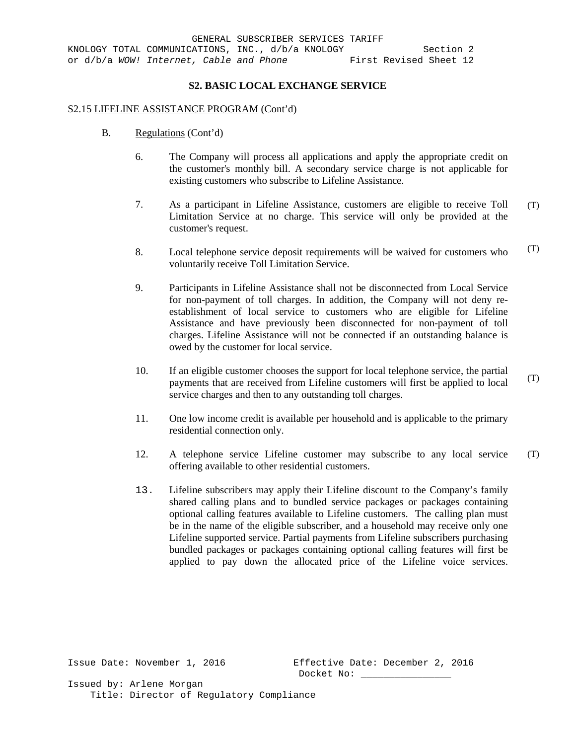## S2. BASIC LOCAL EXCHANGE SERVICE

S2.15 LIFELINE ASSISTANCE PROGRAM (Cont'd)

B. Regulations (Cont'd)

6. The Company will process all applications and apply the appropriate credit on the customer's monthly bill. A secondary service charge is not applicable for existing customers who subscribe to Lifeline Assistance.

7. As a participant in Lifeline Assistance, customers are eligible to receive Toll Limitation Service at no charge. This service will only be provided at the customer's request. (T)

8. Local telephone service deposit requirements will be waived for customers who voluntarily receive Toll Limitation Service. (T)

9. Participants in Lifeline Assistance shall not be disconnected from Local Service for non-payment of toll charges. In addition, the Company will not deny re-establishment of local service to customers who are eligible for Lifeline Assistance and have previously been disconnected for non-payment of toll charges. Lifeline Assistance will not be connected if an outstanding balance is owed by the customer for local service.

10. If an eligible customer chooses the support for local telephone service, the partial payments that are received from Lifeline customers will first be applied to local service charges and then to any outstanding toll charges. (T)

11. One low income credit is available per household and is applicable to the primary residential connection only.

12. A telephone service Lifeline customer may subscribe to any local service offering available to other residential customers. (T)

13. Lifeline subscribers may apply their Lifeline discount to the Company's family shared calling plans and to bundled service packages or packages containing optional calling features available to Lifeline customers. The calling plan must be in the name of the eligible subscriber, and a household may receive only one Lifeline supported service. Partial payments from Lifeline subscribers purchasing bundled packages or packages containing optional calling features will first be applied to pay down the allocated price of the Lifeline voice services.

Issue Date: November 1, 2016 Effective Date: December 2, 2016
Docket No: ________________

Issued by: Arlene Morgan
Title: Director of Regulatory Compliance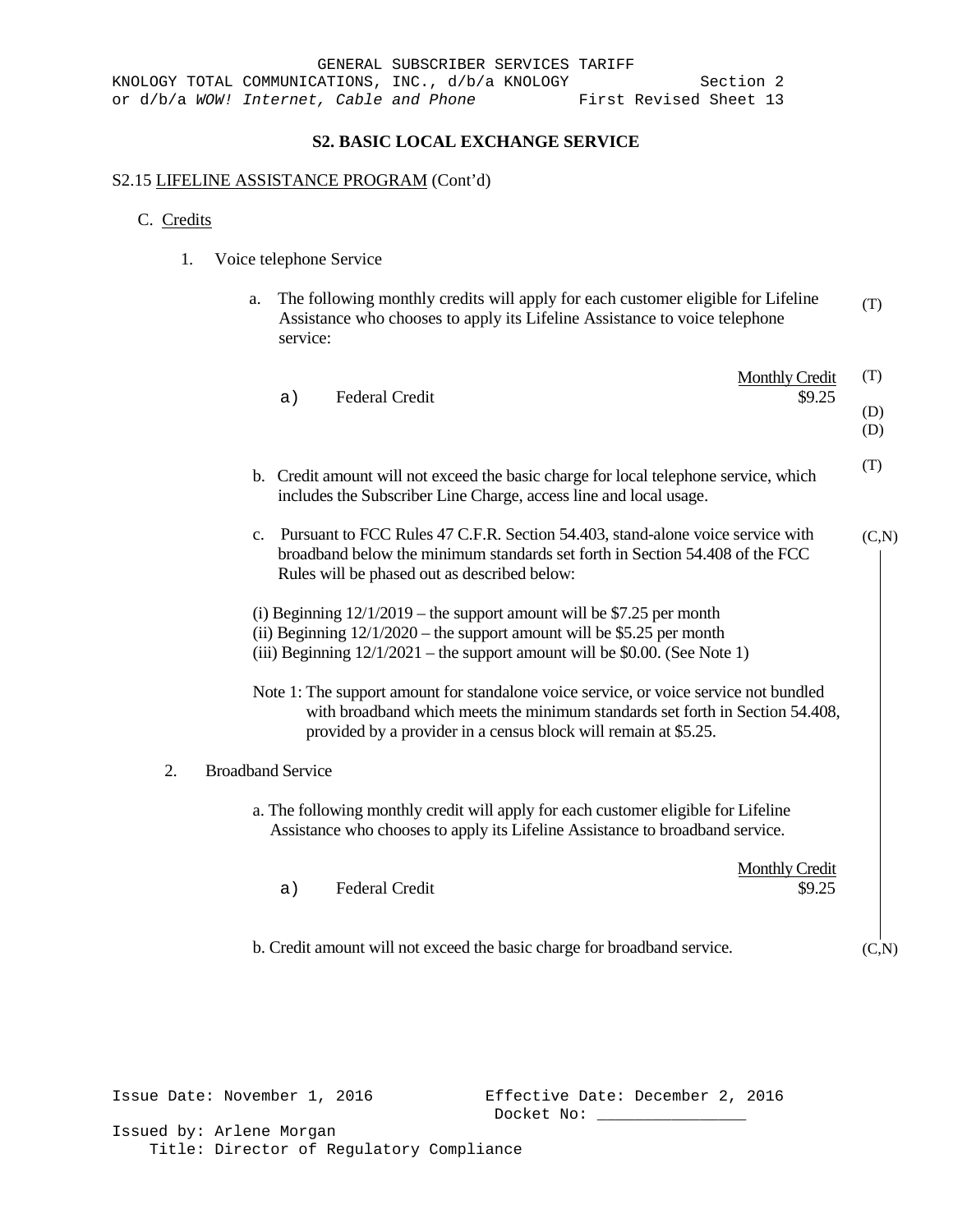GENERAL SUBSCRIBER SERVICES TARIFF
KNOLOGY TOTAL COMMUNICATIONS, INC., d/b/a KNOLOGY Section 2
or d/b/a *WOW! Internet, Cable and Phone* First Revised Sheet 13

## S2. BASIC LOCAL EXCHANGE SERVICE

S2.15 LIFELINE ASSISTANCE PROGRAM (Cont'd)

C. Credits

1. Voice telephone Service

   a. The following monthly credits will apply for each customer eligible for Lifeline Assistance who chooses to apply its Lifeline Assistance to voice telephone service: (T)

| | | Monthly Credit | |
|---|---|---|---|
| a) | Federal Credit | $9.25 | (T) |
| | | | (D) |
| | | | (D) |

   b. Credit amount will not exceed the basic charge for local telephone service, which includes the Subscriber Line Charge, access line and local usage. (T)

   c. Pursuant to FCC Rules 47 C.F.R. Section 54.403, stand-alone voice service with broadband below the minimum standards set forth in Section 54.408 of the FCC Rules will be phased out as described below: (C,N)

   (i) Beginning 12/1/2019 – the support amount will be $7.25 per month
   (ii) Beginning 12/1/2020 – the support amount will be $5.25 per month
   (iii) Beginning 12/1/2021 – the support amount will be $0.00. (See Note 1)

   Note 1: The support amount for standalone voice service, or voice service not bundled with broadband which meets the minimum standards set forth in Section 54.408, provided by a provider in a census block will remain at $5.25.

2. Broadband Service

   a. The following monthly credit will apply for each customer eligible for Lifeline Assistance who chooses to apply its Lifeline Assistance to broadband service.

| | | Monthly Credit |
|---|---|---|
| a) | Federal Credit | $9.25 |

   b. Credit amount will not exceed the basic charge for broadband service. (C,N)

Issue Date: November 1, 2016 Effective Date: December 2, 2016
Docket No: ________________
Issued by: Arlene Morgan
Title: Director of Regulatory Compliance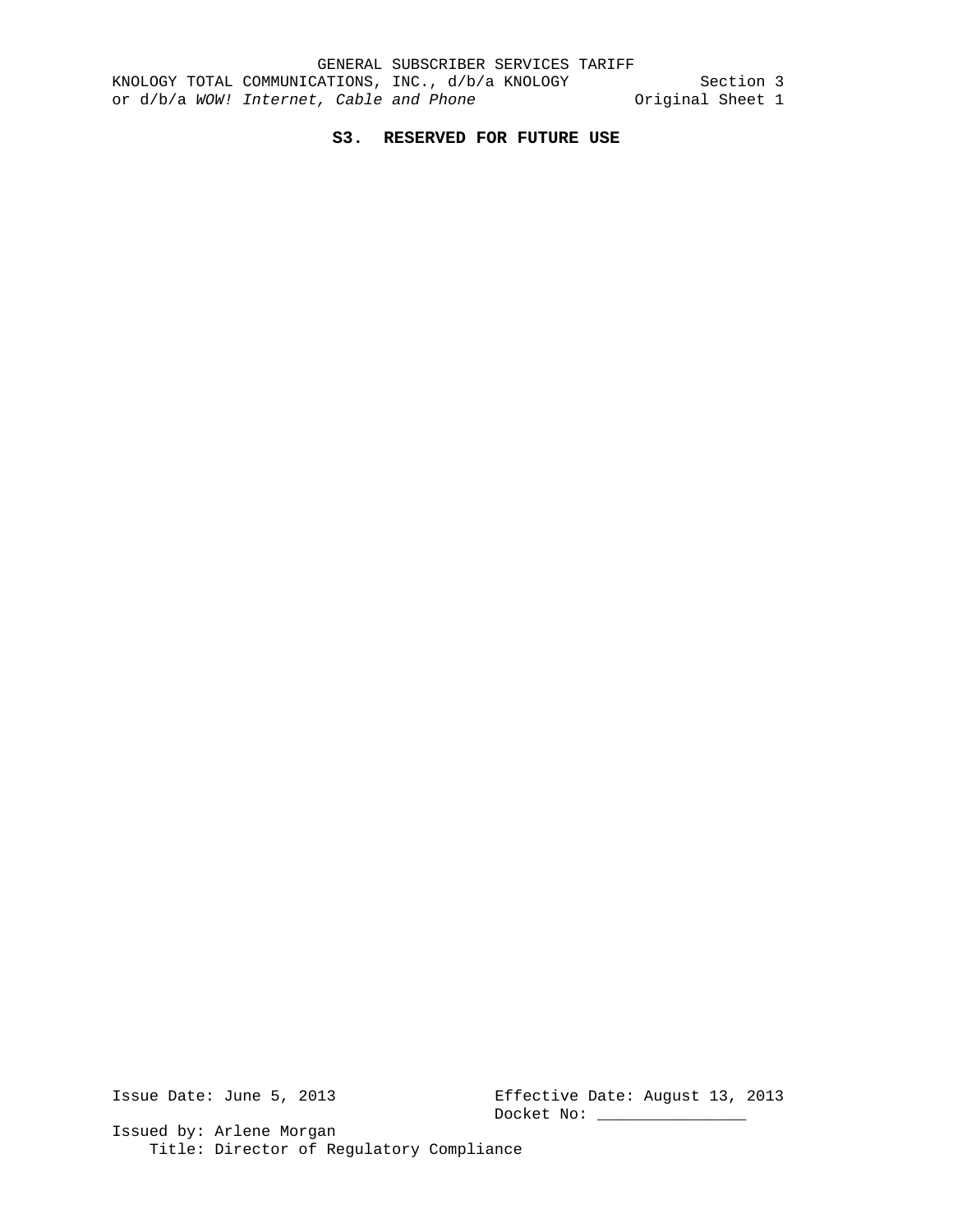# S3. RESERVED FOR FUTURE USE

Issue Date: June 5, 2013 Effective Date: August 13, 2013
Docket No: _______________

Issued by: Arlene Morgan
Title: Director of Regulatory Compliance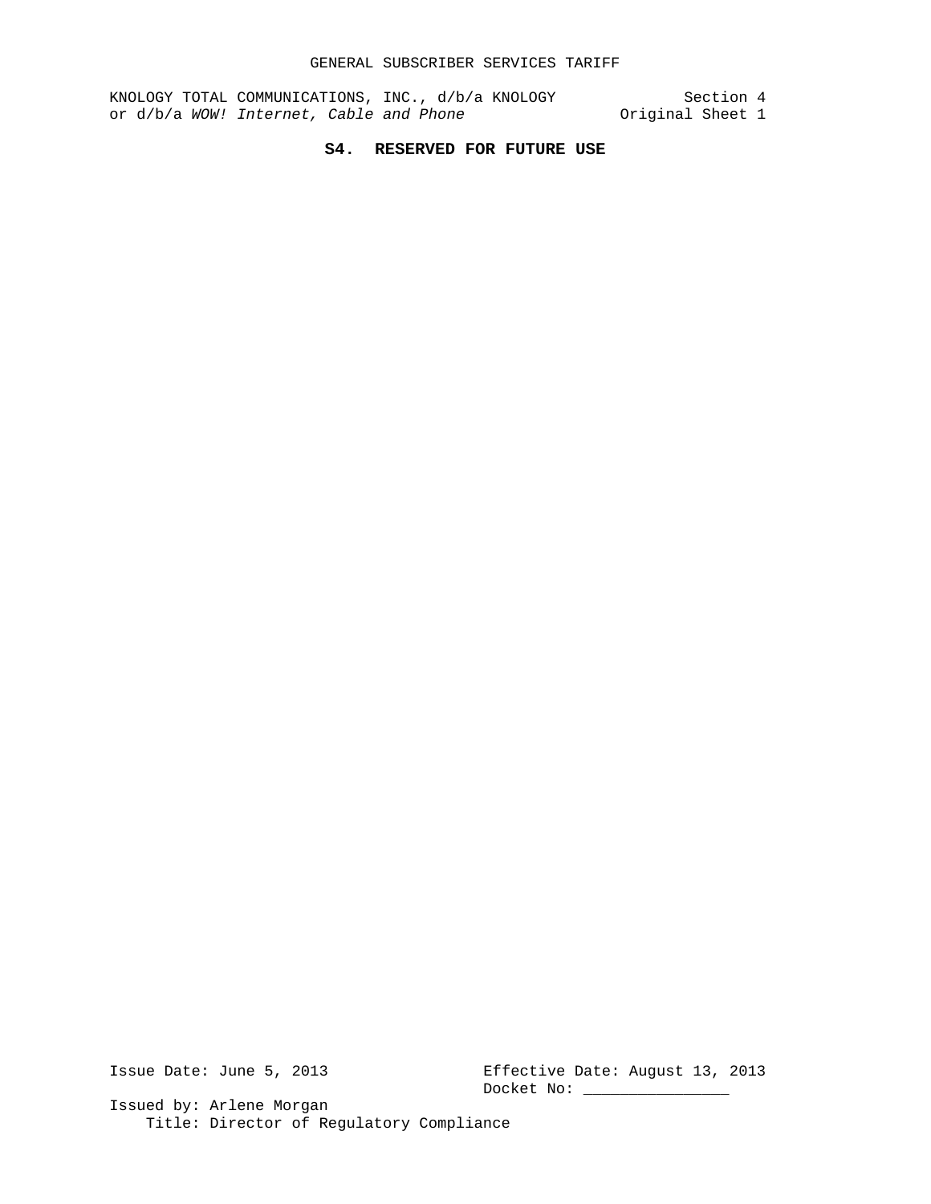# S4. RESERVED FOR FUTURE USE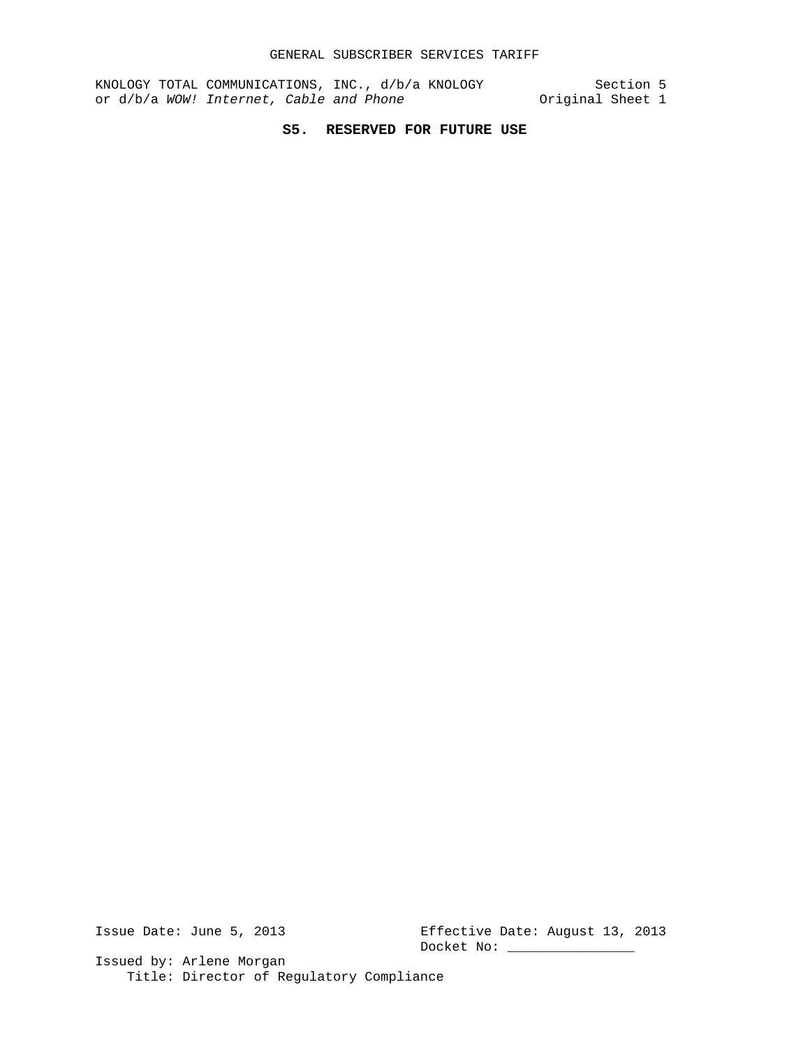# S5. RESERVED FOR FUTURE USE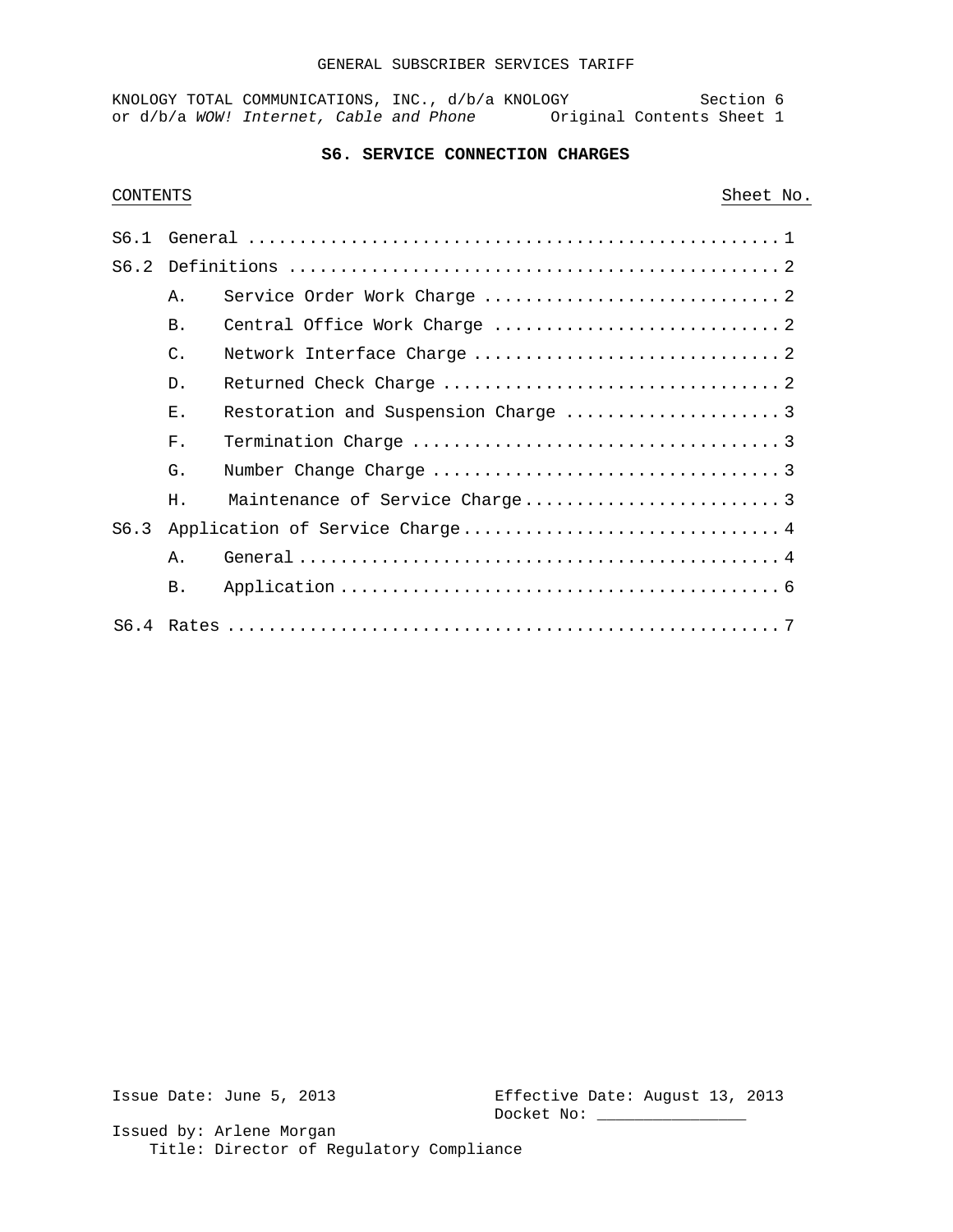## S6. SERVICE CONNECTION CHARGES

| CONTENTS | | Sheet No. |
|---|---|---|
| S6.1 | General | 1 |
| S6.2 | Definitions | 2 |
| | A. Service Order Work Charge | 2 |
| | B. Central Office Work Charge | 2 |
| | C. Network Interface Charge | 2 |
| | D. Returned Check Charge | 2 |
| | E. Restoration and Suspension Charge | 3 |
| | F. Termination Charge | 3 |
| | G. Number Change Charge | 3 |
| | H. Maintenance of Service Charge | 3 |
| S6.3 | Application of Service Charge | 4 |
| | A. General | 4 |
| | B. Application | 6 |
| S6.4 | Rates | 7 |

Issue Date: June 5, 2013

Effective Date: August 13, 2013

Docket No: _______________

Issued by: Arlene Morgan

Title: Director of Regulatory Compliance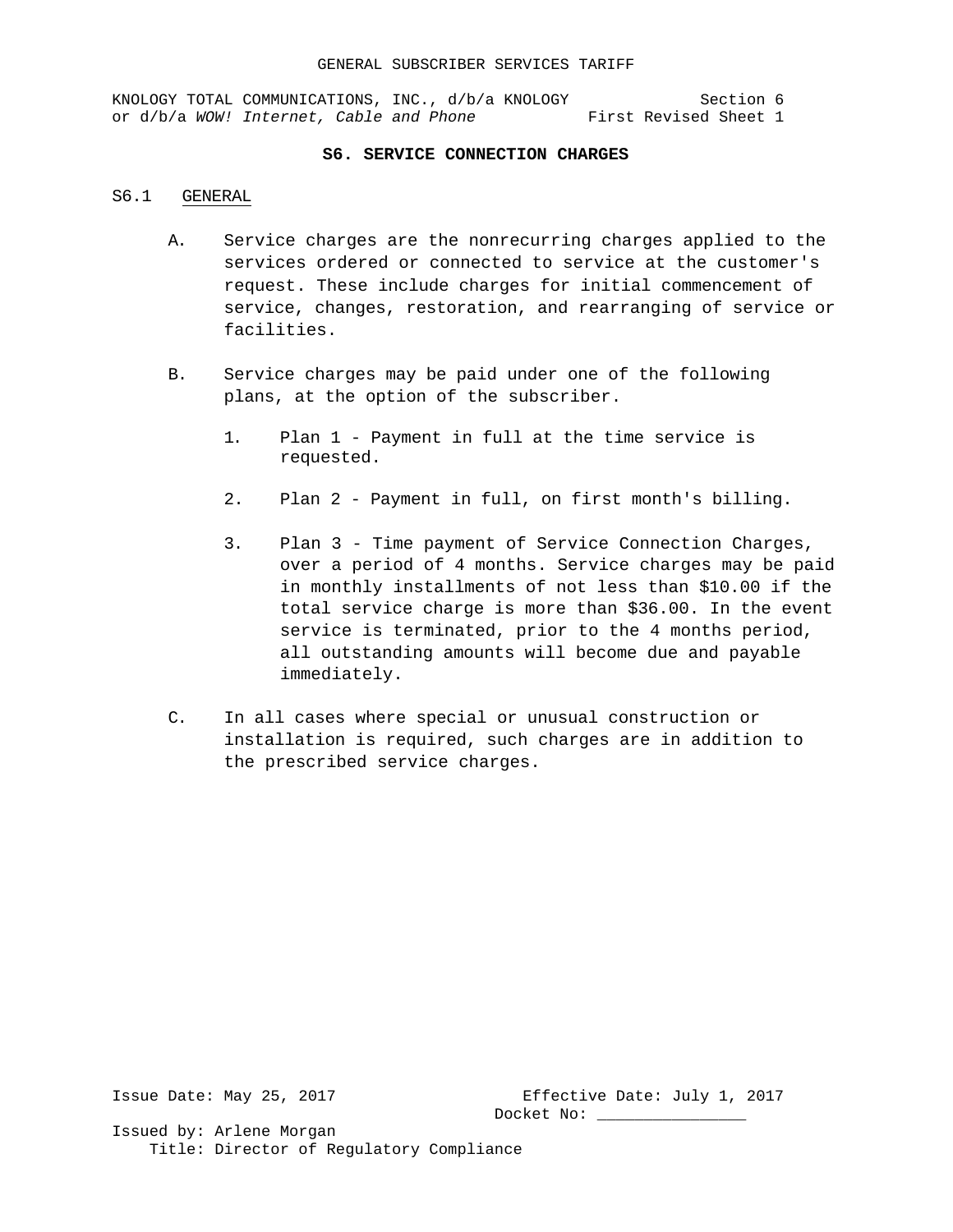# S6. SERVICE CONNECTION CHARGES

## S6.1 GENERAL

A. Service charges are the nonrecurring charges applied to the services ordered or connected to service at the customer's request. These include charges for initial commencement of service, changes, restoration, and rearranging of service or facilities.

B. Service charges may be paid under one of the following plans, at the option of the subscriber.

1. Plan 1 - Payment in full at the time service is requested.

2. Plan 2 - Payment in full, on first month's billing.

3. Plan 3 - Time payment of Service Connection Charges, over a period of 4 months. Service charges may be paid in monthly installments of not less than $10.00 if the total service charge is more than $36.00. In the event service is terminated, prior to the 4 months period, all outstanding amounts will become due and payable immediately.

C. In all cases where special or unusual construction or installation is required, such charges are in addition to the prescribed service charges.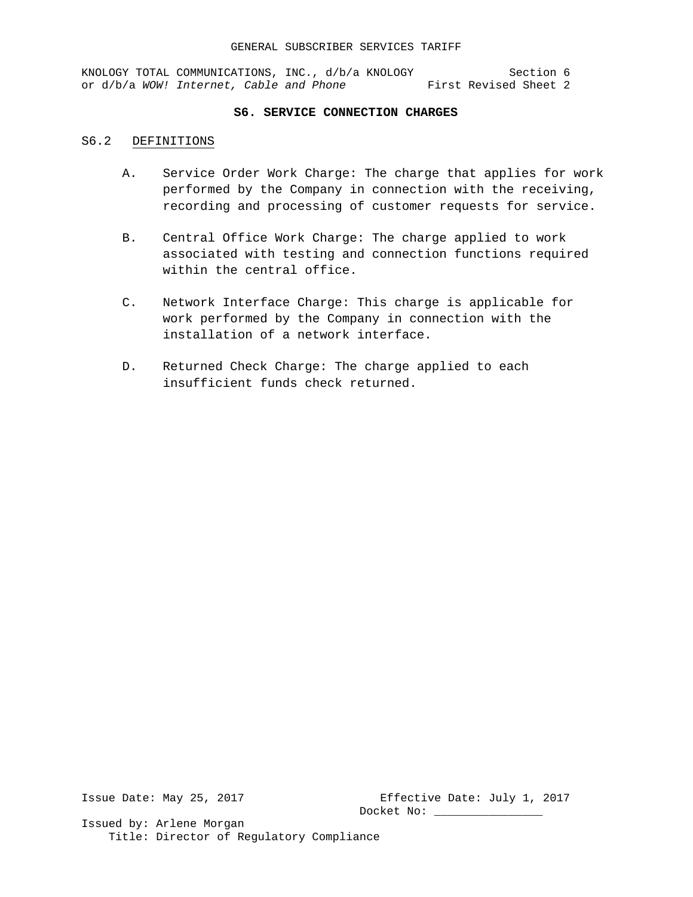## S6. SERVICE CONNECTION CHARGES

### S6.2 DEFINITIONS

A. Service Order Work Charge: The charge that applies for work performed by the Company in connection with the receiving, recording and processing of customer requests for service.

B. Central Office Work Charge: The charge applied to work associated with testing and connection functions required within the central office.

C. Network Interface Charge: This charge is applicable for work performed by the Company in connection with the installation of a network interface.

D. Returned Check Charge: The charge applied to each insufficient funds check returned.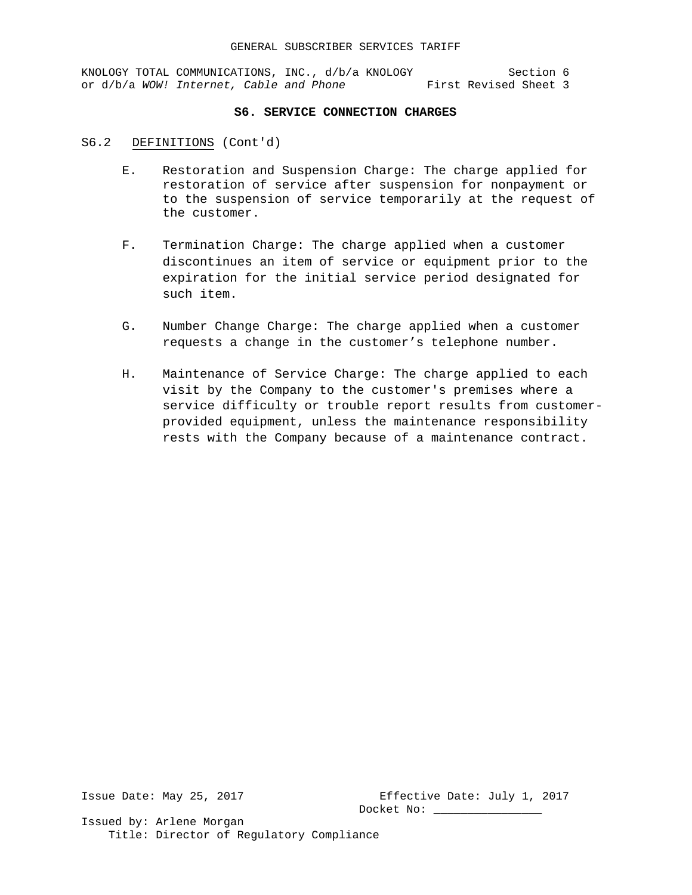### S6. SERVICE CONNECTION CHARGES

S6.2 DEFINITIONS (Cont'd)

E. Restoration and Suspension Charge: The charge applied for restoration of service after suspension for nonpayment or to the suspension of service temporarily at the request of the customer.

F. Termination Charge: The charge applied when a customer discontinues an item of service or equipment prior to the expiration for the initial service period designated for such item.

G. Number Change Charge: The charge applied when a customer requests a change in the customer’s telephone number.

H. Maintenance of Service Charge: The charge applied to each visit by the Company to the customer's premises where a service difficulty or trouble report results from customer-provided equipment, unless the maintenance responsibility rests with the Company because of a maintenance contract.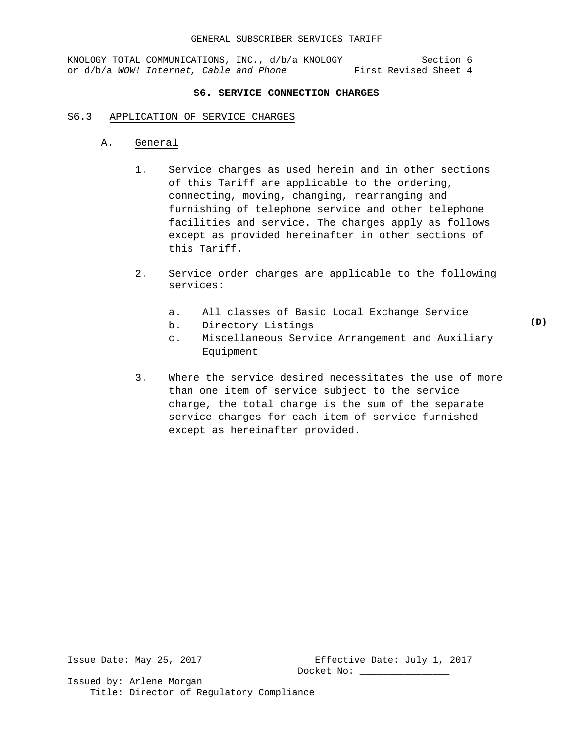# S6. SERVICE CONNECTION CHARGES

## S6.3 APPLICATION OF SERVICE CHARGES

### A. General

1. Service charges as used herein and in other sections of this Tariff are applicable to the ordering, connecting, moving, changing, rearranging and furnishing of telephone service and other telephone facilities and service. The charges apply as follows except as provided hereinafter in other sections of this Tariff.

2. Service order charges are applicable to the following services:

   a. All classes of Basic Local Exchange Service
   b. Directory Listings **(D)**
   c. Miscellaneous Service Arrangement and Auxiliary Equipment

3. Where the service desired necessitates the use of more than one item of service subject to the service charge, the total charge is the sum of the separate service charges for each item of service furnished except as hereinafter provided.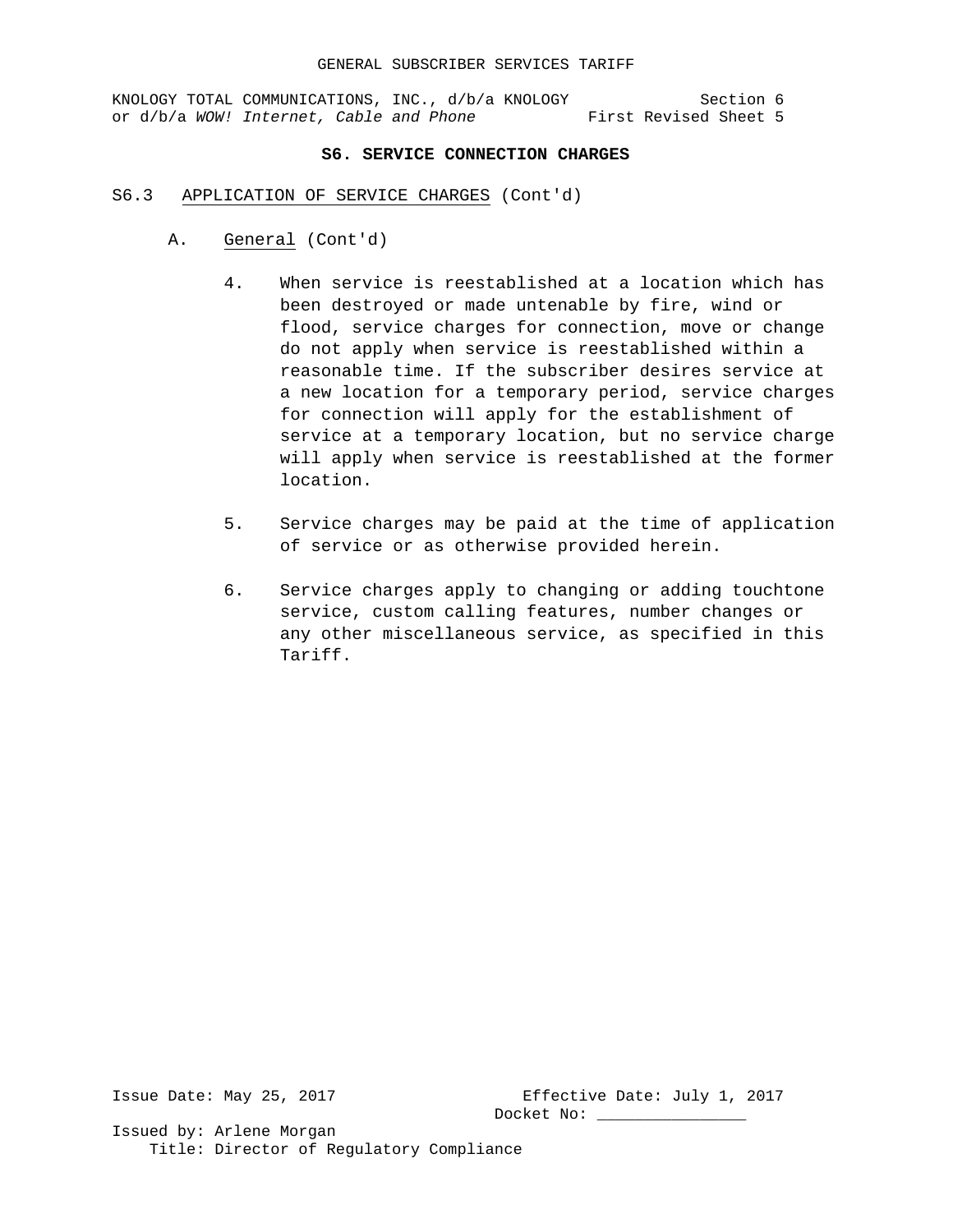## S6. SERVICE CONNECTION CHARGES

S6.3 APPLICATION OF SERVICE CHARGES (Cont'd)

A. General (Cont'd)

4. When service is reestablished at a location which has been destroyed or made untenable by fire, wind or flood, service charges for connection, move or change do not apply when service is reestablished within a reasonable time. If the subscriber desires service at a new location for a temporary period, service charges for connection will apply for the establishment of service at a temporary location, but no service charge will apply when service is reestablished at the former location.

5. Service charges may be paid at the time of application of service or as otherwise provided herein.

6. Service charges apply to changing or adding touchtone service, custom calling features, number changes or any other miscellaneous service, as specified in this Tariff.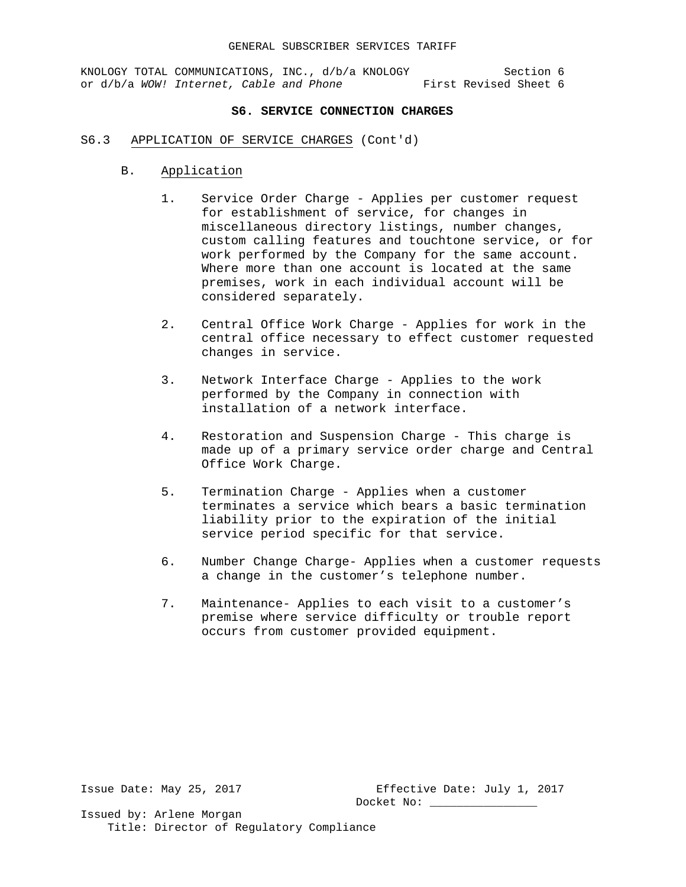## S6. SERVICE CONNECTION CHARGES

S6.3 APPLICATION OF SERVICE CHARGES (Cont'd)

B. Application

1. Service Order Charge - Applies per customer request for establishment of service, for changes in miscellaneous directory listings, number changes, custom calling features and touchtone service, or for work performed by the Company for the same account. Where more than one account is located at the same premises, work in each individual account will be considered separately.

2. Central Office Work Charge - Applies for work in the central office necessary to effect customer requested changes in service.

3. Network Interface Charge - Applies to the work performed by the Company in connection with installation of a network interface.

4. Restoration and Suspension Charge - This charge is made up of a primary service order charge and Central Office Work Charge.

5. Termination Charge - Applies when a customer terminates a service which bears a basic termination liability prior to the expiration of the initial service period specific for that service.

6. Number Change Charge- Applies when a customer requests a change in the customer's telephone number.

7. Maintenance- Applies to each visit to a customer's premise where service difficulty or trouble report occurs from customer provided equipment.

Issue Date: May 25, 2017 Effective Date: July 1, 2017
Docket No: _______________

Issued by: Arlene Morgan
Title: Director of Regulatory Compliance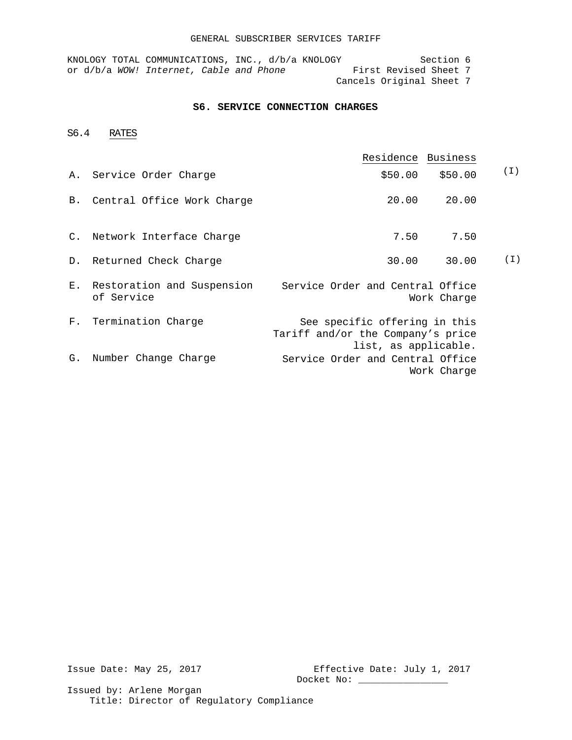GENERAL SUBSCRIBER SERVICES TARIFF

KNOLOGY TOTAL COMMUNICATIONS, INC., d/b/a KNOLOGY
or d/b/a *WOW! Internet, Cable and Phone*

Section 6
First Revised Sheet 7
Cancels Original Sheet 7

## S6. SERVICE CONNECTION CHARGES

### S6.4 RATES

| | | Residence | Business | |
|---|---|---|---|---|
| A. | Service Order Charge | $50.00 | $50.00 | (I) |
| B. | Central Office Work Charge | 20.00 | 20.00 | |
| C. | Network Interface Charge | 7.50 | 7.50 | |
| D. | Returned Check Charge | 30.00 | 30.00 | (I) |
| E. | Restoration and Suspension of Service | Service Order and Central Office Work Charge | | |
| F. | Termination Charge | See specific offering in this Tariff and/or the Company's price list, as applicable. | | |
| G. | Number Change Charge | Service Order and Central Office Work Charge | | |

Issue Date: May 25, 2017

Effective Date: July 1, 2017
Docket No: ________________

Issued by: Arlene Morgan
Title: Director of Regulatory Compliance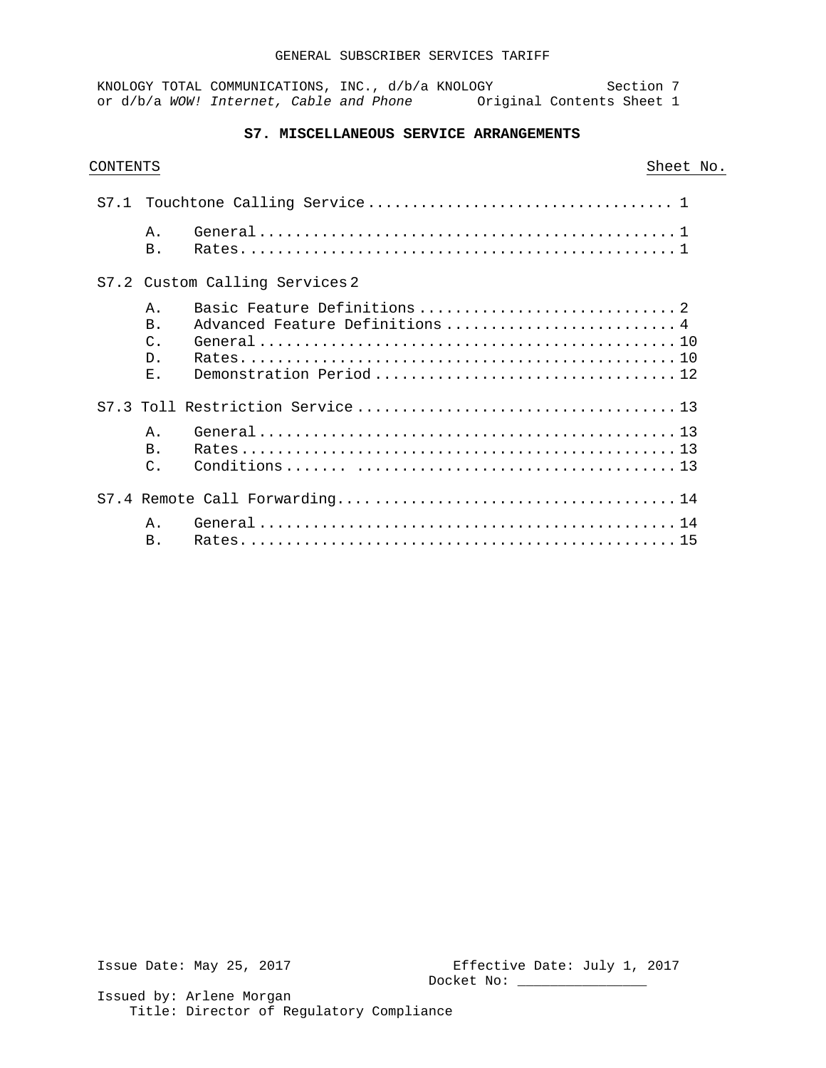# S7. MISCELLANEOUS SERVICE ARRANGEMENTS

| CONTENTS | | Sheet No. |
|---|---|---|
| S7.1 | Touchtone Calling Service | 1 |
| A. | General | 1 |
| B. | Rates | 1 |
| S7.2 | Custom Calling Services | 2 |
| A. | Basic Feature Definitions | 2 |
| B. | Advanced Feature Definitions | 4 |
| C. | General | 10 |
| D. | Rates | 10 |
| E. | Demonstration Period | 12 |
| S7.3 | Toll Restriction Service | 13 |
| A. | General | 13 |
| B. | Rates | 13 |
| C. | Conditions | 13 |
| S7.4 | Remote Call Forwarding | 14 |
| A. | General | 14 |
| B. | Rates | 15 |

Issue Date: May 25, 2017

Effective Date: July 1, 2017

Docket No: ________________

Issued by: Arlene Morgan

Title: Director of Regulatory Compliance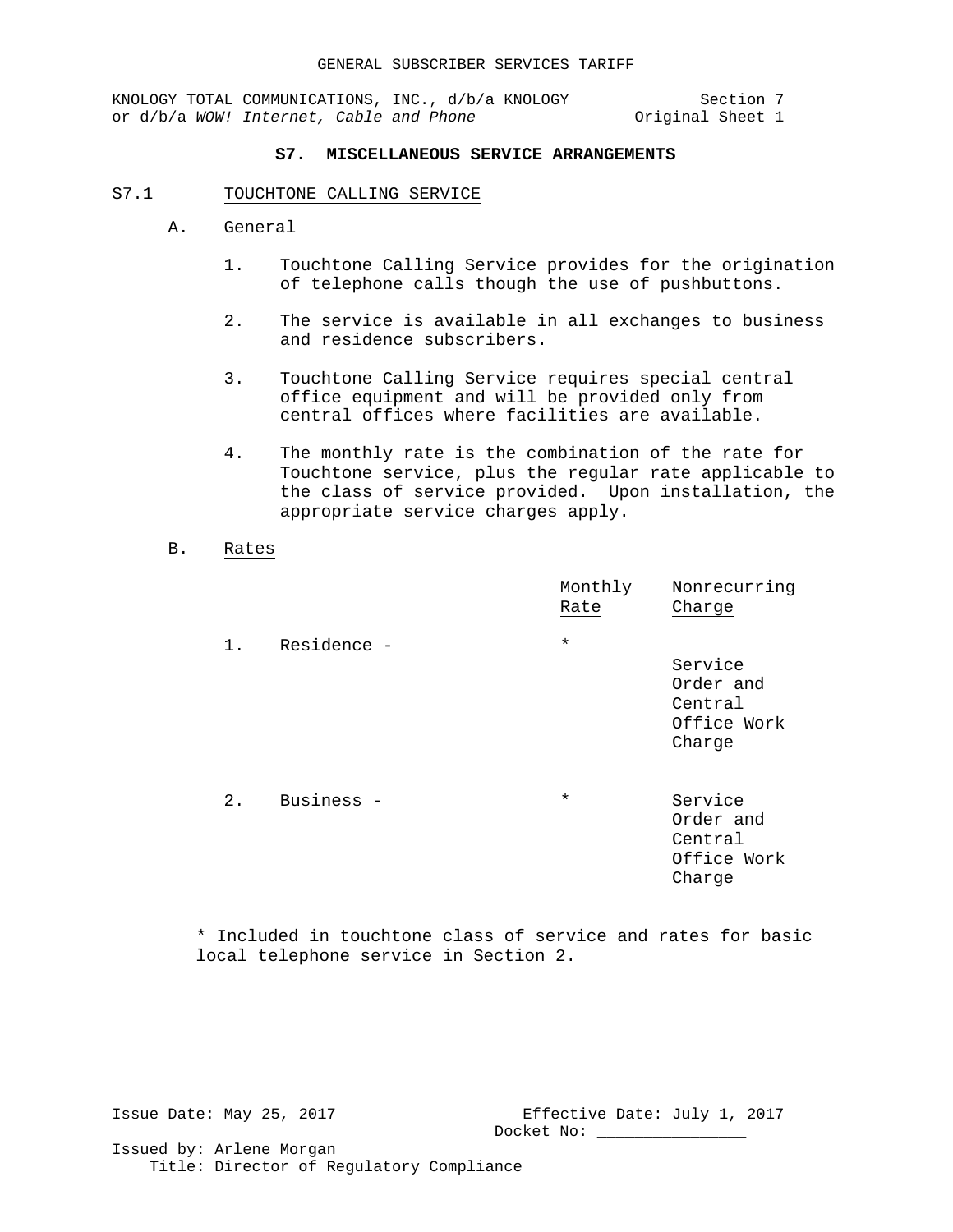GENERAL SUBSCRIBER SERVICES TARIFF

KNOLOGY TOTAL COMMUNICATIONS, INC., d/b/a KNOLOGY or d/b/a *WOW! Internet, Cable and Phone*

Section 7
Original Sheet 1

## S7. MISCELLANEOUS SERVICE ARRANGEMENTS

### S7.1 TOUCHTONE CALLING SERVICE

#### A. General

1. Touchtone Calling Service provides for the origination of telephone calls though the use of pushbuttons.

2. The service is available in all exchanges to business and residence subscribers.

3. Touchtone Calling Service requires special central office equipment and will be provided only from central offices where facilities are available.

4. The monthly rate is the combination of the rate for Touchtone service, plus the regular rate applicable to the class of service provided. Upon installation, the appropriate service charges apply.

#### B. Rates

| | Monthly Rate | Nonrecurring Charge |
|---|---|---|
| 1. Residence - | * | Service Order and Central Office Work Charge |
| 2. Business - | * | Service Order and Central Office Work Charge |

* Included in touchtone class of service and rates for basic local telephone service in Section 2.

Issue Date: May 25, 2017

Effective Date: July 1, 2017
Docket No: ________________

Issued by: Arlene Morgan
Title: Director of Regulatory Compliance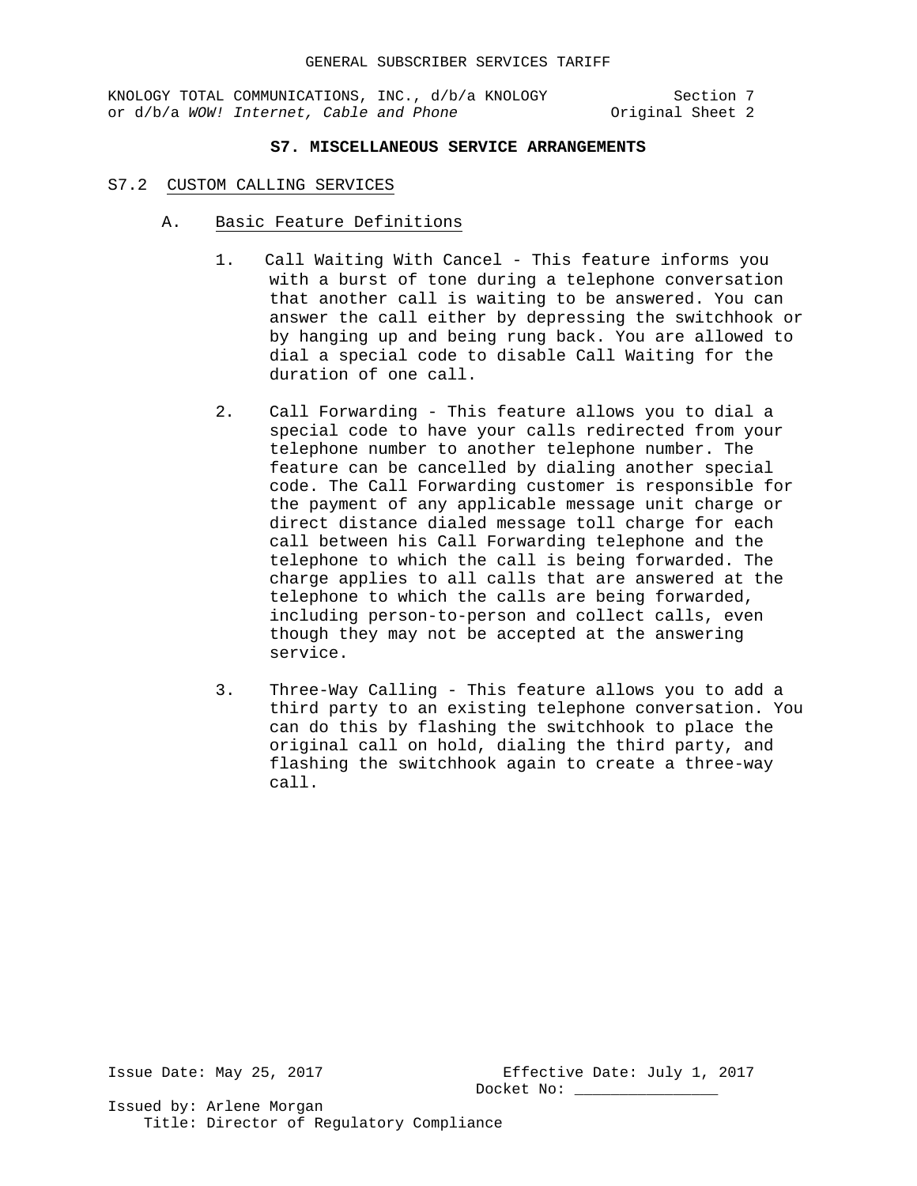## S7. MISCELLANEOUS SERVICE ARRANGEMENTS

### S7.2 CUSTOM CALLING SERVICES

#### A. Basic Feature Definitions

1. Call Waiting With Cancel - This feature informs you with a burst of tone during a telephone conversation that another call is waiting to be answered. You can answer the call either by depressing the switchhook or by hanging up and being rung back. You are allowed to dial a special code to disable Call Waiting for the duration of one call.

2. Call Forwarding - This feature allows you to dial a special code to have your calls redirected from your telephone number to another telephone number. The feature can be cancelled by dialing another special code. The Call Forwarding customer is responsible for the payment of any applicable message unit charge or direct distance dialed message toll charge for each call between his Call Forwarding telephone and the telephone to which the call is being forwarded. The charge applies to all calls that are answered at the telephone to which the calls are being forwarded, including person-to-person and collect calls, even though they may not be accepted at the answering service.

3. Three-Way Calling - This feature allows you to add a third party to an existing telephone conversation. You can do this by flashing the switchhook to place the original call on hold, dialing the third party, and flashing the switchhook again to create a three-way call.

Issue Date: May 25, 2017

Effective Date: July 1, 2017

Docket No: ________________

Issued by: Arlene Morgan

Title: Director of Regulatory Compliance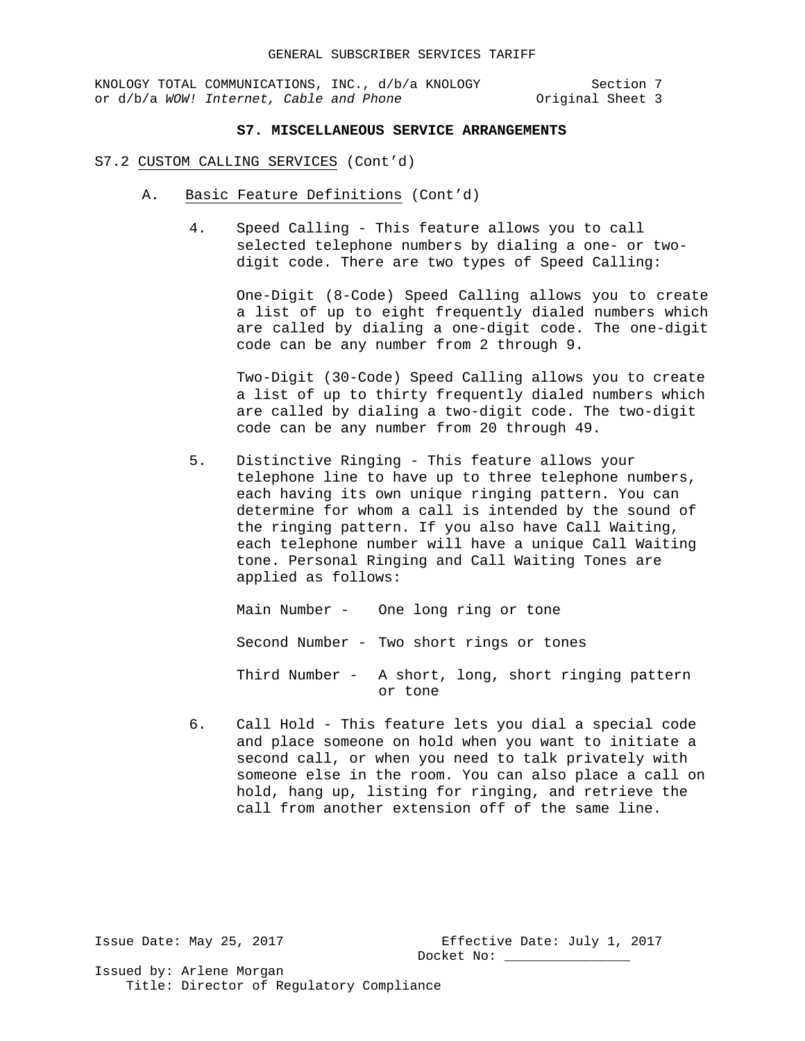## S7. MISCELLANEOUS SERVICE ARRANGEMENTS

S7.2 CUSTOM CALLING SERVICES (Cont'd)

A. Basic Feature Definitions (Cont'd)

4. Speed Calling - This feature allows you to call selected telephone numbers by dialing a one- or two-digit code. There are two types of Speed Calling:

   One-Digit (8-Code) Speed Calling allows you to create a list of up to eight frequently dialed numbers which are called by dialing a one-digit code. The one-digit code can be any number from 2 through 9.

   Two-Digit (30-Code) Speed Calling allows you to create a list of up to thirty frequently dialed numbers which are called by dialing a two-digit code. The two-digit code can be any number from 20 through 49.

5. Distinctive Ringing - This feature allows your telephone line to have up to three telephone numbers, each having its own unique ringing pattern. You can determine for whom a call is intended by the sound of the ringing pattern. If you also have Call Waiting, each telephone number will have a unique Call Waiting tone. Personal Ringing and Call Waiting Tones are applied as follows:

   Main Number - One long ring or tone

   Second Number - Two short rings or tones

   Third Number - A short, long, short ringing pattern or tone

6. Call Hold - This feature lets you dial a special code and place someone on hold when you want to initiate a second call, or when you need to talk privately with someone else in the room. You can also place a call on hold, hang up, listing for ringing, and retrieve the call from another extension off of the same line.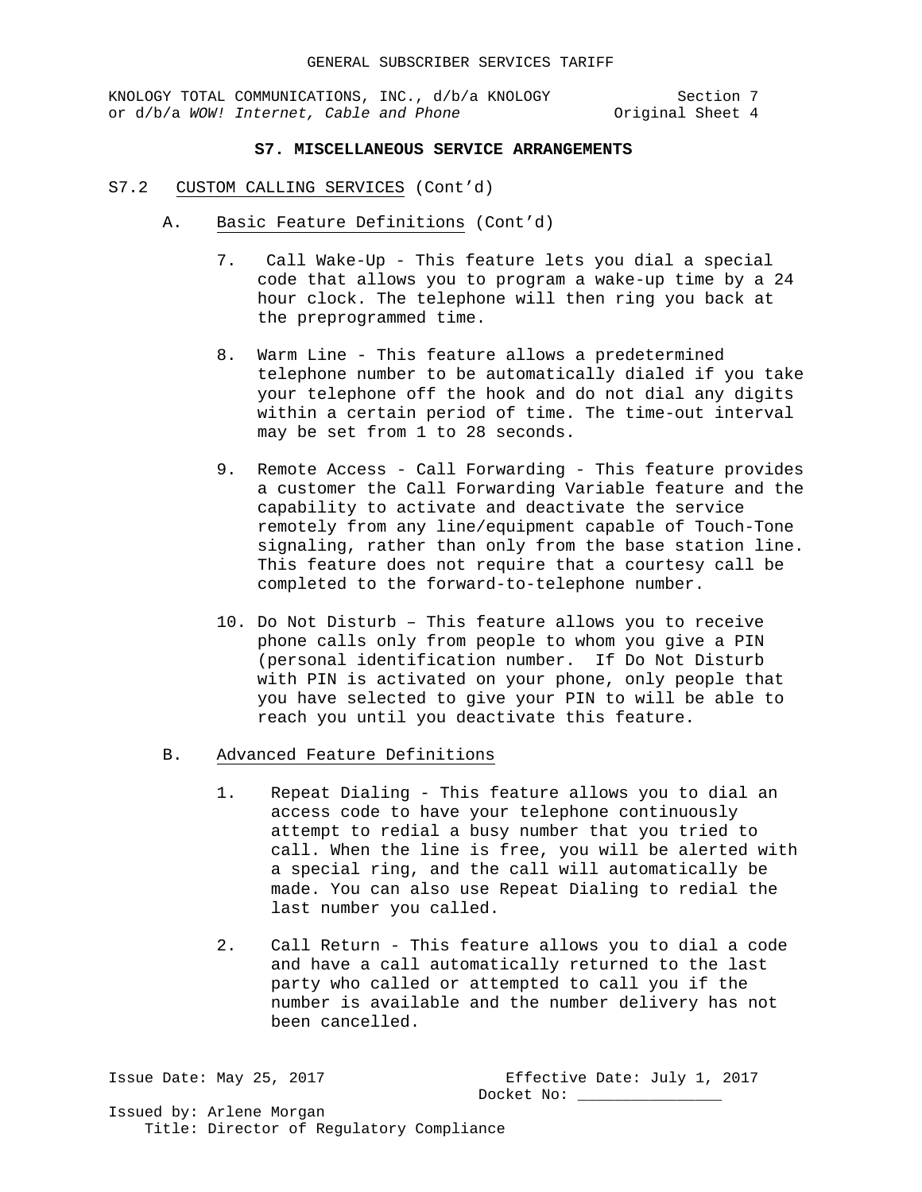## S7. MISCELLANEOUS SERVICE ARRANGEMENTS

S7.2 CUSTOM CALLING SERVICES (Cont'd)

A. Basic Feature Definitions (Cont'd)

7. Call Wake-Up - This feature lets you dial a special code that allows you to program a wake-up time by a 24 hour clock. The telephone will then ring you back at the preprogrammed time.

8. Warm Line - This feature allows a predetermined telephone number to be automatically dialed if you take your telephone off the hook and do not dial any digits within a certain period of time. The time-out interval may be set from 1 to 28 seconds.

9. Remote Access - Call Forwarding - This feature provides a customer the Call Forwarding Variable feature and the capability to activate and deactivate the service remotely from any line/equipment capable of Touch-Tone signaling, rather than only from the base station line. This feature does not require that a courtesy call be completed to the forward-to-telephone number.

10. Do Not Disturb – This feature allows you to receive phone calls only from people to whom you give a PIN (personal identification number. If Do Not Disturb with PIN is activated on your phone, only people that you have selected to give your PIN to will be able to reach you until you deactivate this feature.

B. Advanced Feature Definitions

1. Repeat Dialing - This feature allows you to dial an access code to have your telephone continuously attempt to redial a busy number that you tried to call. When the line is free, you will be alerted with a special ring, and the call will automatically be made. You can also use Repeat Dialing to redial the last number you called.

2. Call Return - This feature allows you to dial a code and have a call automatically returned to the last party who called or attempted to call you if the number is available and the number delivery has not been cancelled.

Issue Date: May 25, 2017  Effective Date: July 1, 2017
Docket No: ________________

Issued by: Arlene Morgan
Title: Director of Regulatory Compliance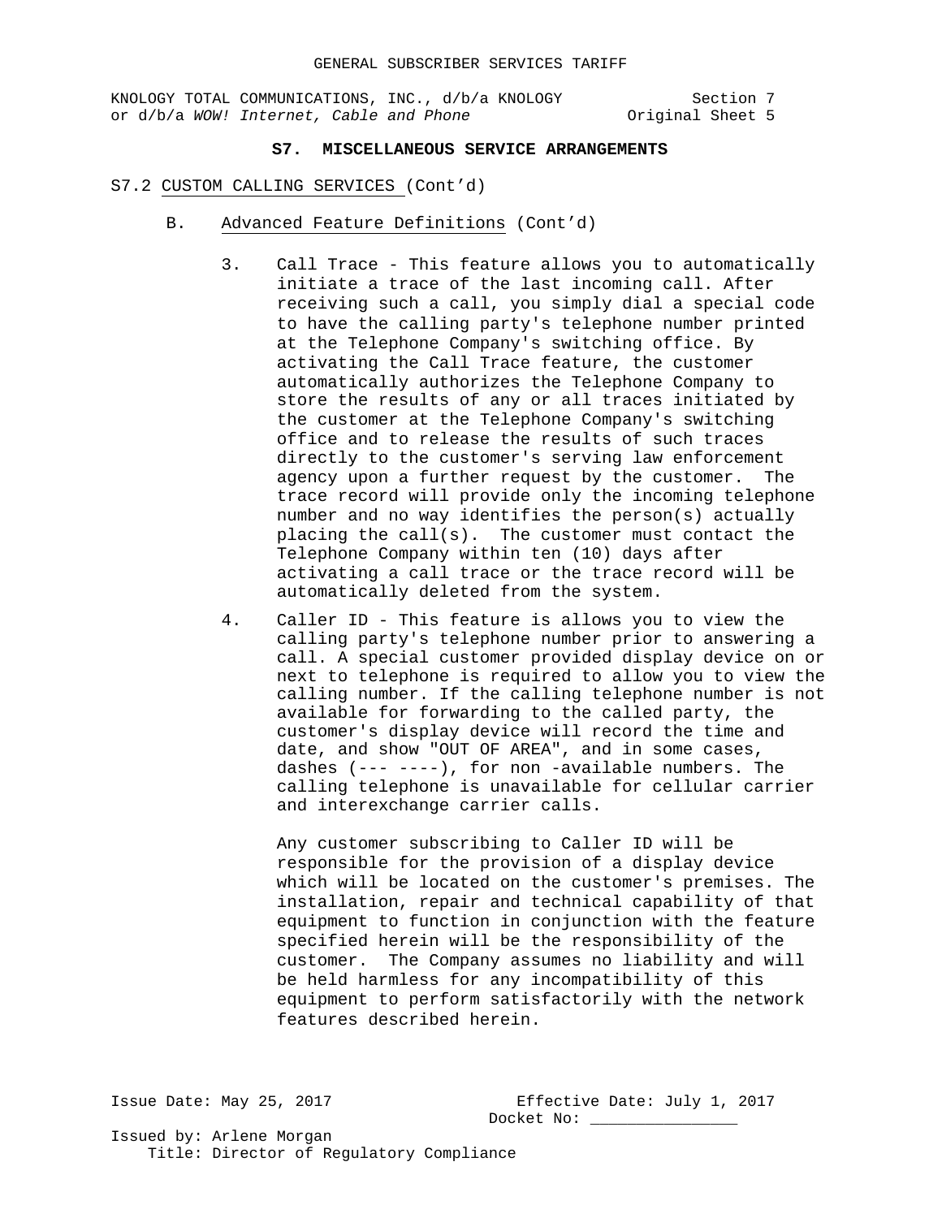**S7. MISCELLANEOUS SERVICE ARRANGEMENTS**

S7.2 CUSTOM CALLING SERVICES (Cont'd)

B. Advanced Feature Definitions (Cont'd)

3. Call Trace - This feature allows you to automatically initiate a trace of the last incoming call. After receiving such a call, you simply dial a special code to have the calling party's telephone number printed at the Telephone Company's switching office. By activating the Call Trace feature, the customer automatically authorizes the Telephone Company to store the results of any or all traces initiated by the customer at the Telephone Company's switching office and to release the results of such traces directly to the customer's serving law enforcement agency upon a further request by the customer. The trace record will provide only the incoming telephone number and no way identifies the person(s) actually placing the call(s). The customer must contact the Telephone Company within ten (10) days after activating a call trace or the trace record will be automatically deleted from the system.

4. Caller ID - This feature is allows you to view the calling party's telephone number prior to answering a call. A special customer provided display device on or next to telephone is required to allow you to view the calling number. If the calling telephone number is not available for forwarding to the called party, the customer's display device will record the time and date, and show "OUT OF AREA", and in some cases, dashes (--- ----), for non -available numbers. The calling telephone is unavailable for cellular carrier and interexchange carrier calls.

   Any customer subscribing to Caller ID will be responsible for the provision of a display device which will be located on the customer's premises. The installation, repair and technical capability of that equipment to function in conjunction with the feature specified herein will be the responsibility of the customer. The Company assumes no liability and will be held harmless for any incompatibility of this equipment to perform satisfactorily with the network features described herein.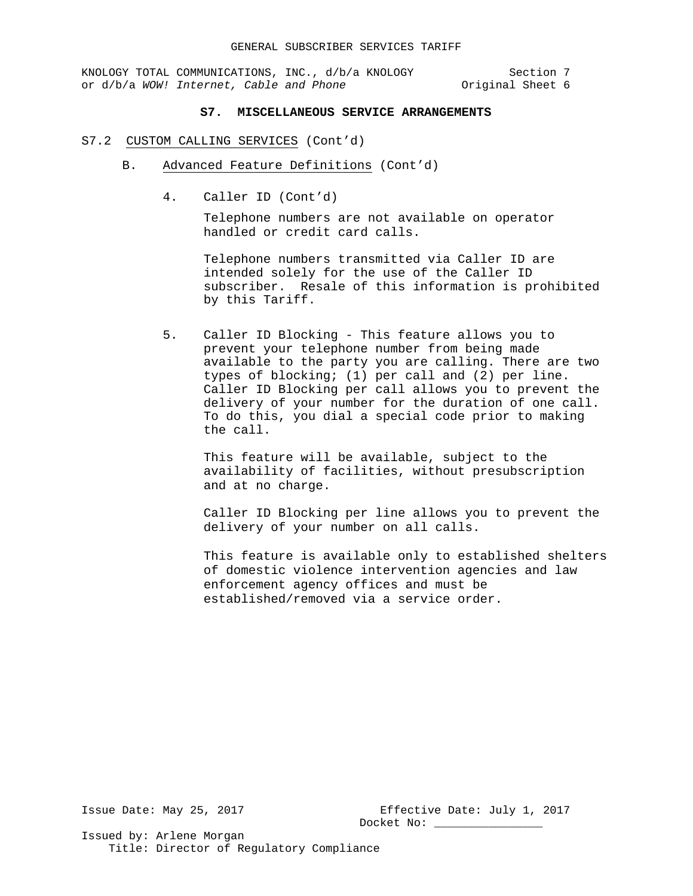## S7. MISCELLANEOUS SERVICE ARRANGEMENTS

S7.2 CUSTOM CALLING SERVICES (Cont'd)

B. Advanced Feature Definitions (Cont'd)

4. Caller ID (Cont'd)

   Telephone numbers are not available on operator handled or credit card calls.

   Telephone numbers transmitted via Caller ID are intended solely for the use of the Caller ID subscriber. Resale of this information is prohibited by this Tariff.

5. Caller ID Blocking - This feature allows you to prevent your telephone number from being made available to the party you are calling. There are two types of blocking; (1) per call and (2) per line. Caller ID Blocking per call allows you to prevent the delivery of your number for the duration of one call. To do this, you dial a special code prior to making the call.

   This feature will be available, subject to the availability of facilities, without presubscription and at no charge.

   Caller ID Blocking per line allows you to prevent the delivery of your number on all calls.

   This feature is available only to established shelters of domestic violence intervention agencies and law enforcement agency offices and must be established/removed via a service order.

Issue Date: May 25, 2017

Effective Date: July 1, 2017

Docket No: ________________

Issued by: Arlene Morgan

Title: Director of Regulatory Compliance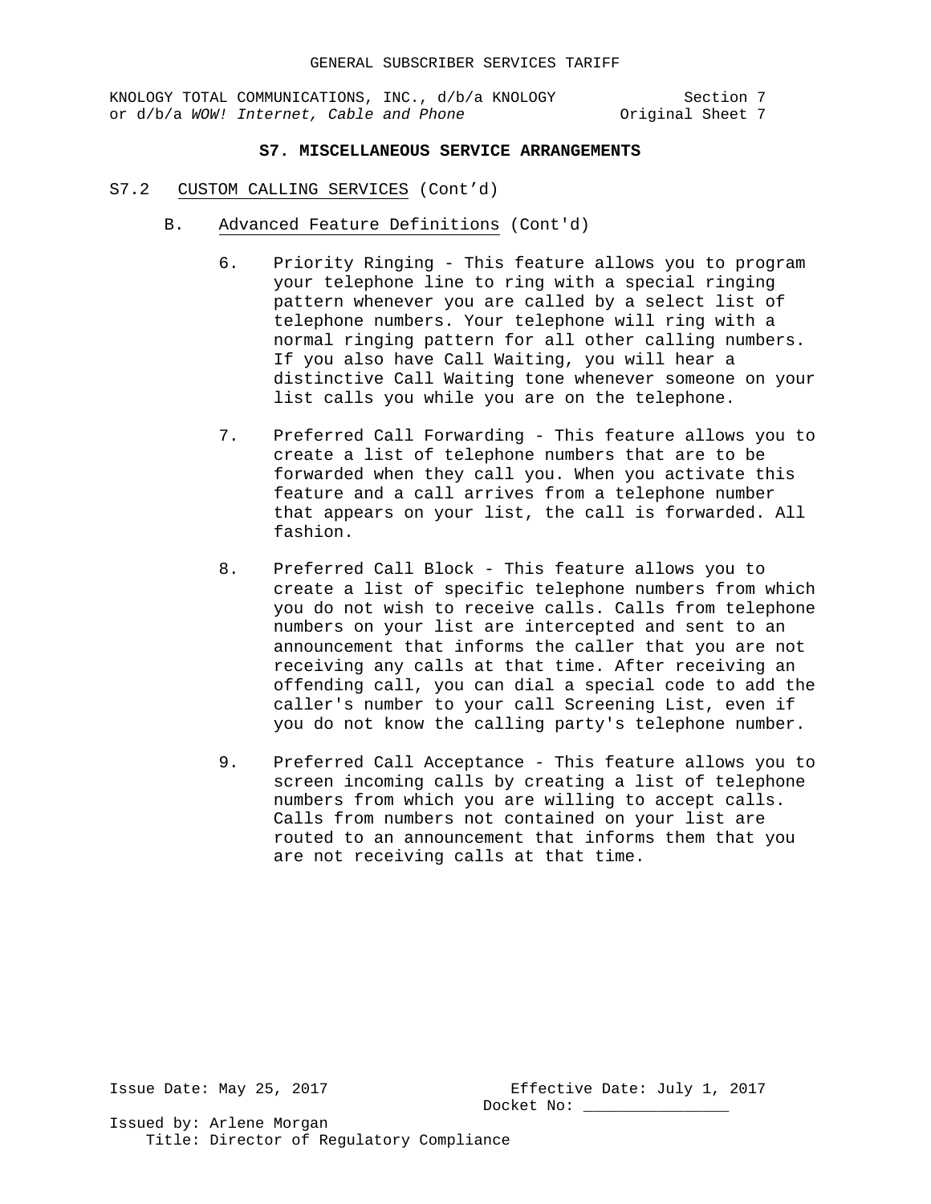## S7. MISCELLANEOUS SERVICE ARRANGEMENTS

S7.2 CUSTOM CALLING SERVICES (Cont'd)

B. Advanced Feature Definitions (Cont'd)

6. Priority Ringing - This feature allows you to program your telephone line to ring with a special ringing pattern whenever you are called by a select list of telephone numbers. Your telephone will ring with a normal ringing pattern for all other calling numbers. If you also have Call Waiting, you will hear a distinctive Call Waiting tone whenever someone on your list calls you while you are on the telephone.

7. Preferred Call Forwarding - This feature allows you to create a list of telephone numbers that are to be forwarded when they call you. When you activate this feature and a call arrives from a telephone number that appears on your list, the call is forwarded. All fashion.

8. Preferred Call Block - This feature allows you to create a list of specific telephone numbers from which you do not wish to receive calls. Calls from telephone numbers on your list are intercepted and sent to an announcement that informs the caller that you are not receiving any calls at that time. After receiving an offending call, you can dial a special code to add the caller's number to your call Screening List, even if you do not know the calling party's telephone number.

9. Preferred Call Acceptance - This feature allows you to screen incoming calls by creating a list of telephone numbers from which you are willing to accept calls. Calls from numbers not contained on your list are routed to an announcement that informs them that you are not receiving calls at that time.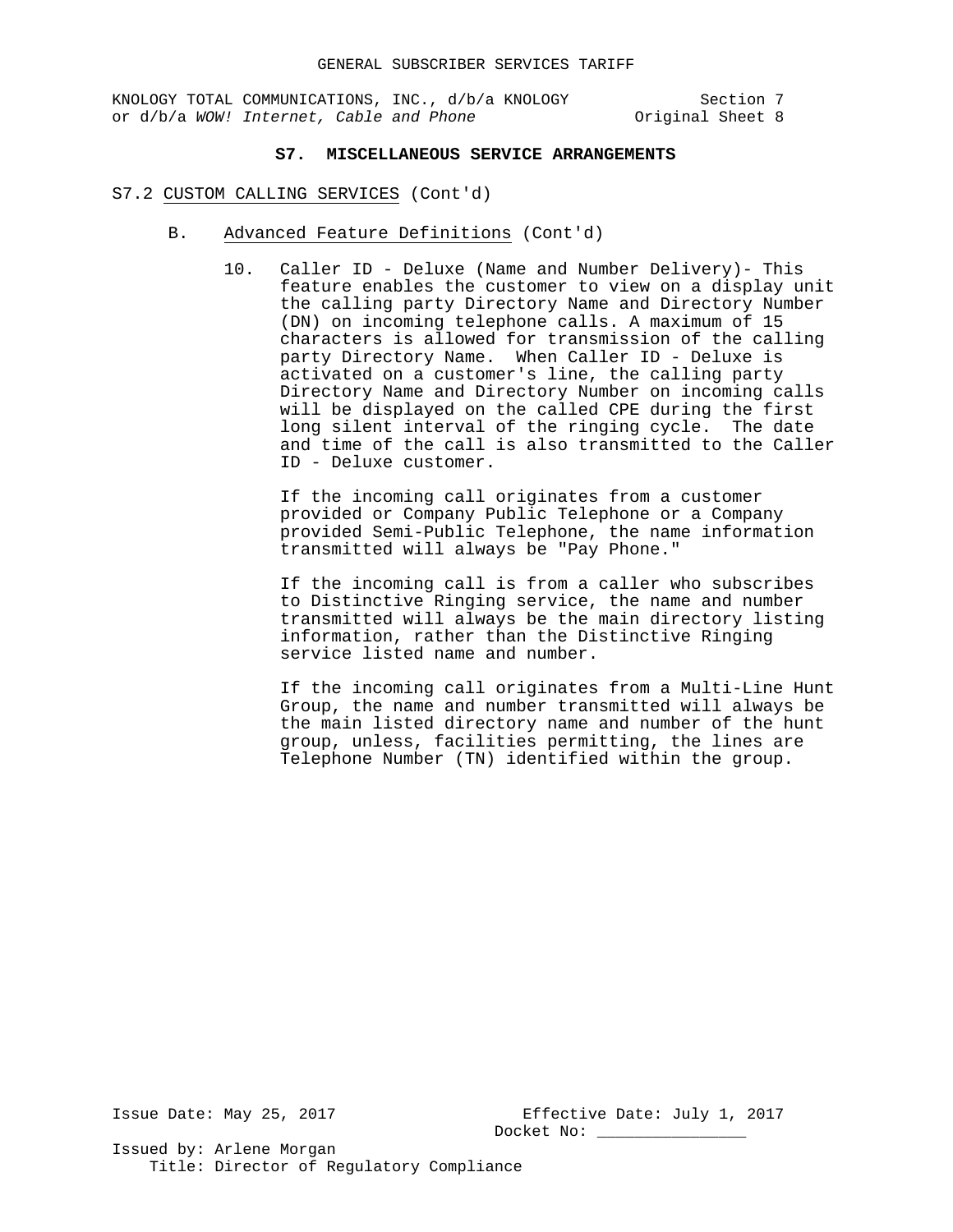## S7. MISCELLANEOUS SERVICE ARRANGEMENTS

S7.2 CUSTOM CALLING SERVICES (Cont'd)

B. Advanced Feature Definitions (Cont'd)

10. Caller ID - Deluxe (Name and Number Delivery)- This feature enables the customer to view on a display unit the calling party Directory Name and Directory Number (DN) on incoming telephone calls. A maximum of 15 characters is allowed for transmission of the calling party Directory Name. When Caller ID - Deluxe is activated on a customer's line, the calling party Directory Name and Directory Number on incoming calls will be displayed on the called CPE during the first long silent interval of the ringing cycle. The date and time of the call is also transmitted to the Caller ID - Deluxe customer.

    If the incoming call originates from a customer provided or Company Public Telephone or a Company provided Semi-Public Telephone, the name information transmitted will always be "Pay Phone."

    If the incoming call is from a caller who subscribes to Distinctive Ringing service, the name and number transmitted will always be the main directory listing information, rather than the Distinctive Ringing service listed name and number.

    If the incoming call originates from a Multi-Line Hunt Group, the name and number transmitted will always be the main listed directory name and number of the hunt group, unless, facilities permitting, the lines are Telephone Number (TN) identified within the group.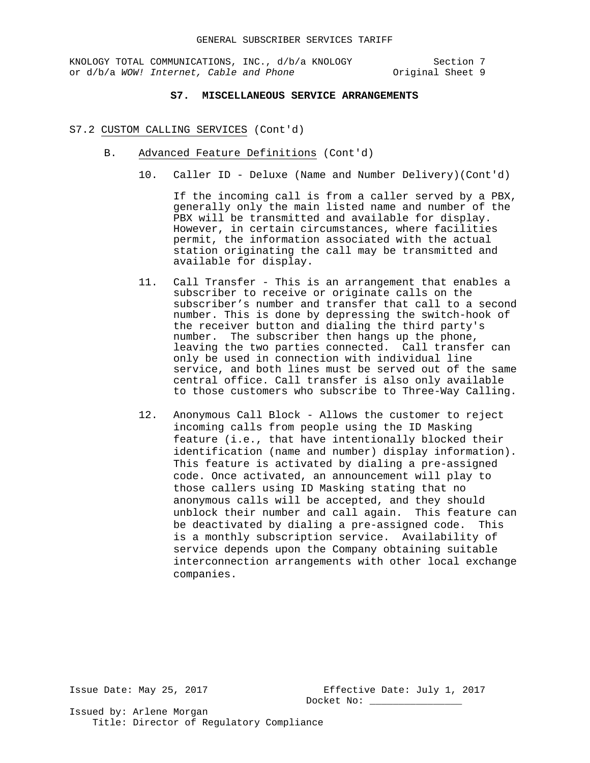## S7. MISCELLANEOUS SERVICE ARRANGEMENTS

S7.2 CUSTOM CALLING SERVICES (Cont'd)

B. Advanced Feature Definitions (Cont'd)

10. Caller ID - Deluxe (Name and Number Delivery)(Cont'd)

    If the incoming call is from a caller served by a PBX, generally only the main listed name and number of the PBX will be transmitted and available for display. However, in certain circumstances, where facilities permit, the information associated with the actual station originating the call may be transmitted and available for display.

11. Call Transfer - This is an arrangement that enables a subscriber to receive or originate calls on the subscriber's number and transfer that call to a second number. This is done by depressing the switch-hook of the receiver button and dialing the third party's number. The subscriber then hangs up the phone, leaving the two parties connected. Call transfer can only be used in connection with individual line service, and both lines must be served out of the same central office. Call transfer is also only available to those customers who subscribe to Three-Way Calling.

12. Anonymous Call Block - Allows the customer to reject incoming calls from people using the ID Masking feature (i.e., that have intentionally blocked their identification (name and number) display information). This feature is activated by dialing a pre-assigned code. Once activated, an announcement will play to those callers using ID Masking stating that no anonymous calls will be accepted, and they should unblock their number and call again. This feature can be deactivated by dialing a pre-assigned code. This is a monthly subscription service. Availability of service depends upon the Company obtaining suitable interconnection arrangements with other local exchange companies.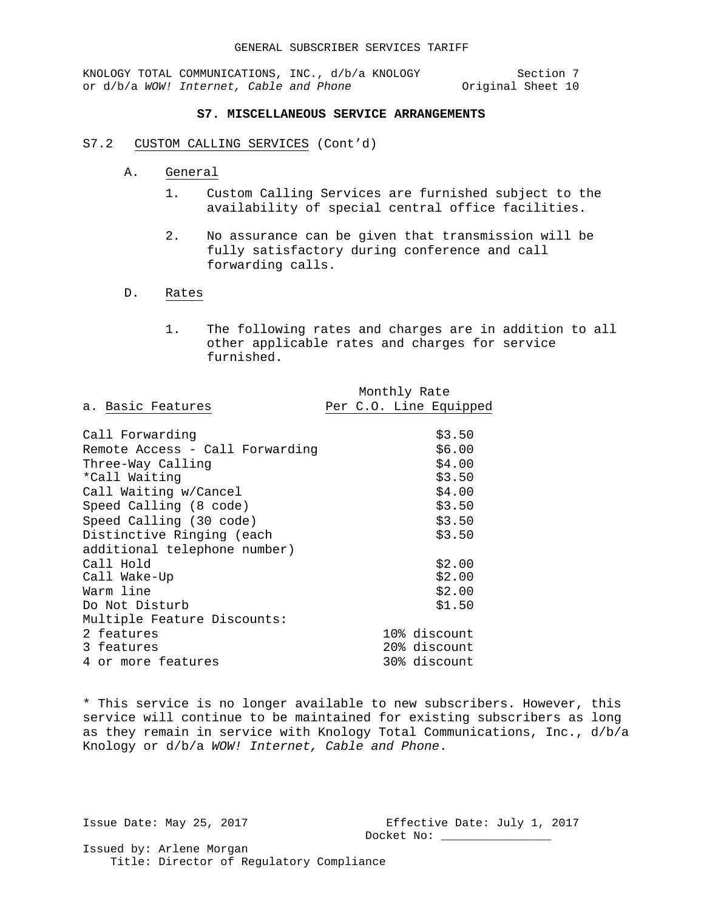## S7. MISCELLANEOUS SERVICE ARRANGEMENTS

S7.2 CUSTOM CALLING SERVICES (Cont'd)

A. General

1. Custom Calling Services are furnished subject to the availability of special central office facilities.

2. No assurance can be given that transmission will be fully satisfactory during conference and call forwarding calls.

D. Rates

1. The following rates and charges are in addition to all other applicable rates and charges for service furnished.

| a. Basic Features | Monthly Rate Per C.O. Line Equipped |
|---|---|
| Call Forwarding | $3.50 |
| Remote Access - Call Forwarding | $6.00 |
| Three-Way Calling | $4.00 |
| *Call Waiting | $3.50 |
| Call Waiting w/Cancel | $4.00 |
| Speed Calling (8 code) | $3.50 |
| Speed Calling (30 code) | $3.50 |
| Distinctive Ringing (each additional telephone number) | $3.50 |
| Call Hold | $2.00 |
| Call Wake-Up | $2.00 |
| Warm line | $2.00 |
| Do Not Disturb | $1.50 |
| Multiple Feature Discounts: | |
| 2 features | 10% discount |
| 3 features | 20% discount |
| 4 or more features | 30% discount |

* This service is no longer available to new subscribers. However, this service will continue to be maintained for existing subscribers as long as they remain in service with Knology Total Communications, Inc., d/b/a Knology or d/b/a *WOW! Internet, Cable and Phone*.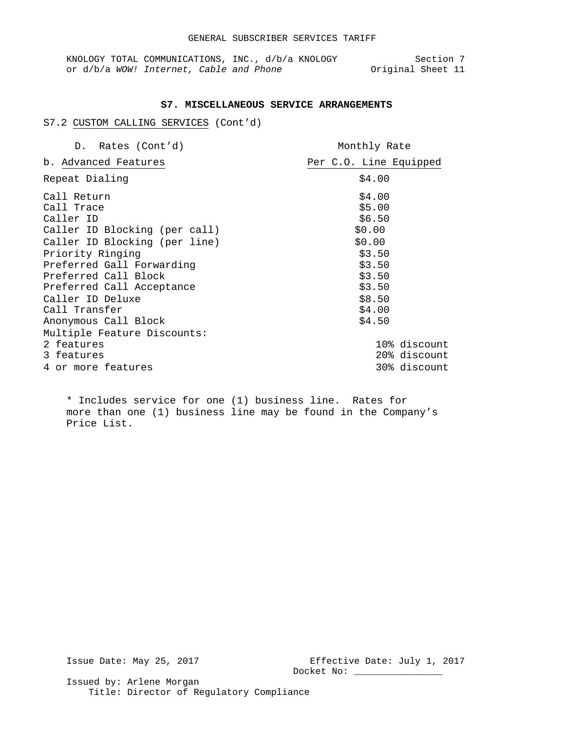## S7. MISCELLANEOUS SERVICE ARRANGEMENTS

S7.2 CUSTOM CALLING SERVICES (Cont'd)

| D. Rates (Cont'd) | Monthly Rate |
|---|---|
| b. Advanced Features | Per C.O. Line Equipped |
| Repeat Dialing | $4.00 |
| Call Return | $4.00 |
| Call Trace | $5.00 |
| Caller ID | $6.50 |
| Caller ID Blocking (per call) | $0.00 |
| Caller ID Blocking (per line) | $0.00 |
| Priority Ringing | $3.50 |
| Preferred Gall Forwarding | $3.50 |
| Preferred Call Block | $3.50 |
| Preferred Call Acceptance | $3.50 |
| Caller ID Deluxe | $8.50 |
| Call Transfer | $4.00 |
| Anonymous Call Block | $4.50 |
| Multiple Feature Discounts: | |
| 2 features | 10% discount |
| 3 features | 20% discount |
| 4 or more features | 30% discount |

* Includes service for one (1) business line. Rates for more than one (1) business line may be found in the Company's Price List.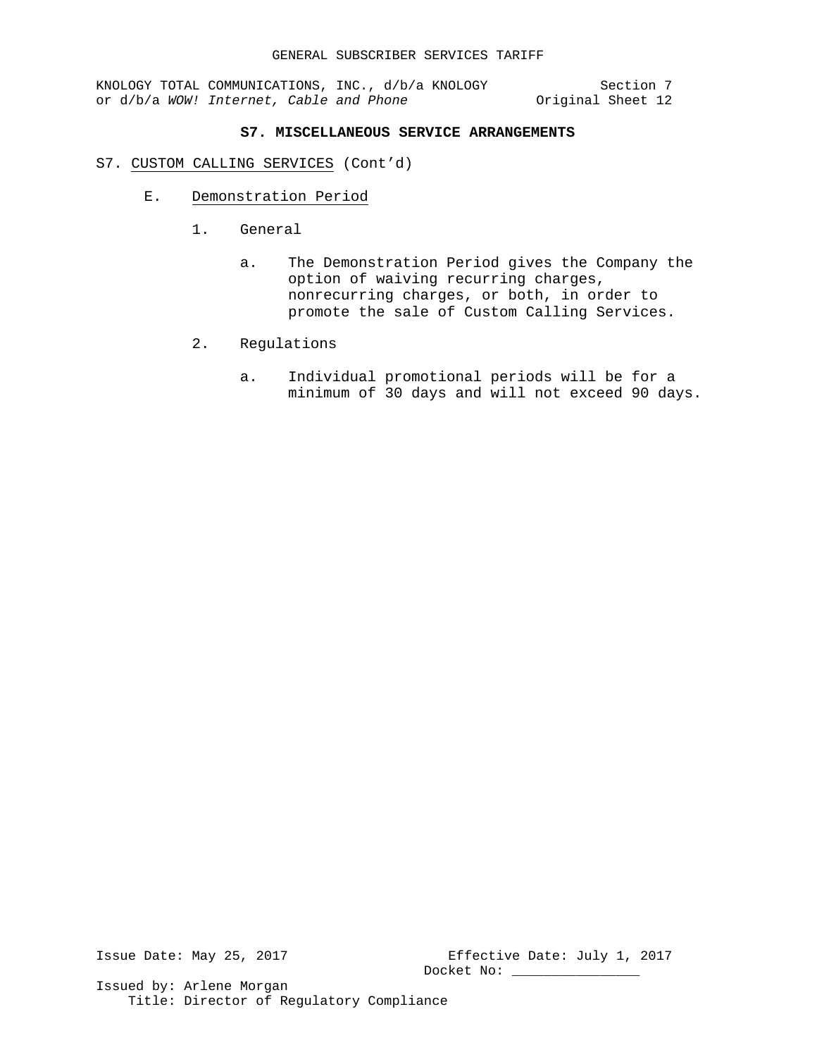## S7. MISCELLANEOUS SERVICE ARRANGEMENTS

S7. CUSTOM CALLING SERVICES (Cont'd)

E. Demonstration Period

1. General

   a. The Demonstration Period gives the Company the option of waiving recurring charges, nonrecurring charges, or both, in order to promote the sale of Custom Calling Services.

2. Regulations

   a. Individual promotional periods will be for a minimum of 30 days and will not exceed 90 days.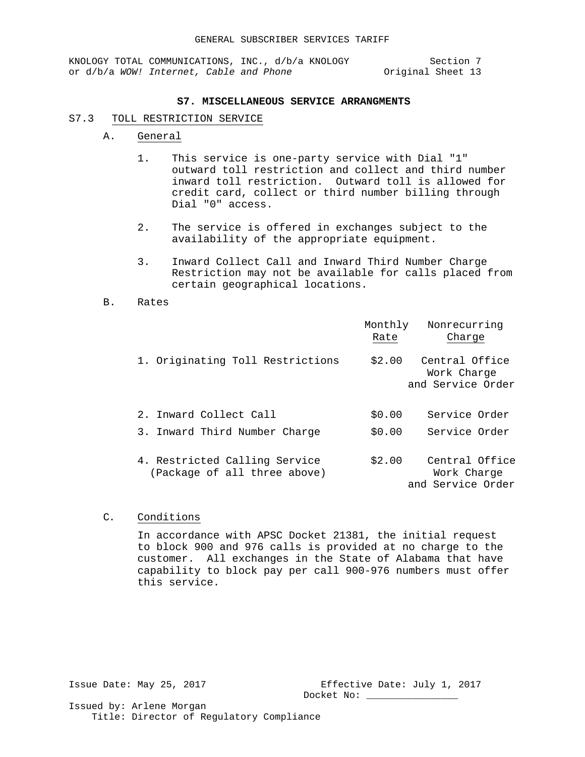# S7. MISCELLANEOUS SERVICE ARRANGMENTS

## S7.3 TOLL RESTRICTION SERVICE

### A. General

1. This service is one-party service with Dial "1" outward toll restriction and collect and third number inward toll restriction. Outward toll is allowed for credit card, collect or third number billing through Dial "0" access.

2. The service is offered in exchanges subject to the availability of the appropriate equipment.

3. Inward Collect Call and Inward Third Number Charge Restriction may not be available for calls placed from certain geographical locations.

### B. Rates

| | Monthly Rate | Nonrecurring Charge |
|---|---|---|
| 1. Originating Toll Restrictions | $2.00 | Central Office Work Charge and Service Order |
| 2. Inward Collect Call | $0.00 | Service Order |
| 3. Inward Third Number Charge | $0.00 | Service Order |
| 4. Restricted Calling Service (Package of all three above) | $2.00 | Central Office Work Charge and Service Order |

### C. Conditions

In accordance with APSC Docket 21381, the initial request to block 900 and 976 calls is provided at no charge to the customer. All exchanges in the State of Alabama that have capability to block pay per call 900-976 numbers must offer this service.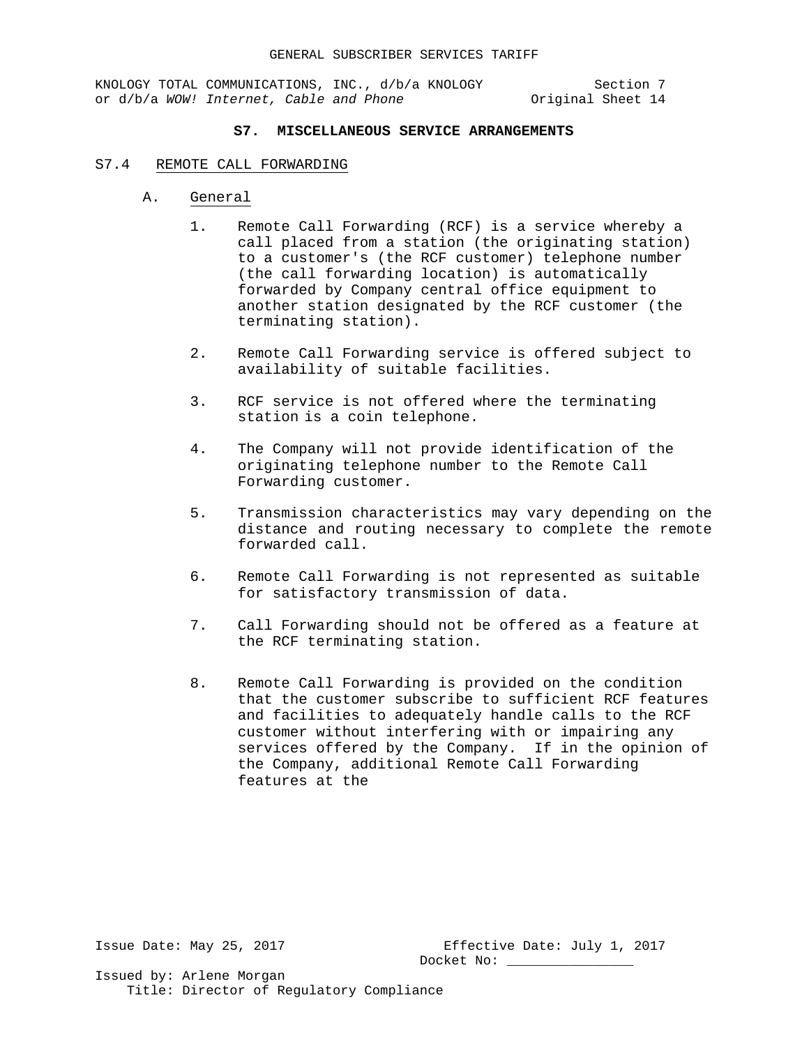## S7. MISCELLANEOUS SERVICE ARRANGEMENTS

### S7.4 REMOTE CALL FORWARDING

#### A. General

1. Remote Call Forwarding (RCF) is a service whereby a call placed from a station (the originating station) to a customer's (the RCF customer) telephone number (the call forwarding location) is automatically forwarded by Company central office equipment to another station designated by the RCF customer (the terminating station).

2. Remote Call Forwarding service is offered subject to availability of suitable facilities.

3. RCF service is not offered where the terminating station is a coin telephone.

4. The Company will not provide identification of the originating telephone number to the Remote Call Forwarding customer.

5. Transmission characteristics may vary depending on the distance and routing necessary to complete the remote forwarded call.

6. Remote Call Forwarding is not represented as suitable for satisfactory transmission of data.

7. Call Forwarding should not be offered as a feature at the RCF terminating station.

8. Remote Call Forwarding is provided on the condition that the customer subscribe to sufficient RCF features and facilities to adequately handle calls to the RCF customer without interfering with or impairing any services offered by the Company. If in the opinion of the Company, additional Remote Call Forwarding features at the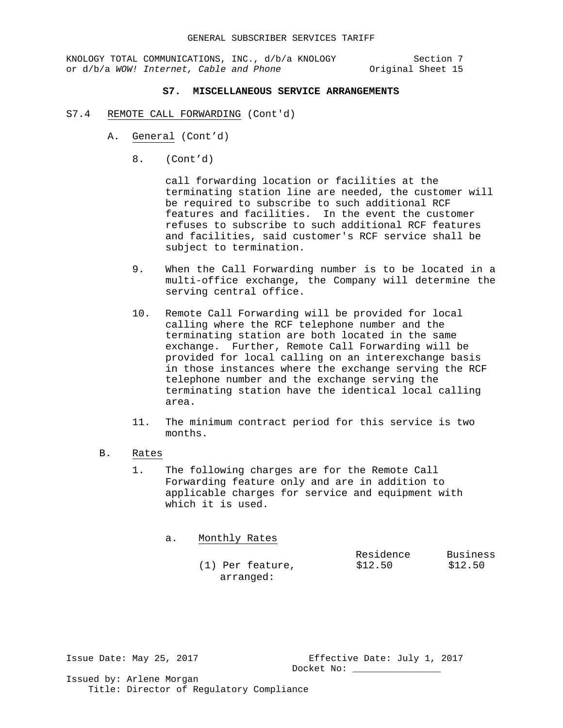## S7. MISCELLANEOUS SERVICE ARRANGEMENTS

S7.4 REMOTE CALL FORWARDING (Cont'd)

A. General (Cont'd)

8. (Cont'd)

call forwarding location or facilities at the terminating station line are needed, the customer will be required to subscribe to such additional RCF features and facilities. In the event the customer refuses to subscribe to such additional RCF features and facilities, said customer's RCF service shall be subject to termination.

9. When the Call Forwarding number is to be located in a multi-office exchange, the Company will determine the serving central office.

10. Remote Call Forwarding will be provided for local calling where the RCF telephone number and the terminating station are both located in the same exchange. Further, Remote Call Forwarding will be provided for local calling on an interexchange basis in those instances where the exchange serving the RCF telephone number and the exchange serving the terminating station have the identical local calling area.

11. The minimum contract period for this service is two months.

B. Rates

1. The following charges are for the Remote Call Forwarding feature only and are in addition to applicable charges for service and equipment with which it is used.

a. Monthly Rates

| | Residence | Business |
|---|---|---|
| (1) Per feature, arranged: | $12.50 | $12.50 |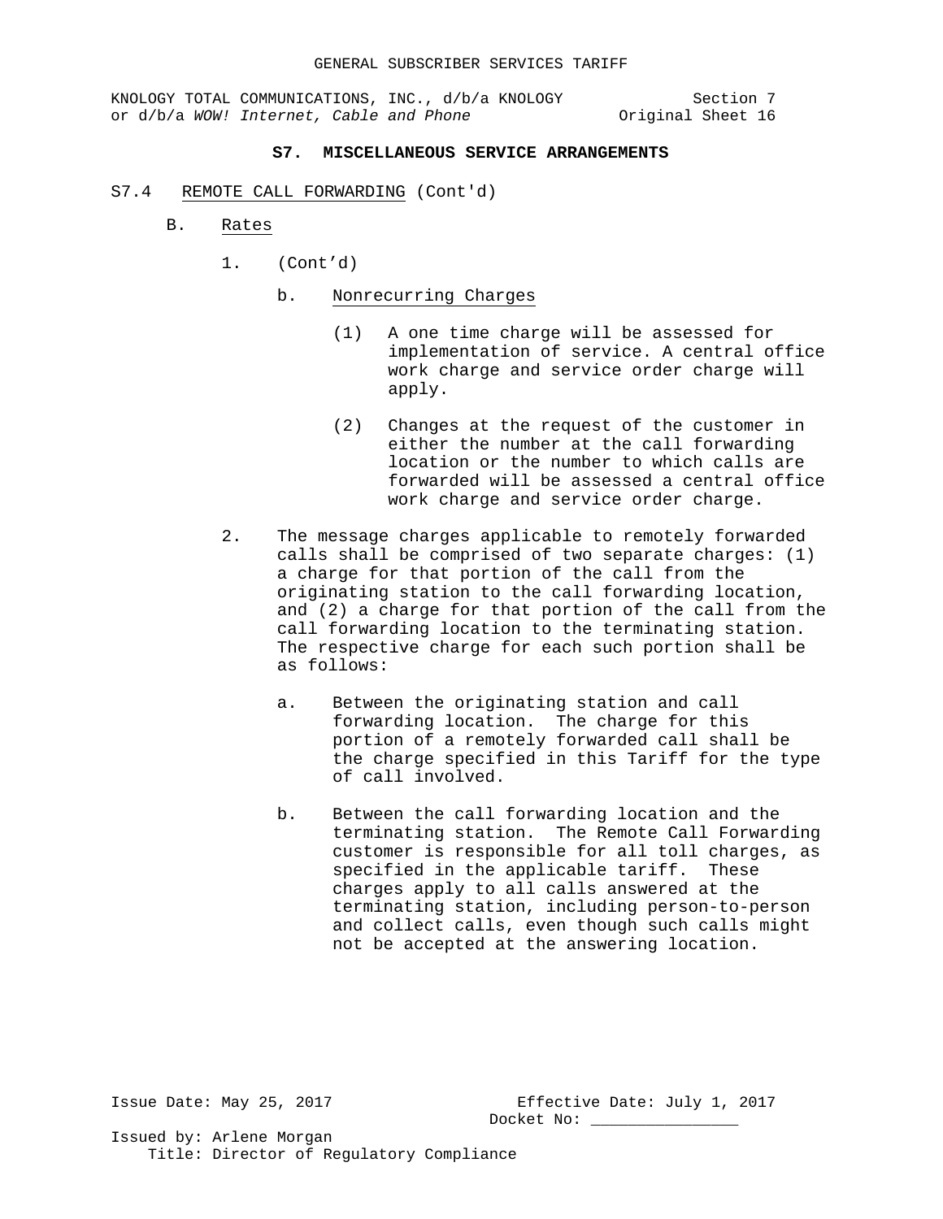## S7. MISCELLANEOUS SERVICE ARRANGEMENTS

S7.4 REMOTE CALL FORWARDING (Cont'd)

B. Rates

1. (Cont'd)

   b. Nonrecurring Charges

      (1) A one time charge will be assessed for implementation of service. A central office work charge and service order charge will apply.

      (2) Changes at the request of the customer in either the number at the call forwarding location or the number to which calls are forwarded will be assessed a central office work charge and service order charge.

2. The message charges applicable to remotely forwarded calls shall be comprised of two separate charges: (1) a charge for that portion of the call from the originating station to the call forwarding location, and (2) a charge for that portion of the call from the call forwarding location to the terminating station. The respective charge for each such portion shall be as follows:

   a. Between the originating station and call forwarding location. The charge for this portion of a remotely forwarded call shall be the charge specified in this Tariff for the type of call involved.

   b. Between the call forwarding location and the terminating station. The Remote Call Forwarding customer is responsible for all toll charges, as specified in the applicable tariff. These charges apply to all calls answered at the terminating station, including person-to-person and collect calls, even though such calls might not be accepted at the answering location.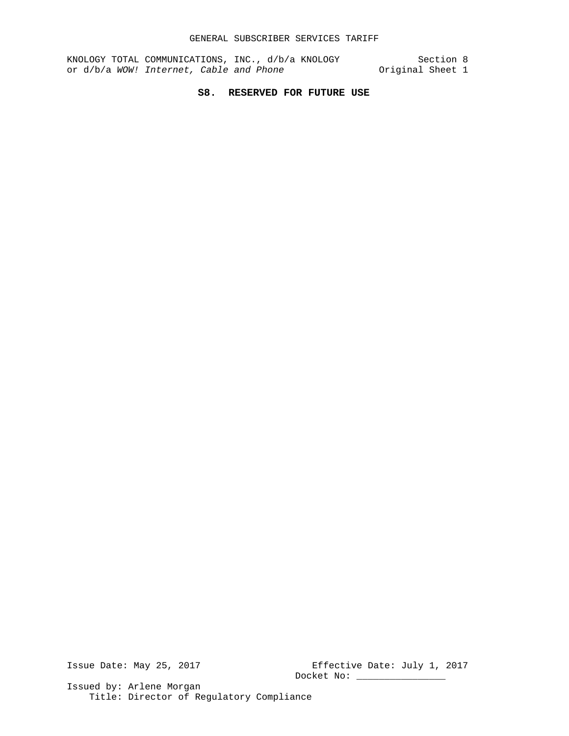# S8. RESERVED FOR FUTURE USE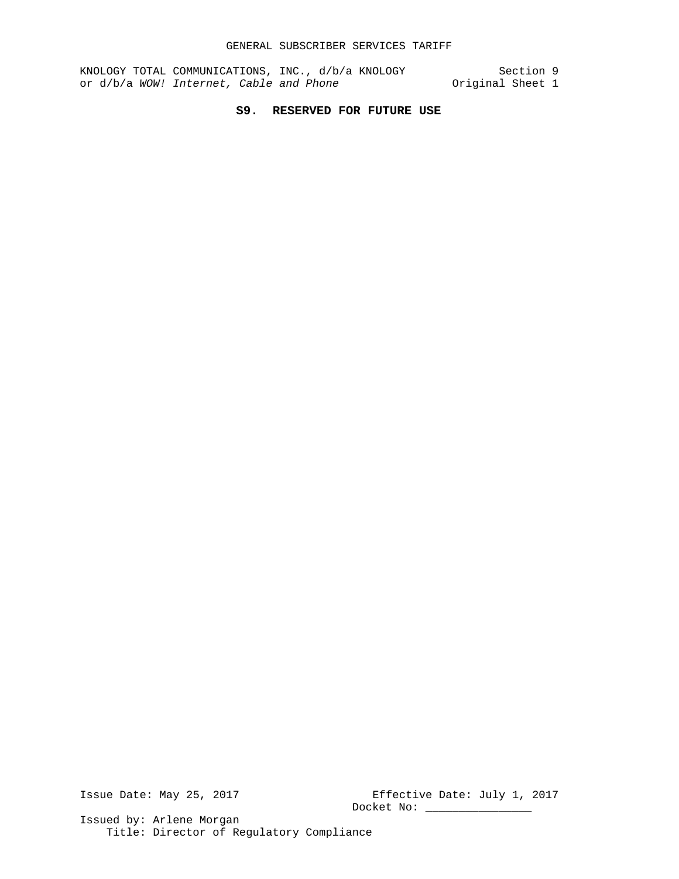# S9. RESERVED FOR FUTURE USE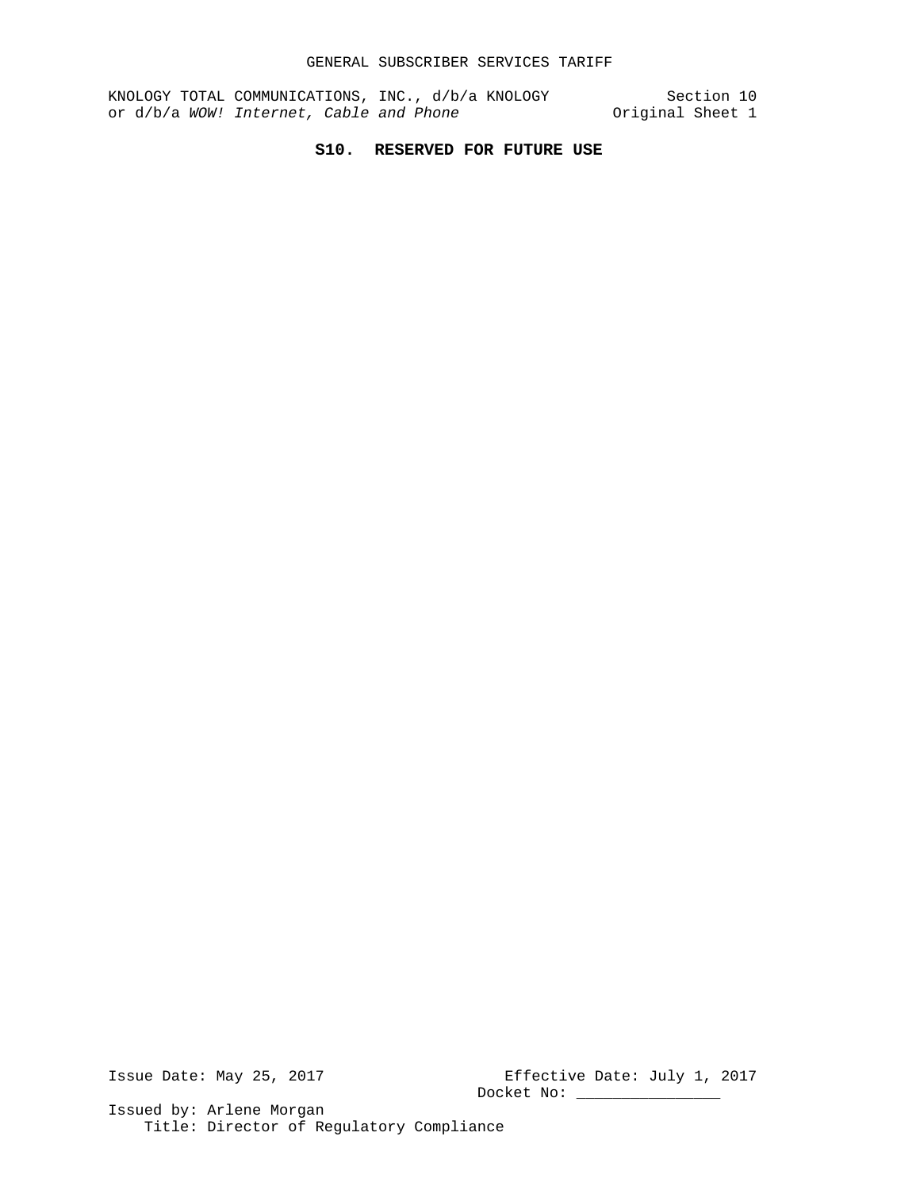# S10. RESERVED FOR FUTURE USE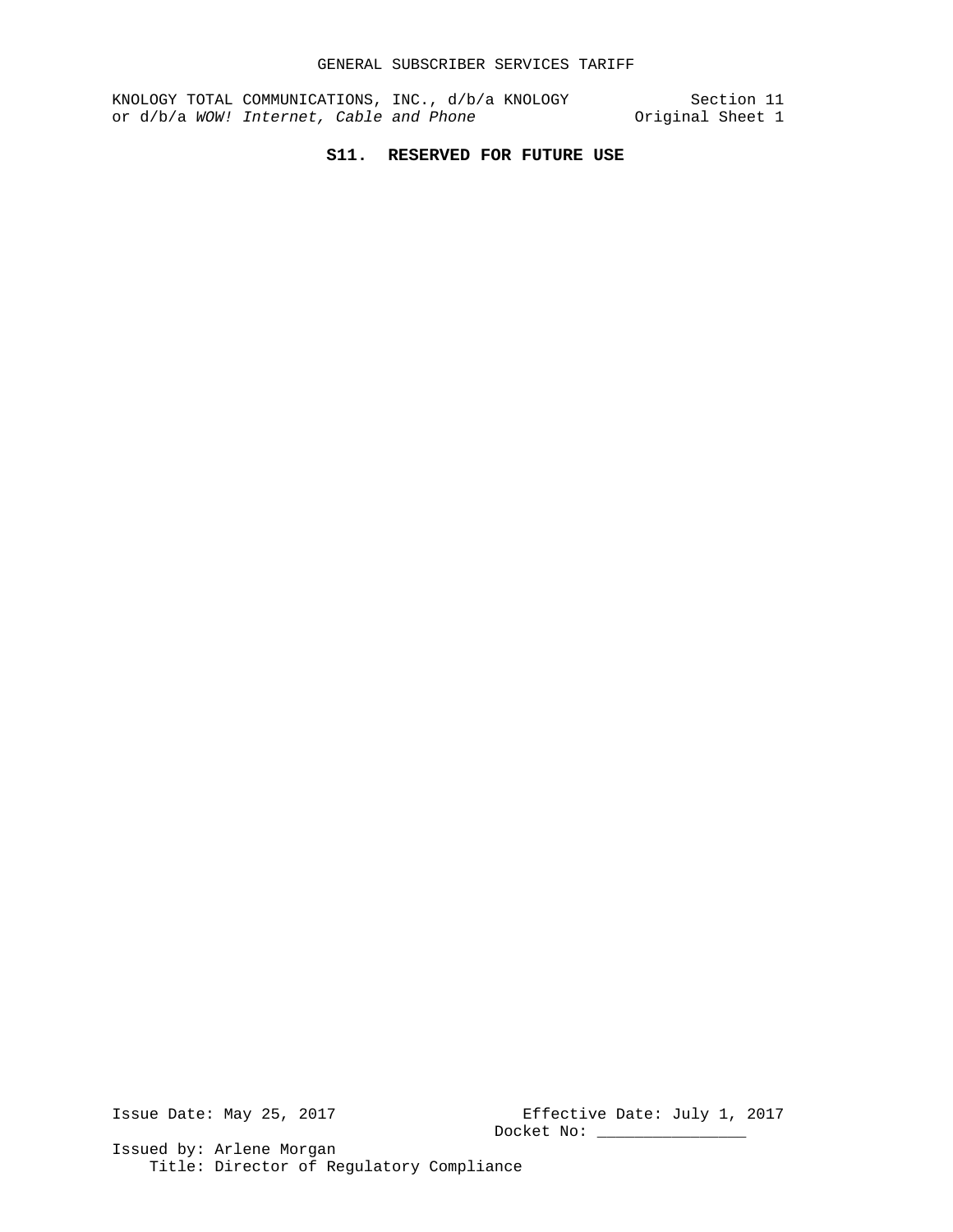# S11. RESERVED FOR FUTURE USE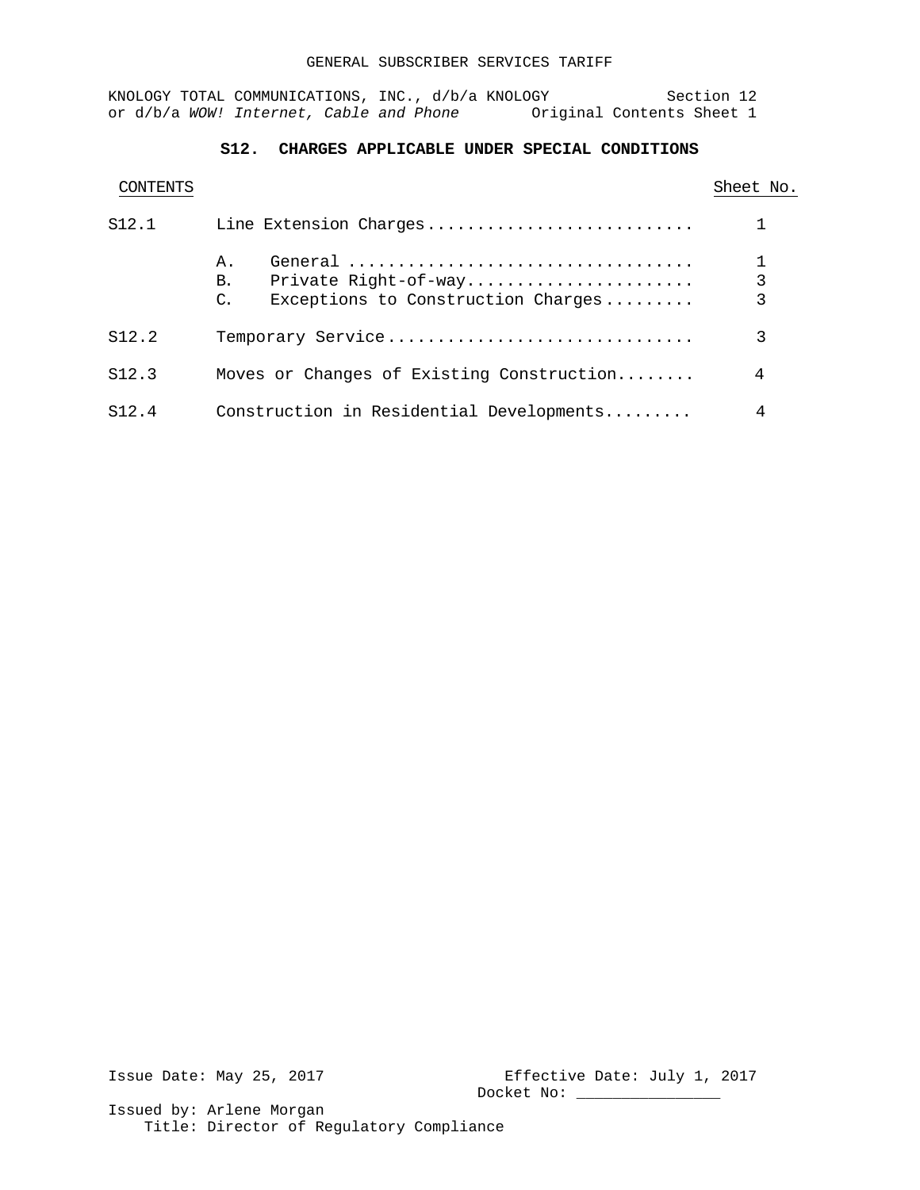GENERAL SUBSCRIBER SERVICES TARIFF

KNOLOGY TOTAL COMMUNICATIONS, INC., d/b/a KNOLOGY Section 12
or d/b/a *WOW! Internet, Cable and Phone* Original Contents Sheet 1

## S12. CHARGES APPLICABLE UNDER SPECIAL CONDITIONS

| CONTENTS | | Sheet No. |
|---|---|---|
| S12.1 | Line Extension Charges | 1 |
| | A. General | 1 |
| | B. Private Right-of-way | 3 |
| | C. Exceptions to Construction Charges | 3 |
| S12.2 | Temporary Service | 3 |
| S12.3 | Moves or Changes of Existing Construction | 4 |
| S12.4 | Construction in Residential Developments | 4 |

Issue Date: May 25, 2017 Effective Date: July 1, 2017
Docket No: ________________

Issued by: Arlene Morgan
Title: Director of Regulatory Compliance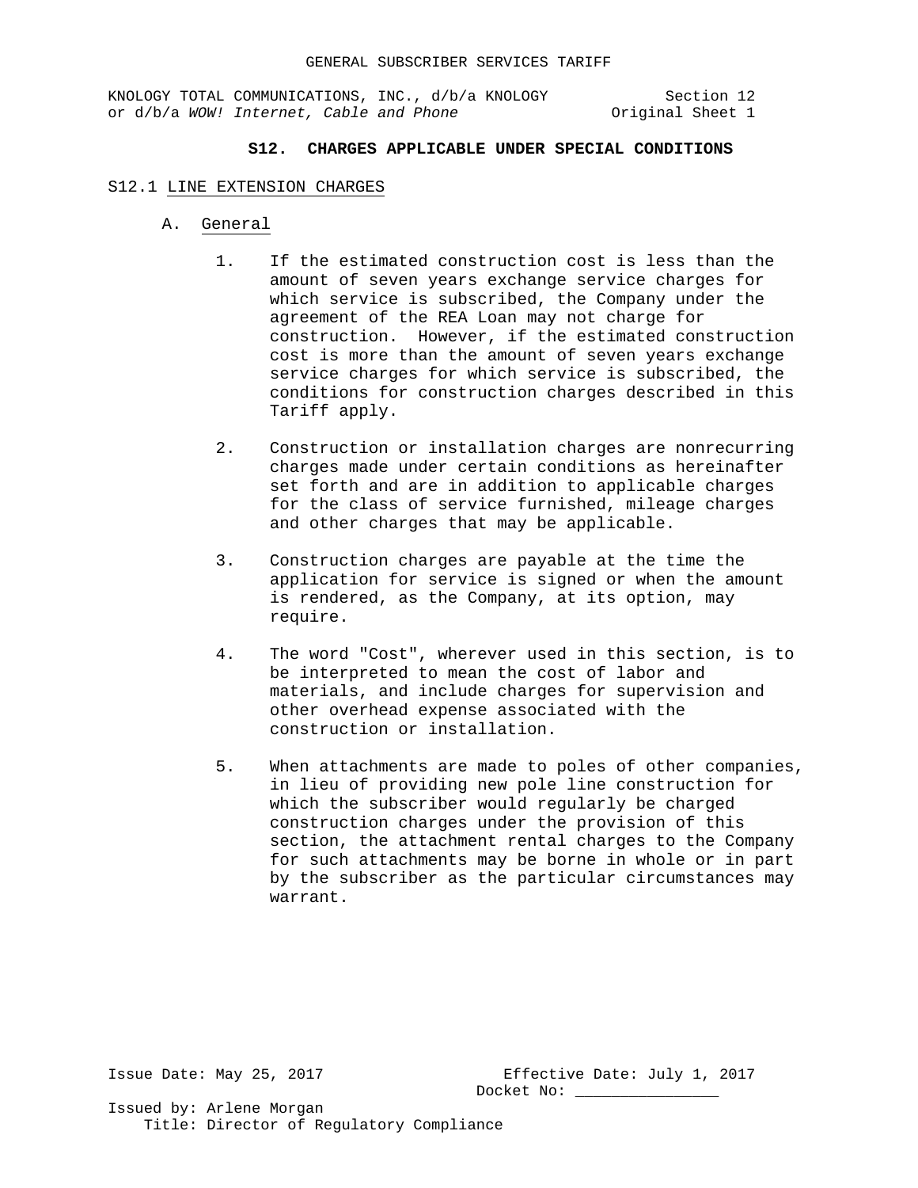## S12. CHARGES APPLICABLE UNDER SPECIAL CONDITIONS

### S12.1 LINE EXTENSION CHARGES

A. General

1. If the estimated construction cost is less than the amount of seven years exchange service charges for which service is subscribed, the Company under the agreement of the REA Loan may not charge for construction. However, if the estimated construction cost is more than the amount of seven years exchange service charges for which service is subscribed, the conditions for construction charges described in this Tariff apply.

2. Construction or installation charges are nonrecurring charges made under certain conditions as hereinafter set forth and are in addition to applicable charges for the class of service furnished, mileage charges and other charges that may be applicable.

3. Construction charges are payable at the time the application for service is signed or when the amount is rendered, as the Company, at its option, may require.

4. The word "Cost", wherever used in this section, is to be interpreted to mean the cost of labor and materials, and include charges for supervision and other overhead expense associated with the construction or installation.

5. When attachments are made to poles of other companies, in lieu of providing new pole line construction for which the subscriber would regularly be charged construction charges under the provision of this section, the attachment rental charges to the Company for such attachments may be borne in whole or in part by the subscriber as the particular circumstances may warrant.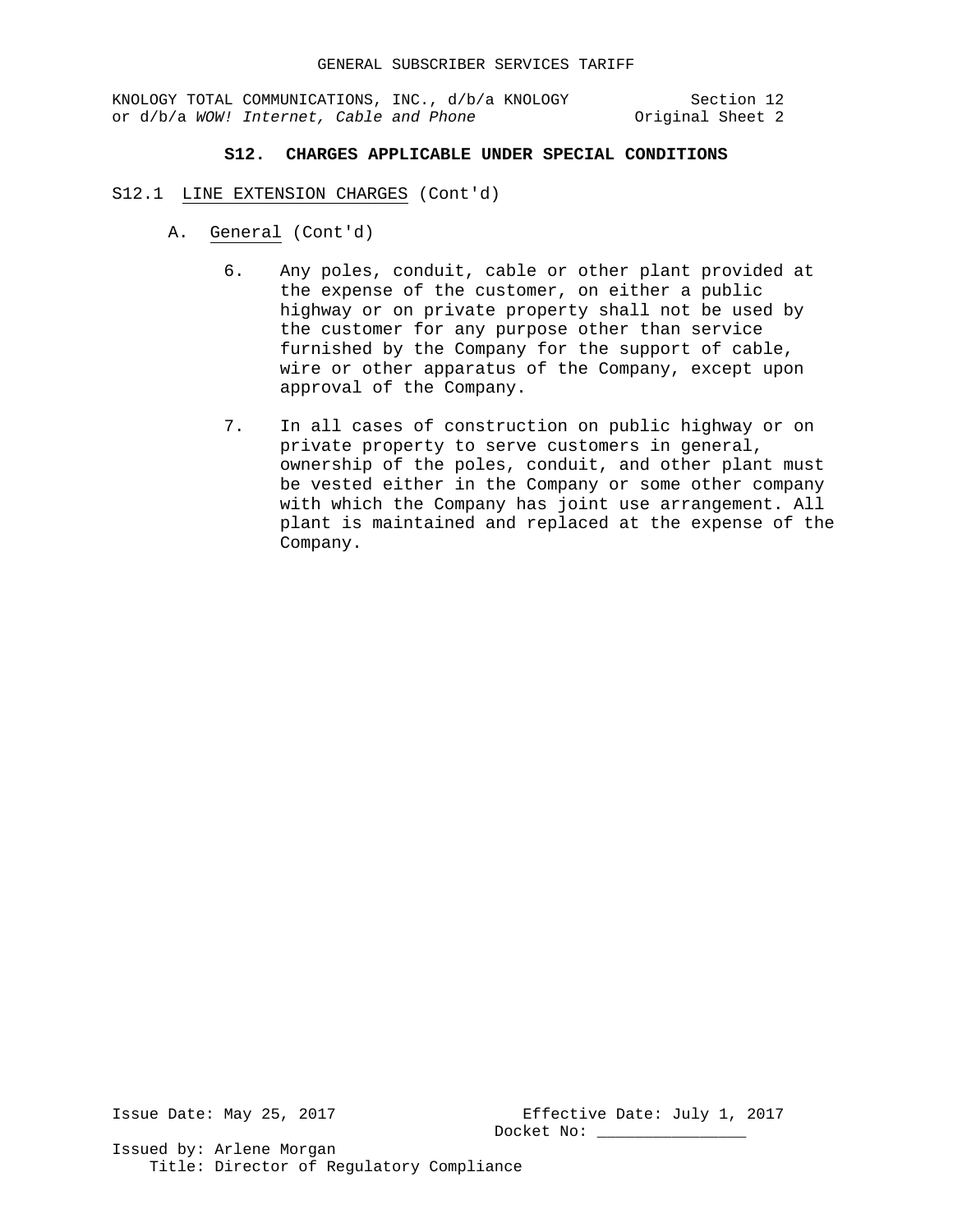## S12. CHARGES APPLICABLE UNDER SPECIAL CONDITIONS

S12.1 LINE EXTENSION CHARGES (Cont'd)

A. General (Cont'd)

6. Any poles, conduit, cable or other plant provided at the expense of the customer, on either a public highway or on private property shall not be used by the customer for any purpose other than service furnished by the Company for the support of cable, wire or other apparatus of the Company, except upon approval of the Company.

7. In all cases of construction on public highway or on private property to serve customers in general, ownership of the poles, conduit, and other plant must be vested either in the Company or some other company with which the Company has joint use arrangement. All plant is maintained and replaced at the expense of the Company.

Issue Date: May 25, 2017

Effective Date: July 1, 2017

Docket No: ________________

Issued by: Arlene Morgan

Title: Director of Regulatory Compliance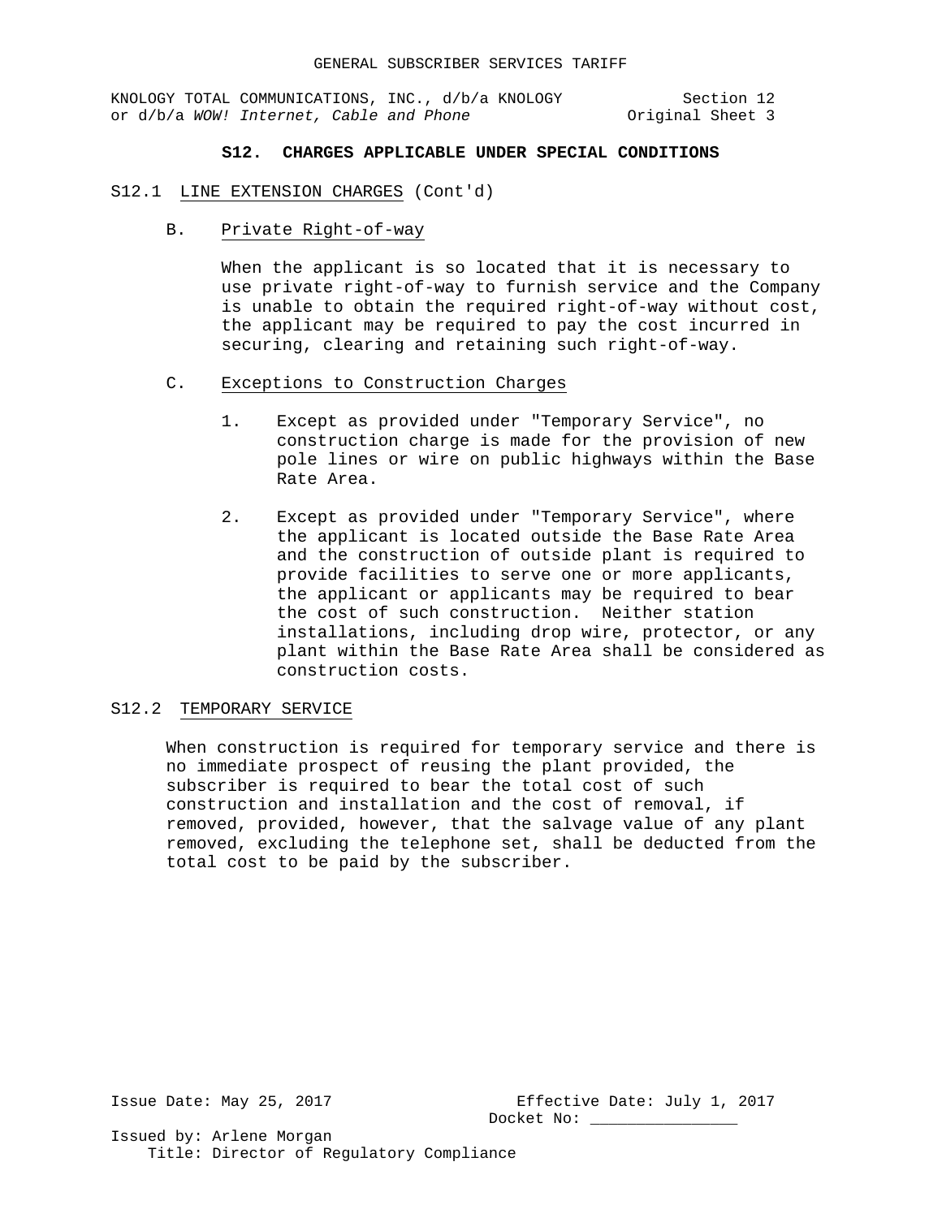## S12. CHARGES APPLICABLE UNDER SPECIAL CONDITIONS

S12.1 LINE EXTENSION CHARGES (Cont'd)

B. Private Right-of-way

When the applicant is so located that it is necessary to use private right-of-way to furnish service and the Company is unable to obtain the required right-of-way without cost, the applicant may be required to pay the cost incurred in securing, clearing and retaining such right-of-way.

C. Exceptions to Construction Charges

1. Except as provided under "Temporary Service", no construction charge is made for the provision of new pole lines or wire on public highways within the Base Rate Area.

2. Except as provided under "Temporary Service", where the applicant is located outside the Base Rate Area and the construction of outside plant is required to provide facilities to serve one or more applicants, the applicant or applicants may be required to bear the cost of such construction. Neither station installations, including drop wire, protector, or any plant within the Base Rate Area shall be considered as construction costs.

S12.2 TEMPORARY SERVICE

When construction is required for temporary service and there is no immediate prospect of reusing the plant provided, the subscriber is required to bear the total cost of such construction and installation and the cost of removal, if removed, provided, however, that the salvage value of any plant removed, excluding the telephone set, shall be deducted from the total cost to be paid by the subscriber.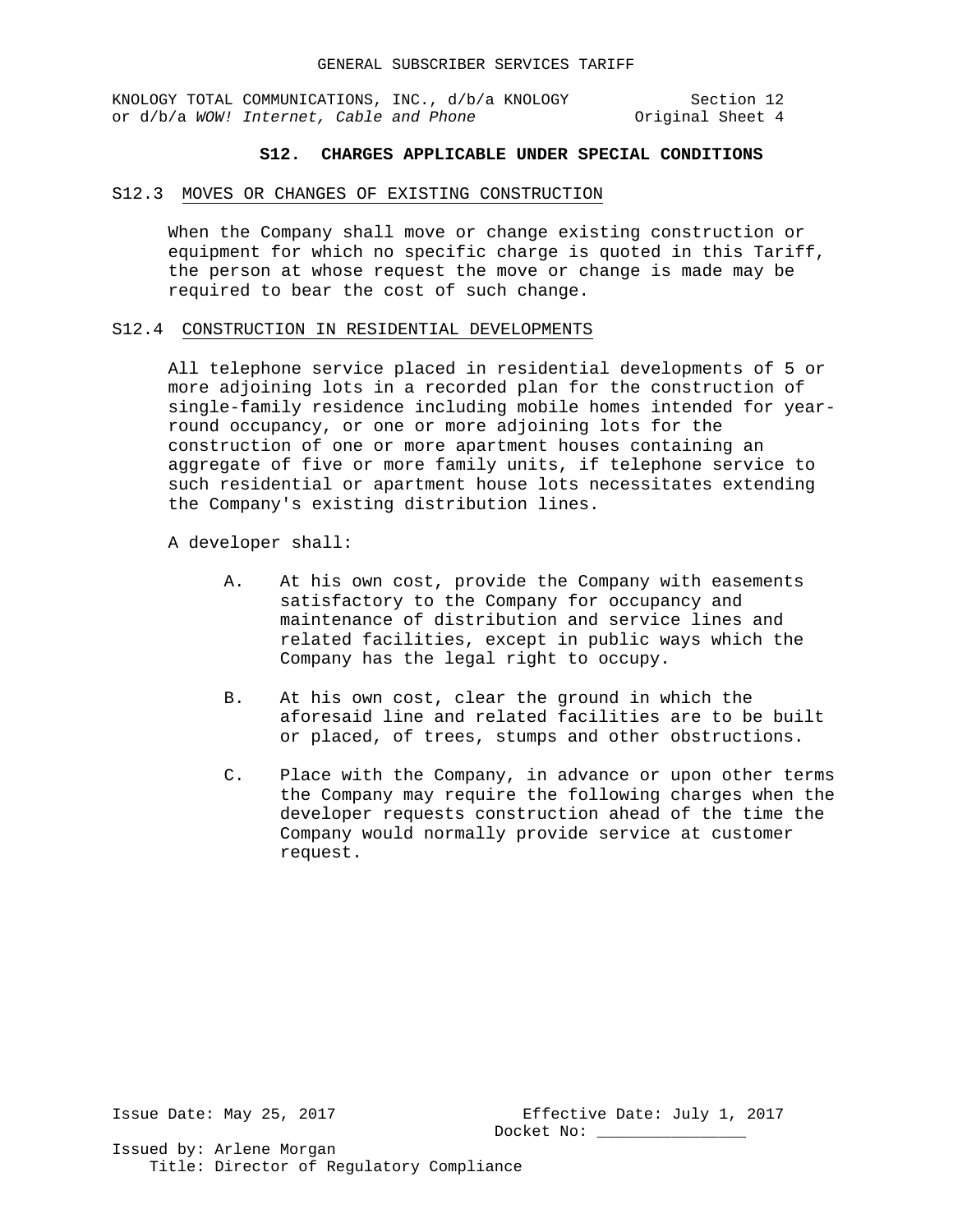## S12. CHARGES APPLICABLE UNDER SPECIAL CONDITIONS

### S12.3 MOVES OR CHANGES OF EXISTING CONSTRUCTION

When the Company shall move or change existing construction or equipment for which no specific charge is quoted in this Tariff, the person at whose request the move or change is made may be required to bear the cost of such change.

### S12.4 CONSTRUCTION IN RESIDENTIAL DEVELOPMENTS

All telephone service placed in residential developments of 5 or more adjoining lots in a recorded plan for the construction of single-family residence including mobile homes intended for year-round occupancy, or one or more adjoining lots for the construction of one or more apartment houses containing an aggregate of five or more family units, if telephone service to such residential or apartment house lots necessitates extending the Company's existing distribution lines.

A developer shall:

A. At his own cost, provide the Company with easements satisfactory to the Company for occupancy and maintenance of distribution and service lines and related facilities, except in public ways which the Company has the legal right to occupy.

B. At his own cost, clear the ground in which the aforesaid line and related facilities are to be built or placed, of trees, stumps and other obstructions.

C. Place with the Company, in advance or upon other terms the Company may require the following charges when the developer requests construction ahead of the time the Company would normally provide service at customer request.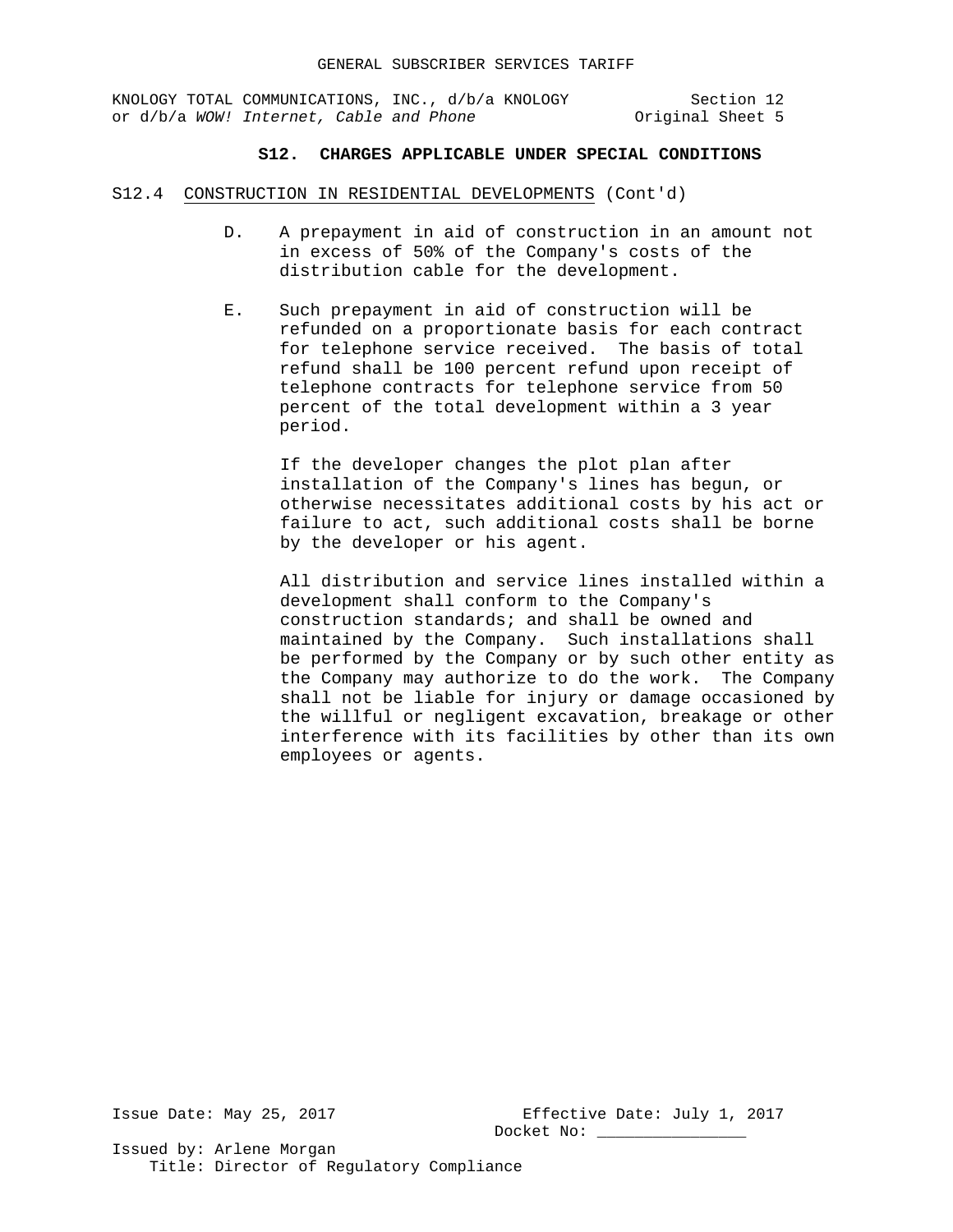## S12. CHARGES APPLICABLE UNDER SPECIAL CONDITIONS

S12.4 CONSTRUCTION IN RESIDENTIAL DEVELOPMENTS (Cont'd)

D. A prepayment in aid of construction in an amount not in excess of 50% of the Company's costs of the distribution cable for the development.

E. Such prepayment in aid of construction will be refunded on a proportionate basis for each contract for telephone service received. The basis of total refund shall be 100 percent refund upon receipt of telephone contracts for telephone service from 50 percent of the total development within a 3 year period.

If the developer changes the plot plan after installation of the Company's lines has begun, or otherwise necessitates additional costs by his act or failure to act, such additional costs shall be borne by the developer or his agent.

All distribution and service lines installed within a development shall conform to the Company's construction standards; and shall be owned and maintained by the Company. Such installations shall be performed by the Company or by such other entity as the Company may authorize to do the work. The Company shall not be liable for injury or damage occasioned by the willful or negligent excavation, breakage or other interference with its facilities by other than its own employees or agents.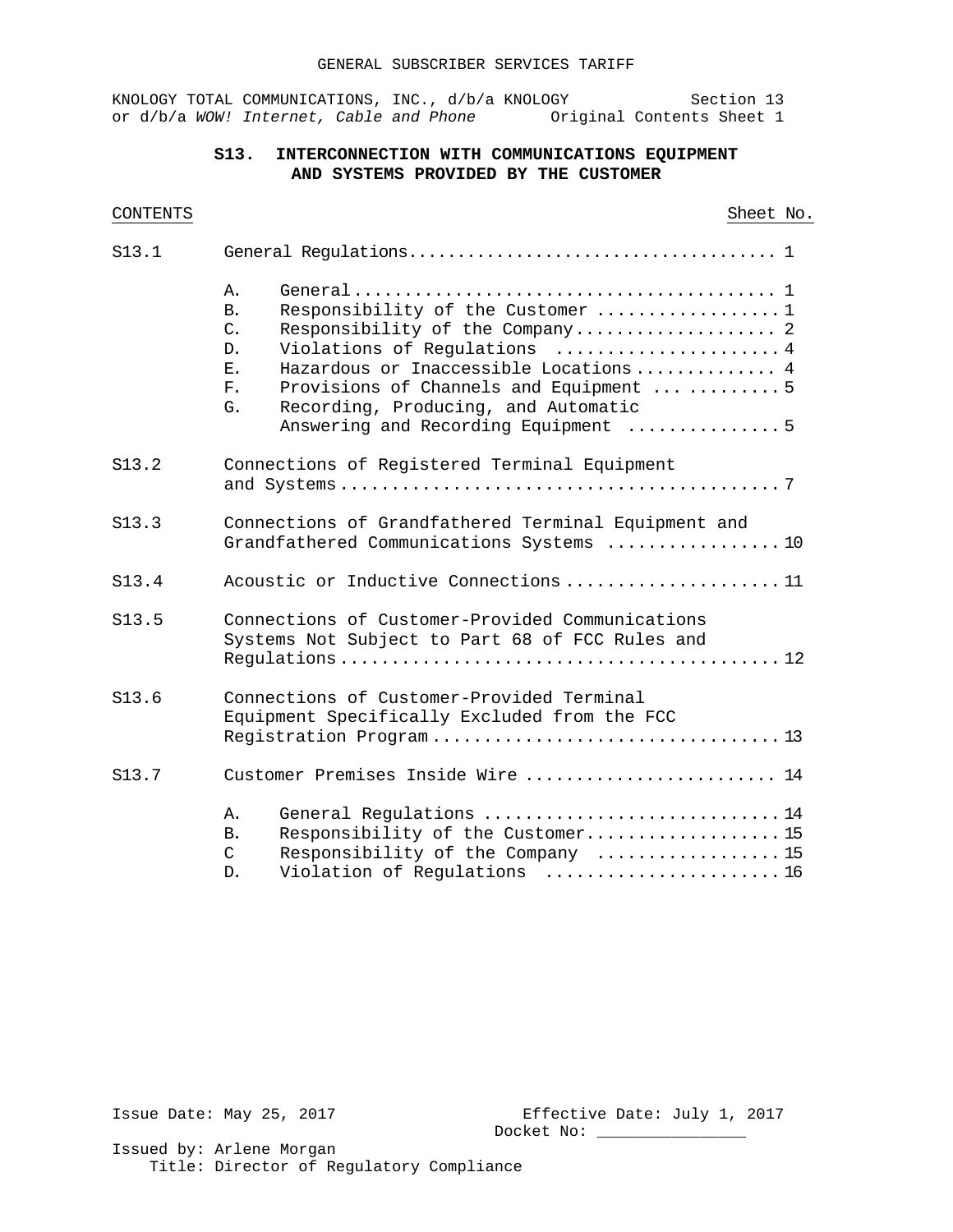## S13. INTERCONNECTION WITH COMMUNICATIONS EQUIPMENT AND SYSTEMS PROVIDED BY THE CUSTOMER

| CONTENTS | | Sheet No. |
|---|---|---|
| S13.1 | General Regulations | 1 |
| | A. General | 1 |
| | B. Responsibility of the Customer | 1 |
| | C. Responsibility of the Company | 2 |
| | D. Violations of Regulations | 4 |
| | E. Hazardous or Inaccessible Locations | 4 |
| | F. Provisions of Channels and Equipment | 5 |
| | G. Recording, Producing, and Automatic Answering and Recording Equipment | 5 |
| S13.2 | Connections of Registered Terminal Equipment and Systems | 7 |
| S13.3 | Connections of Grandfathered Terminal Equipment and Grandfathered Communications Systems | 10 |
| S13.4 | Acoustic or Inductive Connections | 11 |
| S13.5 | Connections of Customer-Provided Communications Systems Not Subject to Part 68 of FCC Rules and Regulations | 12 |
| S13.6 | Connections of Customer-Provided Terminal Equipment Specifically Excluded from the FCC Registration Program | 13 |
| S13.7 | Customer Premises Inside Wire | 14 |
| | A. General Regulations | 14 |
| | B. Responsibility of the Customer | 15 |
| | C Responsibility of the Company | 15 |
| | D. Violation of Regulations | 16 |

Issue Date: May 25, 2017

Effective Date: July 1, 2017

Docket No: ________________

Issued by: Arlene Morgan

Title: Director of Regulatory Compliance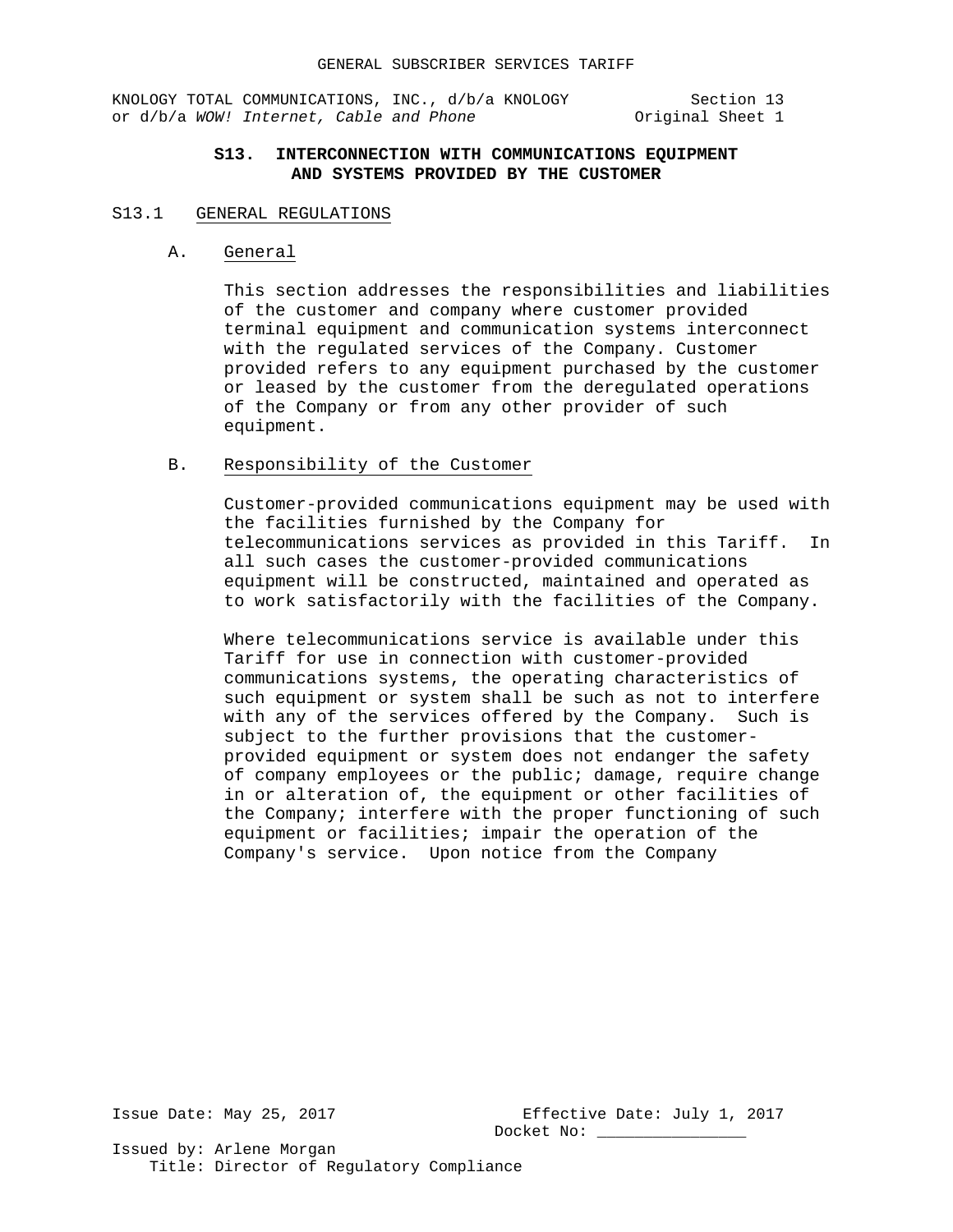## S13. INTERCONNECTION WITH COMMUNICATIONS EQUIPMENT AND SYSTEMS PROVIDED BY THE CUSTOMER

### S13.1 GENERAL REGULATIONS

**A. General**

This section addresses the responsibilities and liabilities of the customer and company where customer provided terminal equipment and communication systems interconnect with the regulated services of the Company. Customer provided refers to any equipment purchased by the customer or leased by the customer from the deregulated operations of the Company or from any other provider of such equipment.

**B. Responsibility of the Customer**

Customer-provided communications equipment may be used with the facilities furnished by the Company for telecommunications services as provided in this Tariff. In all such cases the customer-provided communications equipment will be constructed, maintained and operated as to work satisfactorily with the facilities of the Company.

Where telecommunications service is available under this Tariff for use in connection with customer-provided communications systems, the operating characteristics of such equipment or system shall be such as not to interfere with any of the services offered by the Company. Such is subject to the further provisions that the customer-provided equipment or system does not endanger the safety of company employees or the public; damage, require change in or alteration of, the equipment or other facilities of the Company; interfere with the proper functioning of such equipment or facilities; impair the operation of the Company's service. Upon notice from the Company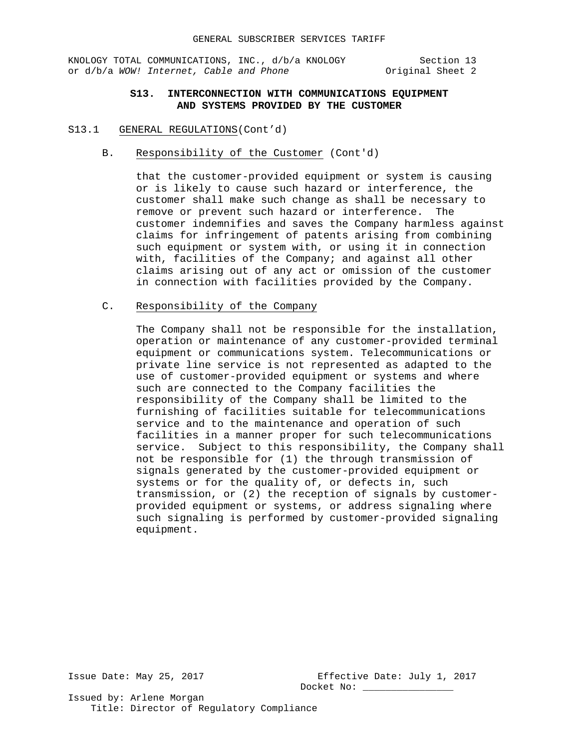## S13. INTERCONNECTION WITH COMMUNICATIONS EQUIPMENT AND SYSTEMS PROVIDED BY THE CUSTOMER

S13.1 GENERAL REGULATIONS(Cont'd)

B. Responsibility of the Customer (Cont'd)

that the customer-provided equipment or system is causing or is likely to cause such hazard or interference, the customer shall make such change as shall be necessary to remove or prevent such hazard or interference. The customer indemnifies and saves the Company harmless against claims for infringement of patents arising from combining such equipment or system with, or using it in connection with, facilities of the Company; and against all other claims arising out of any act or omission of the customer in connection with facilities provided by the Company.

C. Responsibility of the Company

The Company shall not be responsible for the installation, operation or maintenance of any customer-provided terminal equipment or communications system. Telecommunications or private line service is not represented as adapted to the use of customer-provided equipment or systems and where such are connected to the Company facilities the responsibility of the Company shall be limited to the furnishing of facilities suitable for telecommunications service and to the maintenance and operation of such facilities in a manner proper for such telecommunications service. Subject to this responsibility, the Company shall not be responsible for (1) the through transmission of signals generated by the customer-provided equipment or systems or for the quality of, or defects in, such transmission, or (2) the reception of signals by customer-provided equipment or systems, or address signaling where such signaling is performed by customer-provided signaling equipment.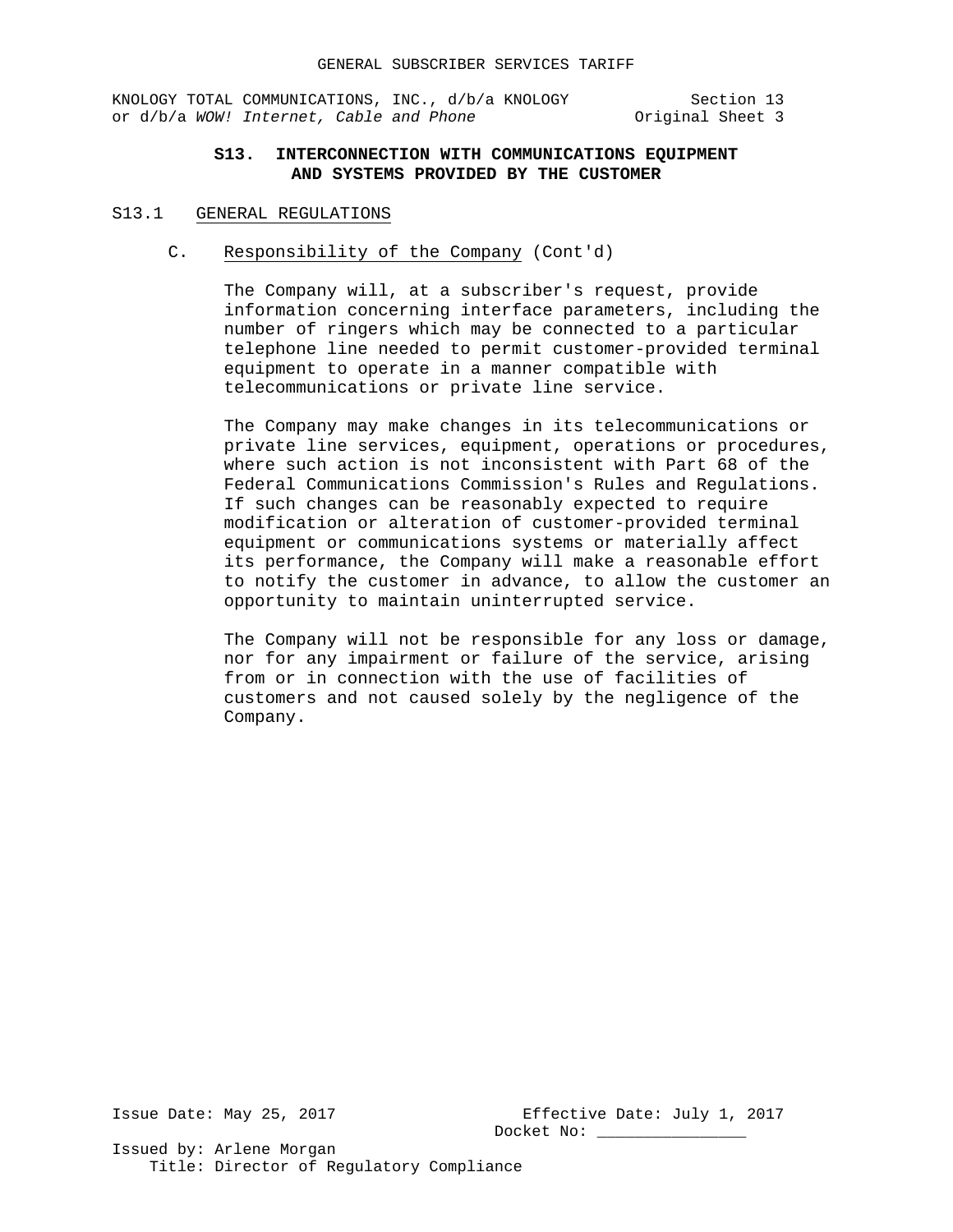# S13. INTERCONNECTION WITH COMMUNICATIONS EQUIPMENT AND SYSTEMS PROVIDED BY THE CUSTOMER

## S13.1 GENERAL REGULATIONS

### C. Responsibility of the Company (Cont'd)

The Company will, at a subscriber's request, provide information concerning interface parameters, including the number of ringers which may be connected to a particular telephone line needed to permit customer-provided terminal equipment to operate in a manner compatible with telecommunications or private line service.

The Company may make changes in its telecommunications or private line services, equipment, operations or procedures, where such action is not inconsistent with Part 68 of the Federal Communications Commission's Rules and Regulations. If such changes can be reasonably expected to require modification or alteration of customer-provided terminal equipment or communications systems or materially affect its performance, the Company will make a reasonable effort to notify the customer in advance, to allow the customer an opportunity to maintain uninterrupted service.

The Company will not be responsible for any loss or damage, nor for any impairment or failure of the service, arising from or in connection with the use of facilities of customers and not caused solely by the negligence of the Company.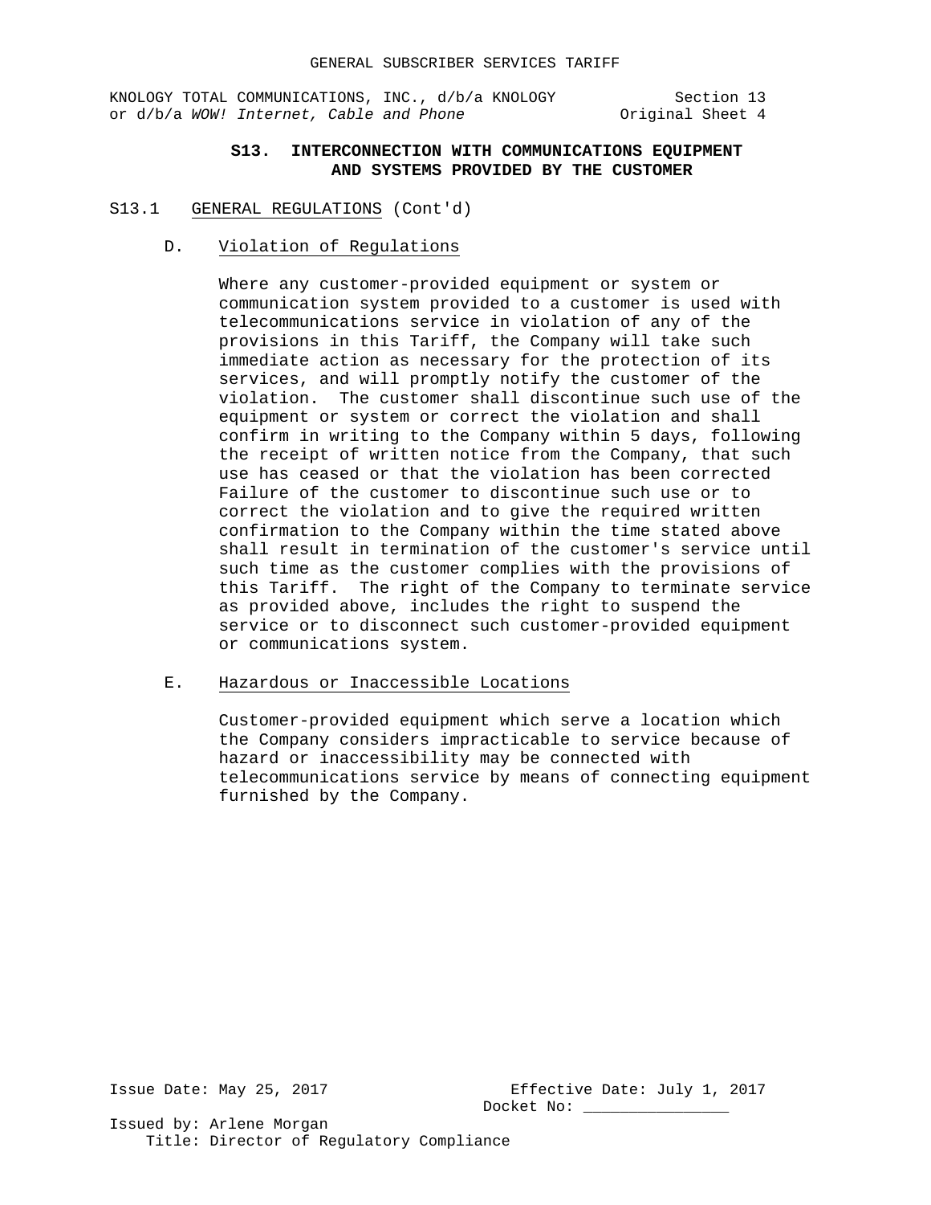## S13. INTERCONNECTION WITH COMMUNICATIONS EQUIPMENT AND SYSTEMS PROVIDED BY THE CUSTOMER

S13.1 GENERAL REGULATIONS (Cont'd)

D. Violation of Regulations

Where any customer-provided equipment or system or communication system provided to a customer is used with telecommunications service in violation of any of the provisions in this Tariff, the Company will take such immediate action as necessary for the protection of its services, and will promptly notify the customer of the violation. The customer shall discontinue such use of the equipment or system or correct the violation and shall confirm in writing to the Company within 5 days, following the receipt of written notice from the Company, that such use has ceased or that the violation has been corrected Failure of the customer to discontinue such use or to correct the violation and to give the required written confirmation to the Company within the time stated above shall result in termination of the customer's service until such time as the customer complies with the provisions of this Tariff. The right of the Company to terminate service as provided above, includes the right to suspend the service or to disconnect such customer-provided equipment or communications system.

E. Hazardous or Inaccessible Locations

Customer-provided equipment which serve a location which the Company considers impracticable to service because of hazard or inaccessibility may be connected with telecommunications service by means of connecting equipment furnished by the Company.

Issue Date: May 25, 2017

Effective Date: July 1, 2017

Docket No: _______________

Issued by: Arlene Morgan

Title: Director of Regulatory Compliance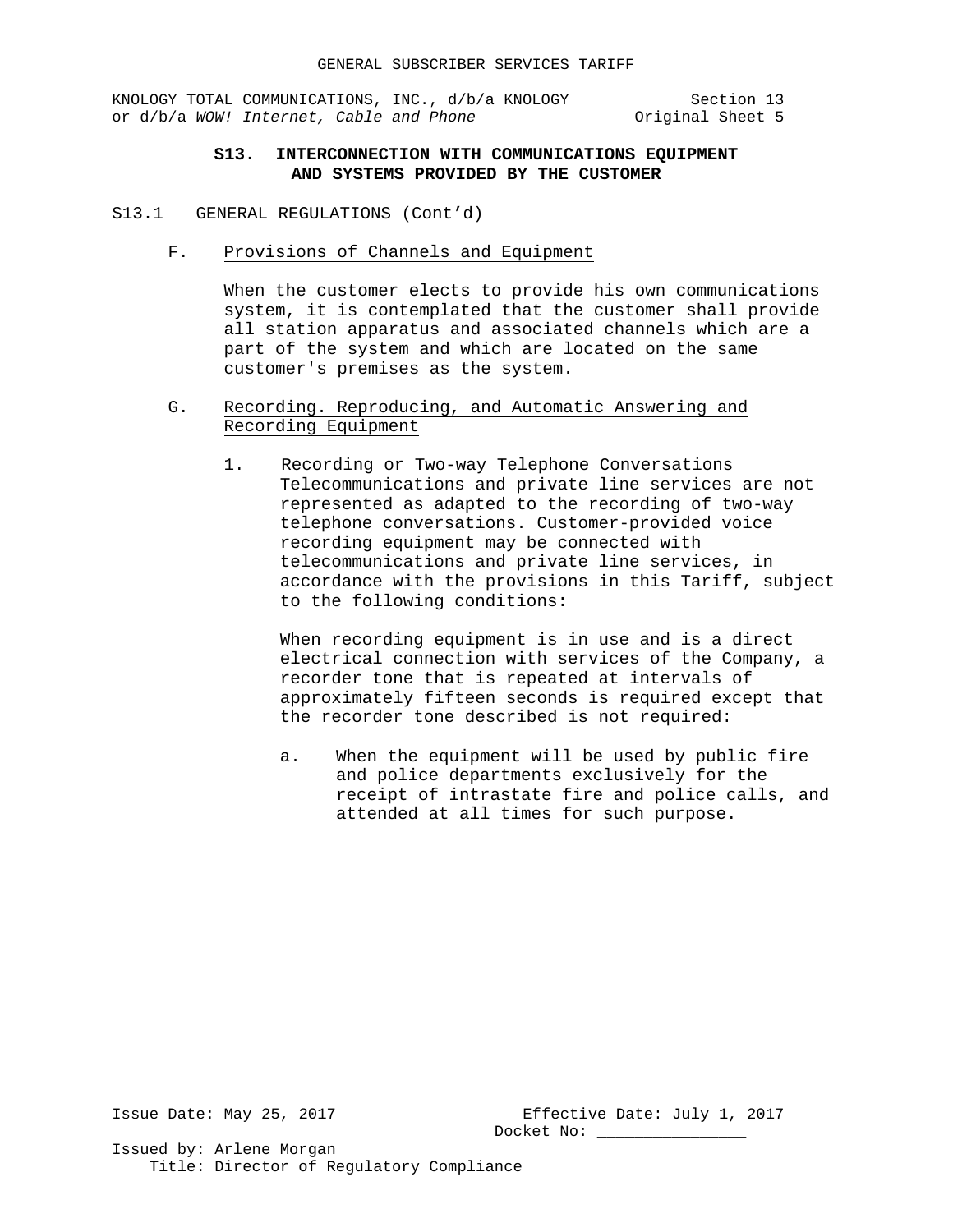## S13. INTERCONNECTION WITH COMMUNICATIONS EQUIPMENT AND SYSTEMS PROVIDED BY THE CUSTOMER

S13.1 GENERAL REGULATIONS (Cont'd)

F. Provisions of Channels and Equipment

When the customer elects to provide his own communications system, it is contemplated that the customer shall provide all station apparatus and associated channels which are a part of the system and which are located on the same customer's premises as the system.

G. Recording. Reproducing, and Automatic Answering and Recording Equipment

1. Recording or Two-way Telephone Conversations
   Telecommunications and private line services are not represented as adapted to the recording of two-way telephone conversations. Customer-provided voice recording equipment may be connected with telecommunications and private line services, in accordance with the provisions in this Tariff, subject to the following conditions:

   When recording equipment is in use and is a direct electrical connection with services of the Company, a recorder tone that is repeated at intervals of approximately fifteen seconds is required except that the recorder tone described is not required:

   a. When the equipment will be used by public fire and police departments exclusively for the receipt of intrastate fire and police calls, and attended at all times for such purpose.

Issue Date: May 25, 2017

Effective Date: July 1, 2017

Docket No: ________________

Issued by: Arlene Morgan

Title: Director of Regulatory Compliance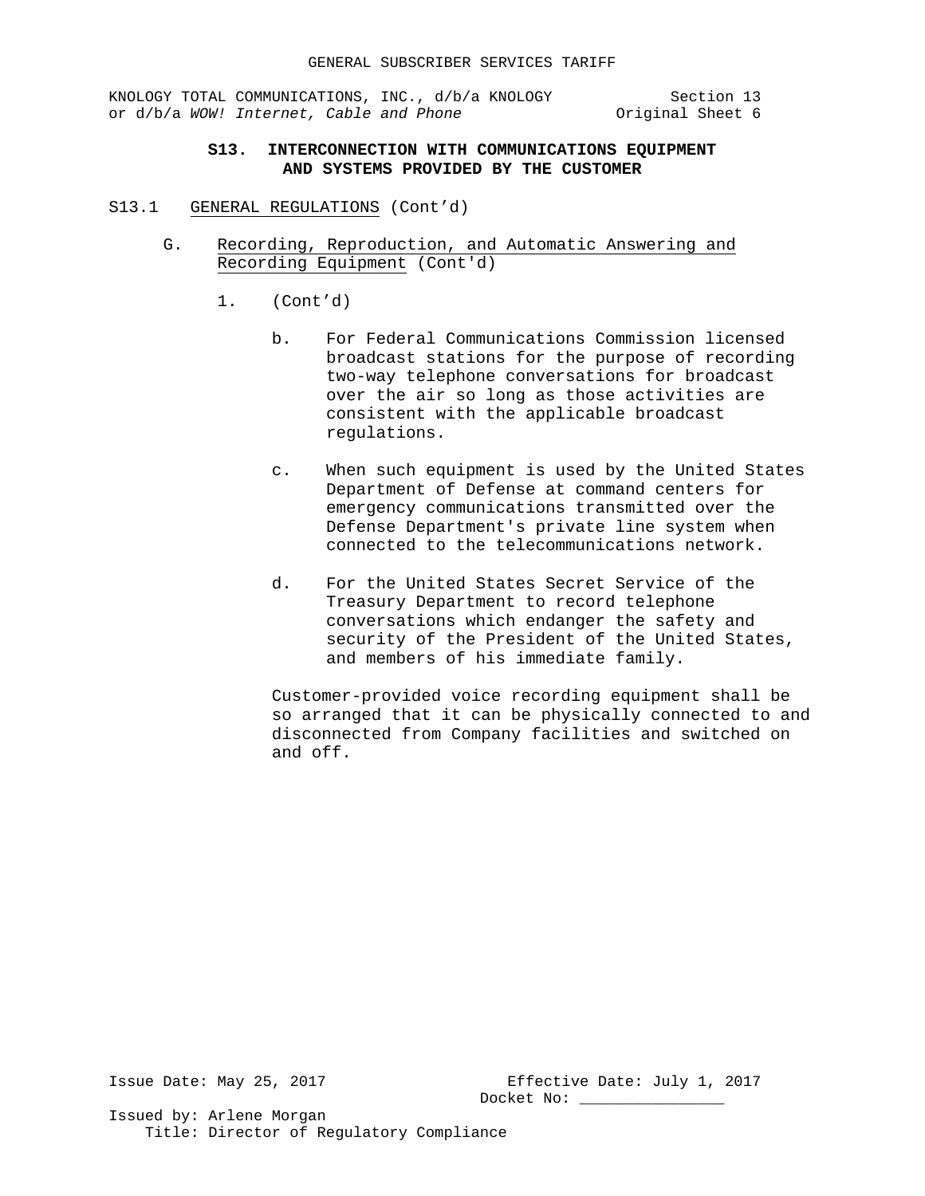## S13. INTERCONNECTION WITH COMMUNICATIONS EQUIPMENT AND SYSTEMS PROVIDED BY THE CUSTOMER

S13.1 GENERAL REGULATIONS (Cont'd)

G. Recording, Reproduction, and Automatic Answering and Recording Equipment (Cont'd)

1. (Cont'd)

   b. For Federal Communications Commission licensed broadcast stations for the purpose of recording two-way telephone conversations for broadcast over the air so long as those activities are consistent with the applicable broadcast regulations.

   c. When such equipment is used by the United States Department of Defense at command centers for emergency communications transmitted over the Defense Department's private line system when connected to the telecommunications network.

   d. For the United States Secret Service of the Treasury Department to record telephone conversations which endanger the safety and security of the President of the United States, and members of his immediate family.

   Customer-provided voice recording equipment shall be so arranged that it can be physically connected to and disconnected from Company facilities and switched on and off.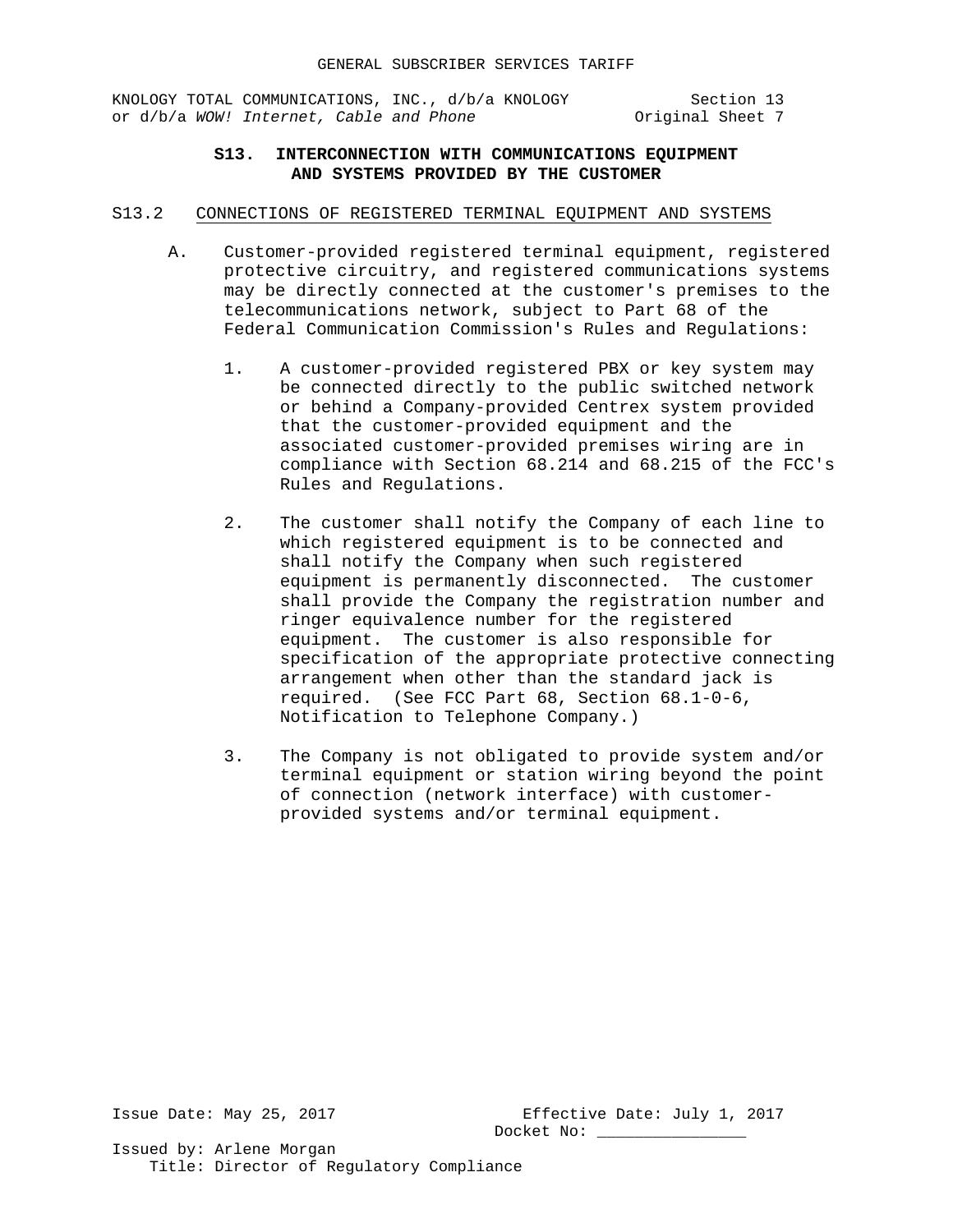# S13. INTERCONNECTION WITH COMMUNICATIONS EQUIPMENT AND SYSTEMS PROVIDED BY THE CUSTOMER

## S13.2 CONNECTIONS OF REGISTERED TERMINAL EQUIPMENT AND SYSTEMS

A. Customer-provided registered terminal equipment, registered protective circuitry, and registered communications systems may be directly connected at the customer's premises to the telecommunications network, subject to Part 68 of the Federal Communication Commission's Rules and Regulations:

1. A customer-provided registered PBX or key system may be connected directly to the public switched network or behind a Company-provided Centrex system provided that the customer-provided equipment and the associated customer-provided premises wiring are in compliance with Section 68.214 and 68.215 of the FCC's Rules and Regulations.

2. The customer shall notify the Company of each line to which registered equipment is to be connected and shall notify the Company when such registered equipment is permanently disconnected. The customer shall provide the Company the registration number and ringer equivalence number for the registered equipment. The customer is also responsible for specification of the appropriate protective connecting arrangement when other than the standard jack is required. (See FCC Part 68, Section 68.1-0-6, Notification to Telephone Company.)

3. The Company is not obligated to provide system and/or terminal equipment or station wiring beyond the point of connection (network interface) with customer-provided systems and/or terminal equipment.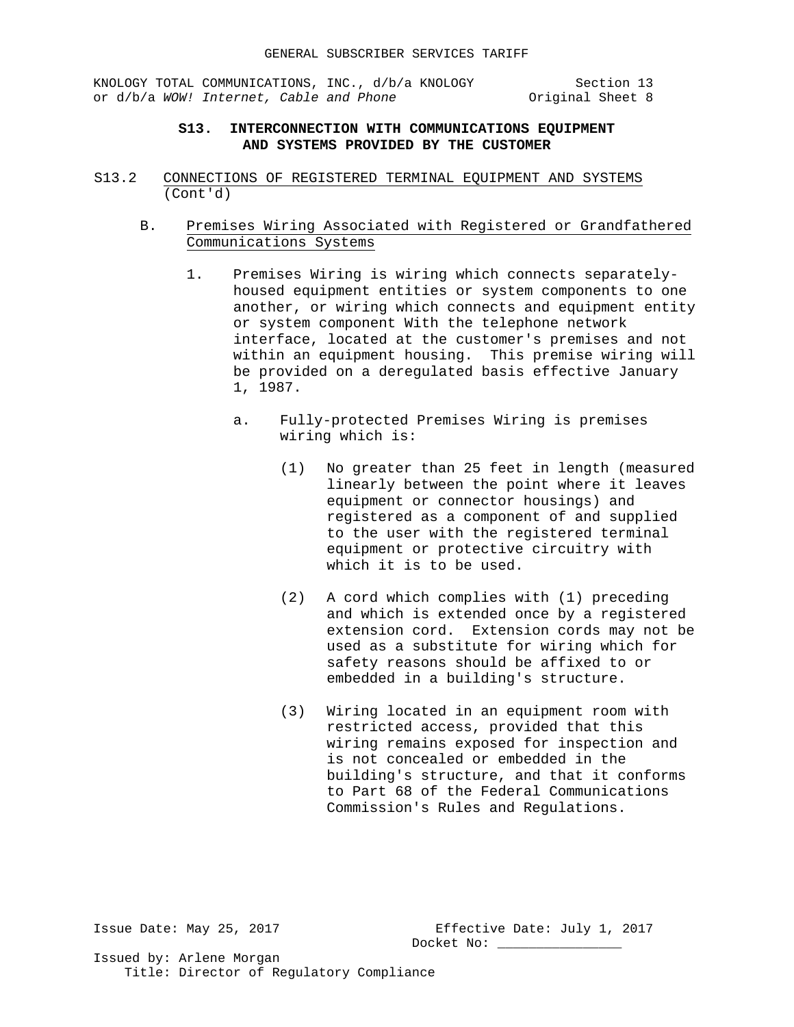## S13. INTERCONNECTION WITH COMMUNICATIONS EQUIPMENT AND SYSTEMS PROVIDED BY THE CUSTOMER

S13.2 CONNECTIONS OF REGISTERED TERMINAL EQUIPMENT AND SYSTEMS (Cont'd)

B. Premises Wiring Associated with Registered or Grandfathered Communications Systems

1. Premises Wiring is wiring which connects separately-housed equipment entities or system components to one another, or wiring which connects and equipment entity or system component With the telephone network interface, located at the customer's premises and not within an equipment housing. This premise wiring will be provided on a deregulated basis effective January 1, 1987.

   a. Fully-protected Premises Wiring is premises wiring which is:

      (1) No greater than 25 feet in length (measured linearly between the point where it leaves equipment or connector housings) and registered as a component of and supplied to the user with the registered terminal equipment or protective circuitry with which it is to be used.

      (2) A cord which complies with (1) preceding and which is extended once by a registered extension cord. Extension cords may not be used as a substitute for wiring which for safety reasons should be affixed to or embedded in a building's structure.

      (3) Wiring located in an equipment room with restricted access, provided that this wiring remains exposed for inspection and is not concealed or embedded in the building's structure, and that it conforms to Part 68 of the Federal Communications Commission's Rules and Regulations.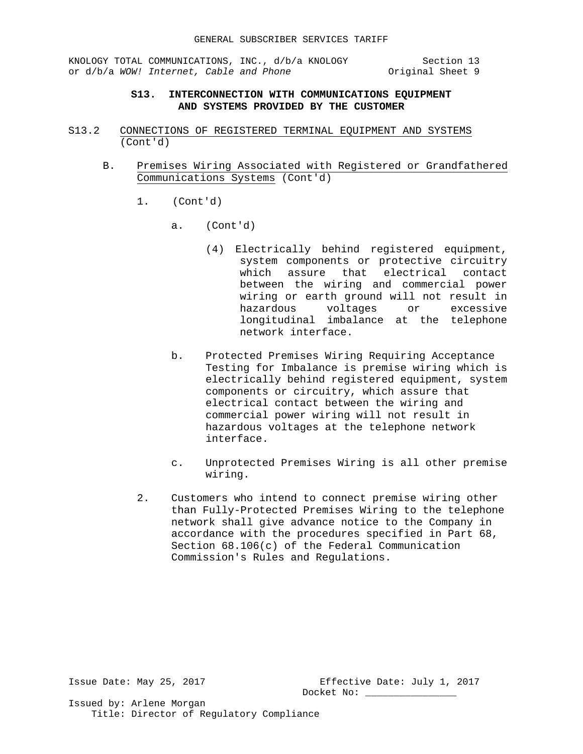## S13. INTERCONNECTION WITH COMMUNICATIONS EQUIPMENT AND SYSTEMS PROVIDED BY THE CUSTOMER

S13.2 CONNECTIONS OF REGISTERED TERMINAL EQUIPMENT AND SYSTEMS (Cont'd)

B. Premises Wiring Associated with Registered or Grandfathered Communications Systems (Cont'd)

1. (Cont'd)

   a. (Cont'd)

      (4) Electrically behind registered equipment, system components or protective circuitry which assure that electrical contact between the wiring and commercial power wiring or earth ground will not result in hazardous voltages or excessive longitudinal imbalance at the telephone network interface.

   b. Protected Premises Wiring Requiring Acceptance Testing for Imbalance is premise wiring which is electrically behind registered equipment, system components or circuitry, which assure that electrical contact between the wiring and commercial power wiring will not result in hazardous voltages at the telephone network interface.

   c. Unprotected Premises Wiring is all other premise wiring.

2. Customers who intend to connect premise wiring other than Fully-Protected Premises Wiring to the telephone network shall give advance notice to the Company in accordance with the procedures specified in Part 68, Section 68.106(c) of the Federal Communication Commission's Rules and Regulations.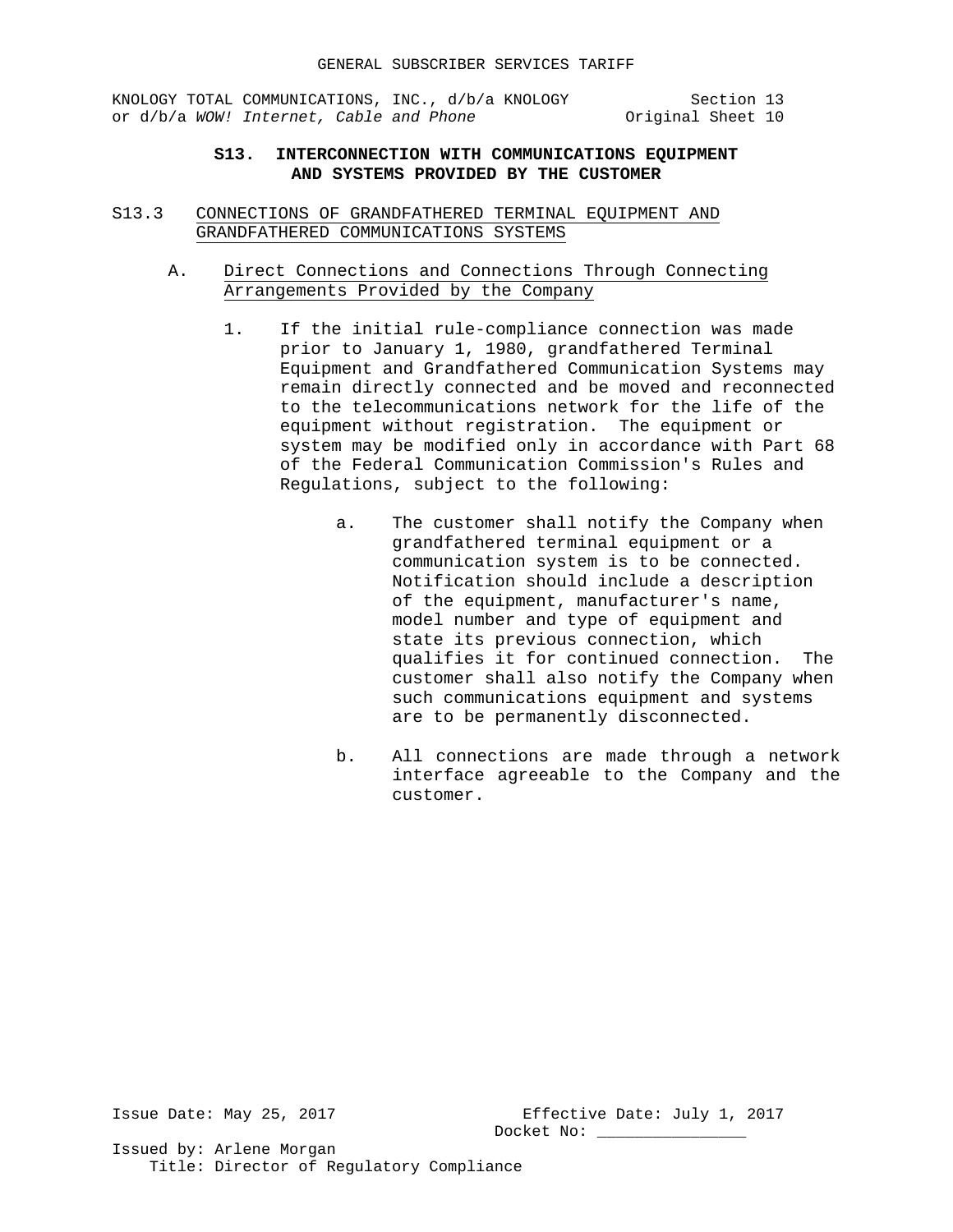## S13. INTERCONNECTION WITH COMMUNICATIONS EQUIPMENT AND SYSTEMS PROVIDED BY THE CUSTOMER

### S13.3 CONNECTIONS OF GRANDFATHERED TERMINAL EQUIPMENT AND GRANDFATHERED COMMUNICATIONS SYSTEMS

A. Direct Connections and Connections Through Connecting Arrangements Provided by the Company

1. If the initial rule-compliance connection was made prior to January 1, 1980, grandfathered Terminal Equipment and Grandfathered Communication Systems may remain directly connected and be moved and reconnected to the telecommunications network for the life of the equipment without registration. The equipment or system may be modified only in accordance with Part 68 of the Federal Communication Commission's Rules and Regulations, subject to the following:

    a. The customer shall notify the Company when grandfathered terminal equipment or a communication system is to be connected. Notification should include a description of the equipment, manufacturer's name, model number and type of equipment and state its previous connection, which qualifies it for continued connection. The customer shall also notify the Company when such communications equipment and systems are to be permanently disconnected.

    b. All connections are made through a network interface agreeable to the Company and the customer.

Issue Date: May 25, 2017

Effective Date: July 1, 2017

Docket No: ________________

Issued by: Arlene Morgan

Title: Director of Regulatory Compliance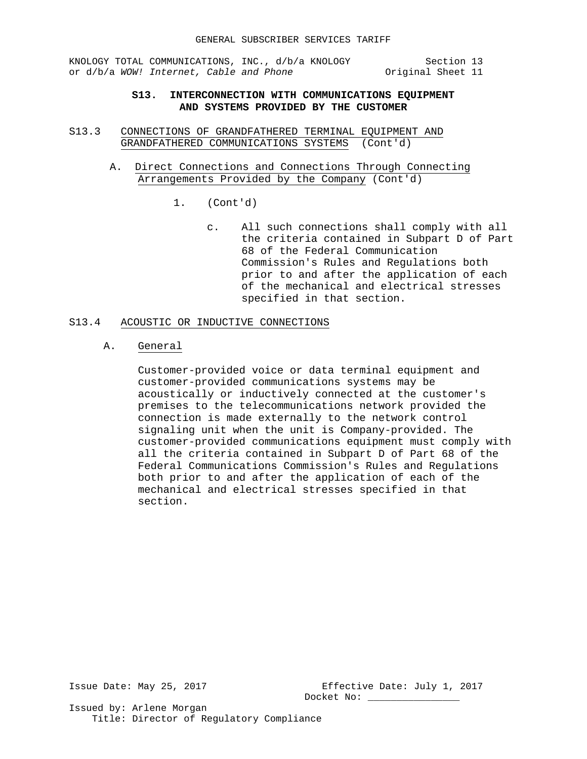## S13. INTERCONNECTION WITH COMMUNICATIONS EQUIPMENT AND SYSTEMS PROVIDED BY THE CUSTOMER

S13.3 CONNECTIONS OF GRANDFATHERED TERMINAL EQUIPMENT AND GRANDFATHERED COMMUNICATIONS SYSTEMS (Cont'd)

A. Direct Connections and Connections Through Connecting Arrangements Provided by the Company (Cont'd)

1. (Cont'd)

c. All such connections shall comply with all the criteria contained in Subpart D of Part 68 of the Federal Communication Commission's Rules and Regulations both prior to and after the application of each of the mechanical and electrical stresses specified in that section.

S13.4 ACOUSTIC OR INDUCTIVE CONNECTIONS

A. General

Customer-provided voice or data terminal equipment and customer-provided communications systems may be acoustically or inductively connected at the customer's premises to the telecommunications network provided the connection is made externally to the network control signaling unit when the unit is Company-provided. The customer-provided communications equipment must comply with all the criteria contained in Subpart D of Part 68 of the Federal Communications Commission's Rules and Regulations both prior to and after the application of each of the mechanical and electrical stresses specified in that section.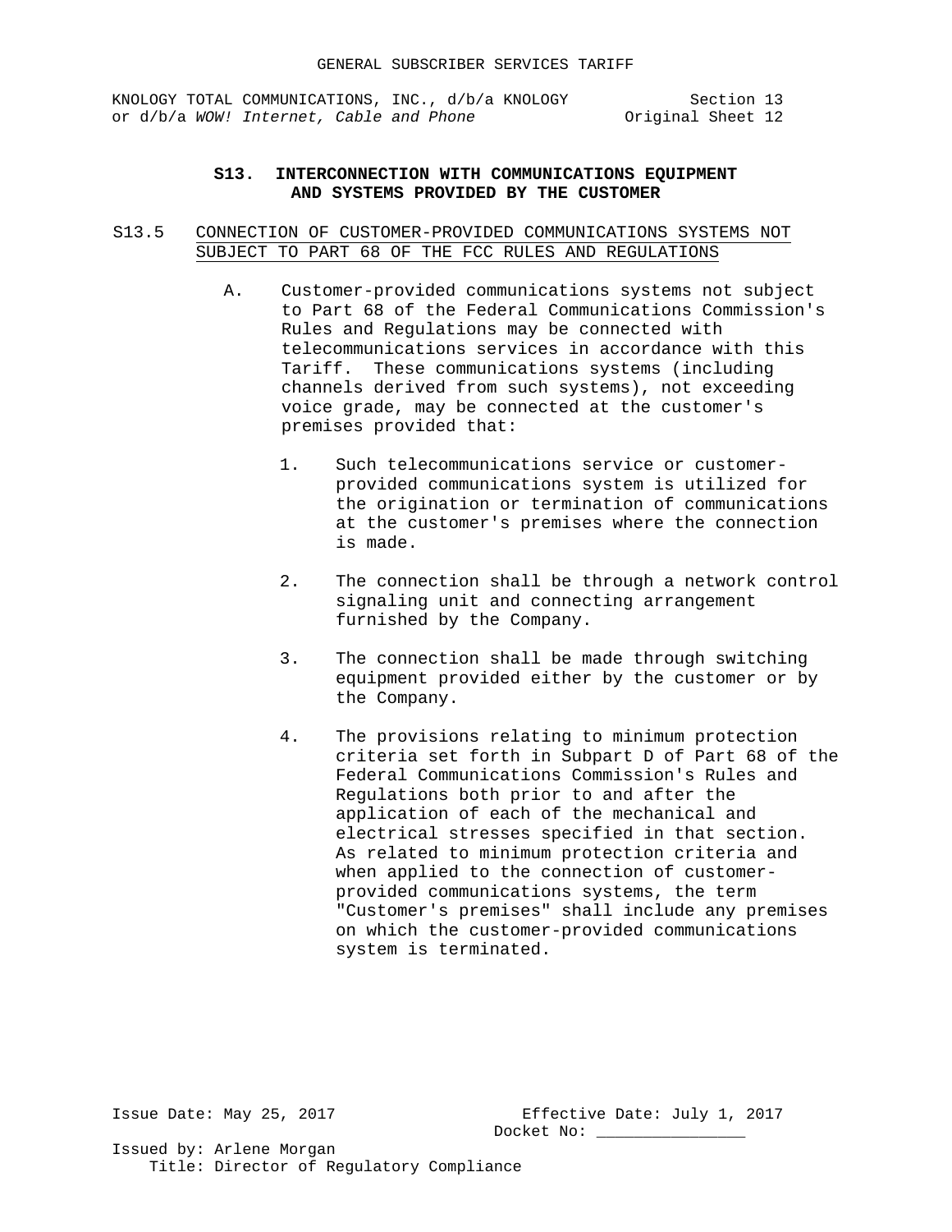## S13. INTERCONNECTION WITH COMMUNICATIONS EQUIPMENT AND SYSTEMS PROVIDED BY THE CUSTOMER

### S13.5 CONNECTION OF CUSTOMER-PROVIDED COMMUNICATIONS SYSTEMS NOT SUBJECT TO PART 68 OF THE FCC RULES AND REGULATIONS

A. Customer-provided communications systems not subject to Part 68 of the Federal Communications Commission's Rules and Regulations may be connected with telecommunications services in accordance with this Tariff. These communications systems (including channels derived from such systems), not exceeding voice grade, may be connected at the customer's premises provided that:

1. Such telecommunications service or customer-provided communications system is utilized for the origination or termination of communications at the customer's premises where the connection is made.

2. The connection shall be through a network control signaling unit and connecting arrangement furnished by the Company.

3. The connection shall be made through switching equipment provided either by the customer or by the Company.

4. The provisions relating to minimum protection criteria set forth in Subpart D of Part 68 of the Federal Communications Commission's Rules and Regulations both prior to and after the application of each of the mechanical and electrical stresses specified in that section. As related to minimum protection criteria and when applied to the connection of customer-provided communications systems, the term "Customer's premises" shall include any premises on which the customer-provided communications system is terminated.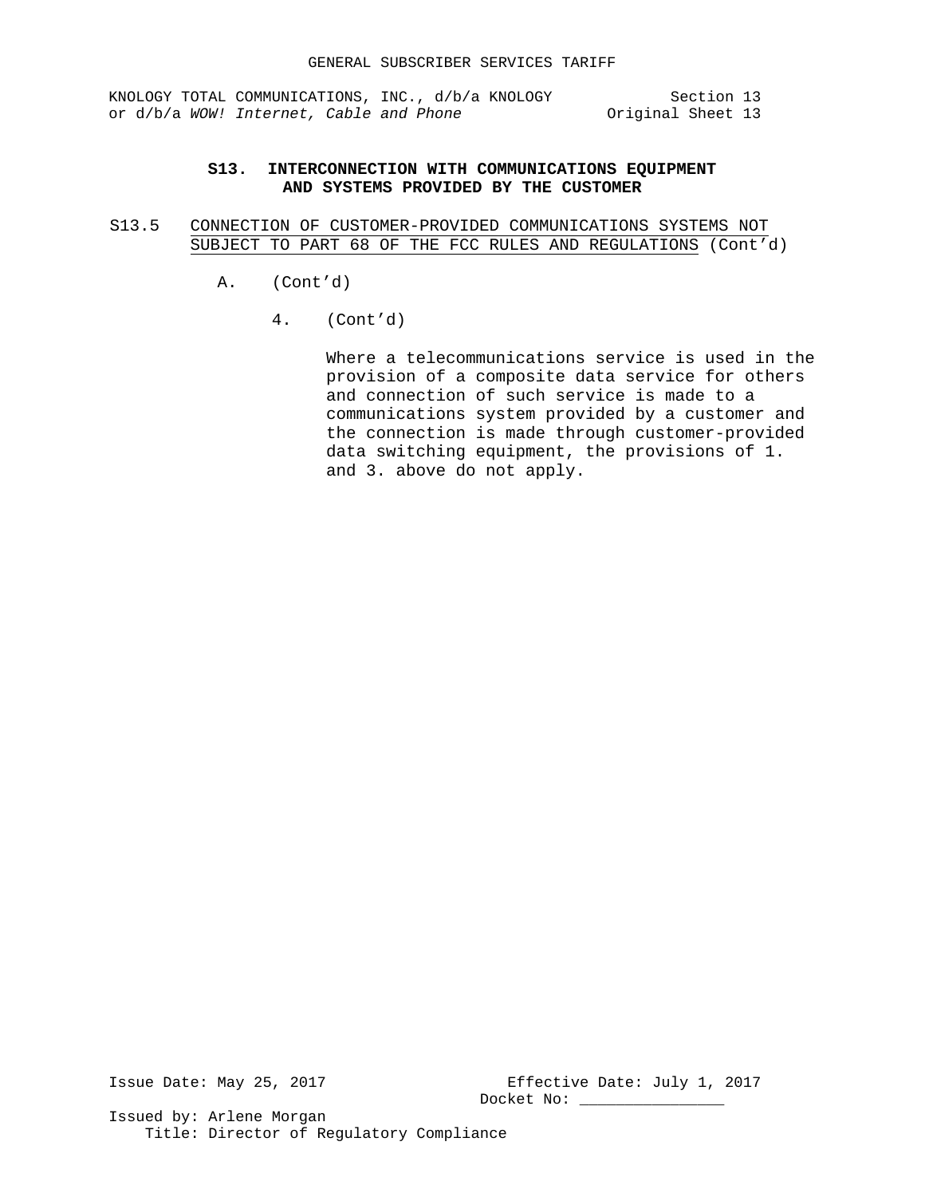## S13. INTERCONNECTION WITH COMMUNICATIONS EQUIPMENT AND SYSTEMS PROVIDED BY THE CUSTOMER

S13.5 CONNECTION OF CUSTOMER-PROVIDED COMMUNICATIONS SYSTEMS NOT SUBJECT TO PART 68 OF THE FCC RULES AND REGULATIONS (Cont'd)

A. (Cont'd)

4. (Cont'd)

Where a telecommunications service is used in the provision of a composite data service for others and connection of such service is made to a communications system provided by a customer and the connection is made through customer-provided data switching equipment, the provisions of 1. and 3. above do not apply.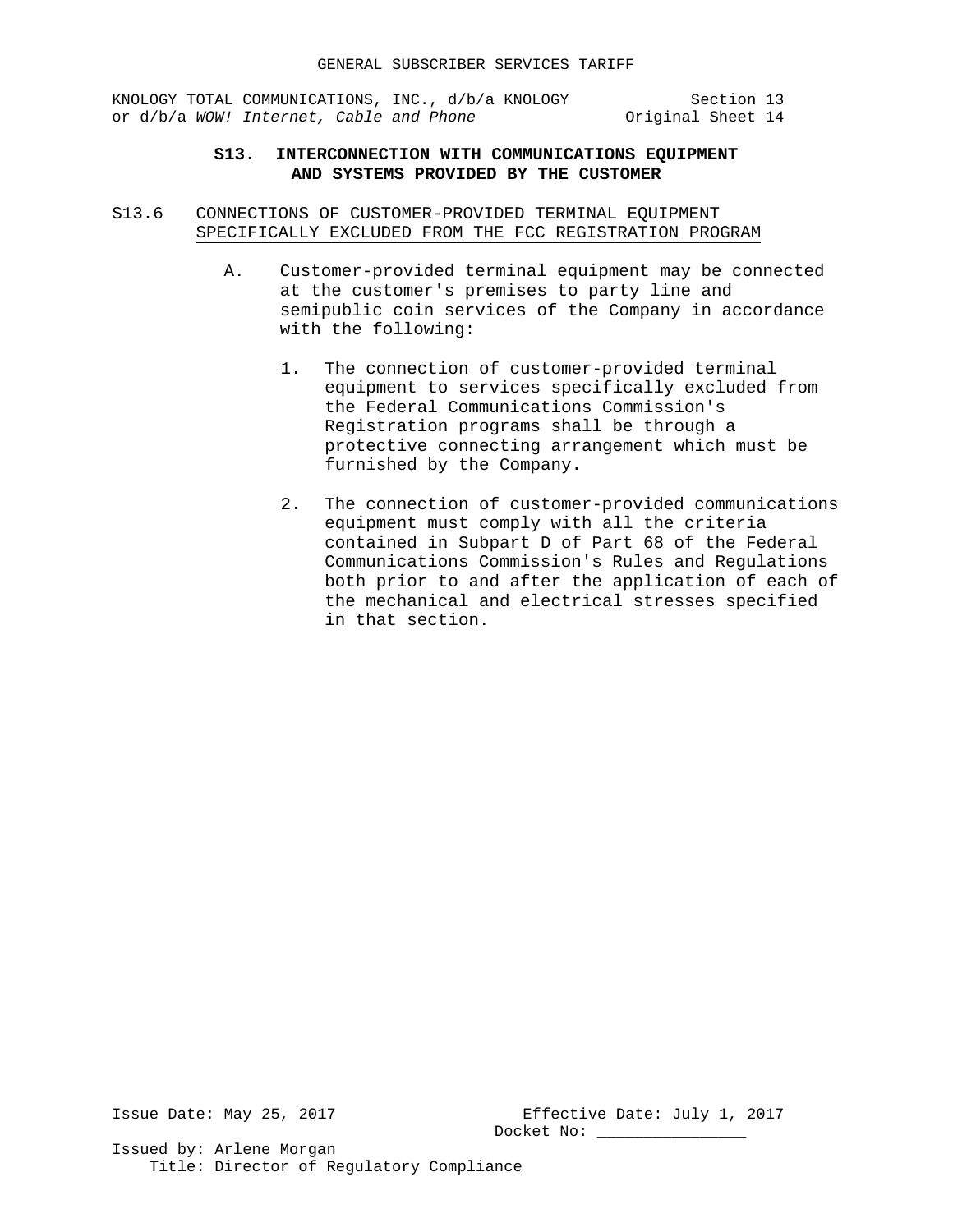## S13. INTERCONNECTION WITH COMMUNICATIONS EQUIPMENT AND SYSTEMS PROVIDED BY THE CUSTOMER

### S13.6 CONNECTIONS OF CUSTOMER-PROVIDED TERMINAL EQUIPMENT SPECIFICALLY EXCLUDED FROM THE FCC REGISTRATION PROGRAM

A. Customer-provided terminal equipment may be connected at the customer's premises to party line and semipublic coin services of the Company in accordance with the following:

1. The connection of customer-provided terminal equipment to services specifically excluded from the Federal Communications Commission's Registration programs shall be through a protective connecting arrangement which must be furnished by the Company.

2. The connection of customer-provided communications equipment must comply with all the criteria contained in Subpart D of Part 68 of the Federal Communications Commission's Rules and Regulations both prior to and after the application of each of the mechanical and electrical stresses specified in that section.

Issue Date: May 25, 2017

Effective Date: July 1, 2017

Docket No: ________________

Issued by: Arlene Morgan

Title: Director of Regulatory Compliance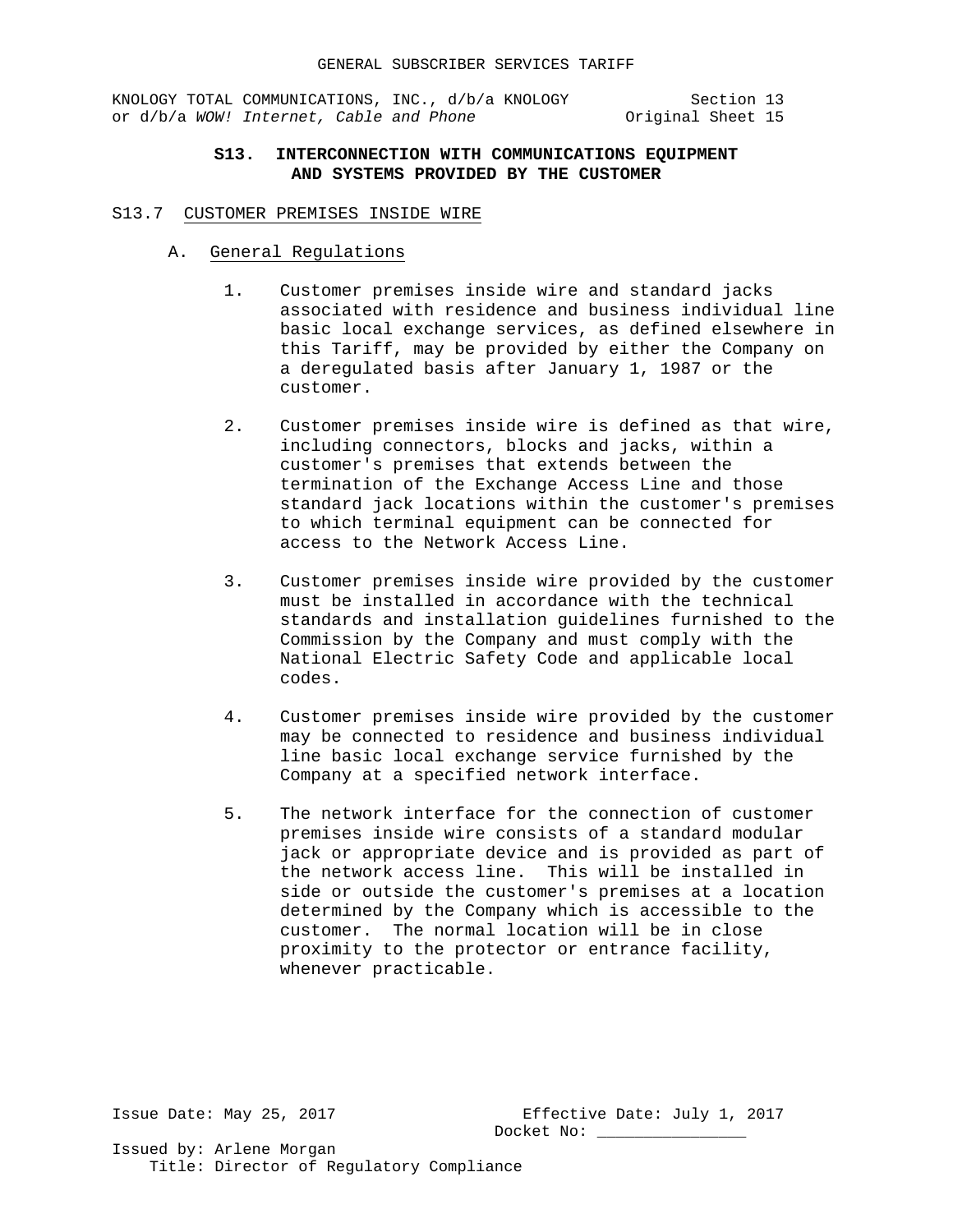## S13. INTERCONNECTION WITH COMMUNICATIONS EQUIPMENT AND SYSTEMS PROVIDED BY THE CUSTOMER

### S13.7 CUSTOMER PREMISES INSIDE WIRE

#### A. General Regulations

1. Customer premises inside wire and standard jacks associated with residence and business individual line basic local exchange services, as defined elsewhere in this Tariff, may be provided by either the Company on a deregulated basis after January 1, 1987 or the customer.

2. Customer premises inside wire is defined as that wire, including connectors, blocks and jacks, within a customer's premises that extends between the termination of the Exchange Access Line and those standard jack locations within the customer's premises to which terminal equipment can be connected for access to the Network Access Line.

3. Customer premises inside wire provided by the customer must be installed in accordance with the technical standards and installation guidelines furnished to the Commission by the Company and must comply with the National Electric Safety Code and applicable local codes.

4. Customer premises inside wire provided by the customer may be connected to residence and business individual line basic local exchange service furnished by the Company at a specified network interface.

5. The network interface for the connection of customer premises inside wire consists of a standard modular jack or appropriate device and is provided as part of the network access line. This will be installed in side or outside the customer's premises at a location determined by the Company which is accessible to the customer. The normal location will be in close proximity to the protector or entrance facility, whenever practicable.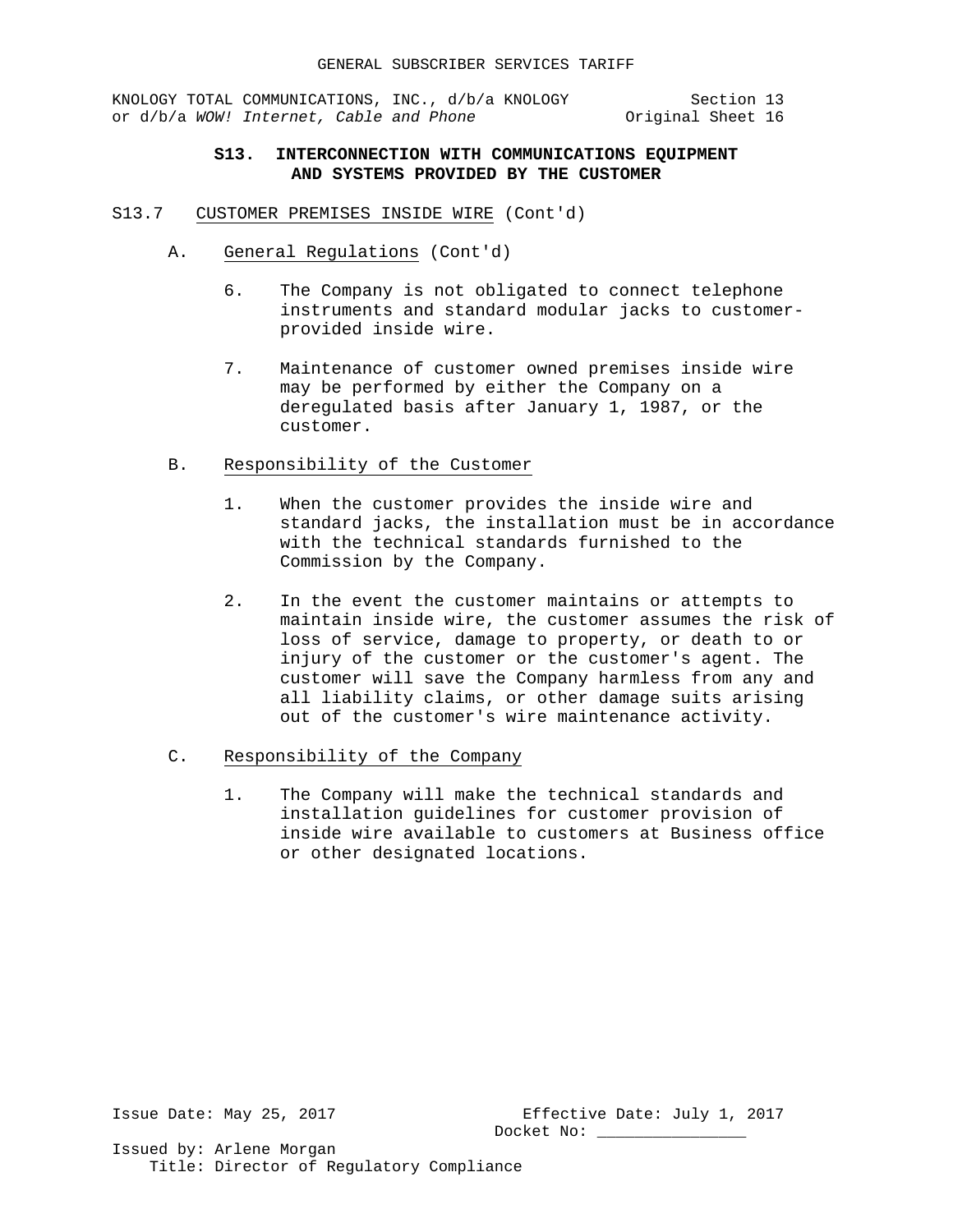## S13. INTERCONNECTION WITH COMMUNICATIONS EQUIPMENT AND SYSTEMS PROVIDED BY THE CUSTOMER

S13.7 CUSTOMER PREMISES INSIDE WIRE (Cont'd)

A. General Regulations (Cont'd)

6. The Company is not obligated to connect telephone instruments and standard modular jacks to customer-provided inside wire.

7. Maintenance of customer owned premises inside wire may be performed by either the Company on a deregulated basis after January 1, 1987, or the customer.

B. Responsibility of the Customer

1. When the customer provides the inside wire and standard jacks, the installation must be in accordance with the technical standards furnished to the Commission by the Company.

2. In the event the customer maintains or attempts to maintain inside wire, the customer assumes the risk of loss of service, damage to property, or death to or injury of the customer or the customer's agent. The customer will save the Company harmless from any and all liability claims, or other damage suits arising out of the customer's wire maintenance activity.

C. Responsibility of the Company

1. The Company will make the technical standards and installation guidelines for customer provision of inside wire available to customers at Business office or other designated locations.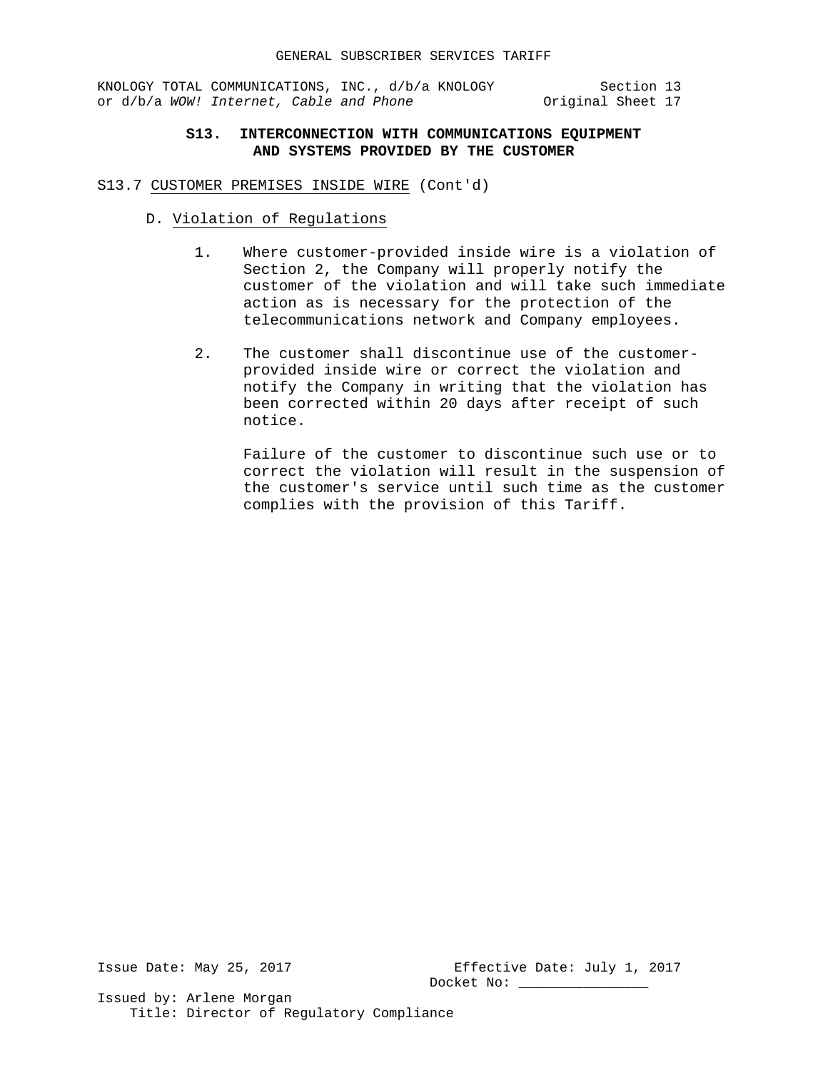## S13. INTERCONNECTION WITH COMMUNICATIONS EQUIPMENT AND SYSTEMS PROVIDED BY THE CUSTOMER

S13.7 CUSTOMER PREMISES INSIDE WIRE (Cont'd)

D. Violation of Regulations

1. Where customer-provided inside wire is a violation of Section 2, the Company will properly notify the customer of the violation and will take such immediate action as is necessary for the protection of the telecommunications network and Company employees.

2. The customer shall discontinue use of the customer-provided inside wire or correct the violation and notify the Company in writing that the violation has been corrected within 20 days after receipt of such notice.

   Failure of the customer to discontinue such use or to correct the violation will result in the suspension of the customer's service until such time as the customer complies with the provision of this Tariff.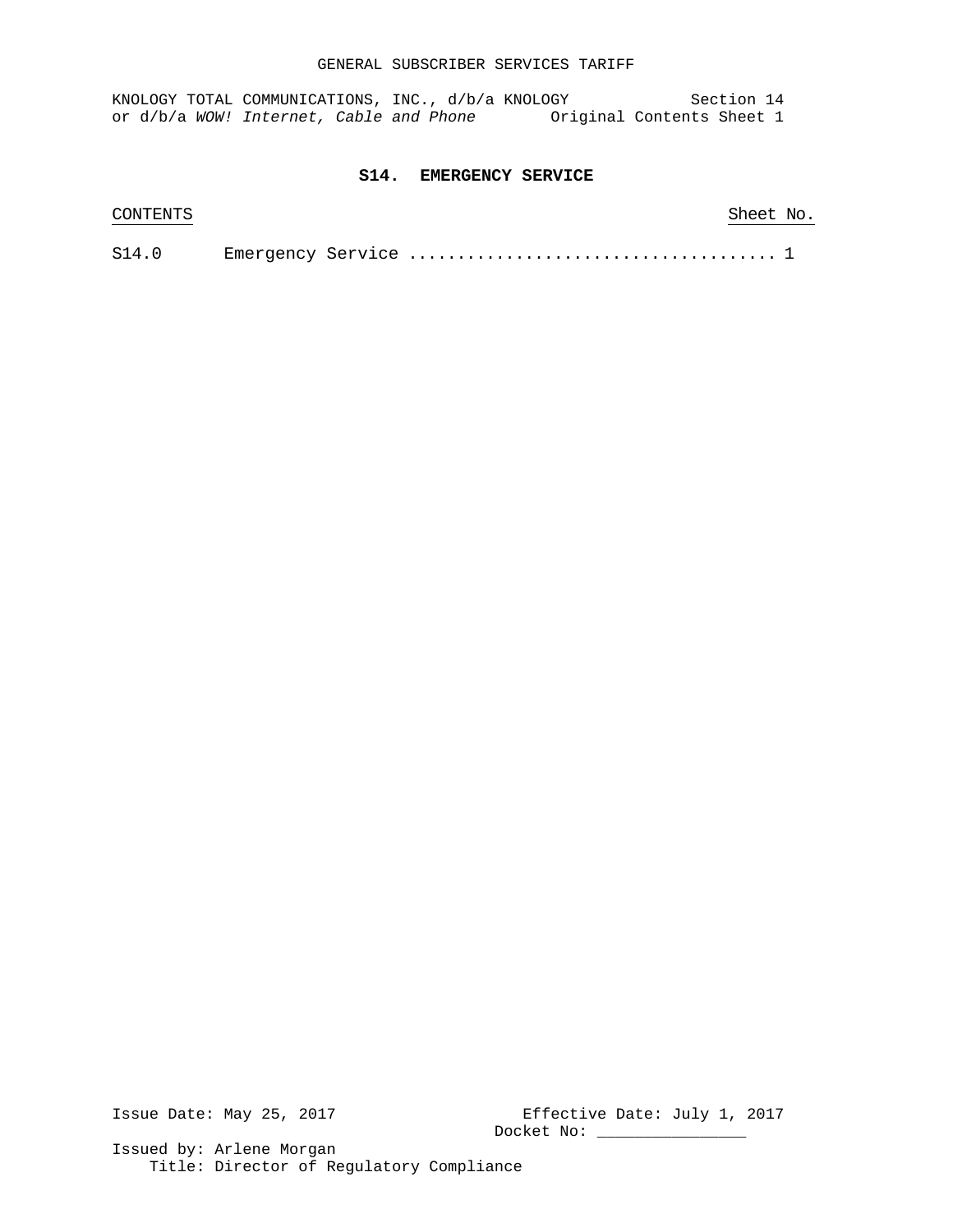# S14. EMERGENCY SERVICE

| CONTENTS | | Sheet No. |
|---|---|---|
| S14.0 | Emergency Service | 1 |

Issue Date: May 25, 2017

Effective Date: July 1, 2017

Docket No: ________________

Issued by: Arlene Morgan

Title: Director of Regulatory Compliance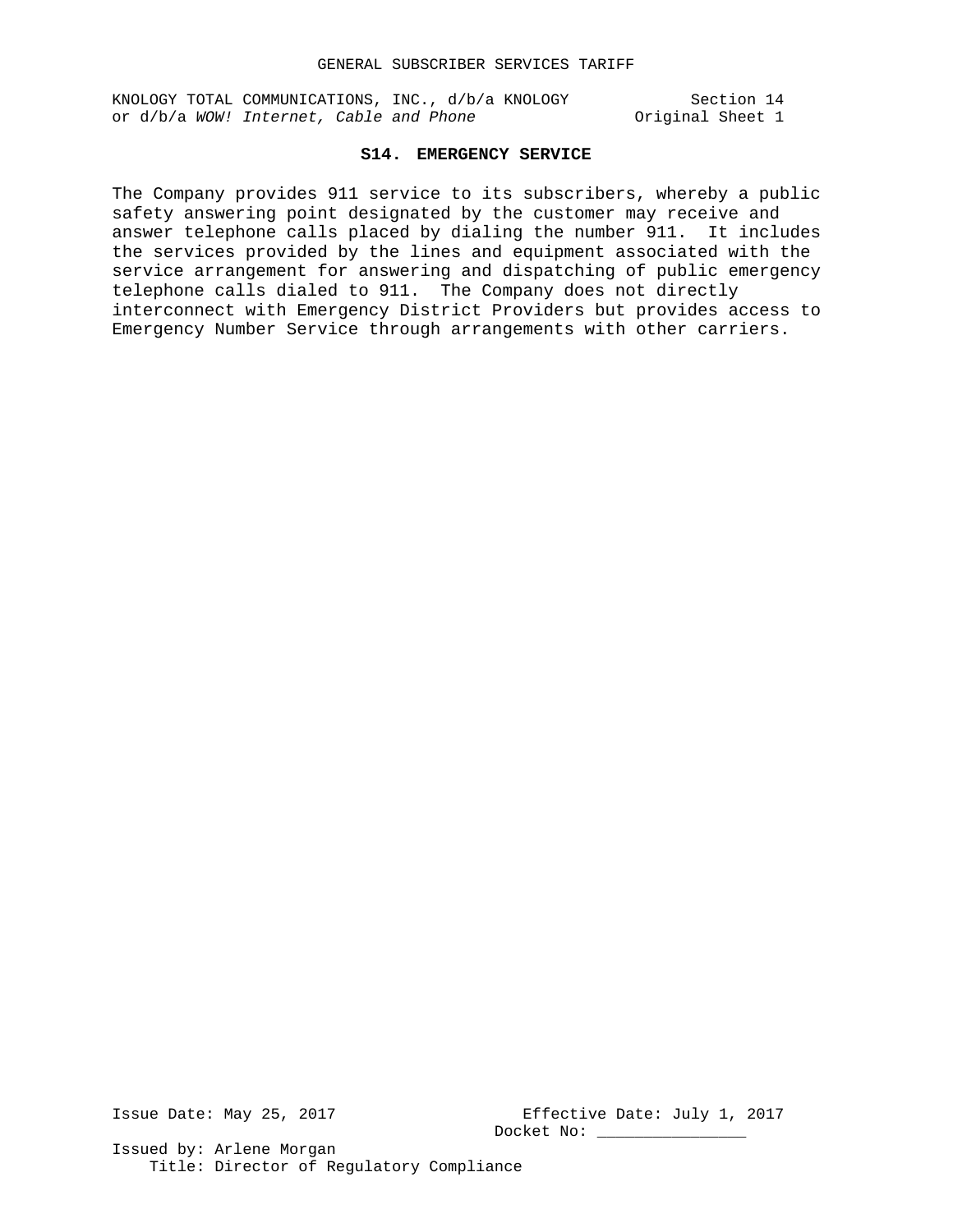## S14. EMERGENCY SERVICE

The Company provides 911 service to its subscribers, whereby a public safety answering point designated by the customer may receive and answer telephone calls placed by dialing the number 911. It includes the services provided by the lines and equipment associated with the service arrangement for answering and dispatching of public emergency telephone calls dialed to 911. The Company does not directly interconnect with Emergency District Providers but provides access to Emergency Number Service through arrangements with other carriers.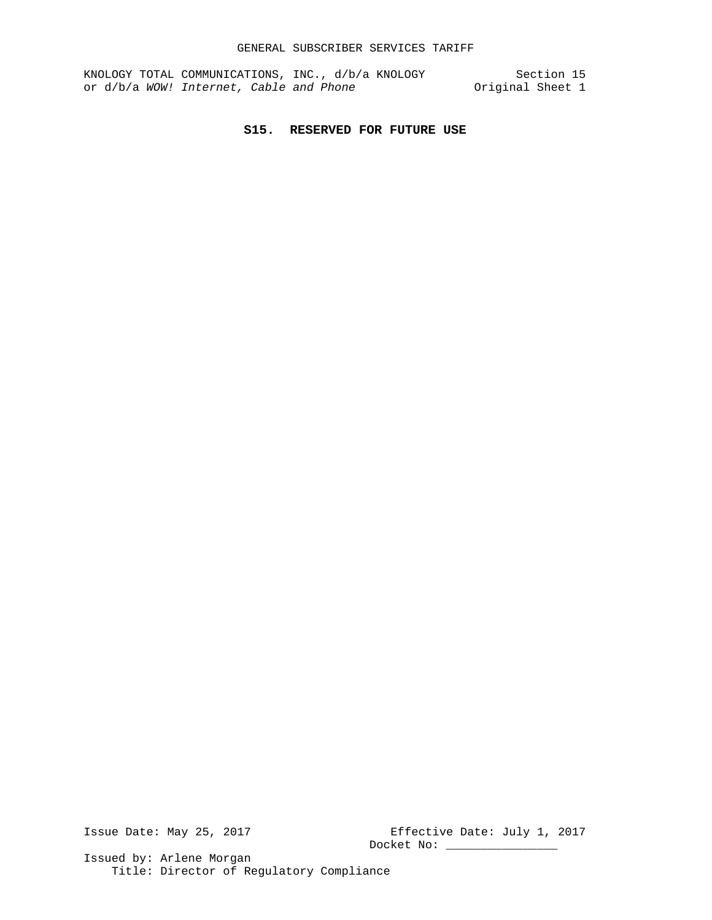# S15. RESERVED FOR FUTURE USE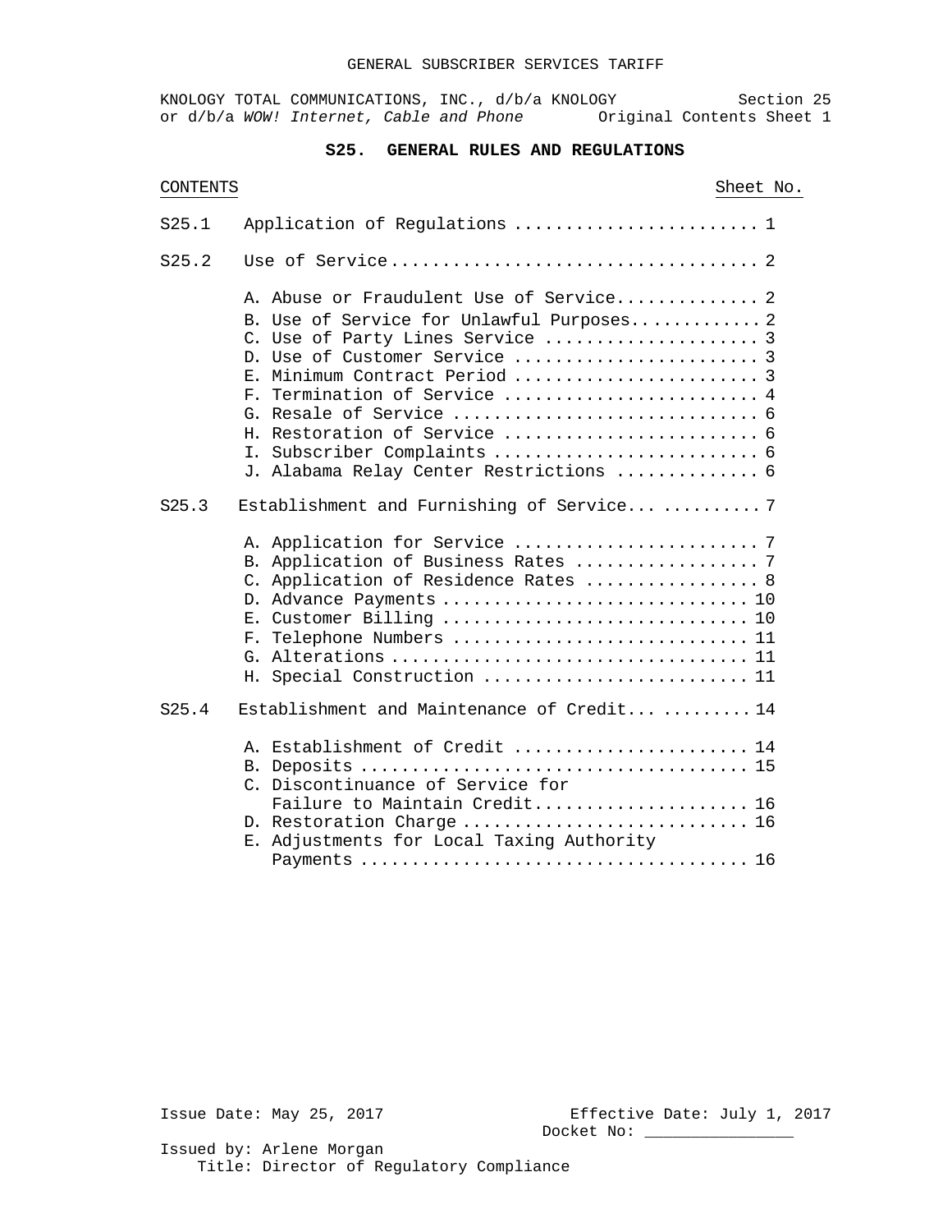# S25. GENERAL RULES AND REGULATIONS

| CONTENTS | | Sheet No. |
|---|---|---|
| S25.1 | Application of Regulations | 1 |
| S25.2 | Use of Service | 2 |
| | A. Abuse or Fraudulent Use of Service | 2 |
| | B. Use of Service for Unlawful Purposes | 2 |
| | C. Use of Party Lines Service | 3 |
| | D. Use of Customer Service | 3 |
| | E. Minimum Contract Period | 3 |
| | F. Termination of Service | 4 |
| | G. Resale of Service | 6 |
| | H. Restoration of Service | 6 |
| | I. Subscriber Complaints | 6 |
| | J. Alabama Relay Center Restrictions | 6 |
| S25.3 | Establishment and Furnishing of Service | 7 |
| | A. Application for Service | 7 |
| | B. Application of Business Rates | 7 |
| | C. Application of Residence Rates | 8 |
| | D. Advance Payments | 10 |
| | E. Customer Billing | 10 |
| | F. Telephone Numbers | 11 |
| | G. Alterations | 11 |
| | H. Special Construction | 11 |
| S25.4 | Establishment and Maintenance of Credit | 14 |
| | A. Establishment of Credit | 14 |
| | B. Deposits | 15 |
| | C. Discontinuance of Service for Failure to Maintain Credit | 16 |
| | D. Restoration Charge | 16 |
| | E. Adjustments for Local Taxing Authority Payments | 16 |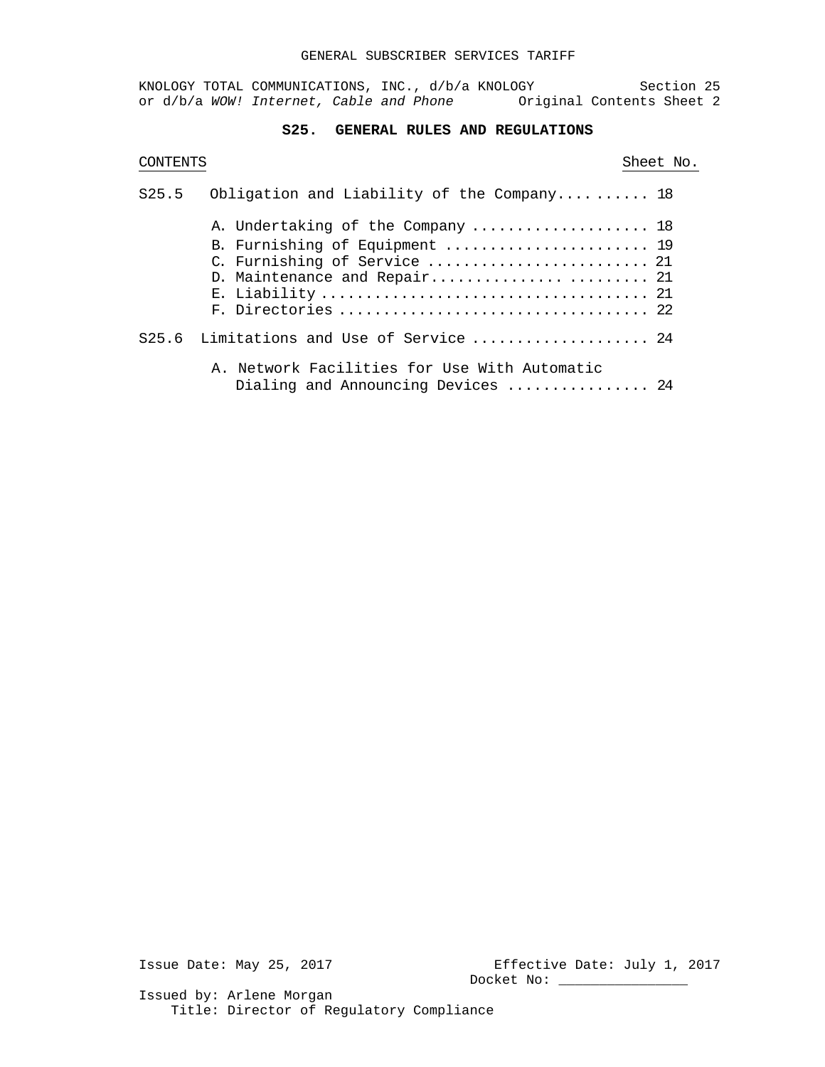# S25. GENERAL RULES AND REGULATIONS

| CONTENTS | | Sheet No. |
|---|---|---|
| S25.5 | Obligation and Liability of the Company | 18 |
| | A. Undertaking of the Company | 18 |
| | B. Furnishing of Equipment | 19 |
| | C. Furnishing of Service | 21 |
| | D. Maintenance and Repair | 21 |
| | E. Liability | 21 |
| | F. Directories | 22 |
| S25.6 | Limitations and Use of Service | 24 |
| | A. Network Facilities for Use With Automatic Dialing and Announcing Devices | 24 |

Issue Date: May 25, 2017

Effective Date: July 1, 2017

Docket No: _______________

Issued by: Arlene Morgan

Title: Director of Regulatory Compliance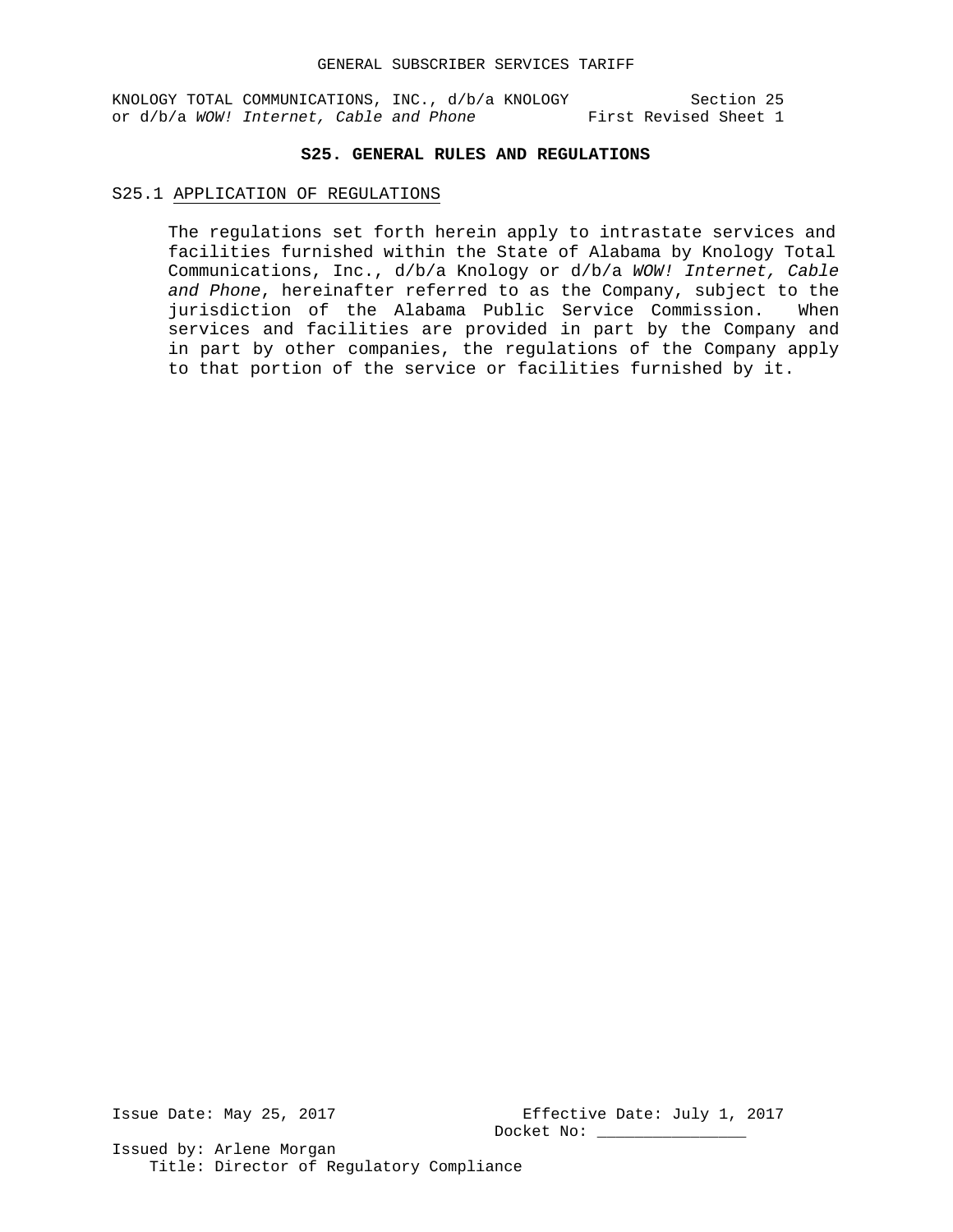# S25. GENERAL RULES AND REGULATIONS

## S25.1 APPLICATION OF REGULATIONS

The regulations set forth herein apply to intrastate services and facilities furnished within the State of Alabama by Knology Total Communications, Inc., d/b/a Knology or d/b/a *WOW! Internet, Cable and Phone*, hereinafter referred to as the Company, subject to the jurisdiction of the Alabama Public Service Commission. When services and facilities are provided in part by the Company and in part by other companies, the regulations of the Company apply to that portion of the service or facilities furnished by it.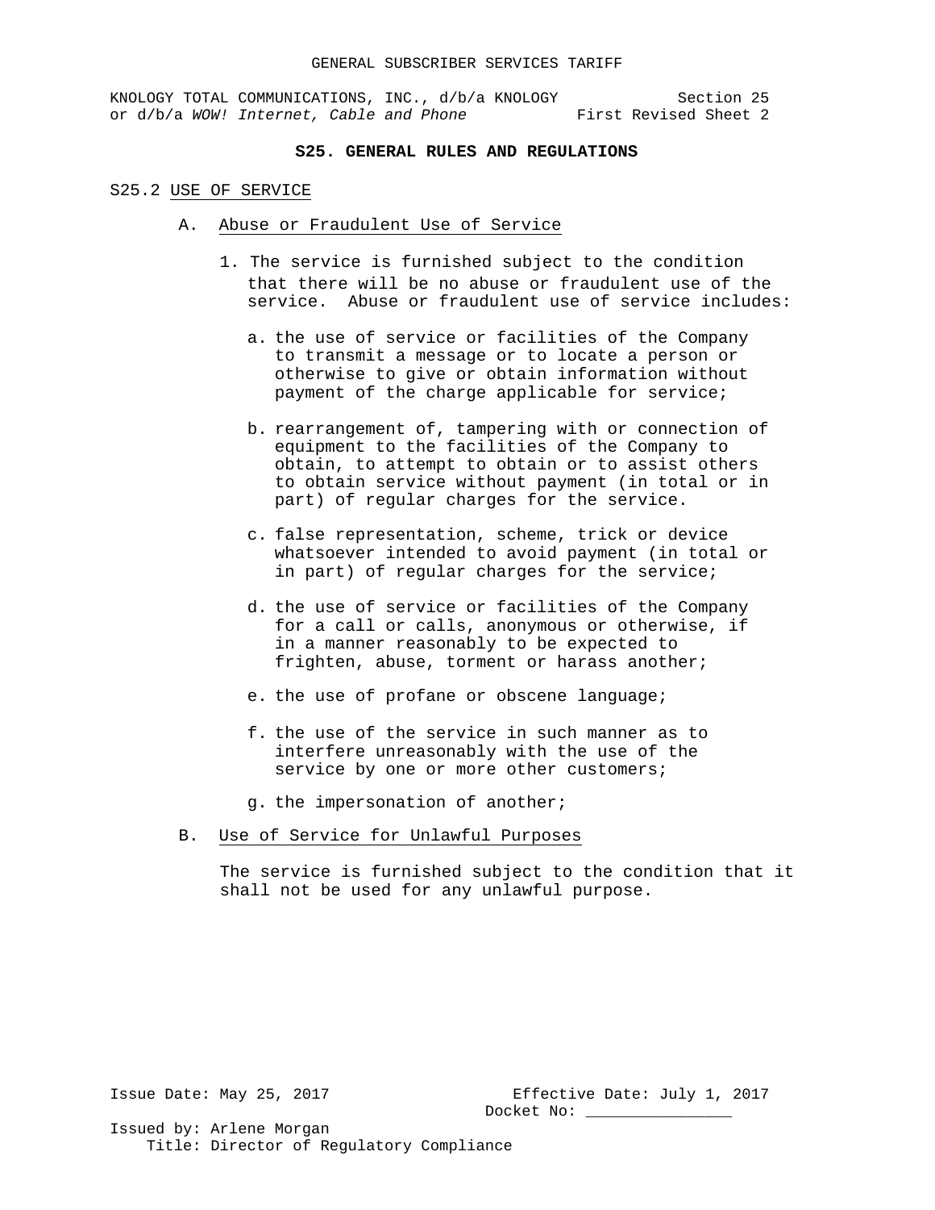## S25. GENERAL RULES AND REGULATIONS

### S25.2 USE OF SERVICE

#### A. Abuse or Fraudulent Use of Service

1. The service is furnished subject to the condition that there will be no abuse or fraudulent use of the service. Abuse or fraudulent use of service includes:

   a. the use of service or facilities of the Company to transmit a message or to locate a person or otherwise to give or obtain information without payment of the charge applicable for service;

   b. rearrangement of, tampering with or connection of equipment to the facilities of the Company to obtain, to attempt to obtain or to assist others to obtain service without payment (in total or in part) of regular charges for the service.

   c. false representation, scheme, trick or device whatsoever intended to avoid payment (in total or in part) of regular charges for the service;

   d. the use of service or facilities of the Company for a call or calls, anonymous or otherwise, if in a manner reasonably to be expected to frighten, abuse, torment or harass another;

   e. the use of profane or obscene language;

   f. the use of the service in such manner as to interfere unreasonably with the use of the service by one or more other customers;

   g. the impersonation of another;

#### B. Use of Service for Unlawful Purposes

The service is furnished subject to the condition that it shall not be used for any unlawful purpose.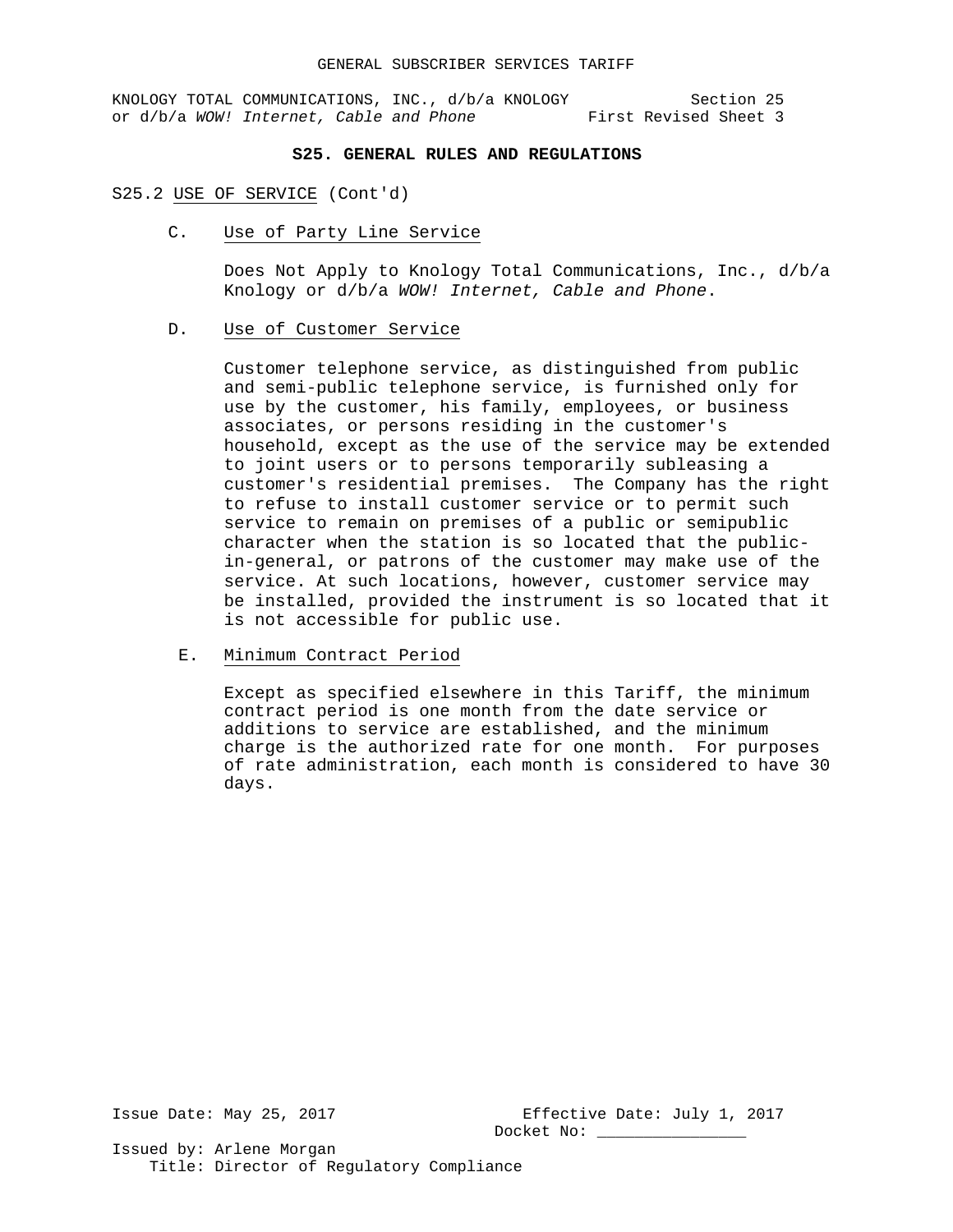## S25. GENERAL RULES AND REGULATIONS

S25.2 USE OF SERVICE (Cont'd)

C. Use of Party Line Service

Does Not Apply to Knology Total Communications, Inc., d/b/a Knology or d/b/a *WOW! Internet, Cable and Phone*.

D. Use of Customer Service

Customer telephone service, as distinguished from public and semi-public telephone service, is furnished only for use by the customer, his family, employees, or business associates, or persons residing in the customer's household, except as the use of the service may be extended to joint users or to persons temporarily subleasing a customer's residential premises. The Company has the right to refuse to install customer service or to permit such service to remain on premises of a public or semipublic character when the station is so located that the public-in-general, or patrons of the customer may make use of the service. At such locations, however, customer service may be installed, provided the instrument is so located that it is not accessible for public use.

E. Minimum Contract Period

Except as specified elsewhere in this Tariff, the minimum contract period is one month from the date service or additions to service are established, and the minimum charge is the authorized rate for one month. For purposes of rate administration, each month is considered to have 30 days.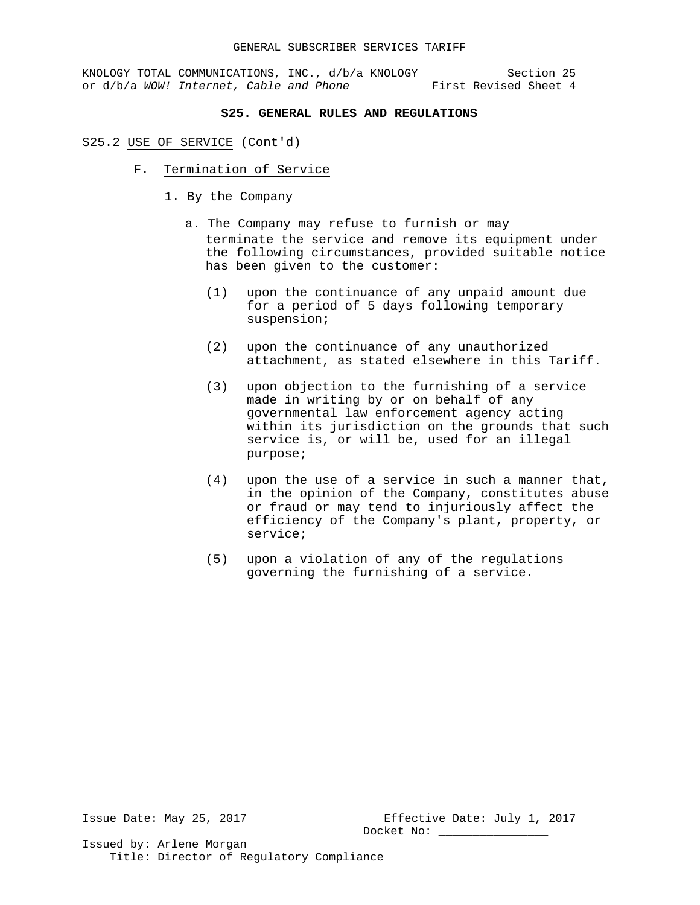## S25. GENERAL RULES AND REGULATIONS

S25.2 USE OF SERVICE (Cont'd)

F. Termination of Service

1. By the Company

a. The Company may refuse to furnish or may terminate the service and remove its equipment under the following circumstances, provided suitable notice has been given to the customer:

(1) upon the continuance of any unpaid amount due for a period of 5 days following temporary suspension;

(2) upon the continuance of any unauthorized attachment, as stated elsewhere in this Tariff.

(3) upon objection to the furnishing of a service made in writing by or on behalf of any governmental law enforcement agency acting within its jurisdiction on the grounds that such service is, or will be, used for an illegal purpose;

(4) upon the use of a service in such a manner that, in the opinion of the Company, constitutes abuse or fraud or may tend to injuriously affect the efficiency of the Company's plant, property, or service;

(5) upon a violation of any of the regulations governing the furnishing of a service.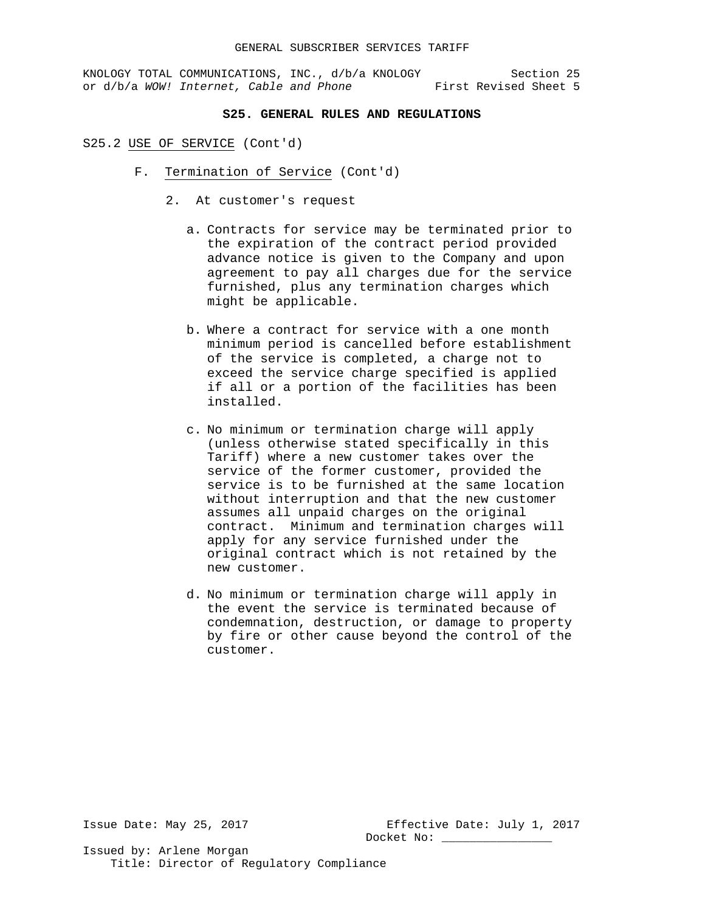## S25. GENERAL RULES AND REGULATIONS

S25.2 USE OF SERVICE (Cont'd)

F. Termination of Service (Cont'd)

2. At customer's request

   a. Contracts for service may be terminated prior to the expiration of the contract period provided advance notice is given to the Company and upon agreement to pay all charges due for the service furnished, plus any termination charges which might be applicable.

   b. Where a contract for service with a one month minimum period is cancelled before establishment of the service is completed, a charge not to exceed the service charge specified is applied if all or a portion of the facilities has been installed.

   c. No minimum or termination charge will apply (unless otherwise stated specifically in this Tariff) where a new customer takes over the service of the former customer, provided the service is to be furnished at the same location without interruption and that the new customer assumes all unpaid charges on the original contract. Minimum and termination charges will apply for any service furnished under the original contract which is not retained by the new customer.

   d. No minimum or termination charge will apply in the event the service is terminated because of condemnation, destruction, or damage to property by fire or other cause beyond the control of the customer.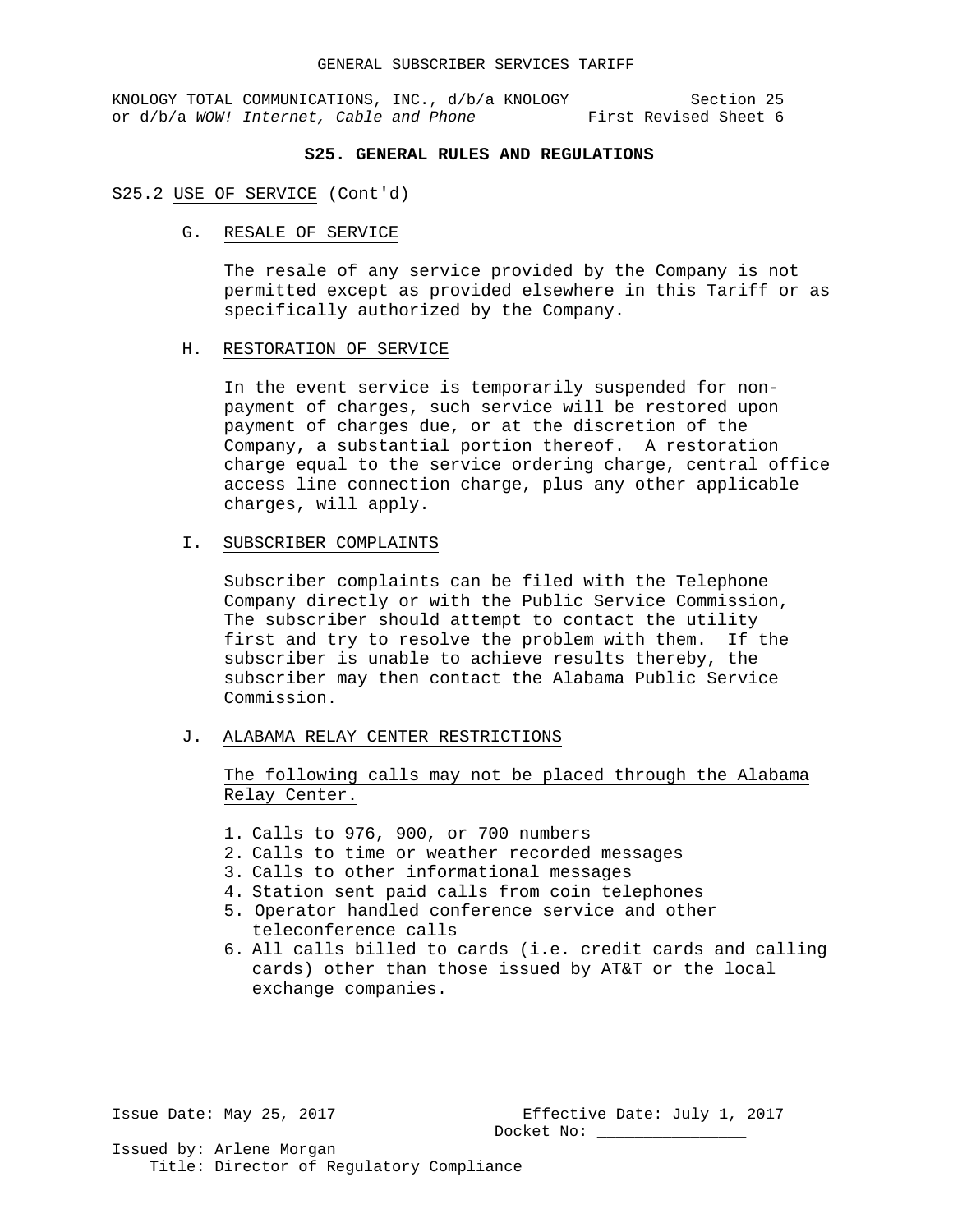## S25. GENERAL RULES AND REGULATIONS

S25.2 USE OF SERVICE (Cont'd)

### G. RESALE OF SERVICE

The resale of any service provided by the Company is not permitted except as provided elsewhere in this Tariff or as specifically authorized by the Company.

### H. RESTORATION OF SERVICE

In the event service is temporarily suspended for non-payment of charges, such service will be restored upon payment of charges due, or at the discretion of the Company, a substantial portion thereof. A restoration charge equal to the service ordering charge, central office access line connection charge, plus any other applicable charges, will apply.

### I. SUBSCRIBER COMPLAINTS

Subscriber complaints can be filed with the Telephone Company directly or with the Public Service Commission, The subscriber should attempt to contact the utility first and try to resolve the problem with them. If the subscriber is unable to achieve results thereby, the subscriber may then contact the Alabama Public Service Commission.

### J. ALABAMA RELAY CENTER RESTRICTIONS

The following calls may not be placed through the Alabama Relay Center.

1. Calls to 976, 900, or 700 numbers
2. Calls to time or weather recorded messages
3. Calls to other informational messages
4. Station sent paid calls from coin telephones
5. Operator handled conference service and other teleconference calls
6. All calls billed to cards (i.e. credit cards and calling cards) other than those issued by AT&T or the local exchange companies.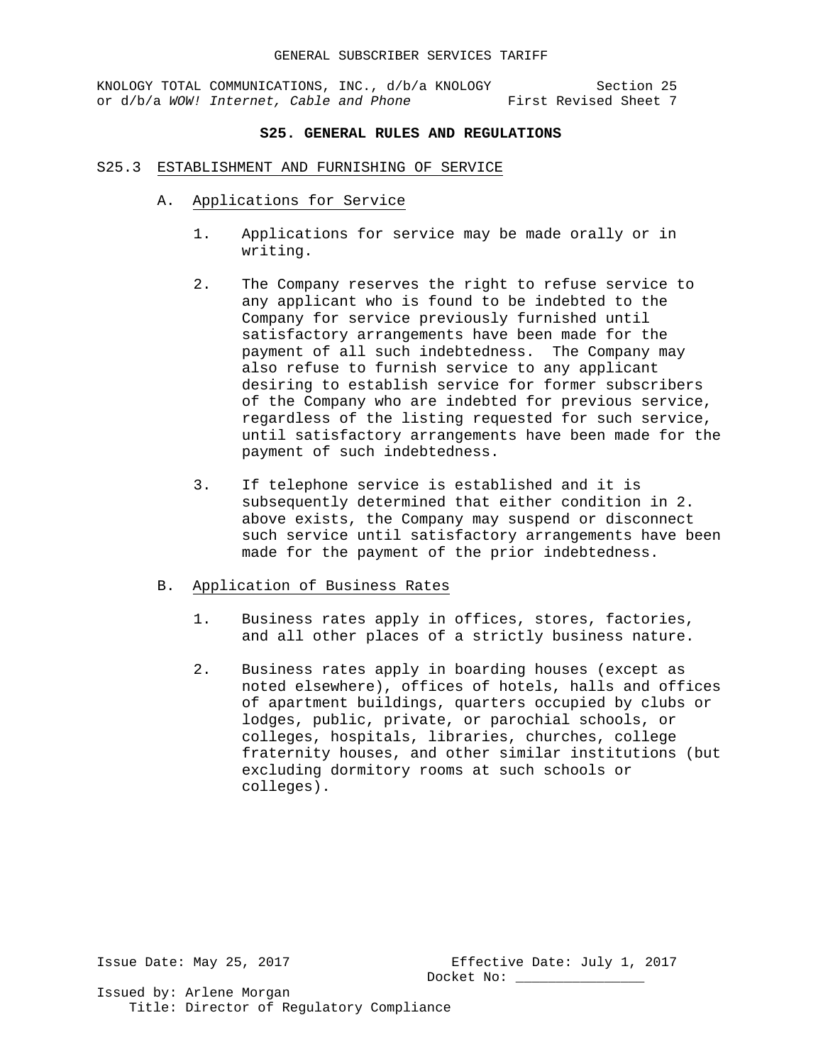## S25. GENERAL RULES AND REGULATIONS

### S25.3 ESTABLISHMENT AND FURNISHING OF SERVICE

#### A. Applications for Service

1. Applications for service may be made orally or in writing.

2. The Company reserves the right to refuse service to any applicant who is found to be indebted to the Company for service previously furnished until satisfactory arrangements have been made for the payment of all such indebtedness. The Company may also refuse to furnish service to any applicant desiring to establish service for former subscribers of the Company who are indebted for previous service, regardless of the listing requested for such service, until satisfactory arrangements have been made for the payment of such indebtedness.

3. If telephone service is established and it is subsequently determined that either condition in 2. above exists, the Company may suspend or disconnect such service until satisfactory arrangements have been made for the payment of the prior indebtedness.

#### B. Application of Business Rates

1. Business rates apply in offices, stores, factories, and all other places of a strictly business nature.

2. Business rates apply in boarding houses (except as noted elsewhere), offices of hotels, halls and offices of apartment buildings, quarters occupied by clubs or lodges, public, private, or parochial schools, or colleges, hospitals, libraries, churches, college fraternity houses, and other similar institutions (but excluding dormitory rooms at such schools or colleges).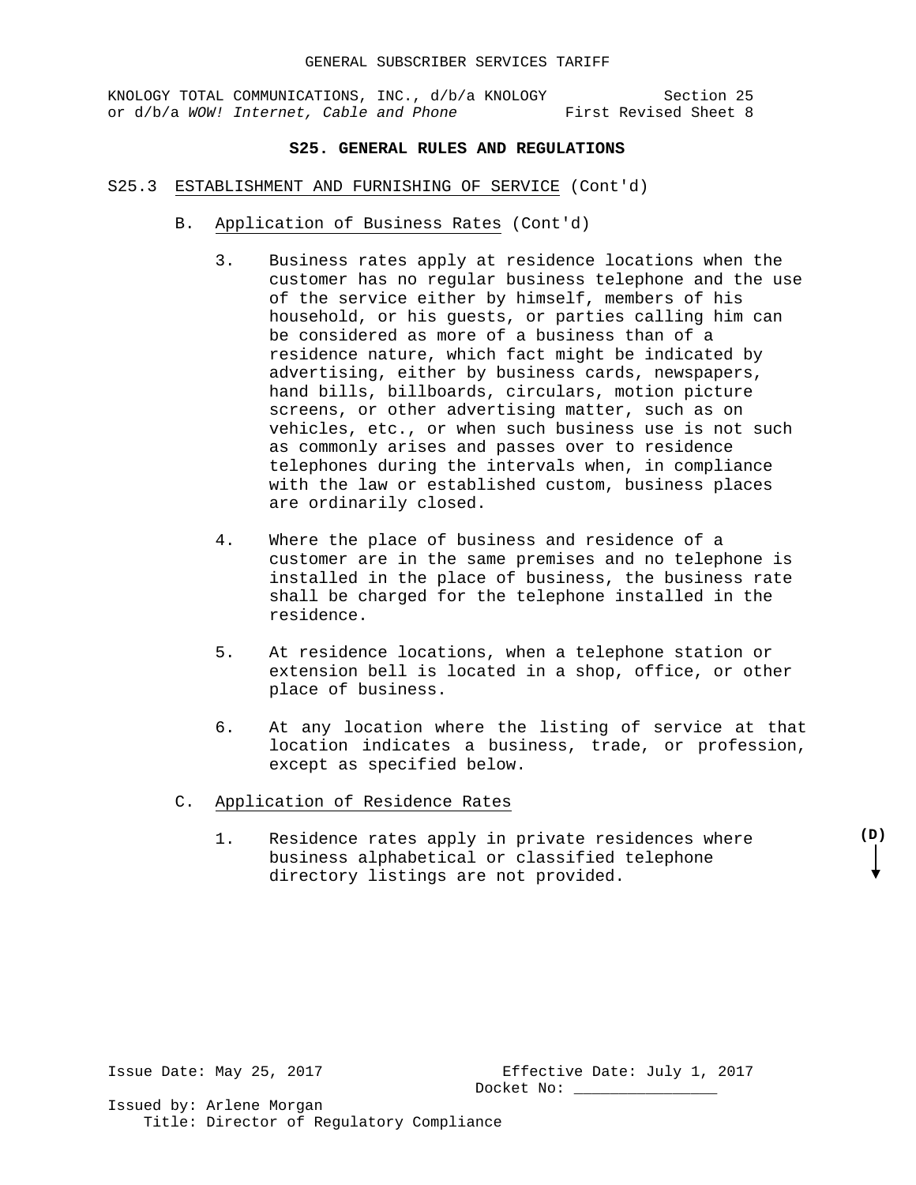## S25. GENERAL RULES AND REGULATIONS

S25.3 ESTABLISHMENT AND FURNISHING OF SERVICE (Cont'd)

B. Application of Business Rates (Cont'd)

3. Business rates apply at residence locations when the customer has no regular business telephone and the use of the service either by himself, members of his household, or his guests, or parties calling him can be considered as more of a business than of a residence nature, which fact might be indicated by advertising, either by business cards, newspapers, hand bills, billboards, circulars, motion picture screens, or other advertising matter, such as on vehicles, etc., or when such business use is not such as commonly arises and passes over to residence telephones during the intervals when, in compliance with the law or established custom, business places are ordinarily closed.

4. Where the place of business and residence of a customer are in the same premises and no telephone is installed in the place of business, the business rate shall be charged for the telephone installed in the residence.

5. At residence locations, when a telephone station or extension bell is located in a shop, office, or other place of business.

6. At any location where the listing of service at that location indicates a business, trade, or profession, except as specified below.

C. Application of Residence Rates

1. Residence rates apply in private residences where business alphabetical or classified telephone directory listings are not provided. **(D)**

Issue Date: May 25, 2017

Effective Date: July 1, 2017

Docket No: ________________

Issued by: Arlene Morgan

Title: Director of Regulatory Compliance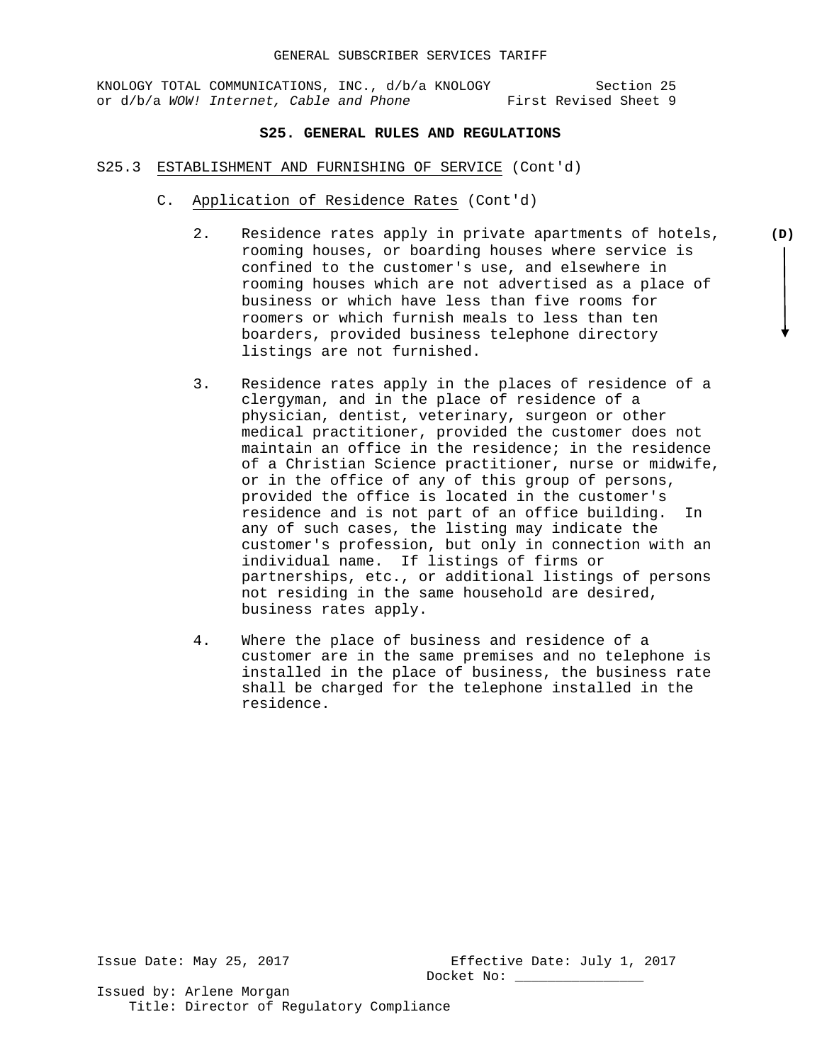## S25. GENERAL RULES AND REGULATIONS

S25.3 ESTABLISHMENT AND FURNISHING OF SERVICE (Cont'd)

C. Application of Residence Rates (Cont'd)

2. Residence rates apply in private apartments of hotels, rooming houses, or boarding houses where service is confined to the customer's use, and elsewhere in rooming houses which are not advertised as a place of business or which have less than five rooms for roomers or which furnish meals to less than ten boarders, provided business telephone directory listings are not furnished. **(D)**

3. Residence rates apply in the places of residence of a clergyman, and in the place of residence of a physician, dentist, veterinary, surgeon or other medical practitioner, provided the customer does not maintain an office in the residence; in the residence of a Christian Science practitioner, nurse or midwife, or in the office of any of this group of persons, provided the office is located in the customer's residence and is not part of an office building. In any of such cases, the listing may indicate the customer's profession, but only in connection with an individual name. If listings of firms or partnerships, etc., or additional listings of persons not residing in the same household are desired, business rates apply.

4. Where the place of business and residence of a customer are in the same premises and no telephone is installed in the place of business, the business rate shall be charged for the telephone installed in the residence.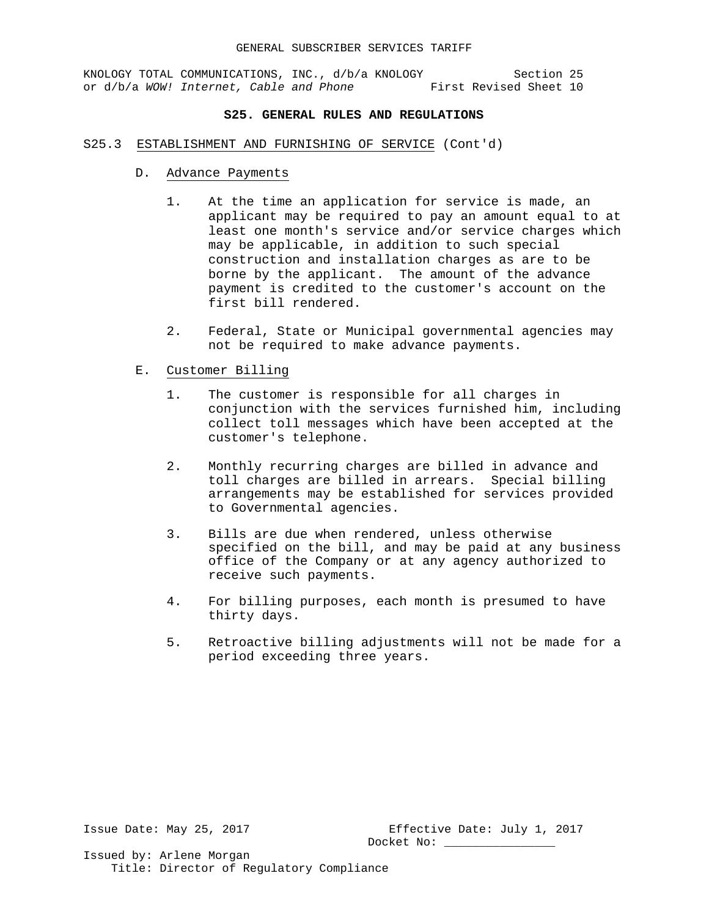## S25. GENERAL RULES AND REGULATIONS

S25.3 ESTABLISHMENT AND FURNISHING OF SERVICE (Cont'd)

D. Advance Payments

1. At the time an application for service is made, an applicant may be required to pay an amount equal to at least one month's service and/or service charges which may be applicable, in addition to such special construction and installation charges as are to be borne by the applicant. The amount of the advance payment is credited to the customer's account on the first bill rendered.

2. Federal, State or Municipal governmental agencies may not be required to make advance payments.

E. Customer Billing

1. The customer is responsible for all charges in conjunction with the services furnished him, including collect toll messages which have been accepted at the customer's telephone.

2. Monthly recurring charges are billed in advance and toll charges are billed in arrears. Special billing arrangements may be established for services provided to Governmental agencies.

3. Bills are due when rendered, unless otherwise specified on the bill, and may be paid at any business office of the Company or at any agency authorized to receive such payments.

4. For billing purposes, each month is presumed to have thirty days.

5. Retroactive billing adjustments will not be made for a period exceeding three years.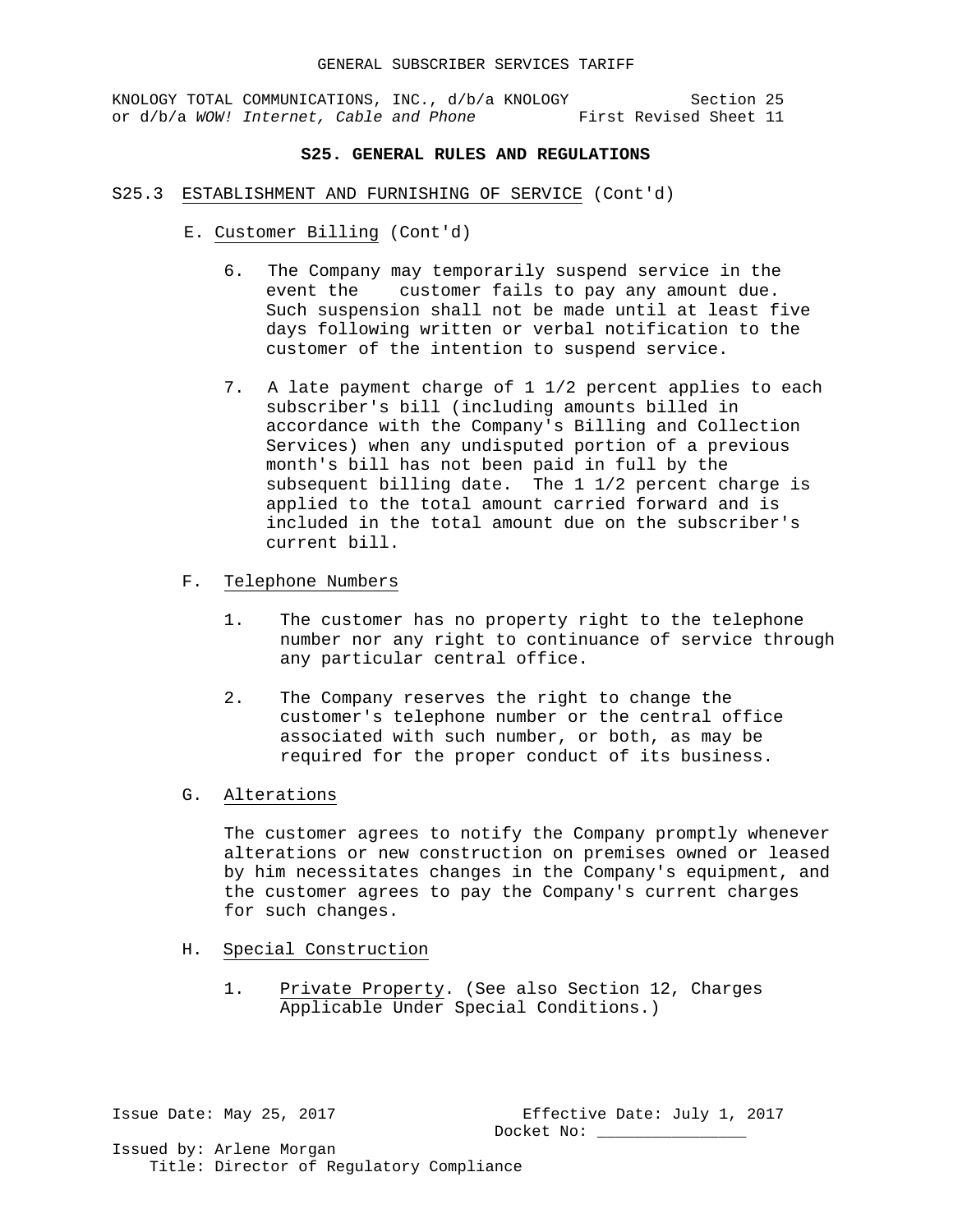## S25. GENERAL RULES AND REGULATIONS

S25.3 ESTABLISHMENT AND FURNISHING OF SERVICE (Cont'd)

E. Customer Billing (Cont'd)

6. The Company may temporarily suspend service in the event the customer fails to pay any amount due. Such suspension shall not be made until at least five days following written or verbal notification to the customer of the intention to suspend service.

7. A late payment charge of 1 1/2 percent applies to each subscriber's bill (including amounts billed in accordance with the Company's Billing and Collection Services) when any undisputed portion of a previous month's bill has not been paid in full by the subsequent billing date. The 1 1/2 percent charge is applied to the total amount carried forward and is included in the total amount due on the subscriber's current bill.

F. Telephone Numbers

1. The customer has no property right to the telephone number nor any right to continuance of service through any particular central office.

2. The Company reserves the right to change the customer's telephone number or the central office associated with such number, or both, as may be required for the proper conduct of its business.

G. Alterations

The customer agrees to notify the Company promptly whenever alterations or new construction on premises owned or leased by him necessitates changes in the Company's equipment, and the customer agrees to pay the Company's current charges for such changes.

H. Special Construction

1. Private Property. (See also Section 12, Charges Applicable Under Special Conditions.)

Issue Date: May 25, 2017

Effective Date: July 1, 2017

Docket No: \_\_\_\_\_\_\_\_\_\_\_\_\_\_\_\_

Issued by: Arlene Morgan

Title: Director of Regulatory Compliance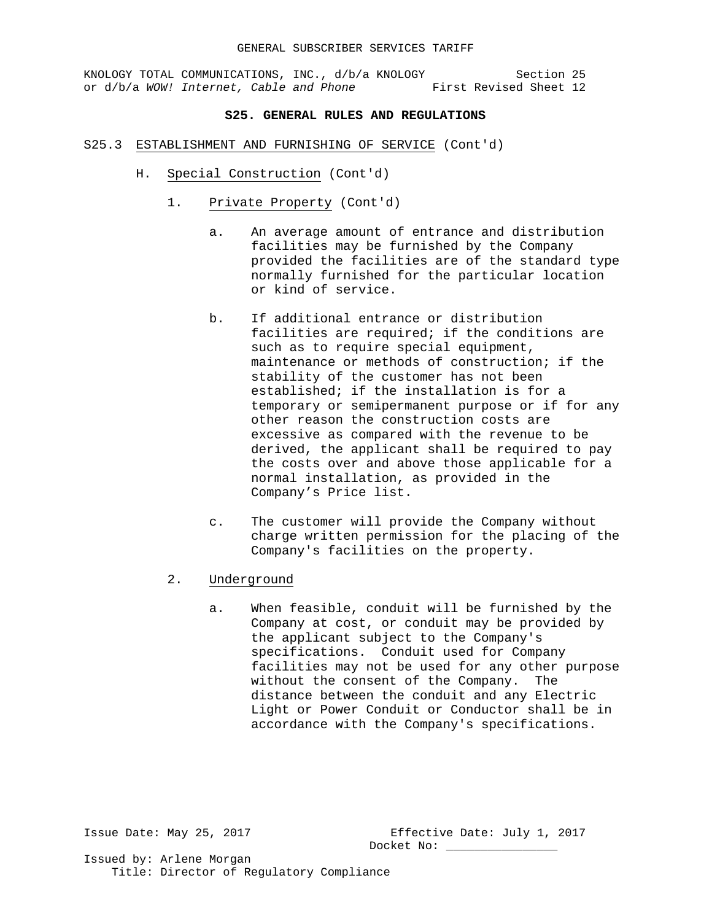## S25. GENERAL RULES AND REGULATIONS

S25.3 ESTABLISHMENT AND FURNISHING OF SERVICE (Cont'd)

H. Special Construction (Cont'd)

1. Private Property (Cont'd)

   a. An average amount of entrance and distribution facilities may be furnished by the Company provided the facilities are of the standard type normally furnished for the particular location or kind of service.

   b. If additional entrance or distribution facilities are required; if the conditions are such as to require special equipment, maintenance or methods of construction; if the stability of the customer has not been established; if the installation is for a temporary or semipermanent purpose or if for any other reason the construction costs are excessive as compared with the revenue to be derived, the applicant shall be required to pay the costs over and above those applicable for a normal installation, as provided in the Company's Price list.

   c. The customer will provide the Company without charge written permission for the placing of the Company's facilities on the property.

2. Underground

   a. When feasible, conduit will be furnished by the Company at cost, or conduit may be provided by the applicant subject to the Company's specifications. Conduit used for Company facilities may not be used for any other purpose without the consent of the Company. The distance between the conduit and any Electric Light or Power Conduit or Conductor shall be in accordance with the Company's specifications.

Issue Date: May 25, 2017 | Effective Date: July 1, 2017 | Docket No: ________________

Issued by: Arlene Morgan
Title: Director of Regulatory Compliance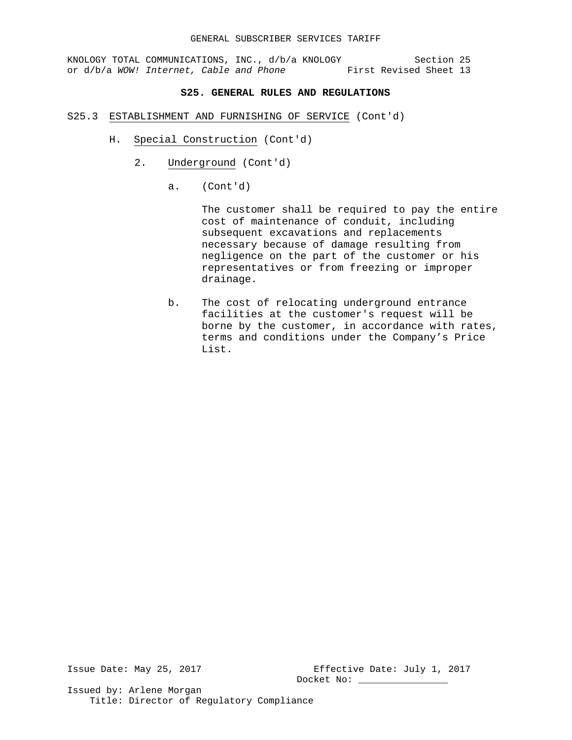## S25. GENERAL RULES AND REGULATIONS

S25.3 ESTABLISHMENT AND FURNISHING OF SERVICE (Cont'd)

H. Special Construction (Cont'd)

2. Underground (Cont'd)

a. (Cont'd)

The customer shall be required to pay the entire cost of maintenance of conduit, including subsequent excavations and replacements necessary because of damage resulting from negligence on the part of the customer or his representatives or from freezing or improper drainage.

b. The cost of relocating underground entrance facilities at the customer's request will be borne by the customer, in accordance with rates, terms and conditions under the Company's Price List.

Issue Date: May 25, 2017

Effective Date: July 1, 2017

Docket No: ________________

Issued by: Arlene Morgan
Title: Director of Regulatory Compliance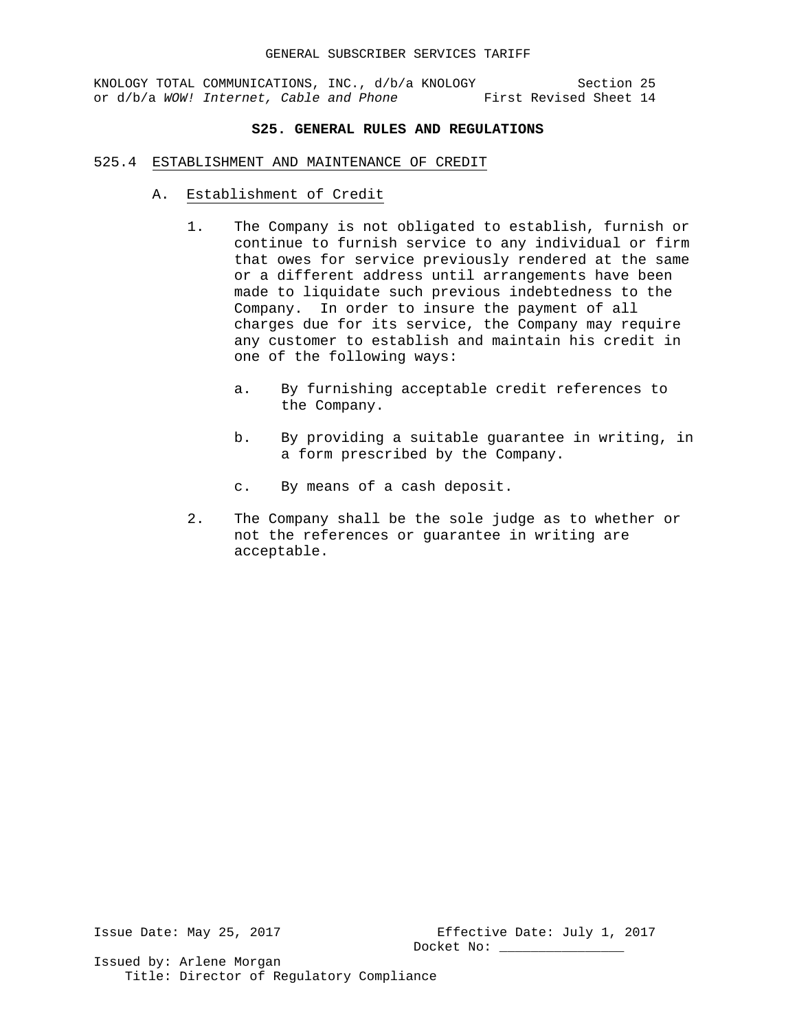## S25. GENERAL RULES AND REGULATIONS

### 525.4 ESTABLISHMENT AND MAINTENANCE OF CREDIT

#### A. Establishment of Credit

1. The Company is not obligated to establish, furnish or continue to furnish service to any individual or firm that owes for service previously rendered at the same or a different address until arrangements have been made to liquidate such previous indebtedness to the Company. In order to insure the payment of all charges due for its service, the Company may require any customer to establish and maintain his credit in one of the following ways:

   a. By furnishing acceptable credit references to the Company.

   b. By providing a suitable guarantee in writing, in a form prescribed by the Company.

   c. By means of a cash deposit.

2. The Company shall be the sole judge as to whether or not the references or guarantee in writing are acceptable.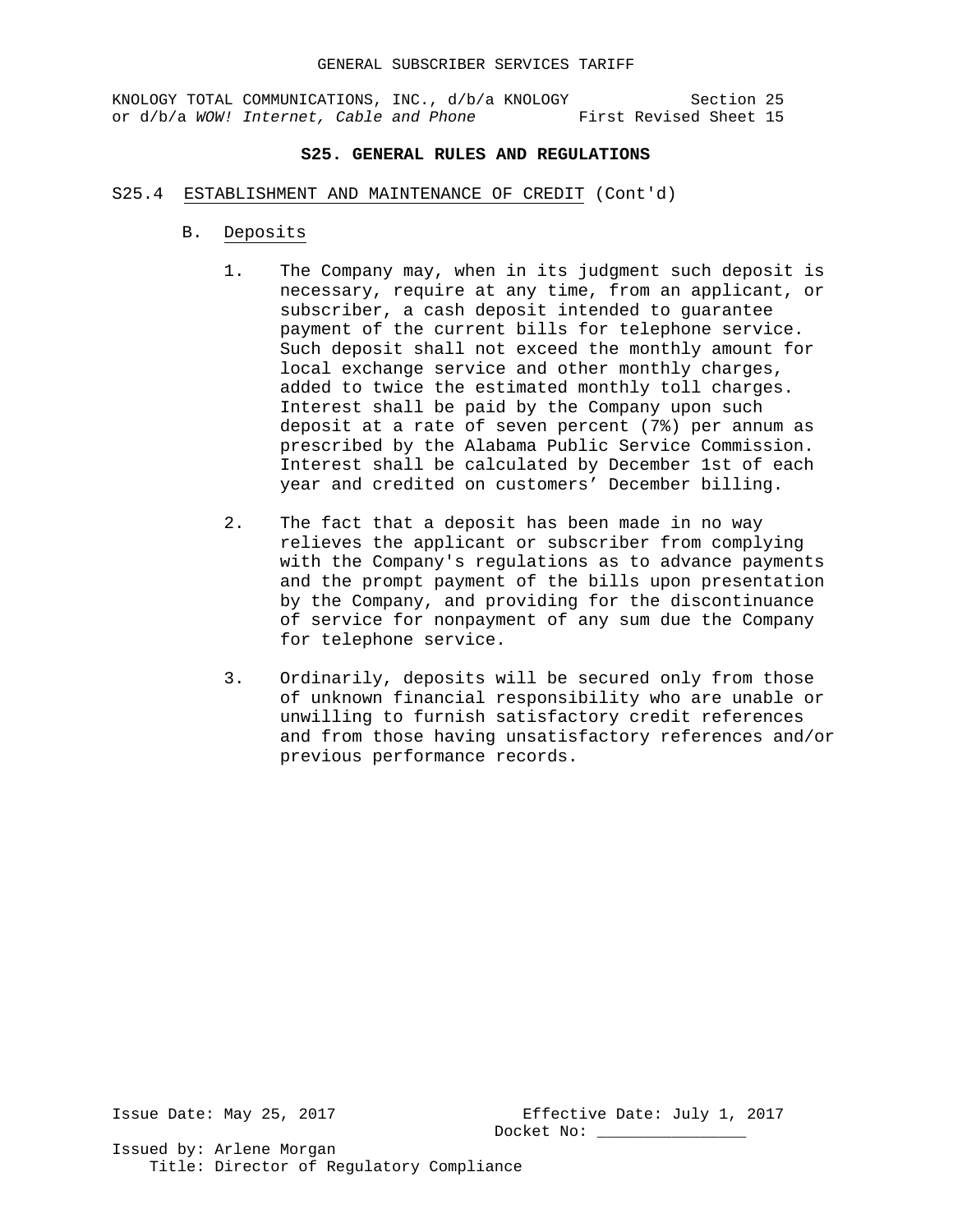**S25. GENERAL RULES AND REGULATIONS**

S25.4 ESTABLISHMENT AND MAINTENANCE OF CREDIT (Cont'd)

B. Deposits

1. The Company may, when in its judgment such deposit is necessary, require at any time, from an applicant, or subscriber, a cash deposit intended to guarantee payment of the current bills for telephone service. Such deposit shall not exceed the monthly amount for local exchange service and other monthly charges, added to twice the estimated monthly toll charges. Interest shall be paid by the Company upon such deposit at a rate of seven percent (7%) per annum as prescribed by the Alabama Public Service Commission. Interest shall be calculated by December 1st of each year and credited on customers' December billing.

2. The fact that a deposit has been made in no way relieves the applicant or subscriber from complying with the Company's regulations as to advance payments and the prompt payment of the bills upon presentation by the Company, and providing for the discontinuance of service for nonpayment of any sum due the Company for telephone service.

3. Ordinarily, deposits will be secured only from those of unknown financial responsibility who are unable or unwilling to furnish satisfactory credit references and from those having unsatisfactory references and/or previous performance records.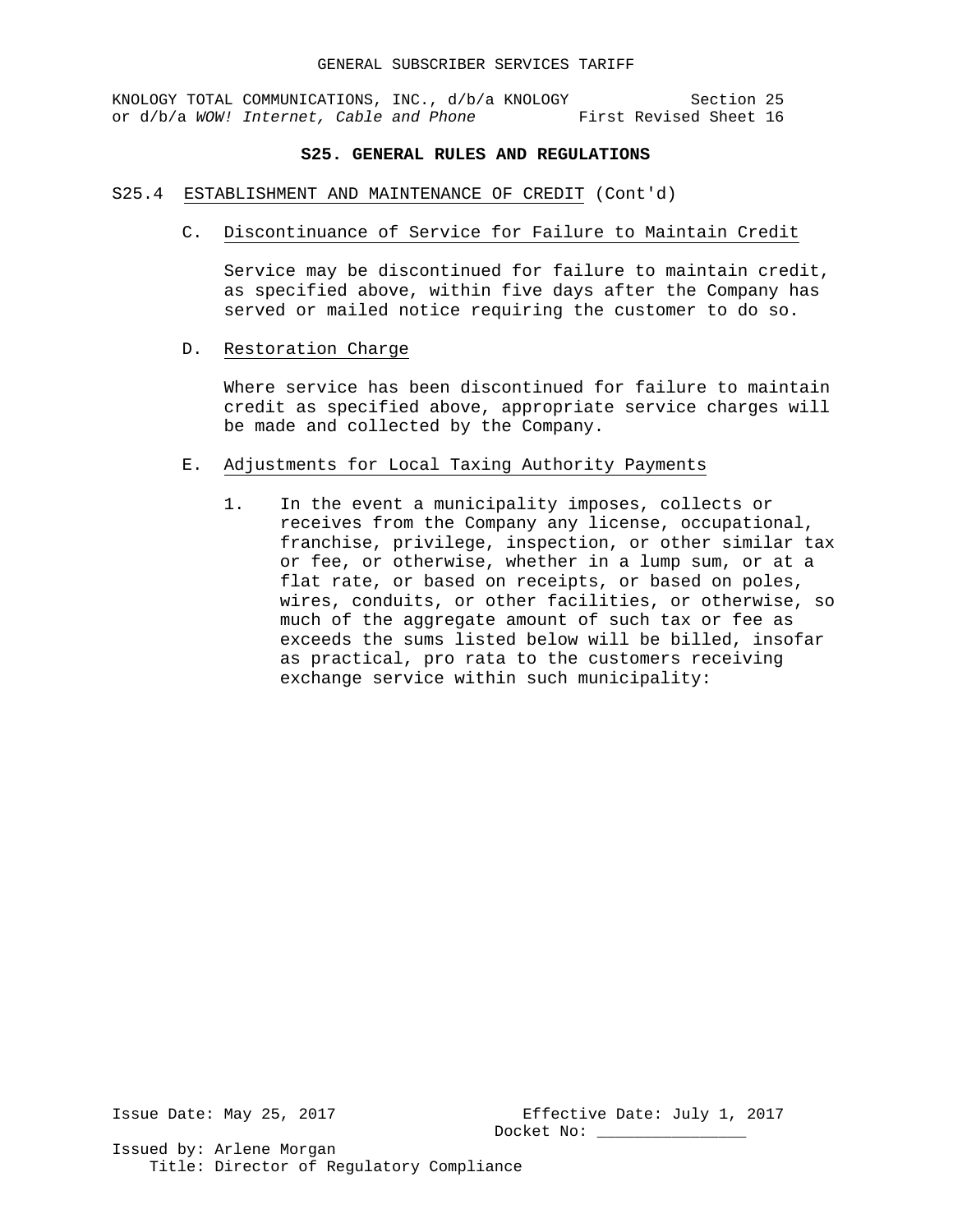## S25. GENERAL RULES AND REGULATIONS

S25.4 ESTABLISHMENT AND MAINTENANCE OF CREDIT (Cont'd)

C. Discontinuance of Service for Failure to Maintain Credit

Service may be discontinued for failure to maintain credit, as specified above, within five days after the Company has served or mailed notice requiring the customer to do so.

D. Restoration Charge

Where service has been discontinued for failure to maintain credit as specified above, appropriate service charges will be made and collected by the Company.

E. Adjustments for Local Taxing Authority Payments

1. In the event a municipality imposes, collects or receives from the Company any license, occupational, franchise, privilege, inspection, or other similar tax or fee, or otherwise, whether in a lump sum, or at a flat rate, or based on receipts, or based on poles, wires, conduits, or other facilities, or otherwise, so much of the aggregate amount of such tax or fee as exceeds the sums listed below will be billed, insofar as practical, pro rata to the customers receiving exchange service within such municipality:

Issue Date: May 25, 2017
Effective Date: July 1, 2017
Docket No: ________________

Issued by: Arlene Morgan
Title: Director of Regulatory Compliance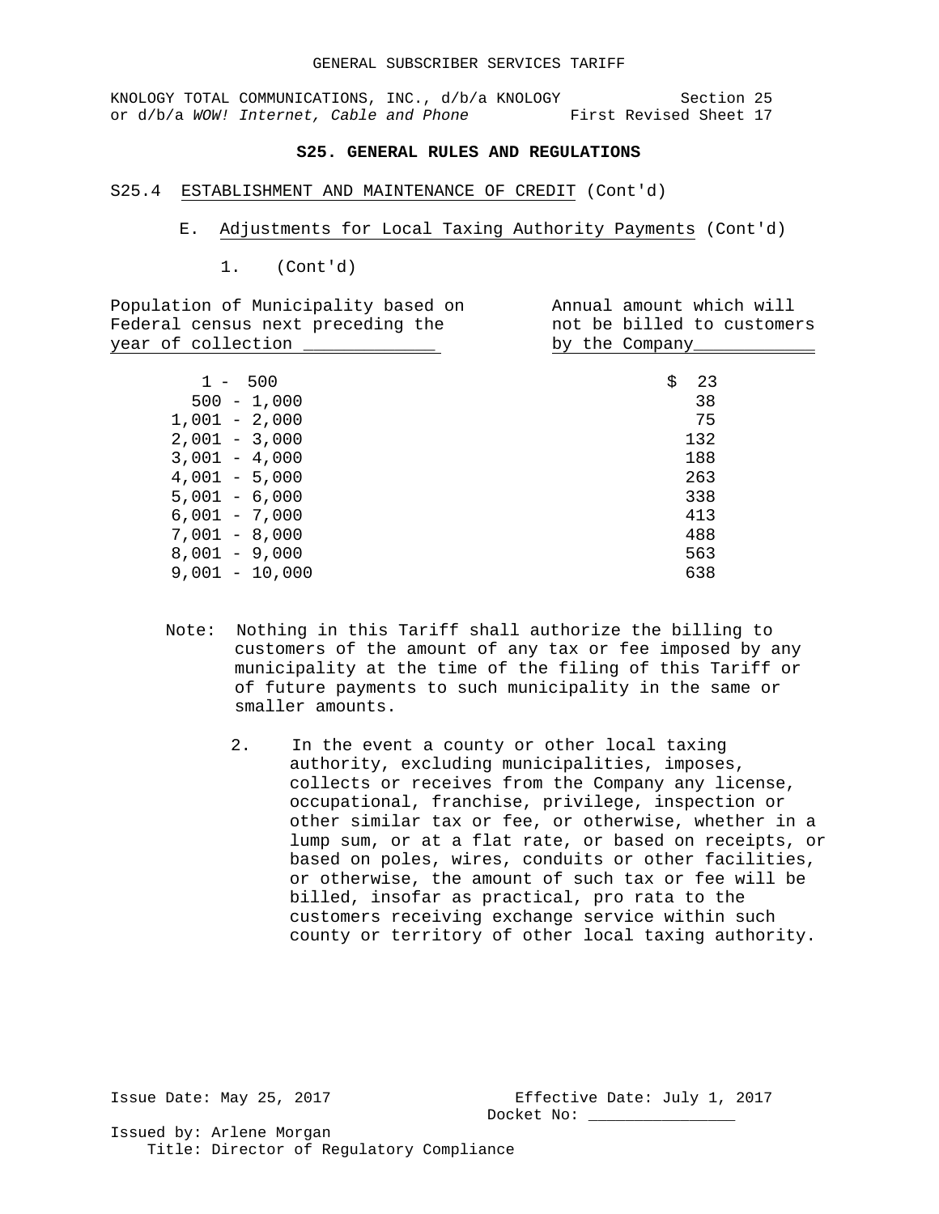GENERAL SUBSCRIBER SERVICES TARIFF

KNOLOGY TOTAL COMMUNICATIONS, INC., d/b/a KNOLOGY or d/b/a *WOW! Internet, Cable and Phone*

Section 25
First Revised Sheet 17

## S25. GENERAL RULES AND REGULATIONS

S25.4 ESTABLISHMENT AND MAINTENANCE OF CREDIT (Cont'd)

E. Adjustments for Local Taxing Authority Payments (Cont'd)

1. (Cont'd)

| Population of Municipality based on Federal census next preceding the year of collection | Annual amount which will not be billed to customers by the Company |
|---|---|
| 1 - 500 | $ 23 |
| 500 - 1,000 | 38 |
| 1,001 - 2,000 | 75 |
| 2,001 - 3,000 | 132 |
| 3,001 - 4,000 | 188 |
| 4,001 - 5,000 | 263 |
| 5,001 - 6,000 | 338 |
| 6,001 - 7,000 | 413 |
| 7,001 - 8,000 | 488 |
| 8,001 - 9,000 | 563 |
| 9,001 - 10,000 | 638 |

Note: Nothing in this Tariff shall authorize the billing to customers of the amount of any tax or fee imposed by any municipality at the time of the filing of this Tariff or of future payments to such municipality in the same or smaller amounts.

2. In the event a county or other local taxing authority, excluding municipalities, imposes, collects or receives from the Company any license, occupational, franchise, privilege, inspection or other similar tax or fee, or otherwise, whether in a lump sum, or at a flat rate, or based on receipts, or based on poles, wires, conduits or other facilities, or otherwise, the amount of such tax or fee will be billed, insofar as practical, pro rata to the customers receiving exchange service within such county or territory of other local taxing authority.

Issue Date: May 25, 2017

Effective Date: July 1, 2017
Docket No: ________________

Issued by: Arlene Morgan
Title: Director of Regulatory Compliance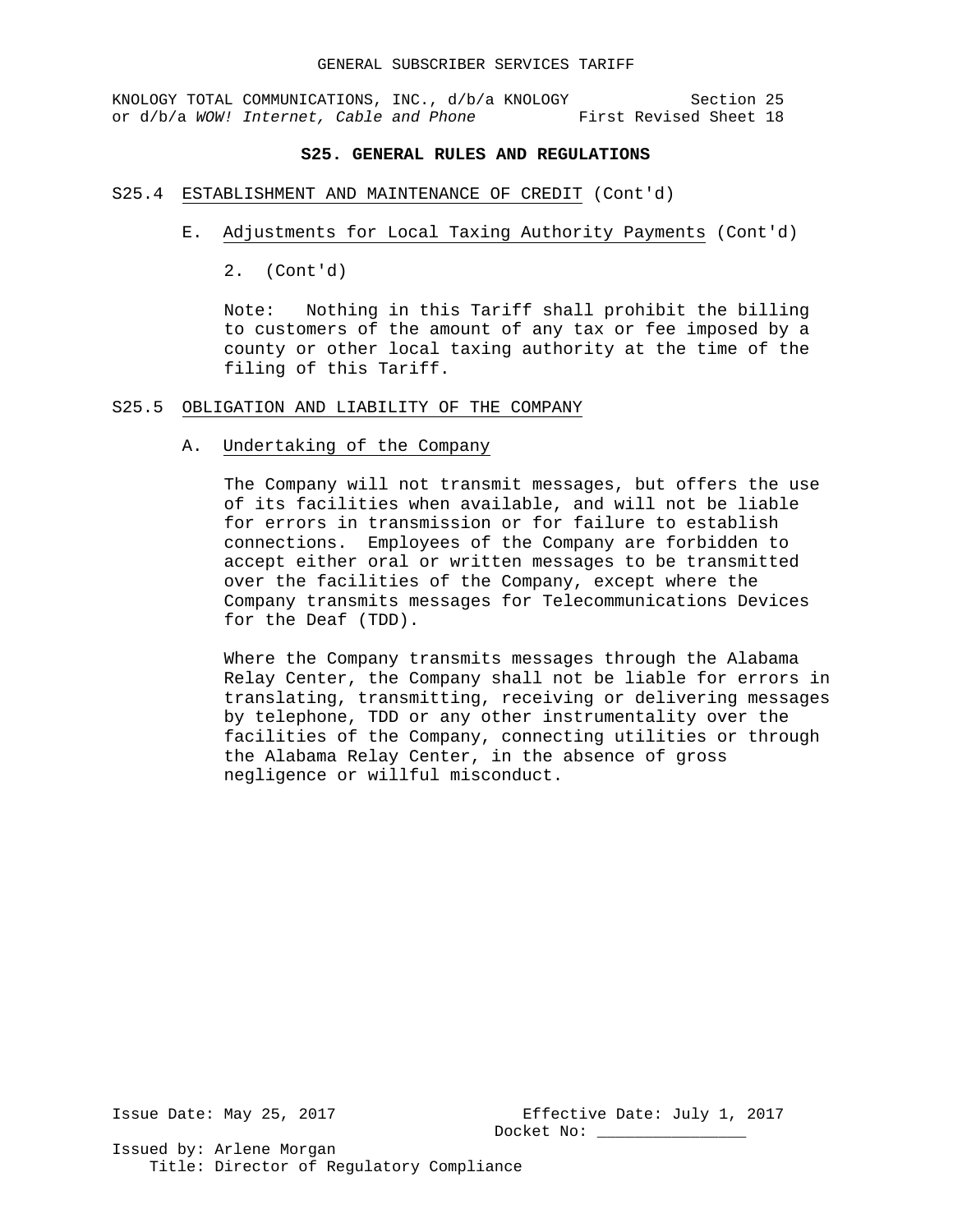## S25. GENERAL RULES AND REGULATIONS

S25.4 ESTABLISHMENT AND MAINTENANCE OF CREDIT (Cont'd)

E. Adjustments for Local Taxing Authority Payments (Cont'd)

2. (Cont'd)

Note: Nothing in this Tariff shall prohibit the billing to customers of the amount of any tax or fee imposed by a county or other local taxing authority at the time of the filing of this Tariff.

S25.5 OBLIGATION AND LIABILITY OF THE COMPANY

A. Undertaking of the Company

The Company will not transmit messages, but offers the use of its facilities when available, and will not be liable for errors in transmission or for failure to establish connections. Employees of the Company are forbidden to accept either oral or written messages to be transmitted over the facilities of the Company, except where the Company transmits messages for Telecommunications Devices for the Deaf (TDD).

Where the Company transmits messages through the Alabama Relay Center, the Company shall not be liable for errors in translating, transmitting, receiving or delivering messages by telephone, TDD or any other instrumentality over the facilities of the Company, connecting utilities or through the Alabama Relay Center, in the absence of gross negligence or willful misconduct.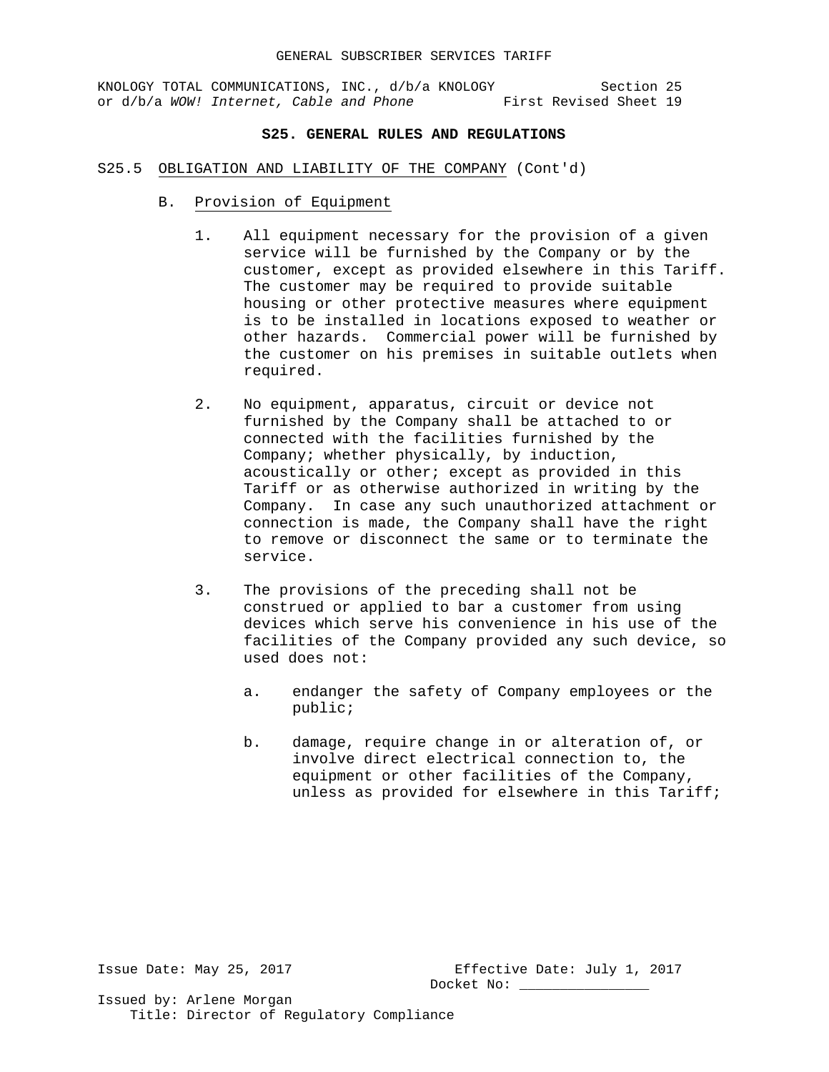## S25. GENERAL RULES AND REGULATIONS

S25.5 OBLIGATION AND LIABILITY OF THE COMPANY (Cont'd)

B. Provision of Equipment

1. All equipment necessary for the provision of a given service will be furnished by the Company or by the customer, except as provided elsewhere in this Tariff. The customer may be required to provide suitable housing or other protective measures where equipment is to be installed in locations exposed to weather or other hazards. Commercial power will be furnished by the customer on his premises in suitable outlets when required.

2. No equipment, apparatus, circuit or device not furnished by the Company shall be attached to or connected with the facilities furnished by the Company; whether physically, by induction, acoustically or other; except as provided in this Tariff or as otherwise authorized in writing by the Company. In case any such unauthorized attachment or connection is made, the Company shall have the right to remove or disconnect the same or to terminate the service.

3. The provisions of the preceding shall not be construed or applied to bar a customer from using devices which serve his convenience in his use of the facilities of the Company provided any such device, so used does not:

   a. endanger the safety of Company employees or the public;

   b. damage, require change in or alteration of, or involve direct electrical connection to, the equipment or other facilities of the Company, unless as provided for elsewhere in this Tariff;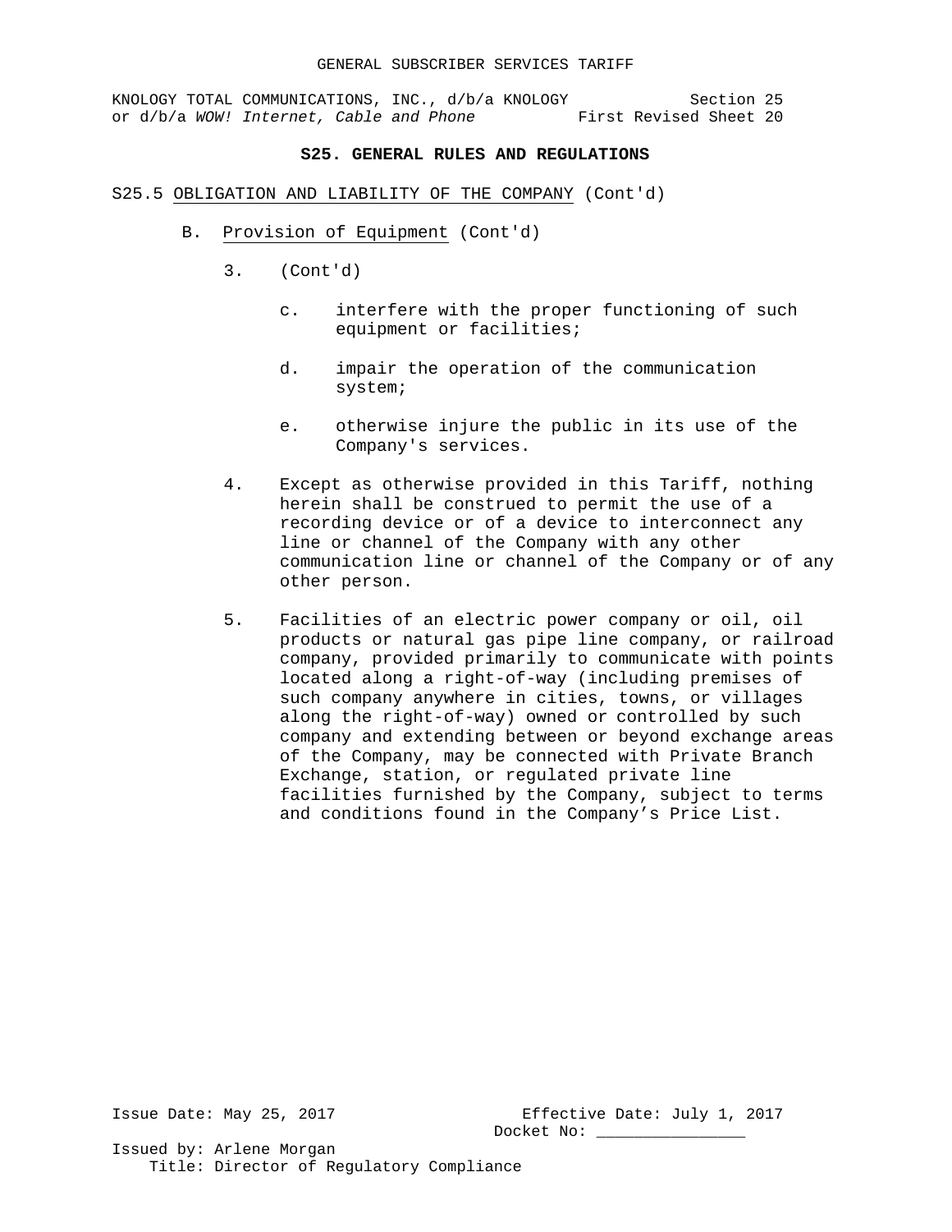## S25. GENERAL RULES AND REGULATIONS

S25.5 OBLIGATION AND LIABILITY OF THE COMPANY (Cont'd)

B. Provision of Equipment (Cont'd)

3. (Cont'd)

   c. interfere with the proper functioning of such equipment or facilities;

   d. impair the operation of the communication system;

   e. otherwise injure the public in its use of the Company's services.

4. Except as otherwise provided in this Tariff, nothing herein shall be construed to permit the use of a recording device or of a device to interconnect any line or channel of the Company with any other communication line or channel of the Company or of any other person.

5. Facilities of an electric power company or oil, oil products or natural gas pipe line company, or railroad company, provided primarily to communicate with points located along a right-of-way (including premises of such company anywhere in cities, towns, or villages along the right-of-way) owned or controlled by such company and extending between or beyond exchange areas of the Company, may be connected with Private Branch Exchange, station, or regulated private line facilities furnished by the Company, subject to terms and conditions found in the Company's Price List.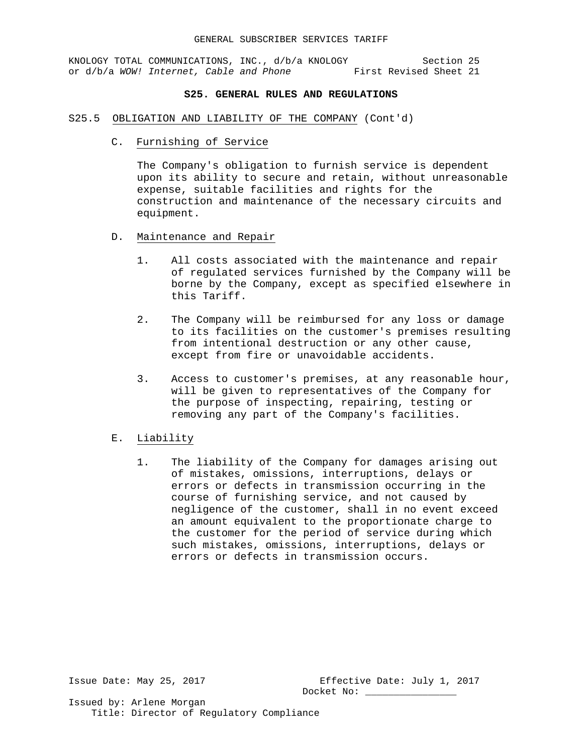## S25. GENERAL RULES AND REGULATIONS

S25.5 OBLIGATION AND LIABILITY OF THE COMPANY (Cont'd)

C. Furnishing of Service

The Company's obligation to furnish service is dependent upon its ability to secure and retain, without unreasonable expense, suitable facilities and rights for the construction and maintenance of the necessary circuits and equipment.

D. Maintenance and Repair

1. All costs associated with the maintenance and repair of regulated services furnished by the Company will be borne by the Company, except as specified elsewhere in this Tariff.

2. The Company will be reimbursed for any loss or damage to its facilities on the customer's premises resulting from intentional destruction or any other cause, except from fire or unavoidable accidents.

3. Access to customer's premises, at any reasonable hour, will be given to representatives of the Company for the purpose of inspecting, repairing, testing or removing any part of the Company's facilities.

E. Liability

1. The liability of the Company for damages arising out of mistakes, omissions, interruptions, delays or errors or defects in transmission occurring in the course of furnishing service, and not caused by negligence of the customer, shall in no event exceed an amount equivalent to the proportionate charge to the customer for the period of service during which such mistakes, omissions, interruptions, delays or errors or defects in transmission occurs.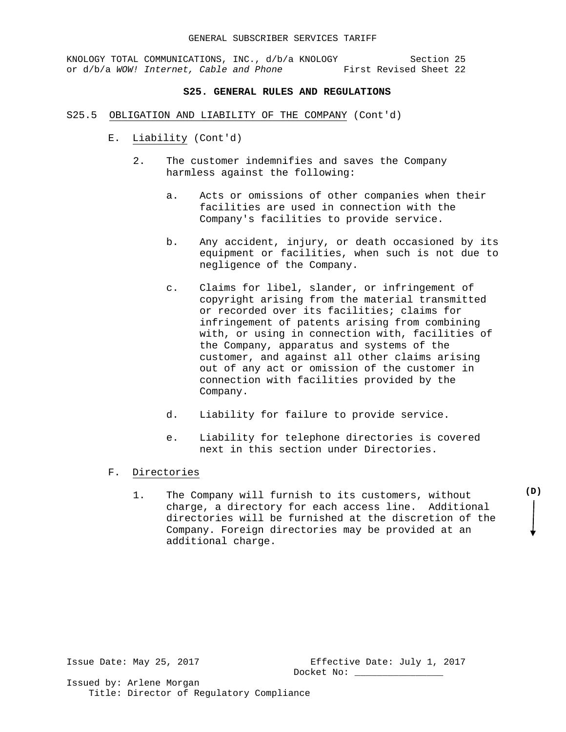GENERAL SUBSCRIBER SERVICES TARIFF

KNOLOGY TOTAL COMMUNICATIONS, INC., d/b/a KNOLOGY or d/b/a *WOW! Internet, Cable and Phone*

Section 25
First Revised Sheet 22

## S25. GENERAL RULES AND REGULATIONS

S25.5 OBLIGATION AND LIABILITY OF THE COMPANY (Cont'd)

E. Liability (Cont'd)

2. The customer indemnifies and saves the Company harmless against the following:

   a. Acts or omissions of other companies when their facilities are used in connection with the Company's facilities to provide service.

   b. Any accident, injury, or death occasioned by its equipment or facilities, when such is not due to negligence of the Company.

   c. Claims for libel, slander, or infringement of copyright arising from the material transmitted or recorded over its facilities; claims for infringement of patents arising from combining with, or using in connection with, facilities of the Company, apparatus and systems of the customer, and against all other claims arising out of any act or omission of the customer in connection with facilities provided by the Company.

   d. Liability for failure to provide service.

   e. Liability for telephone directories is covered next in this section under Directories.

F. Directories

1. The Company will furnish to its customers, without charge, a directory for each access line. Additional directories will be furnished at the discretion of the Company. Foreign directories may be provided at an additional charge. **(D)**

Issue Date: May 25, 2017
Effective Date: July 1, 2017
Docket No: ________________

Issued by: Arlene Morgan
Title: Director of Regulatory Compliance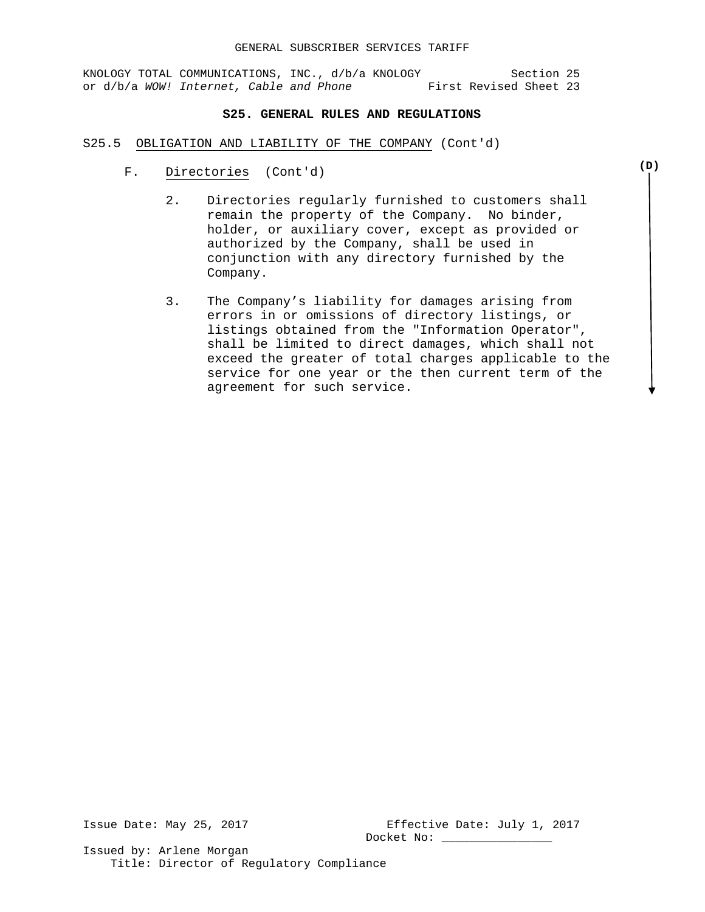### S25. GENERAL RULES AND REGULATIONS

S25.5 OBLIGATION AND LIABILITY OF THE COMPANY (Cont'd)

F. Directories (Cont'd) **(D)**

2. Directories regularly furnished to customers shall remain the property of the Company. No binder, holder, or auxiliary cover, except as provided or authorized by the Company, shall be used in conjunction with any directory furnished by the Company.

3. The Company's liability for damages arising from errors in or omissions of directory listings, or listings obtained from the "Information Operator", shall be limited to direct damages, which shall not exceed the greater of total charges applicable to the service for one year or the then current term of the agreement for such service.

Issue Date: May 25, 2017

Effective Date: July 1, 2017

Docket No: ________________

Issued by: Arlene Morgan

Title: Director of Regulatory Compliance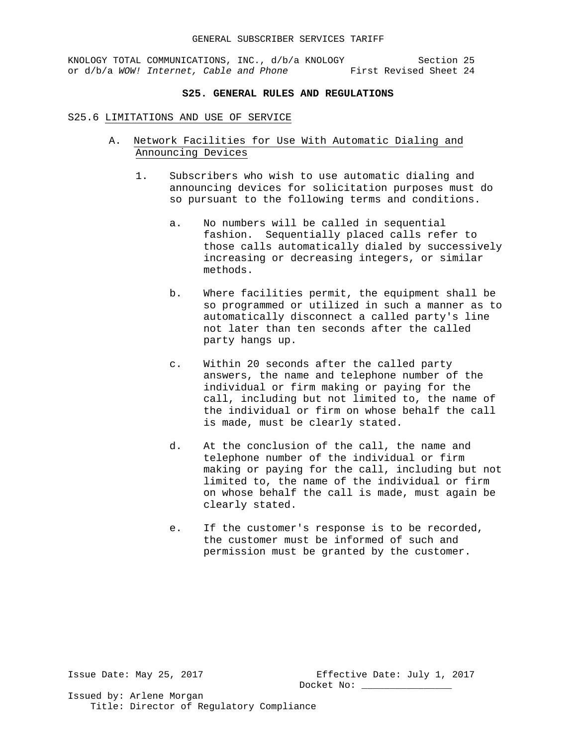## S25. GENERAL RULES AND REGULATIONS

### S25.6 LIMITATIONS AND USE OF SERVICE

A. Network Facilities for Use With Automatic Dialing and Announcing Devices

1. Subscribers who wish to use automatic dialing and announcing devices for solicitation purposes must do so pursuant to the following terms and conditions.

   a. No numbers will be called in sequential fashion. Sequentially placed calls refer to those calls automatically dialed by successively increasing or decreasing integers, or similar methods.

   b. Where facilities permit, the equipment shall be so programmed or utilized in such a manner as to automatically disconnect a called party's line not later than ten seconds after the called party hangs up.

   c. Within 20 seconds after the called party answers, the name and telephone number of the individual or firm making or paying for the call, including but not limited to, the name of the individual or firm on whose behalf the call is made, must be clearly stated.

   d. At the conclusion of the call, the name and telephone number of the individual or firm making or paying for the call, including but not limited to, the name of the individual or firm on whose behalf the call is made, must again be clearly stated.

   e. If the customer's response is to be recorded, the customer must be informed of such and permission must be granted by the customer.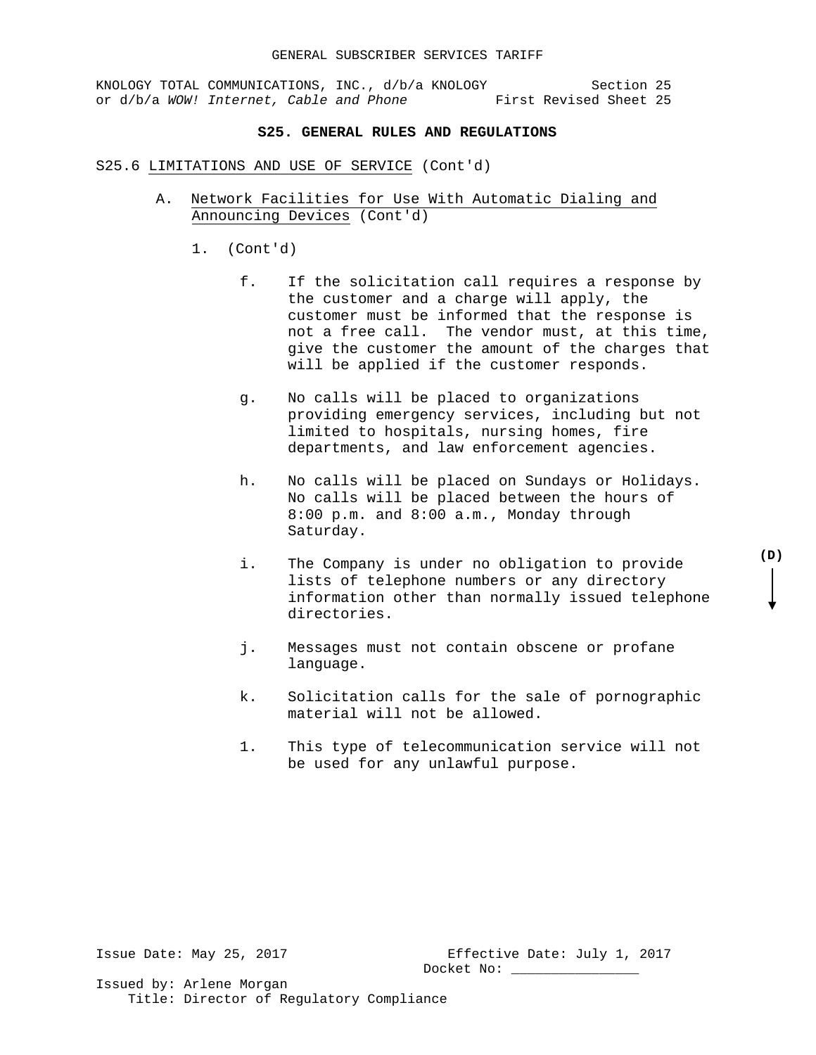**S25. GENERAL RULES AND REGULATIONS**

S25.6 LIMITATIONS AND USE OF SERVICE (Cont'd)

A. Network Facilities for Use With Automatic Dialing and Announcing Devices (Cont'd)

1. (Cont'd)

f. If the solicitation call requires a response by the customer and a charge will apply, the customer must be informed that the response is not a free call. The vendor must, at this time, give the customer the amount of the charges that will be applied if the customer responds.

g. No calls will be placed to organizations providing emergency services, including but not limited to hospitals, nursing homes, fire departments, and law enforcement agencies.

h. No calls will be placed on Sundays or Holidays. No calls will be placed between the hours of 8:00 p.m. and 8:00 a.m., Monday through Saturday.

i. The Company is under no obligation to provide lists of telephone numbers or any directory information other than normally issued telephone directories. **(D)**

j. Messages must not contain obscene or profane language.

k. Solicitation calls for the sale of pornographic material will not be allowed.

l. This type of telecommunication service will not be used for any unlawful purpose.

Issue Date: May 25, 2017

Effective Date: July 1, 2017

Docket No: ________________

Issued by: Arlene Morgan

Title: Director of Regulatory Compliance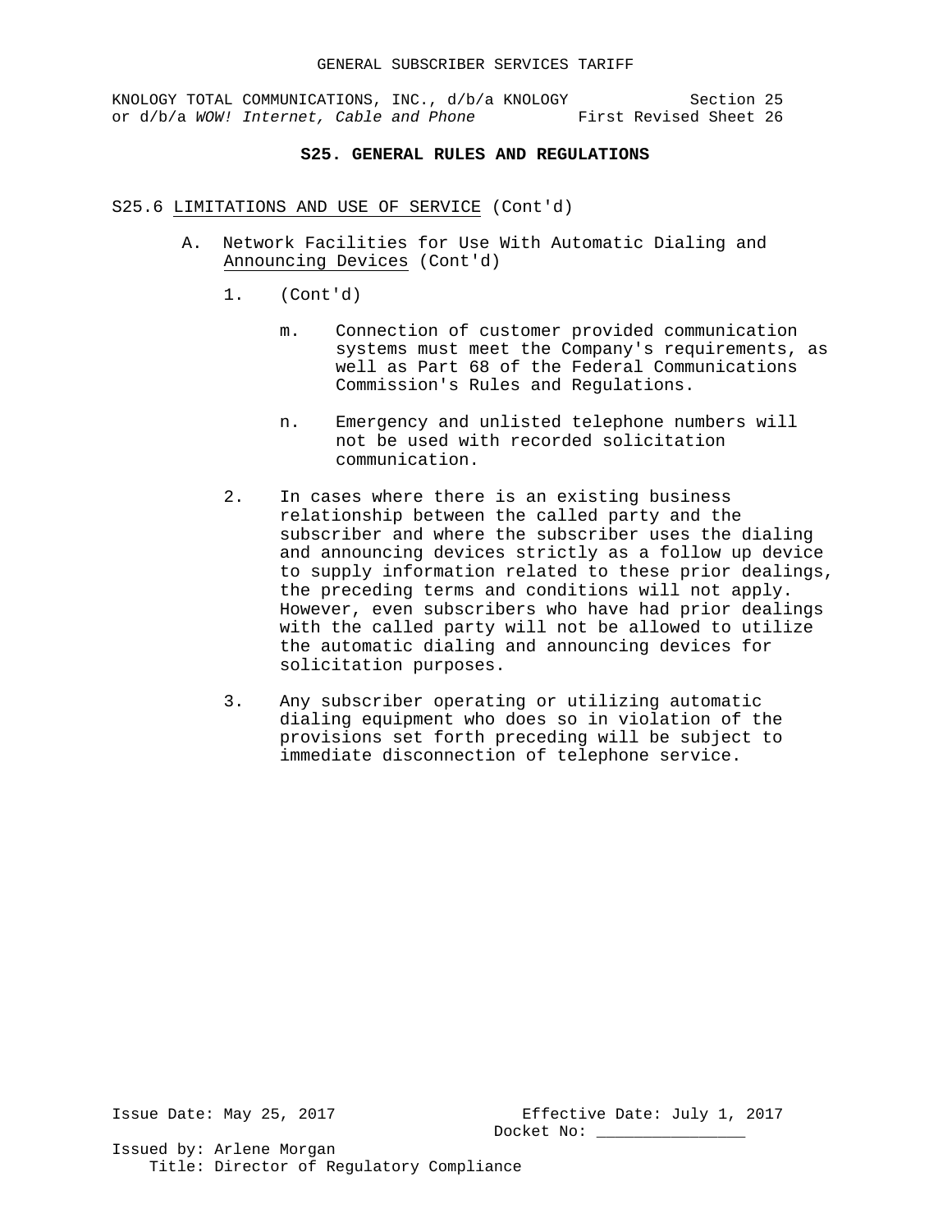## S25. GENERAL RULES AND REGULATIONS

S25.6 LIMITATIONS AND USE OF SERVICE (Cont'd)

A. Network Facilities for Use With Automatic Dialing and Announcing Devices (Cont'd)

1. (Cont'd)

   m. Connection of customer provided communication systems must meet the Company's requirements, as well as Part 68 of the Federal Communications Commission's Rules and Regulations.

   n. Emergency and unlisted telephone numbers will not be used with recorded solicitation communication.

2. In cases where there is an existing business relationship between the called party and the subscriber and where the subscriber uses the dialing and announcing devices strictly as a follow up device to supply information related to these prior dealings, the preceding terms and conditions will not apply. However, even subscribers who have had prior dealings with the called party will not be allowed to utilize the automatic dialing and announcing devices for solicitation purposes.

3. Any subscriber operating or utilizing automatic dialing equipment who does so in violation of the provisions set forth preceding will be subject to immediate disconnection of telephone service.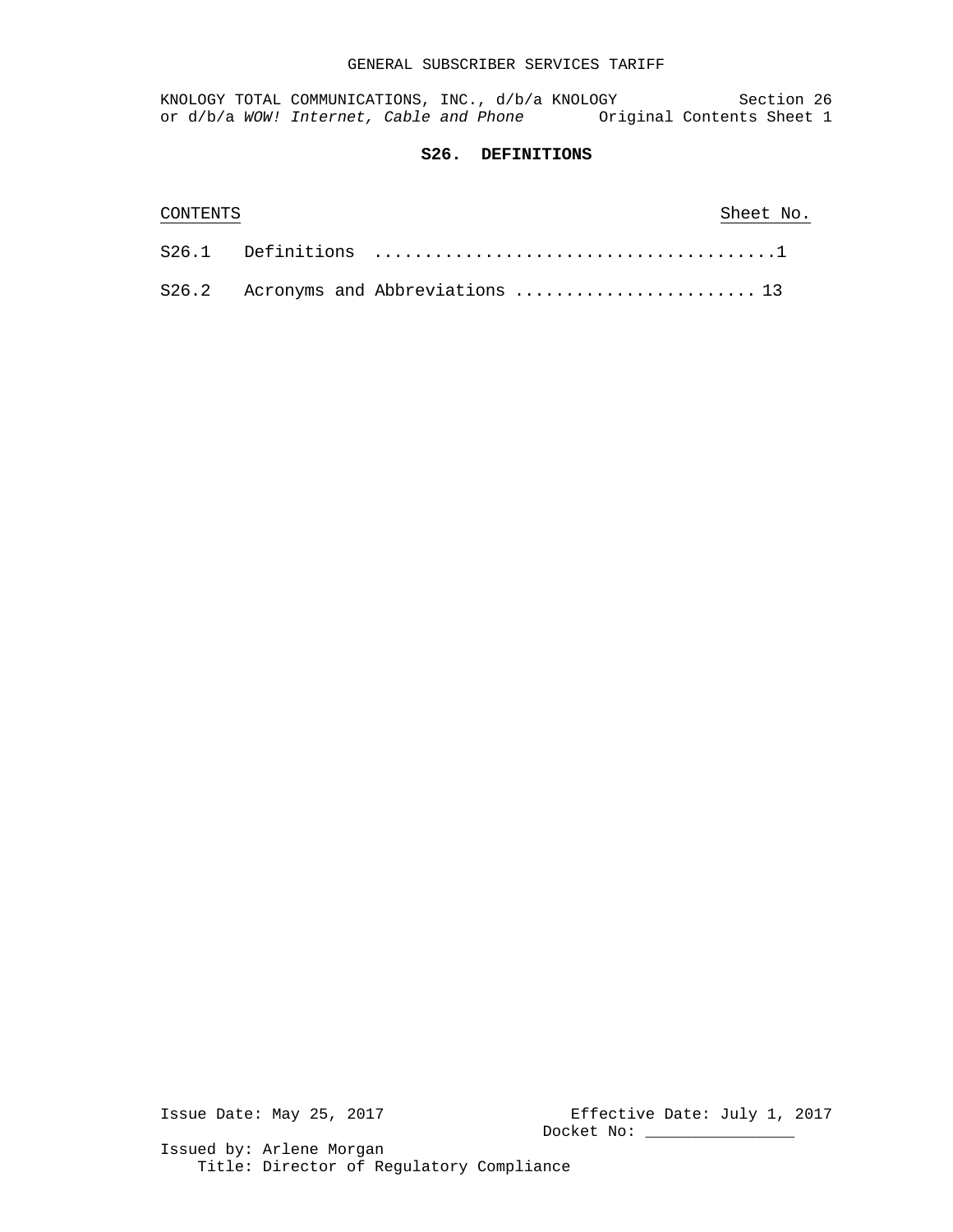# S26. DEFINITIONS

| CONTENTS | Sheet No. |
|---|---|
| S26.1 Definitions | 1 |
| S26.2 Acronyms and Abbreviations | 13 |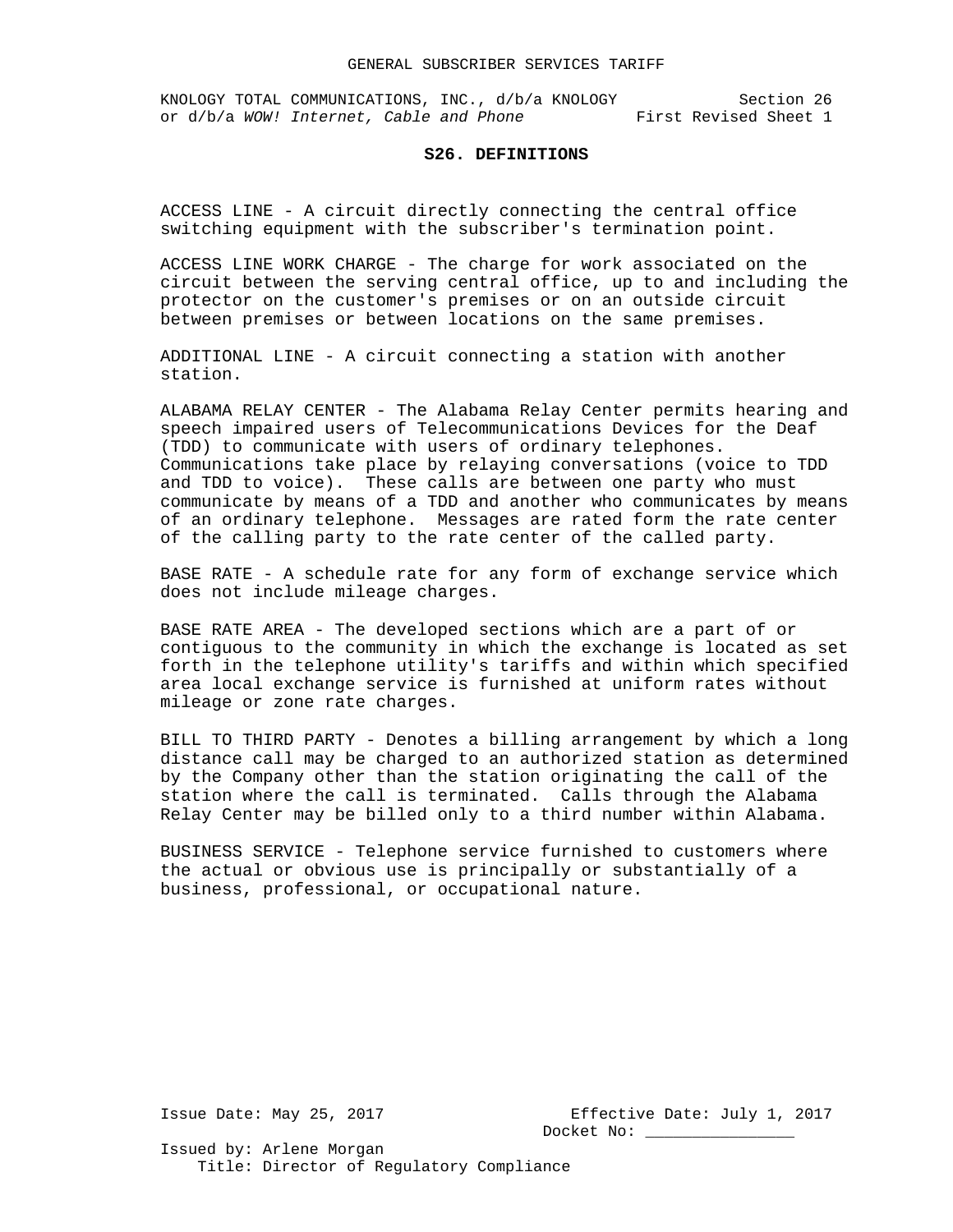## S26. DEFINITIONS

ACCESS LINE - A circuit directly connecting the central office switching equipment with the subscriber's termination point.

ACCESS LINE WORK CHARGE - The charge for work associated on the circuit between the serving central office, up to and including the protector on the customer's premises or on an outside circuit between premises or between locations on the same premises.

ADDITIONAL LINE - A circuit connecting a station with another station.

ALABAMA RELAY CENTER - The Alabama Relay Center permits hearing and speech impaired users of Telecommunications Devices for the Deaf (TDD) to communicate with users of ordinary telephones. Communications take place by relaying conversations (voice to TDD and TDD to voice). These calls are between one party who must communicate by means of a TDD and another who communicates by means of an ordinary telephone. Messages are rated form the rate center of the calling party to the rate center of the called party.

BASE RATE - A schedule rate for any form of exchange service which does not include mileage charges.

BASE RATE AREA - The developed sections which are a part of or contiguous to the community in which the exchange is located as set forth in the telephone utility's tariffs and within which specified area local exchange service is furnished at uniform rates without mileage or zone rate charges.

BILL TO THIRD PARTY - Denotes a billing arrangement by which a long distance call may be charged to an authorized station as determined by the Company other than the station originating the call of the station where the call is terminated. Calls through the Alabama Relay Center may be billed only to a third number within Alabama.

BUSINESS SERVICE - Telephone service furnished to customers where the actual or obvious use is principally or substantially of a business, professional, or occupational nature.

Issue Date: May 25, 2017

Effective Date: July 1, 2017

Docket No: ________________

Issued by: Arlene Morgan

Title: Director of Regulatory Compliance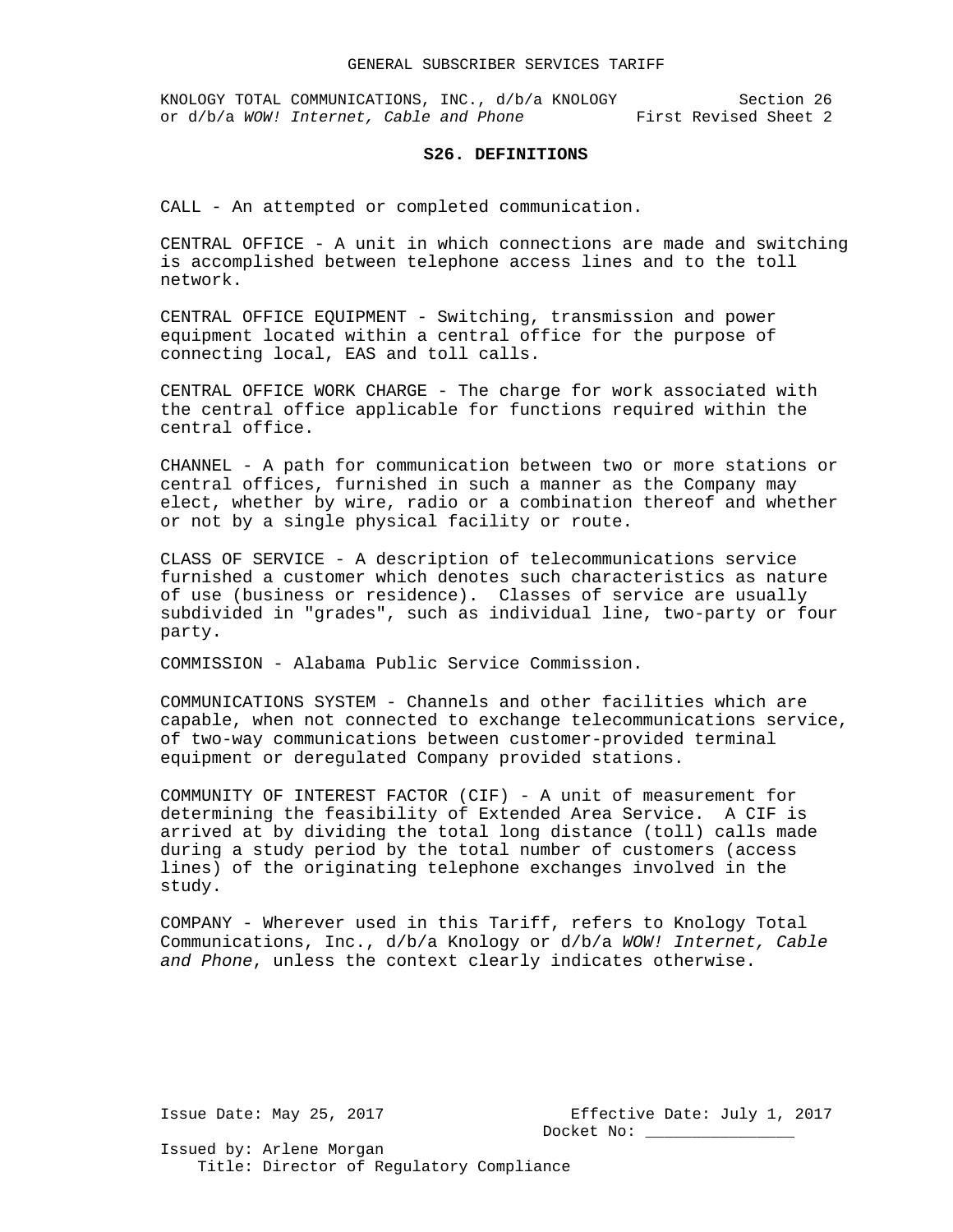## S26. DEFINITIONS

CALL - An attempted or completed communication.

CENTRAL OFFICE - A unit in which connections are made and switching is accomplished between telephone access lines and to the toll network.

CENTRAL OFFICE EQUIPMENT - Switching, transmission and power equipment located within a central office for the purpose of connecting local, EAS and toll calls.

CENTRAL OFFICE WORK CHARGE - The charge for work associated with the central office applicable for functions required within the central office.

CHANNEL - A path for communication between two or more stations or central offices, furnished in such a manner as the Company may elect, whether by wire, radio or a combination thereof and whether or not by a single physical facility or route.

CLASS OF SERVICE - A description of telecommunications service furnished a customer which denotes such characteristics as nature of use (business or residence). Classes of service are usually subdivided in "grades", such as individual line, two-party or four party.

COMMISSION - Alabama Public Service Commission.

COMMUNICATIONS SYSTEM - Channels and other facilities which are capable, when not connected to exchange telecommunications service, of two-way communications between customer-provided terminal equipment or deregulated Company provided stations.

COMMUNITY OF INTEREST FACTOR (CIF) - A unit of measurement for determining the feasibility of Extended Area Service. A CIF is arrived at by dividing the total long distance (toll) calls made during a study period by the total number of customers (access lines) of the originating telephone exchanges involved in the study.

COMPANY - Wherever used in this Tariff, refers to Knology Total Communications, Inc., d/b/a Knology or d/b/a *WOW! Internet, Cable and Phone*, unless the context clearly indicates otherwise.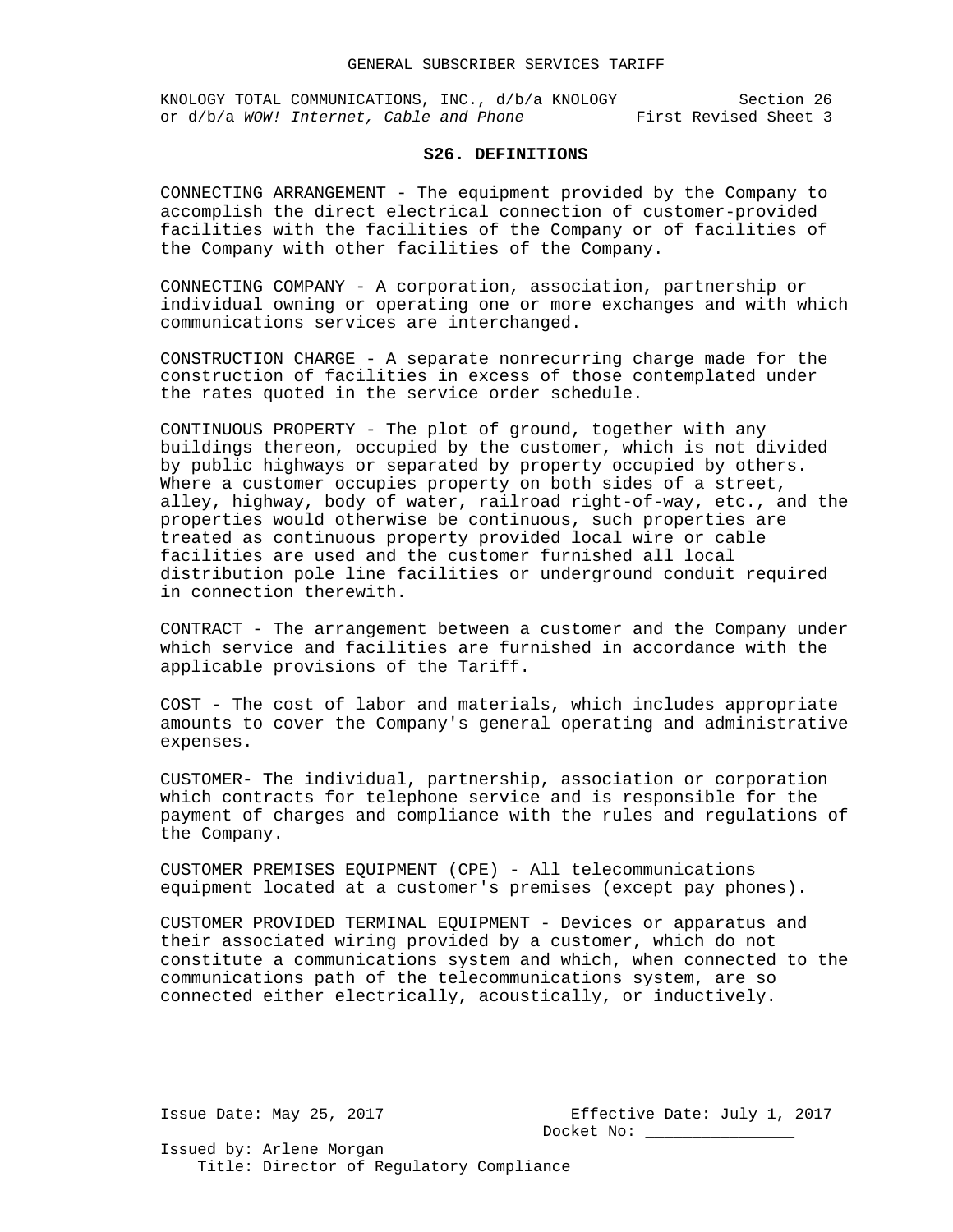## S26. DEFINITIONS

CONNECTING ARRANGEMENT - The equipment provided by the Company to accomplish the direct electrical connection of customer-provided facilities with the facilities of the Company or of facilities of the Company with other facilities of the Company.

CONNECTING COMPANY - A corporation, association, partnership or individual owning or operating one or more exchanges and with which communications services are interchanged.

CONSTRUCTION CHARGE - A separate nonrecurring charge made for the construction of facilities in excess of those contemplated under the rates quoted in the service order schedule.

CONTINUOUS PROPERTY - The plot of ground, together with any buildings thereon, occupied by the customer, which is not divided by public highways or separated by property occupied by others. Where a customer occupies property on both sides of a street, alley, highway, body of water, railroad right-of-way, etc., and the properties would otherwise be continuous, such properties are treated as continuous property provided local wire or cable facilities are used and the customer furnished all local distribution pole line facilities or underground conduit required in connection therewith.

CONTRACT - The arrangement between a customer and the Company under which service and facilities are furnished in accordance with the applicable provisions of the Tariff.

COST - The cost of labor and materials, which includes appropriate amounts to cover the Company's general operating and administrative expenses.

CUSTOMER- The individual, partnership, association or corporation which contracts for telephone service and is responsible for the payment of charges and compliance with the rules and regulations of the Company.

CUSTOMER PREMISES EQUIPMENT (CPE) - All telecommunications equipment located at a customer's premises (except pay phones).

CUSTOMER PROVIDED TERMINAL EQUIPMENT - Devices or apparatus and their associated wiring provided by a customer, which do not constitute a communications system and which, when connected to the communications path of the telecommunications system, are so connected either electrically, acoustically, or inductively.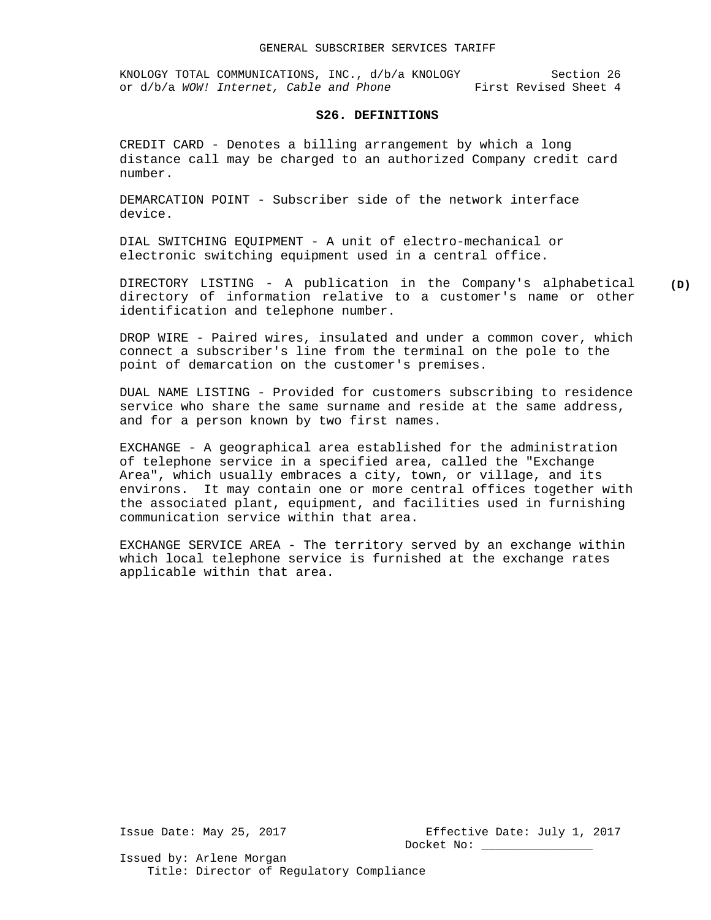## S26. DEFINITIONS

CREDIT CARD - Denotes a billing arrangement by which a long distance call may be charged to an authorized Company credit card number.

DEMARCATION POINT - Subscriber side of the network interface device.

DIAL SWITCHING EQUIPMENT - A unit of electro-mechanical or electronic switching equipment used in a central office.

DIRECTORY LISTING - A publication in the Company's alphabetical directory of information relative to a customer's name or other identification and telephone number. **(D)**

DROP WIRE - Paired wires, insulated and under a common cover, which connect a subscriber's line from the terminal on the pole to the point of demarcation on the customer's premises.

DUAL NAME LISTING - Provided for customers subscribing to residence service who share the same surname and reside at the same address, and for a person known by two first names.

EXCHANGE - A geographical area established for the administration of telephone service in a specified area, called the "Exchange Area", which usually embraces a city, town, or village, and its environs. It may contain one or more central offices together with the associated plant, equipment, and facilities used in furnishing communication service within that area.

EXCHANGE SERVICE AREA - The territory served by an exchange within which local telephone service is furnished at the exchange rates applicable within that area.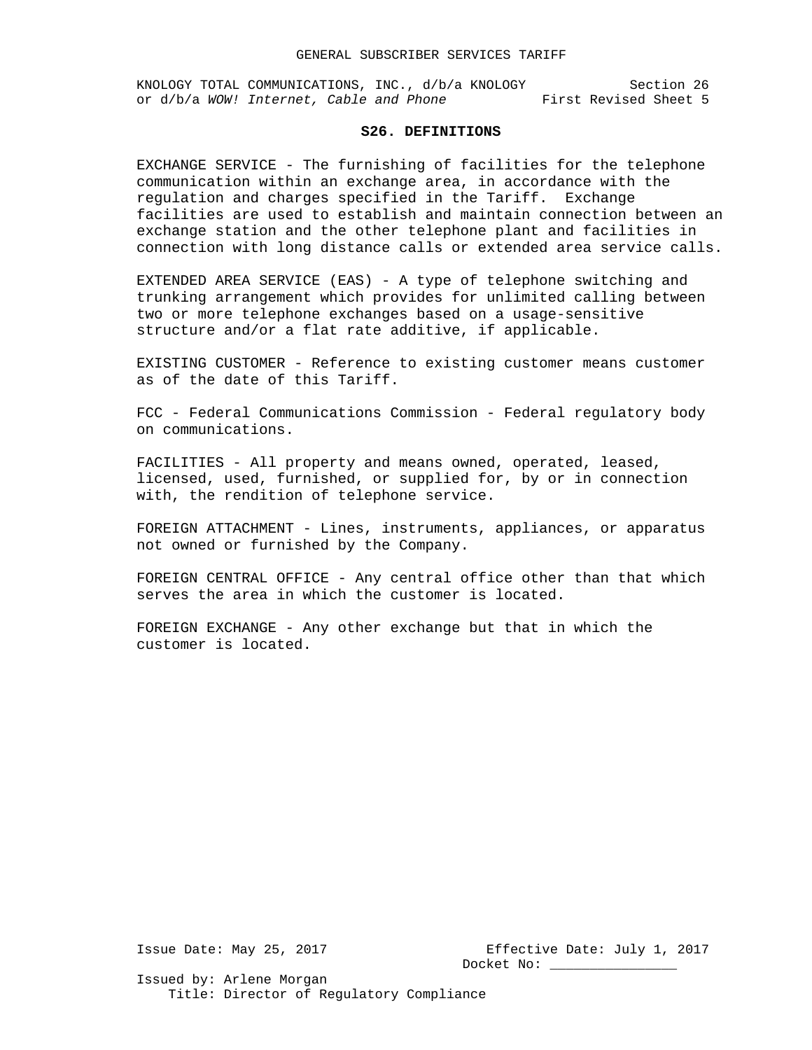## S26. DEFINITIONS

EXCHANGE SERVICE - The furnishing of facilities for the telephone communication within an exchange area, in accordance with the regulation and charges specified in the Tariff. Exchange facilities are used to establish and maintain connection between an exchange station and the other telephone plant and facilities in connection with long distance calls or extended area service calls.

EXTENDED AREA SERVICE (EAS) - A type of telephone switching and trunking arrangement which provides for unlimited calling between two or more telephone exchanges based on a usage-sensitive structure and/or a flat rate additive, if applicable.

EXISTING CUSTOMER - Reference to existing customer means customer as of the date of this Tariff.

FCC - Federal Communications Commission - Federal regulatory body on communications.

FACILITIES - All property and means owned, operated, leased, licensed, used, furnished, or supplied for, by or in connection with, the rendition of telephone service.

FOREIGN ATTACHMENT - Lines, instruments, appliances, or apparatus not owned or furnished by the Company.

FOREIGN CENTRAL OFFICE - Any central office other than that which serves the area in which the customer is located.

FOREIGN EXCHANGE - Any other exchange but that in which the customer is located.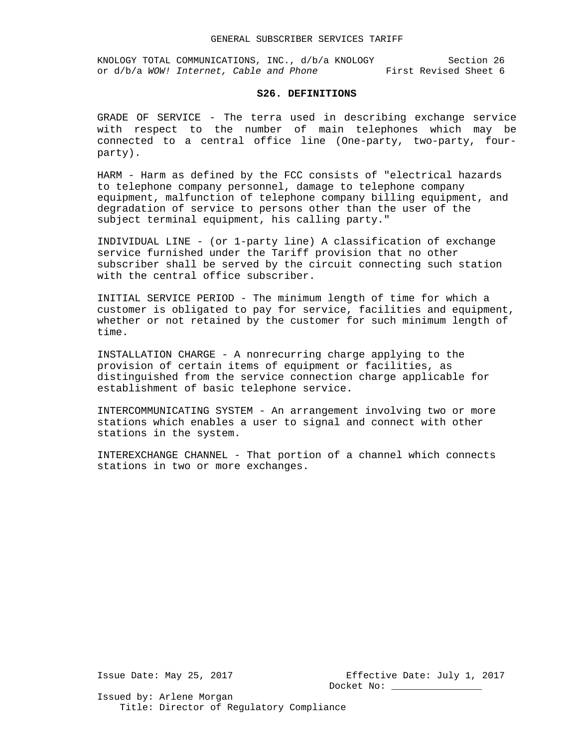**S26. DEFINITIONS**

GRADE OF SERVICE - The terra used in describing exchange service with respect to the number of main telephones which may be connected to a central office line (One-party, two-party, four-party).

HARM - Harm as defined by the FCC consists of "electrical hazards to telephone company personnel, damage to telephone company equipment, malfunction of telephone company billing equipment, and degradation of service to persons other than the user of the subject terminal equipment, his calling party."

INDIVIDUAL LINE - (or 1-party line) A classification of exchange service furnished under the Tariff provision that no other subscriber shall be served by the circuit connecting such station with the central office subscriber.

INITIAL SERVICE PERIOD - The minimum length of time for which a customer is obligated to pay for service, facilities and equipment, whether or not retained by the customer for such minimum length of time.

INSTALLATION CHARGE - A nonrecurring charge applying to the provision of certain items of equipment or facilities, as distinguished from the service connection charge applicable for establishment of basic telephone service.

INTERCOMMUNICATING SYSTEM - An arrangement involving two or more stations which enables a user to signal and connect with other stations in the system.

INTEREXCHANGE CHANNEL - That portion of a channel which connects stations in two or more exchanges.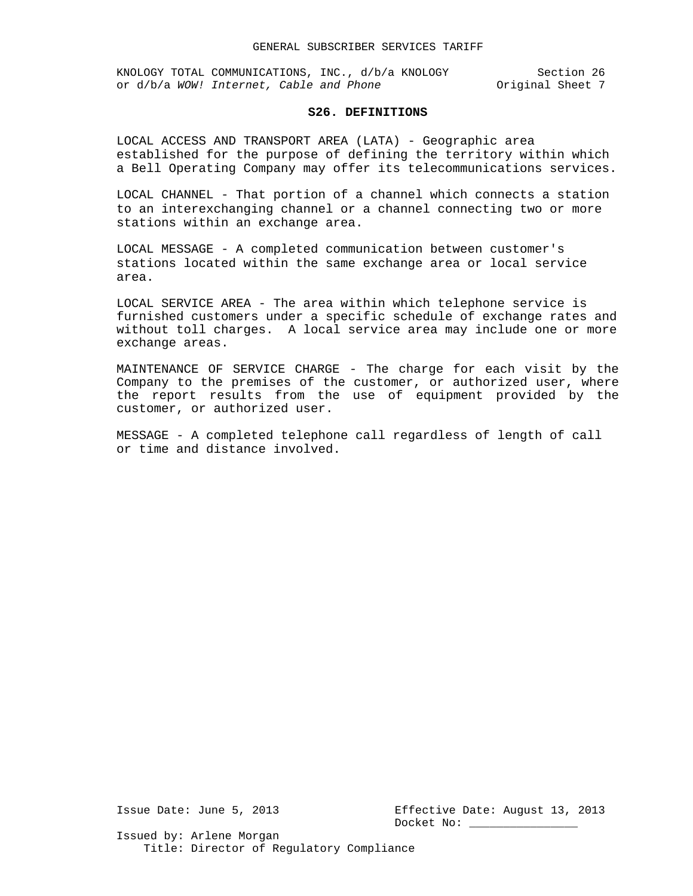## S26. DEFINITIONS

LOCAL ACCESS AND TRANSPORT AREA (LATA) - Geographic area established for the purpose of defining the territory within which a Bell Operating Company may offer its telecommunications services.

LOCAL CHANNEL - That portion of a channel which connects a station to an interexchanging channel or a channel connecting two or more stations within an exchange area.

LOCAL MESSAGE - A completed communication between customer's stations located within the same exchange area or local service area.

LOCAL SERVICE AREA - The area within which telephone service is furnished customers under a specific schedule of exchange rates and without toll charges. A local service area may include one or more exchange areas.

MAINTENANCE OF SERVICE CHARGE - The charge for each visit by the Company to the premises of the customer, or authorized user, where the report results from the use of equipment provided by the customer, or authorized user.

MESSAGE - A completed telephone call regardless of length of call or time and distance involved.

Issue Date: June 5, 2013

Effective Date: August 13, 2013

Docket No: ________________

Issued by: Arlene Morgan

Title: Director of Regulatory Compliance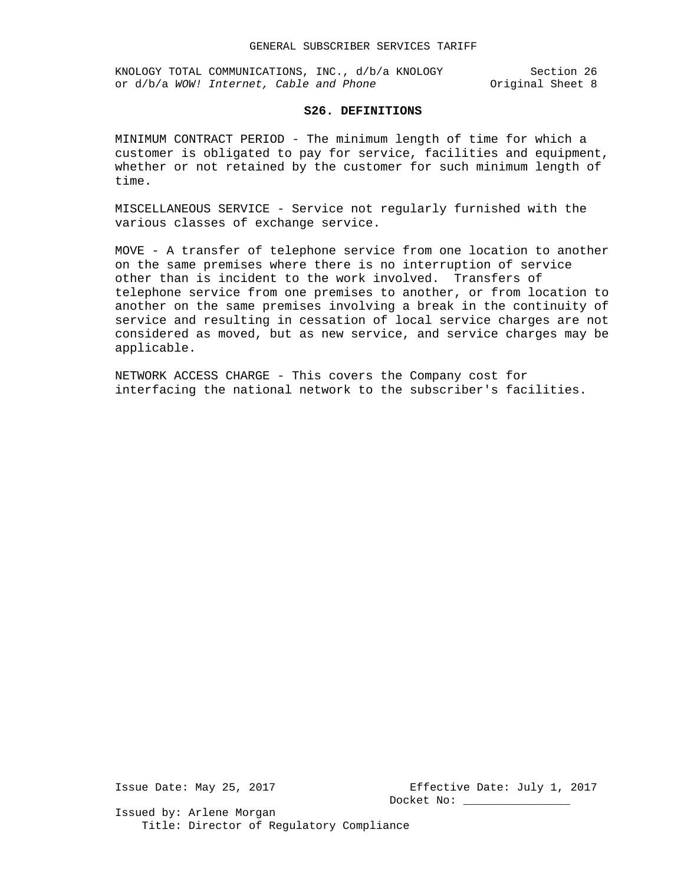## S26. DEFINITIONS

MINIMUM CONTRACT PERIOD - The minimum length of time for which a customer is obligated to pay for service, facilities and equipment, whether or not retained by the customer for such minimum length of time.

MISCELLANEOUS SERVICE - Service not regularly furnished with the various classes of exchange service.

MOVE - A transfer of telephone service from one location to another on the same premises where there is no interruption of service other than is incident to the work involved. Transfers of telephone service from one premises to another, or from location to another on the same premises involving a break in the continuity of service and resulting in cessation of local service charges are not considered as moved, but as new service, and service charges may be applicable.

NETWORK ACCESS CHARGE - This covers the Company cost for interfacing the national network to the subscriber's facilities.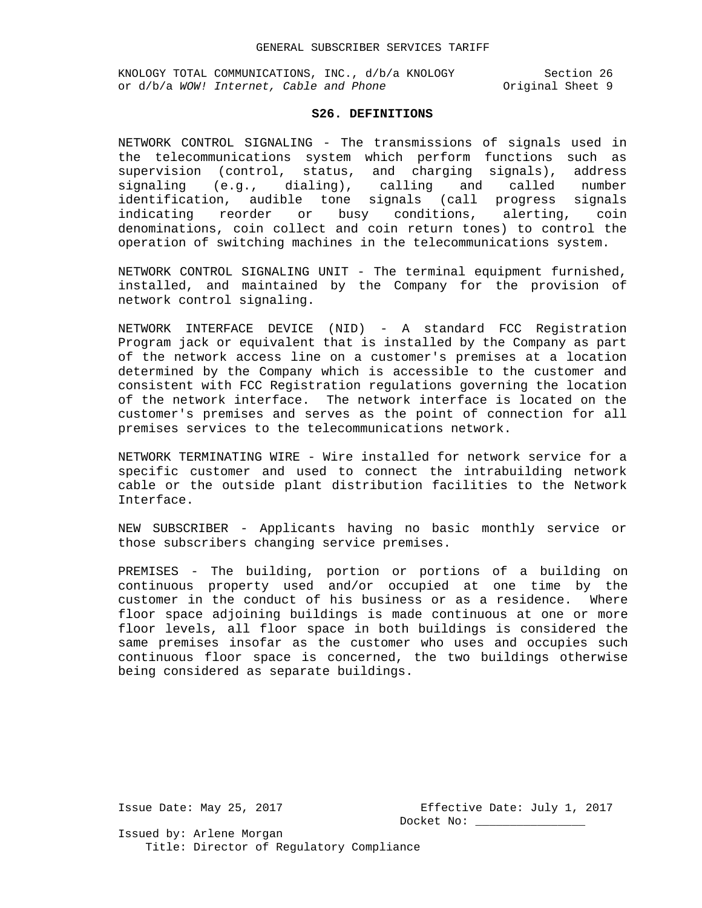## S26. DEFINITIONS

NETWORK CONTROL SIGNALING - The transmissions of signals used in the telecommunications system which perform functions such as supervision (control, status, and charging signals), address signaling (e.g., dialing), calling and called number identification, audible tone signals (call progress signals indicating reorder or busy conditions, alerting, coin denominations, coin collect and coin return tones) to control the operation of switching machines in the telecommunications system.

NETWORK CONTROL SIGNALING UNIT - The terminal equipment furnished, installed, and maintained by the Company for the provision of network control signaling.

NETWORK INTERFACE DEVICE (NID) - A standard FCC Registration Program jack or equivalent that is installed by the Company as part of the network access line on a customer's premises at a location determined by the Company which is accessible to the customer and consistent with FCC Registration regulations governing the location of the network interface. The network interface is located on the customer's premises and serves as the point of connection for all premises services to the telecommunications network.

NETWORK TERMINATING WIRE - Wire installed for network service for a specific customer and used to connect the intrabuilding network cable or the outside plant distribution facilities to the Network Interface.

NEW SUBSCRIBER - Applicants having no basic monthly service or those subscribers changing service premises.

PREMISES - The building, portion or portions of a building on continuous property used and/or occupied at one time by the customer in the conduct of his business or as a residence. Where floor space adjoining buildings is made continuous at one or more floor levels, all floor space in both buildings is considered the same premises insofar as the customer who uses and occupies such continuous floor space is concerned, the two buildings otherwise being considered as separate buildings.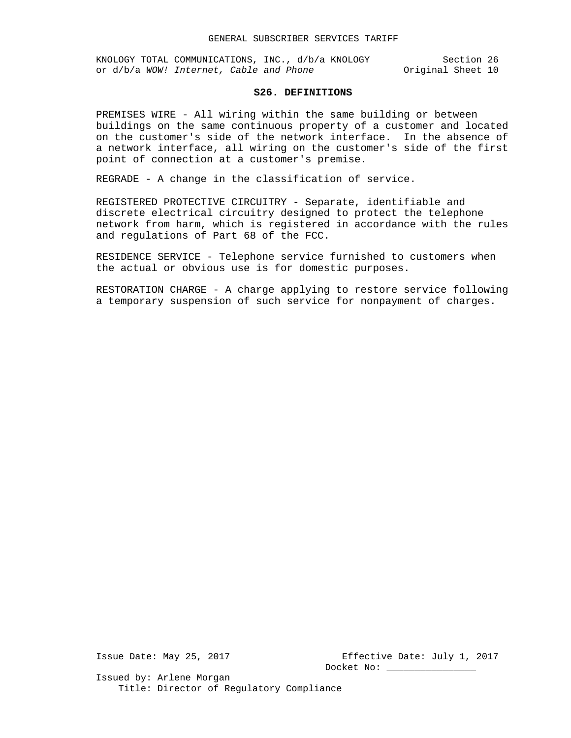## S26. DEFINITIONS

PREMISES WIRE - All wiring within the same building or between buildings on the same continuous property of a customer and located on the customer's side of the network interface. In the absence of a network interface, all wiring on the customer's side of the first point of connection at a customer's premise.

REGRADE - A change in the classification of service.

REGISTERED PROTECTIVE CIRCUITRY - Separate, identifiable and discrete electrical circuitry designed to protect the telephone network from harm, which is registered in accordance with the rules and regulations of Part 68 of the FCC.

RESIDENCE SERVICE - Telephone service furnished to customers when the actual or obvious use is for domestic purposes.

RESTORATION CHARGE - A charge applying to restore service following a temporary suspension of such service for nonpayment of charges.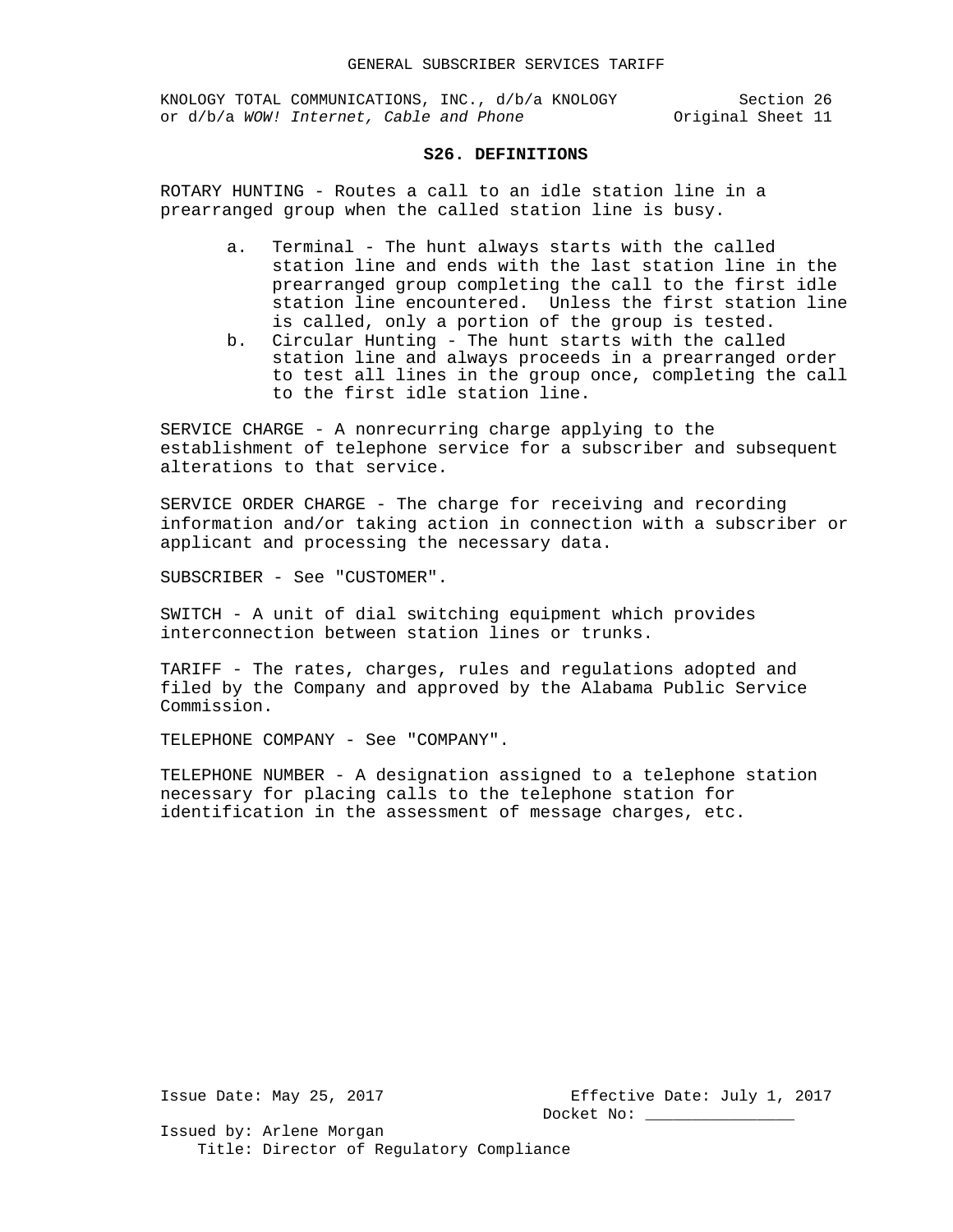## S26. DEFINITIONS

ROTARY HUNTING - Routes a call to an idle station line in a prearranged group when the called station line is busy.

a. Terminal - The hunt always starts with the called station line and ends with the last station line in the prearranged group completing the call to the first idle station line encountered. Unless the first station line is called, only a portion of the group is tested.
b. Circular Hunting - The hunt starts with the called station line and always proceeds in a prearranged order to test all lines in the group once, completing the call to the first idle station line.

SERVICE CHARGE - A nonrecurring charge applying to the establishment of telephone service for a subscriber and subsequent alterations to that service.

SERVICE ORDER CHARGE - The charge for receiving and recording information and/or taking action in connection with a subscriber or applicant and processing the necessary data.

SUBSCRIBER - See "CUSTOMER".

SWITCH - A unit of dial switching equipment which provides interconnection between station lines or trunks.

TARIFF - The rates, charges, rules and regulations adopted and filed by the Company and approved by the Alabama Public Service Commission.

TELEPHONE COMPANY - See "COMPANY".

TELEPHONE NUMBER - A designation assigned to a telephone station necessary for placing calls to the telephone station for identification in the assessment of message charges, etc.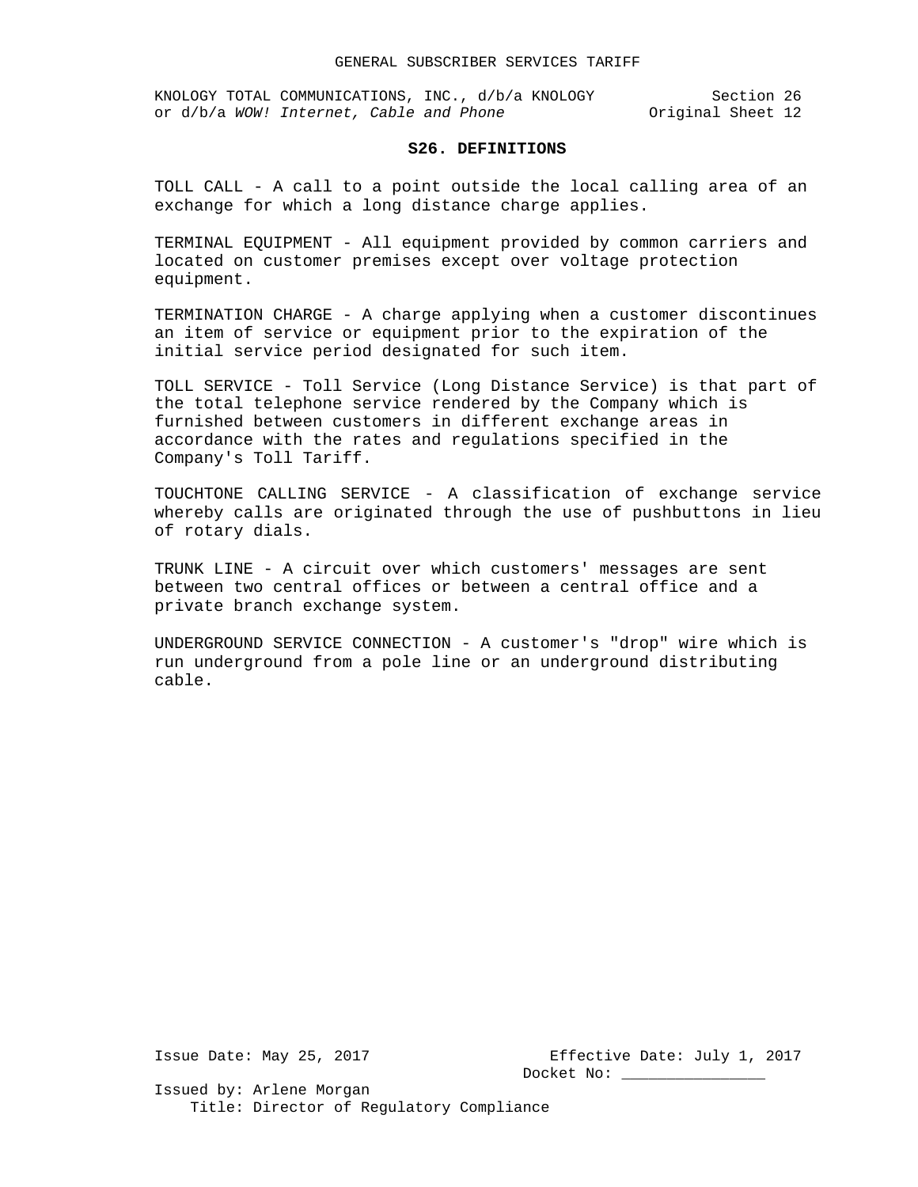## S26. DEFINITIONS

TOLL CALL - A call to a point outside the local calling area of an exchange for which a long distance charge applies.

TERMINAL EQUIPMENT - All equipment provided by common carriers and located on customer premises except over voltage protection equipment.

TERMINATION CHARGE - A charge applying when a customer discontinues an item of service or equipment prior to the expiration of the initial service period designated for such item.

TOLL SERVICE - Toll Service (Long Distance Service) is that part of the total telephone service rendered by the Company which is furnished between customers in different exchange areas in accordance with the rates and regulations specified in the Company's Toll Tariff.

TOUCHTONE CALLING SERVICE - A classification of exchange service whereby calls are originated through the use of pushbuttons in lieu of rotary dials.

TRUNK LINE - A circuit over which customers' messages are sent between two central offices or between a central office and a private branch exchange system.

UNDERGROUND SERVICE CONNECTION - A customer's "drop" wire which is run underground from a pole line or an underground distributing cable.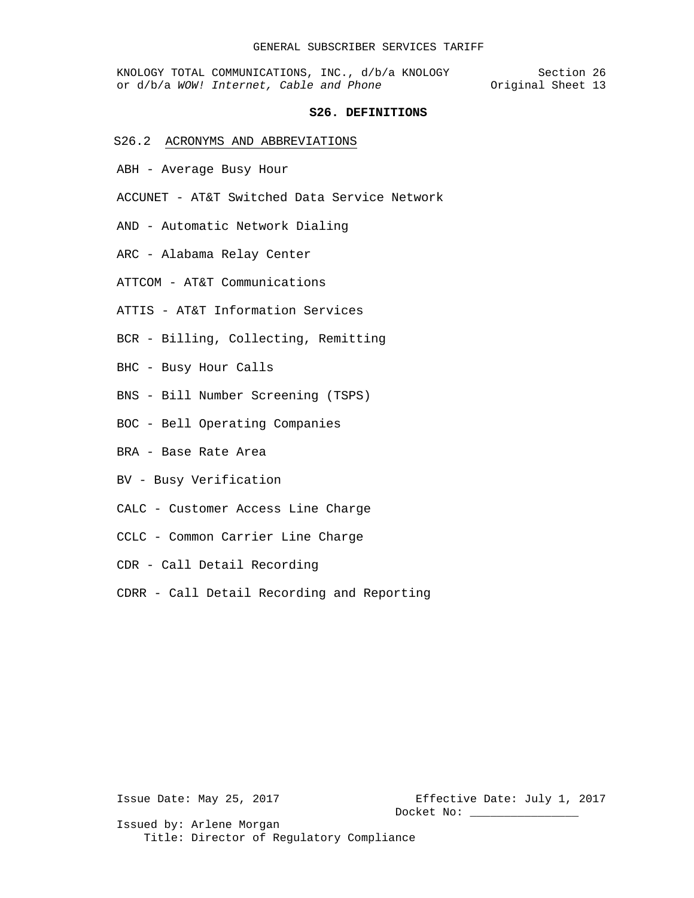## S26. DEFINITIONS

### S26.2 ACRONYMS AND ABBREVIATIONS

ABH - Average Busy Hour

ACCUNET - AT&T Switched Data Service Network

AND - Automatic Network Dialing

ARC - Alabama Relay Center

ATTCOM - AT&T Communications

ATTIS - AT&T Information Services

BCR - Billing, Collecting, Remitting

BHC - Busy Hour Calls

BNS - Bill Number Screening (TSPS)

BOC - Bell Operating Companies

BRA - Base Rate Area

BV - Busy Verification

CALC - Customer Access Line Charge

CCLC - Common Carrier Line Charge

CDR - Call Detail Recording

CDRR - Call Detail Recording and Reporting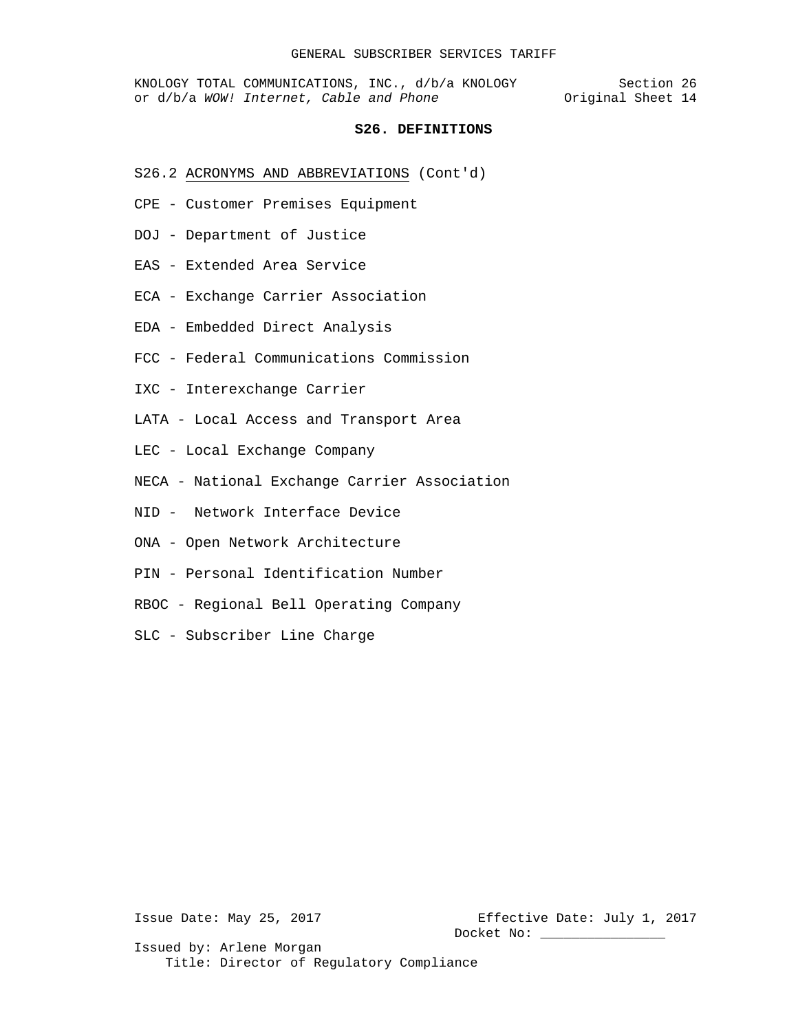## S26. DEFINITIONS

S26.2 ACRONYMS AND ABBREVIATIONS (Cont'd)

CPE - Customer Premises Equipment

DOJ - Department of Justice

EAS - Extended Area Service

ECA - Exchange Carrier Association

EDA - Embedded Direct Analysis

FCC - Federal Communications Commission

IXC - Interexchange Carrier

LATA - Local Access and Transport Area

LEC - Local Exchange Company

NECA - National Exchange Carrier Association

NID - Network Interface Device

ONA - Open Network Architecture

PIN - Personal Identification Number

RBOC - Regional Bell Operating Company

SLC - Subscriber Line Charge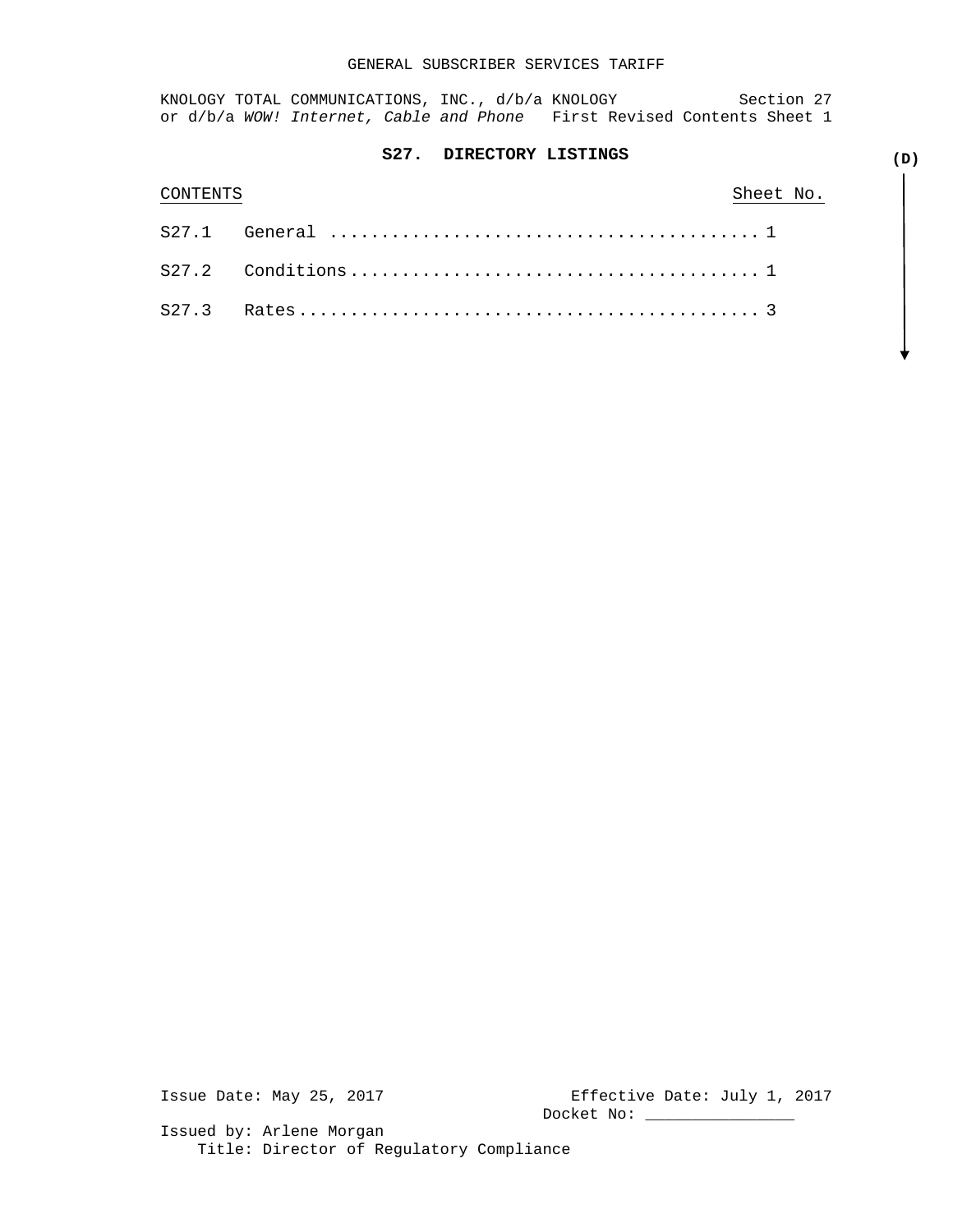KNOLOGY TOTAL COMMUNICATIONS, INC., d/b/a KNOLOGY Section 27
or d/b/a *WOW! Internet, Cable and Phone* First Revised Contents Sheet 1

## S27. DIRECTORY LISTINGS

(D)

| CONTENTS | | Sheet No. |
|---|---|---|
| S27.1 | General | 1 |
| S27.2 | Conditions | 1 |
| S27.3 | Rates | 3 |

Issue Date: May 25, 2017 Effective Date: July 1, 2017
Docket No: _______________
Issued by: Arlene Morgan
Title: Director of Regulatory Compliance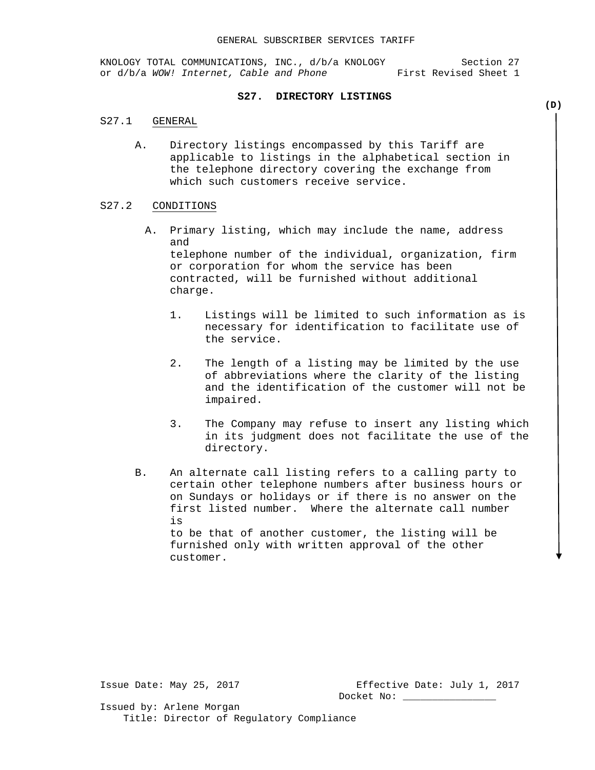KNOLOGY TOTAL COMMUNICATIONS, INC., d/b/a KNOLOGY or d/b/a *WOW! Internet, Cable and Phone*

Section 27
First Revised Sheet 1

# S27. DIRECTORY LISTINGS

(D)

## S27.1 GENERAL

A. Directory listings encompassed by this Tariff are applicable to listings in the alphabetical section in the telephone directory covering the exchange from which such customers receive service.

## S27.2 CONDITIONS

A. Primary listing, which may include the name, address and telephone number of the individual, organization, firm or corporation for whom the service has been contracted, will be furnished without additional charge.

1. Listings will be limited to such information as is necessary for identification to facilitate use of the service.

2. The length of a listing may be limited by the use of abbreviations where the clarity of the listing and the identification of the customer will not be impaired.

3. The Company may refuse to insert any listing which in its judgment does not facilitate the use of the directory.

B. An alternate call listing refers to a calling party to certain other telephone numbers after business hours or on Sundays or holidays or if there is no answer on the first listed number. Where the alternate call number is to be that of another customer, the listing will be furnished only with written approval of the other customer.

Issue Date: May 25, 2017
Effective Date: July 1, 2017
Docket No: _______________
Issued by: Arlene Morgan
Title: Director of Regulatory Compliance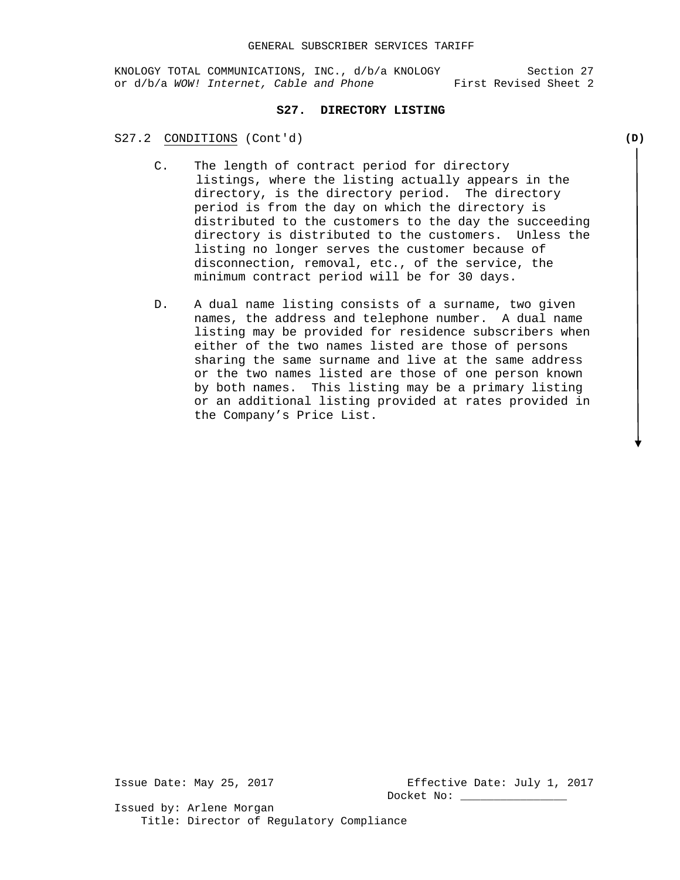## S27. DIRECTORY LISTING

S27.2 CONDITIONS (Cont'd) **(D)**

C. The length of contract period for directory listings, where the listing actually appears in the directory, is the directory period. The directory period is from the day on which the directory is distributed to the customers to the day the succeeding directory is distributed to the customers. Unless the listing no longer serves the customer because of disconnection, removal, etc., of the service, the minimum contract period will be for 30 days.

D. A dual name listing consists of a surname, two given names, the address and telephone number. A dual name listing may be provided for residence subscribers when either of the two names listed are those of persons sharing the same surname and live at the same address or the two names listed are those of one person known by both names. This listing may be a primary listing or an additional listing provided at rates provided in the Company's Price List.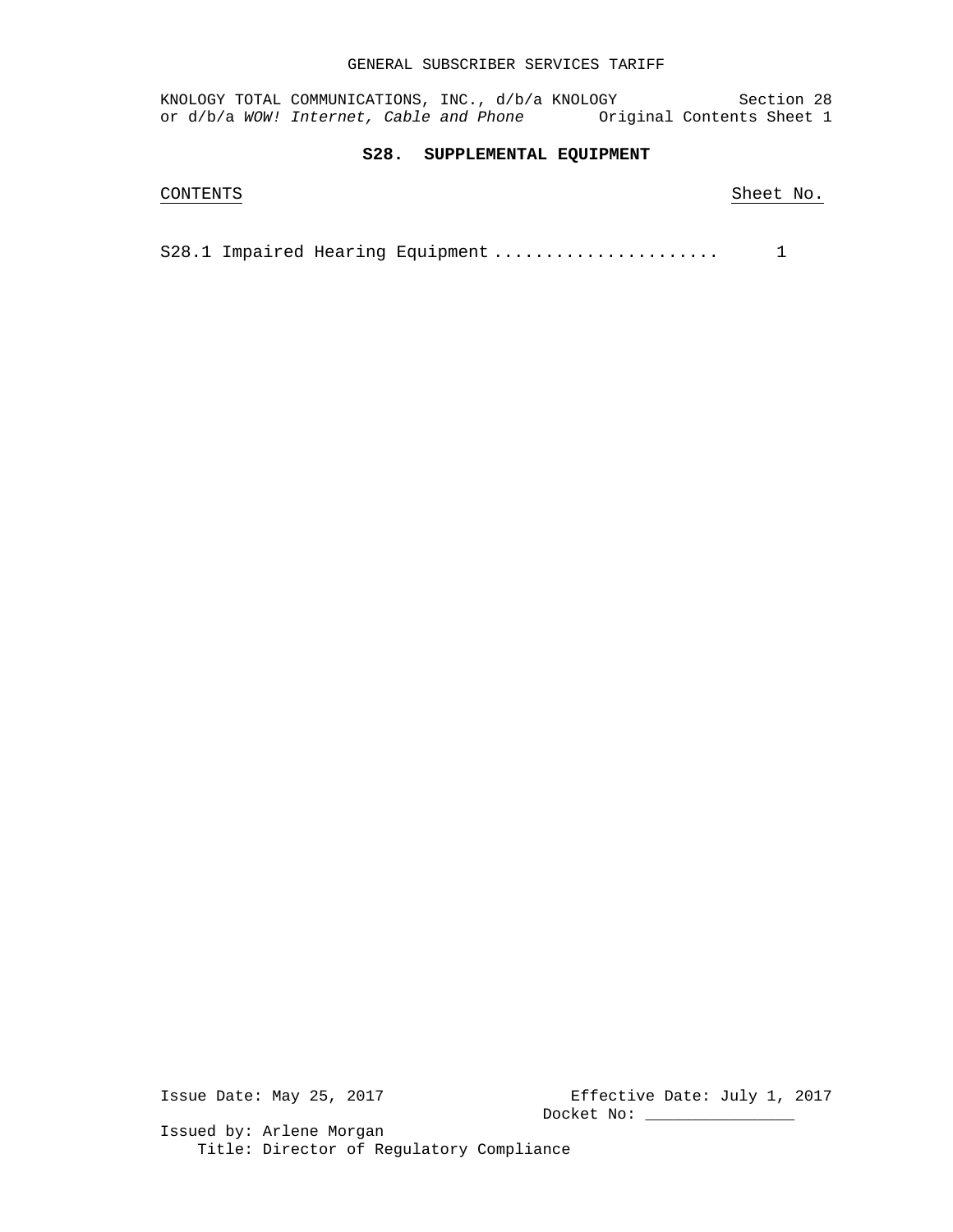KNOLOGY TOTAL COMMUNICATIONS, INC., d/b/a KNOLOGY or d/b/a *WOW! Internet, Cable and Phone*

Section 28
Original Contents Sheet 1

## S28. SUPPLEMENTAL EQUIPMENT

| CONTENTS | Sheet No. |
| --- | --- |
| S28.1 Impaired Hearing Equipment ...................... | 1 |

Issue Date: May 25, 2017

Effective Date: July 1, 2017
Docket No: _______________

Issued by: Arlene Morgan
Title: Director of Regulatory Compliance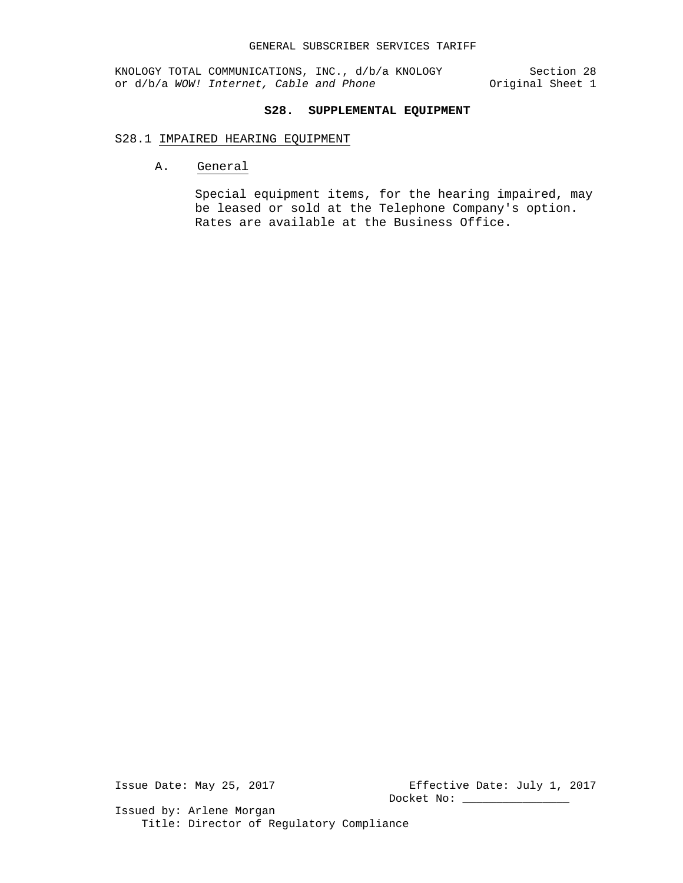# S28. SUPPLEMENTAL EQUIPMENT

## S28.1 IMPAIRED HEARING EQUIPMENT

### A. General

Special equipment items, for the hearing impaired, may be leased or sold at the Telephone Company's option. Rates are available at the Business Office.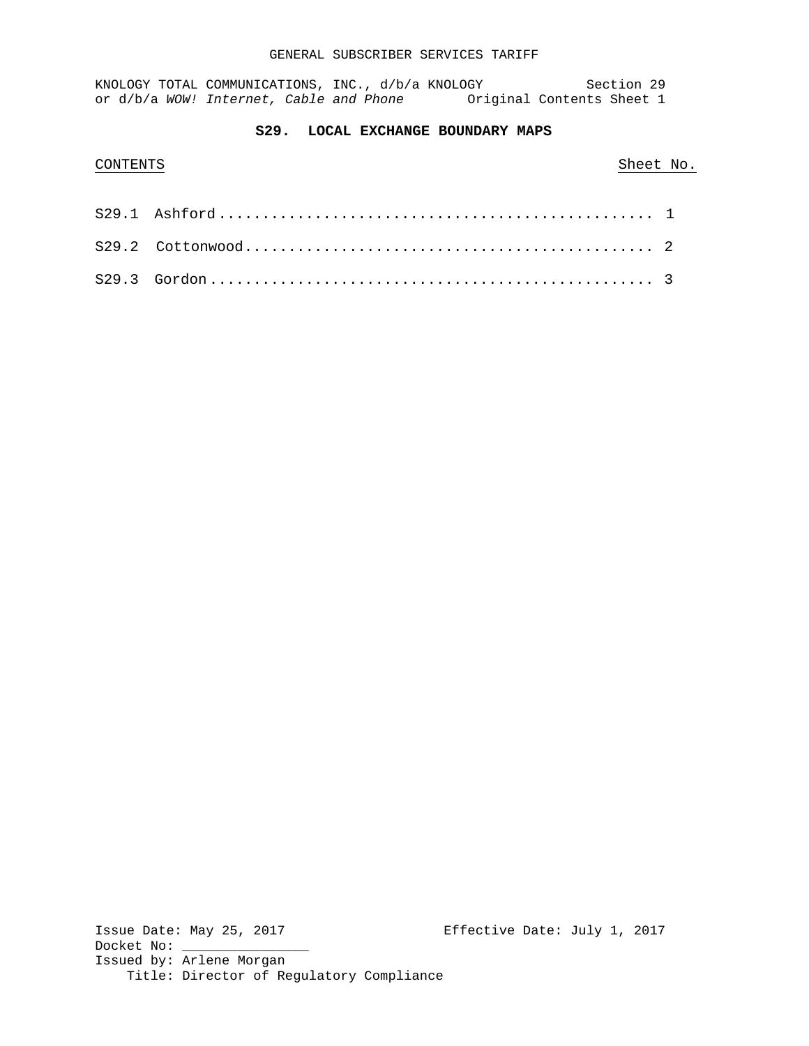# S29. LOCAL EXCHANGE BOUNDARY MAPS

CONTENTS | Sheet No.

| | | Sheet No. |
|---|---|---|
| S29.1 | Ashford | 1 |
| S29.2 | Cottonwood | 2 |
| S29.3 | Gordon | 3 |

Issue Date: May 25, 2017 Effective Date: July 1, 2017
Docket No: ________________
Issued by: Arlene Morgan
Title: Director of Regulatory Compliance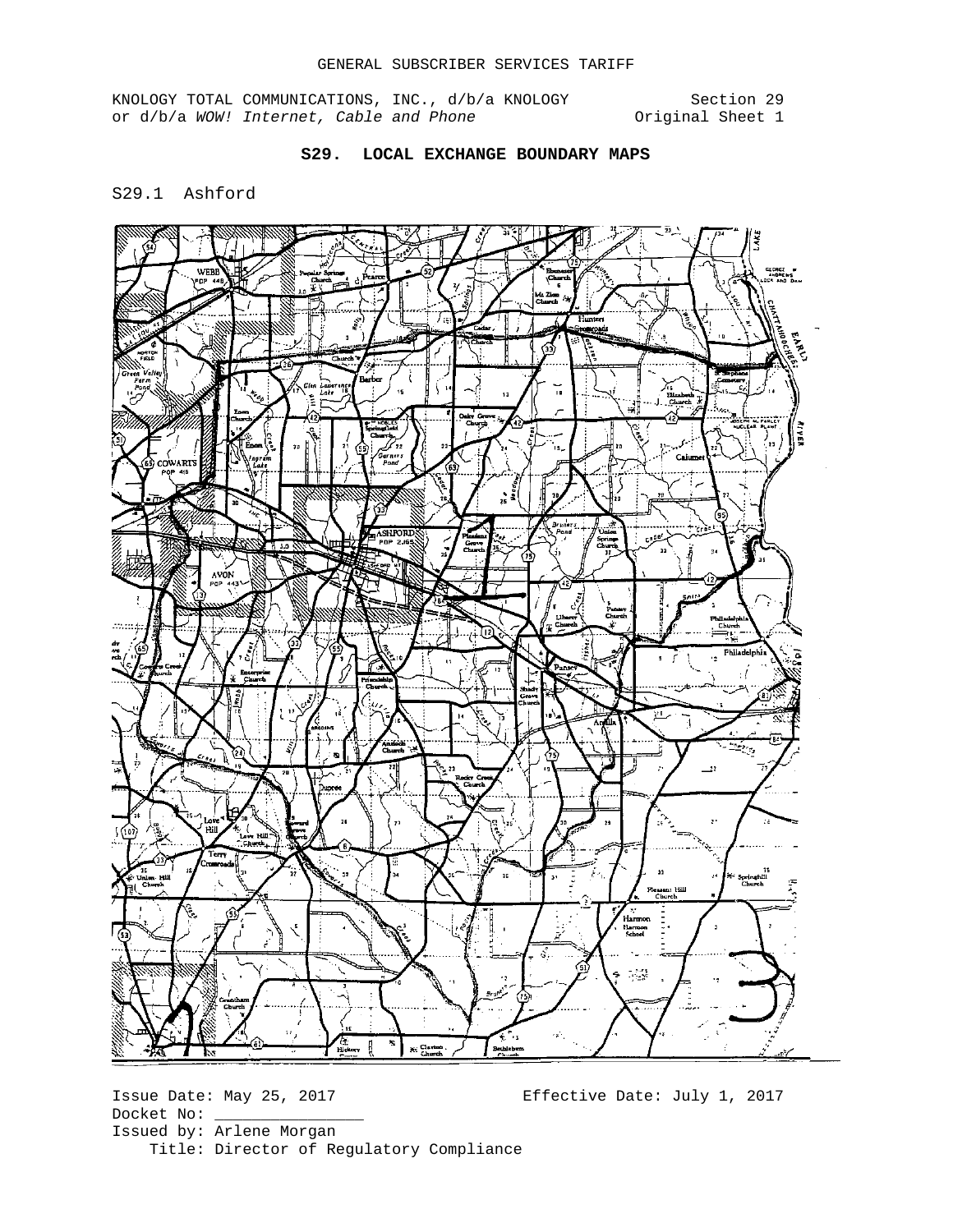GENERAL SUBSCRIBER SERVICES TARIFF

KNOLOGY TOTAL COMMUNICATIONS, INC., d/b/a KNOLOGY or d/b/a *WOW! Internet, Cable and Phone*

Section 29
Original Sheet 1

## S29. LOCAL EXCHANGE BOUNDARY MAPS

### S29.1 Ashford

Issue Date: May 25, 2017

Effective Date: July 1, 2017

Docket No: _______________

Issued by: Arlene Morgan

Title: Director of Regulatory Compliance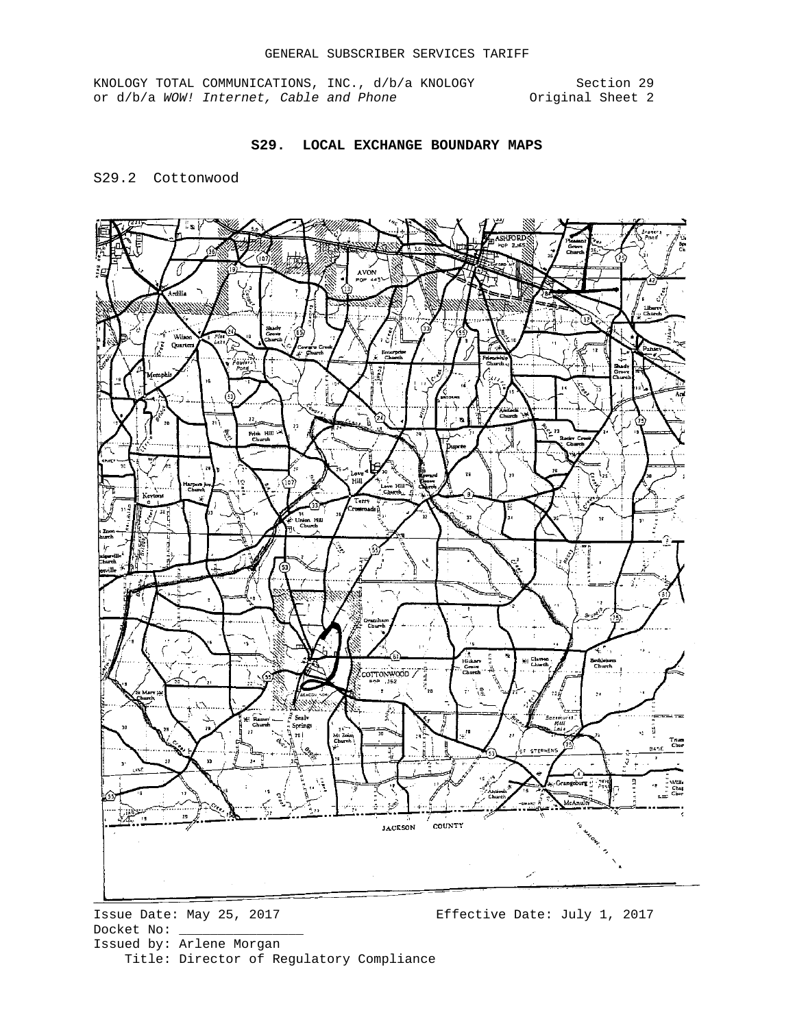GENERAL SUBSCRIBER SERVICES TARIFF

KNOLOGY TOTAL COMMUNICATIONS, INC., d/b/a KNOLOGY or d/b/a *WOW! Internet, Cable and Phone*

Section 29
Original Sheet 2

## S29. LOCAL EXCHANGE BOUNDARY MAPS

S29.2 Cottonwood

Issue Date: May 25, 2017

Effective Date: July 1, 2017

Docket No: _______________

Issued by: Arlene Morgan
Title: Director of Regulatory Compliance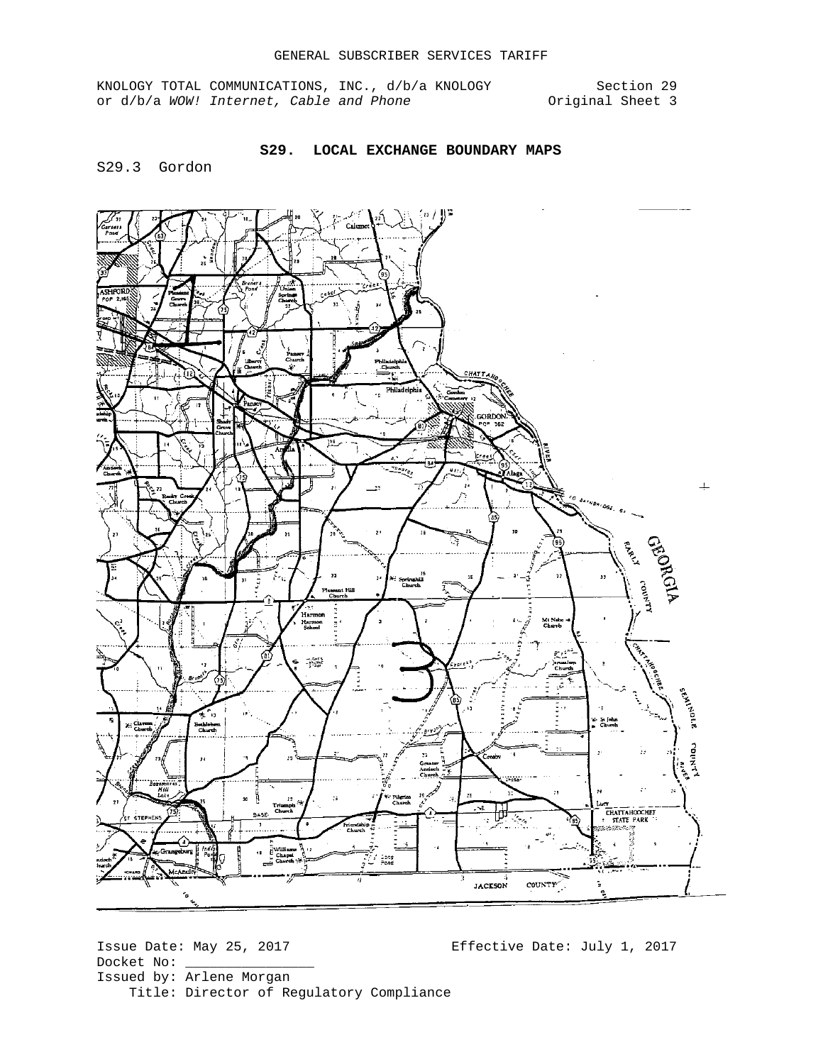GENERAL SUBSCRIBER SERVICES TARIFF

KNOLOGY TOTAL COMMUNICATIONS, INC., d/b/a KNOLOGY or d/b/a *WOW! Internet, Cable and Phone*

Section 29
Original Sheet 3

## S29. LOCAL EXCHANGE BOUNDARY MAPS

S29.3 Gordon

Issue Date: May 25, 2017
Effective Date: July 1, 2017
Docket No: ________________
Issued by: Arlene Morgan
Title: Director of Regulatory Compliance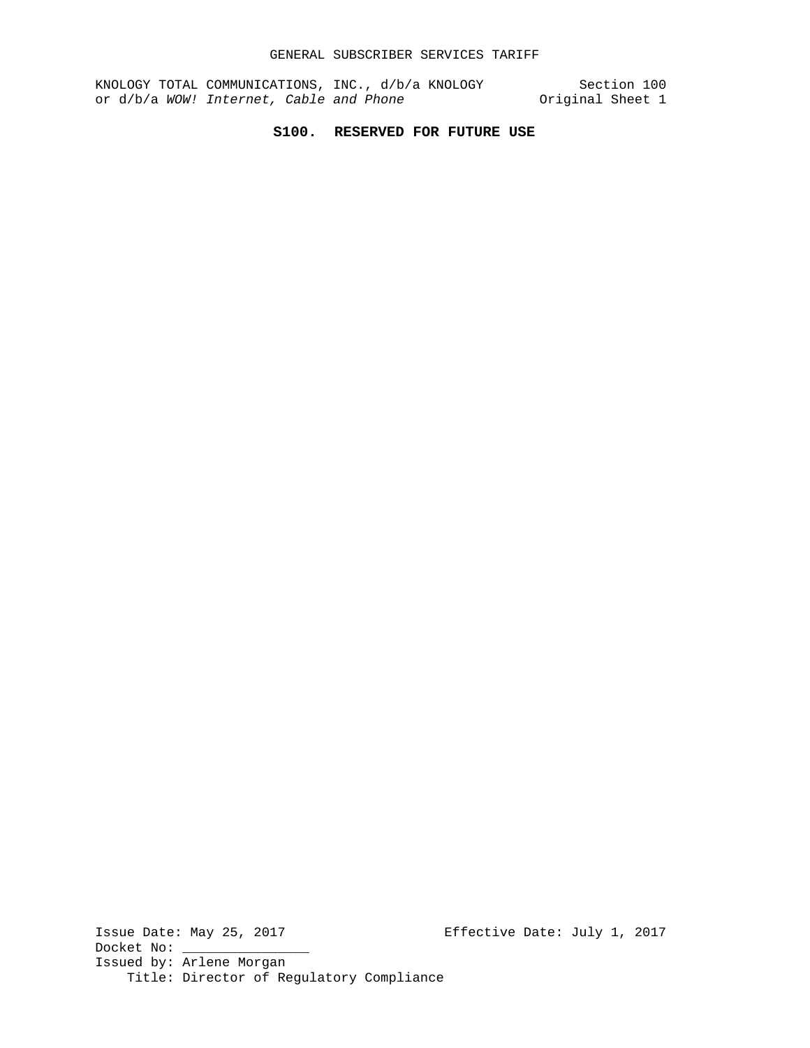# S100. RESERVED FOR FUTURE USE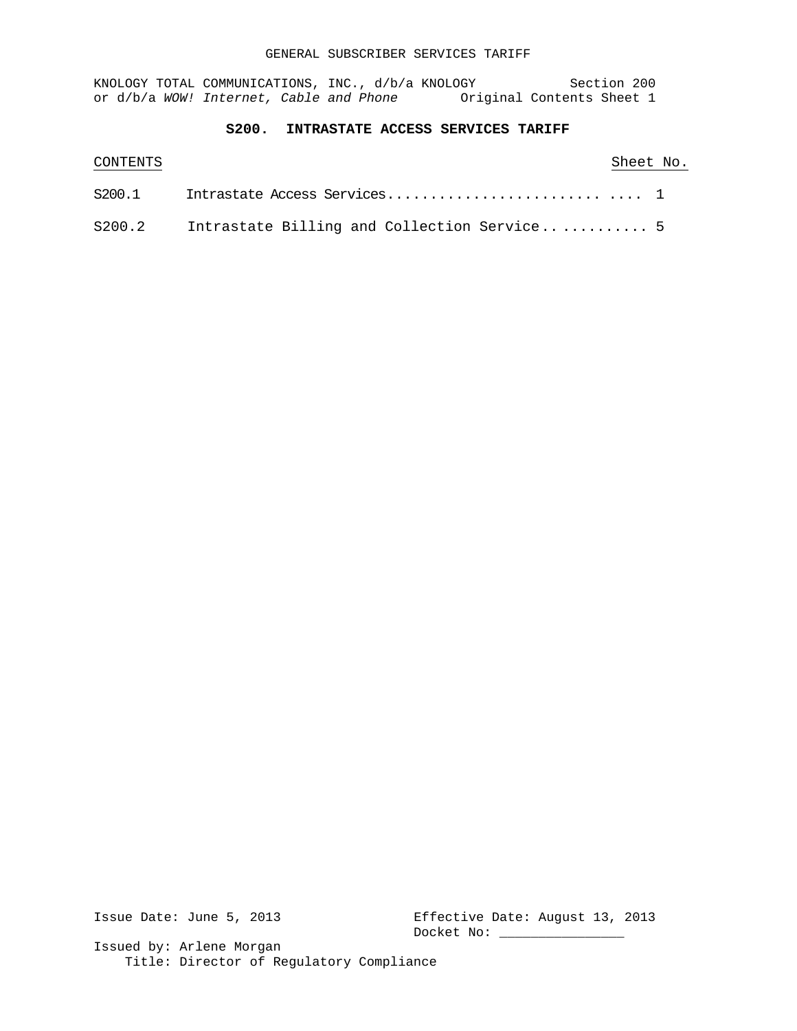KNOLOGY TOTAL COMMUNICATIONS, INC., d/b/a KNOLOGY Section 200
or d/b/a *WOW! Internet, Cable and Phone* Original Contents Sheet 1

## S200. INTRASTATE ACCESS SERVICES TARIFF

| CONTENTS | | Sheet No. |
|---|---|---|
| S200.1 | Intrastate Access Services......................... .... | 1 |
| S200.2 | Intrastate Billing and Collection Service.. ......... | 5 |

Issue Date: June 5, 2013 Effective Date: August 13, 2013
Docket No: _______________

Issued by: Arlene Morgan
Title: Director of Regulatory Compliance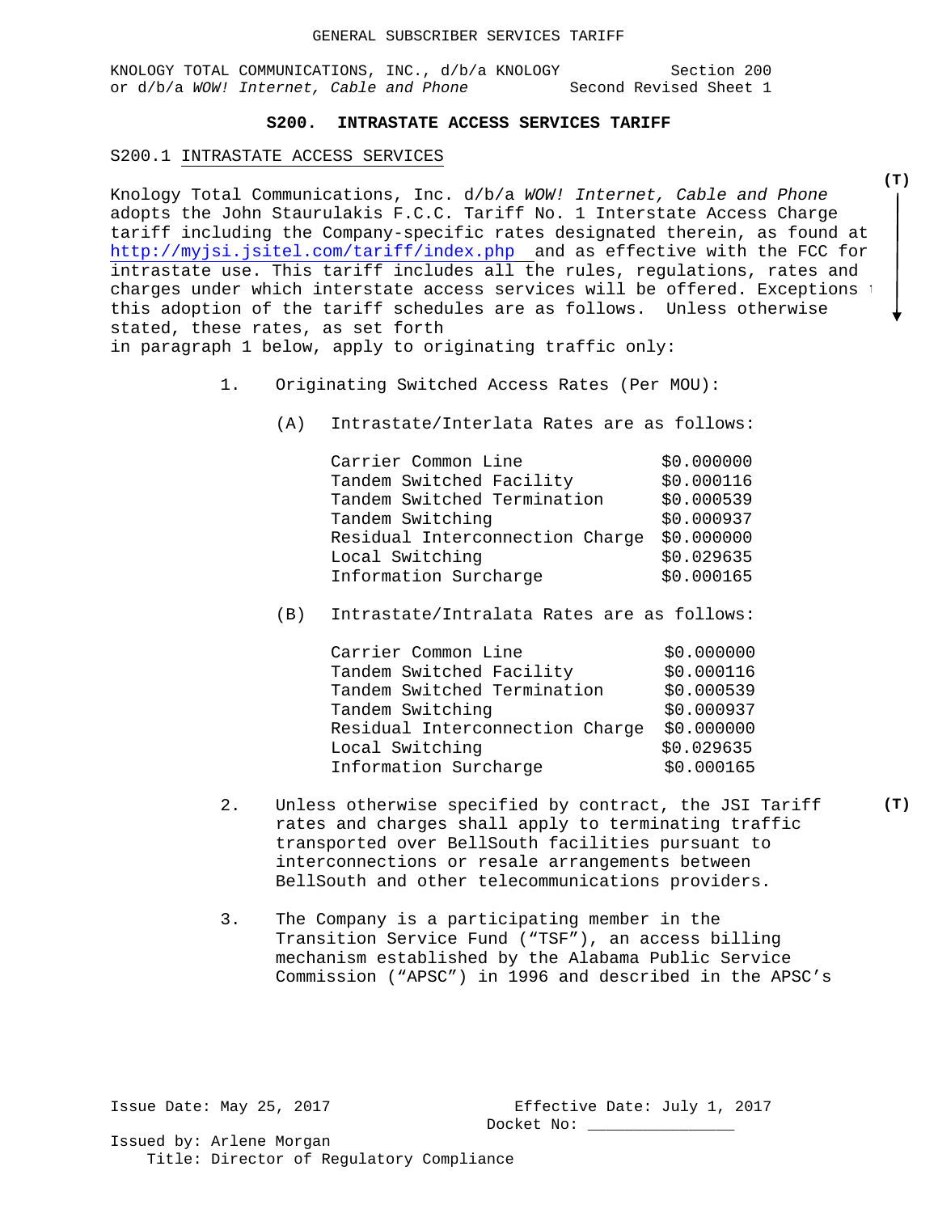GENERAL SUBSCRIBER SERVICES TARIFF

KNOLOGY TOTAL COMMUNICATIONS, INC., d/b/a KNOLOGY or d/b/a *WOW! Internet, Cable and Phone*

Section 200
Second Revised Sheet 1

## S200. INTRASTATE ACCESS SERVICES TARIFF

### S200.1 INTRASTATE ACCESS SERVICES

Knology Total Communications, Inc. d/b/a *WOW! Internet, Cable and Phone* adopts the John Staurulakis F.C.C. Tariff No. 1 Interstate Access Charge tariff including the Company-specific rates designated therein, as found at http://myjsi.jsitel.com/tariff/index.php and as effective with the FCC for intrastate use. This tariff includes all the rules, regulations, rates and charges under which interstate access services will be offered. Exceptions to this adoption of the tariff schedules are as follows. Unless otherwise stated, these rates, as set forth in paragraph 1 below, apply to originating traffic only: **(T)**

1. Originating Switched Access Rates (Per MOU):

   (A) Intrastate/Interlata Rates are as follows:

   | | |
   |---|---|
   | Carrier Common Line | $0.000000 |
   | Tandem Switched Facility | $0.000116 |
   | Tandem Switched Termination | $0.000539 |
   | Tandem Switching | $0.000937 |
   | Residual Interconnection Charge | $0.000000 |
   | Local Switching | $0.029635 |
   | Information Surcharge | $0.000165 |

   (B) Intrastate/Intralata Rates are as follows:

   | | |
   |---|---|
   | Carrier Common Line | $0.000000 |
   | Tandem Switched Facility | $0.000116 |
   | Tandem Switched Termination | $0.000539 |
   | Tandem Switching | $0.000937 |
   | Residual Interconnection Charge | $0.000000 |
   | Local Switching | $0.029635 |
   | Information Surcharge | $0.000165 |

2. Unless otherwise specified by contract, the JSI Tariff rates and charges shall apply to terminating traffic transported over BellSouth facilities pursuant to interconnections or resale arrangements between BellSouth and other telecommunications providers. **(T)**

3. The Company is a participating member in the Transition Service Fund ("TSF"), an access billing mechanism established by the Alabama Public Service Commission ("APSC") in 1996 and described in the APSC's

Issue Date: May 25, 2017

Effective Date: July 1, 2017
Docket No: _______________

Issued by: Arlene Morgan
Title: Director of Regulatory Compliance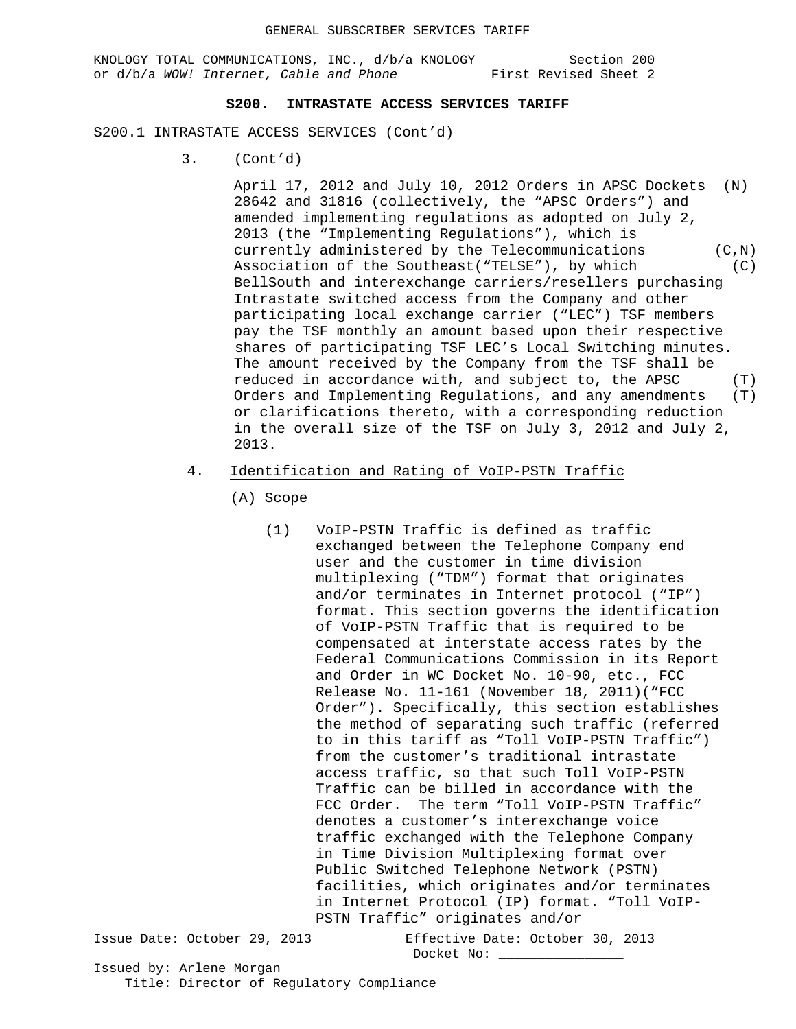GENERAL SUBSCRIBER SERVICES TARIFF

KNOLOGY TOTAL COMMUNICATIONS, INC., d/b/a KNOLOGY or d/b/a *WOW! Internet, Cable and Phone* — Section 200, First Revised Sheet 2

## S200. INTRASTATE ACCESS SERVICES TARIFF

S200.1 INTRASTATE ACCESS SERVICES (Cont'd)

3. (Cont'd)

   April 17, 2012 and July 10, 2012 Orders in APSC Dockets 28642 and 31816 (collectively, the "APSC Orders") and amended implementing regulations as adopted on July 2, 2013 (the "Implementing Regulations"), which is currently administered by the Telecommunications Association of the Southeast("TELSE"), by which BellSouth and interexchange carriers/resellers purchasing Intrastate switched access from the Company and other participating local exchange carrier ("LEC") TSF members pay the TSF monthly an amount based upon their respective shares of participating TSF LEC's Local Switching minutes. The amount received by the Company from the TSF shall be reduced in accordance with, and subject to, the APSC Orders and Implementing Regulations, and any amendments or clarifications thereto, with a corresponding reduction in the overall size of the TSF on July 3, 2012 and July 2, 2013. (N) (C,N) (C) (T) (T)

4. Identification and Rating of VoIP-PSTN Traffic

   (A) Scope

      (1) VoIP-PSTN Traffic is defined as traffic exchanged between the Telephone Company end user and the customer in time division multiplexing ("TDM") format that originates and/or terminates in Internet protocol ("IP") format. This section governs the identification of VoIP-PSTN Traffic that is required to be compensated at interstate access rates by the Federal Communications Commission in its Report and Order in WC Docket No. 10-90, etc., FCC Release No. 11-161 (November 18, 2011)("FCC Order"). Specifically, this section establishes the method of separating such traffic (referred to in this tariff as "Toll VoIP-PSTN Traffic") from the customer's traditional intrastate access traffic, so that such Toll VoIP-PSTN Traffic can be billed in accordance with the FCC Order. The term "Toll VoIP-PSTN Traffic" denotes a customer's interexchange voice traffic exchanged with the Telephone Company in Time Division Multiplexing format over Public Switched Telephone Network (PSTN) facilities, which originates and/or terminates in Internet Protocol (IP) format. "Toll VoIP-PSTN Traffic" originates and/or

Issue Date: October 29, 2013 — Effective Date: October 30, 2013

Docket No: _______________

Issued by: Arlene Morgan

Title: Director of Regulatory Compliance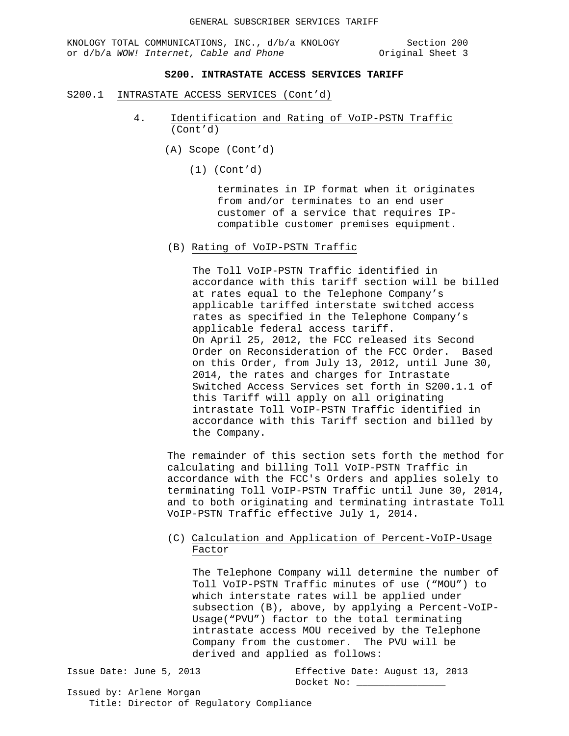## S200. INTRASTATE ACCESS SERVICES TARIFF

S200.1 INTRASTATE ACCESS SERVICES (Cont'd)

4. Identification and Rating of VoIP-PSTN Traffic (Cont'd)

(A) Scope (Cont'd)

(1) (Cont'd)

terminates in IP format when it originates from and/or terminates to an end user customer of a service that requires IP-compatible customer premises equipment.

(B) Rating of VoIP-PSTN Traffic

The Toll VoIP-PSTN Traffic identified in accordance with this tariff section will be billed at rates equal to the Telephone Company's applicable tariffed interstate switched access rates as specified in the Telephone Company's applicable federal access tariff.
On April 25, 2012, the FCC released its Second Order on Reconsideration of the FCC Order. Based on this Order, from July 13, 2012, until June 30, 2014, the rates and charges for Intrastate Switched Access Services set forth in S200.1.1 of this Tariff will apply on all originating intrastate Toll VoIP-PSTN Traffic identified in accordance with this Tariff section and billed by the Company.

The remainder of this section sets forth the method for calculating and billing Toll VoIP-PSTN Traffic in accordance with the FCC's Orders and applies solely to terminating Toll VoIP-PSTN Traffic until June 30, 2014, and to both originating and terminating intrastate Toll VoIP-PSTN Traffic effective July 1, 2014.

(C) Calculation and Application of Percent-VoIP-Usage Factor

The Telephone Company will determine the number of Toll VoIP-PSTN Traffic minutes of use ("MOU") to which interstate rates will be applied under subsection (B), above, by applying a Percent-VoIP-Usage("PVU") factor to the total terminating intrastate access MOU received by the Telephone Company from the customer. The PVU will be derived and applied as follows: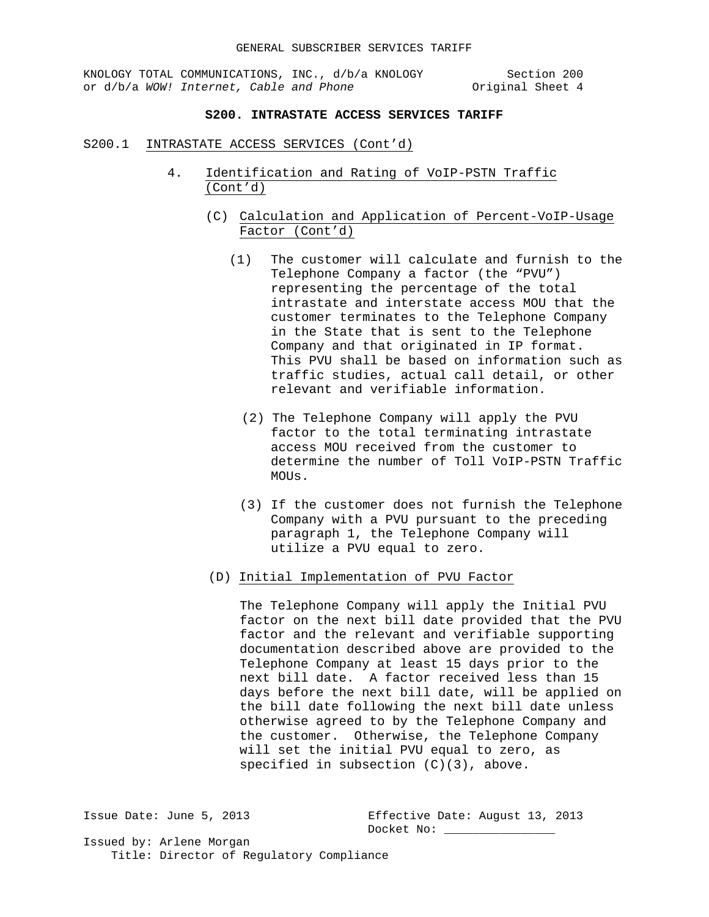## S200. INTRASTATE ACCESS SERVICES TARIFF

S200.1 INTRASTATE ACCESS SERVICES (Cont'd)

4. Identification and Rating of VoIP-PSTN Traffic (Cont'd)

(C) Calculation and Application of Percent-VoIP-Usage Factor (Cont'd)

(1) The customer will calculate and furnish to the Telephone Company a factor (the "PVU") representing the percentage of the total intrastate and interstate access MOU that the customer terminates to the Telephone Company in the State that is sent to the Telephone Company and that originated in IP format. This PVU shall be based on information such as traffic studies, actual call detail, or other relevant and verifiable information.

(2) The Telephone Company will apply the PVU factor to the total terminating intrastate access MOU received from the customer to determine the number of Toll VoIP-PSTN Traffic MOUs.

(3) If the customer does not furnish the Telephone Company with a PVU pursuant to the preceding paragraph 1, the Telephone Company will utilize a PVU equal to zero.

(D) Initial Implementation of PVU Factor

The Telephone Company will apply the Initial PVU factor on the next bill date provided that the PVU factor and the relevant and verifiable supporting documentation described above are provided to the Telephone Company at least 15 days prior to the next bill date. A factor received less than 15 days before the next bill date, will be applied on the bill date following the next bill date unless otherwise agreed to by the Telephone Company and the customer. Otherwise, the Telephone Company will set the initial PVU equal to zero, as specified in subsection (C)(3), above.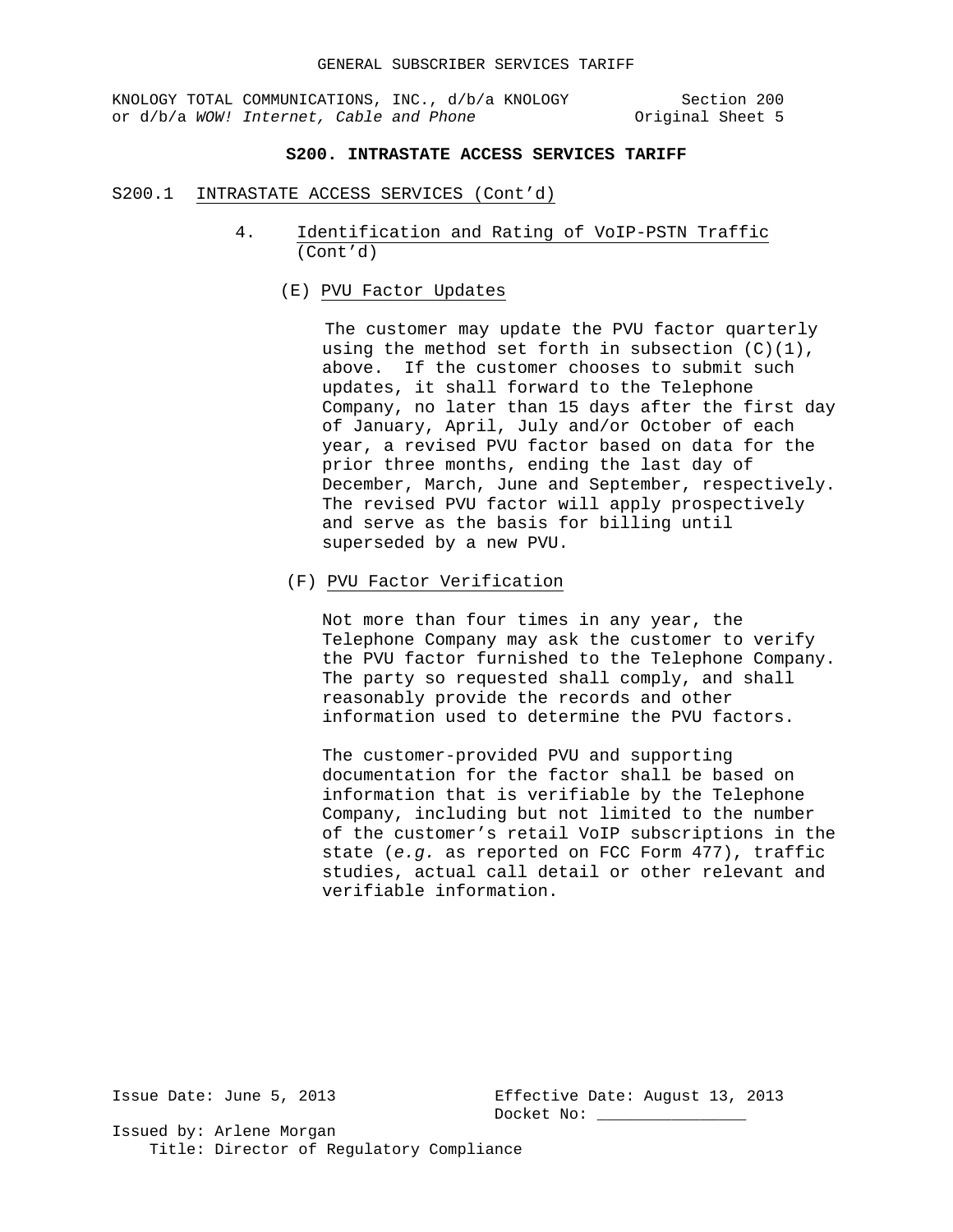## S200. INTRASTATE ACCESS SERVICES TARIFF

### S200.1 INTRASTATE ACCESS SERVICES (Cont'd)

4. Identification and Rating of VoIP-PSTN Traffic (Cont'd)

(E) PVU Factor Updates

The customer may update the PVU factor quarterly using the method set forth in subsection (C)(1), above. If the customer chooses to submit such updates, it shall forward to the Telephone Company, no later than 15 days after the first day of January, April, July and/or October of each year, a revised PVU factor based on data for the prior three months, ending the last day of December, March, June and September, respectively. The revised PVU factor will apply prospectively and serve as the basis for billing until superseded by a new PVU.

(F) PVU Factor Verification

Not more than four times in any year, the Telephone Company may ask the customer to verify the PVU factor furnished to the Telephone Company. The party so requested shall comply, and shall reasonably provide the records and other information used to determine the PVU factors.

The customer-provided PVU and supporting documentation for the factor shall be based on information that is verifiable by the Telephone Company, including but not limited to the number of the customer's retail VoIP subscriptions in the state (*e.g.* as reported on FCC Form 477), traffic studies, actual call detail or other relevant and verifiable information.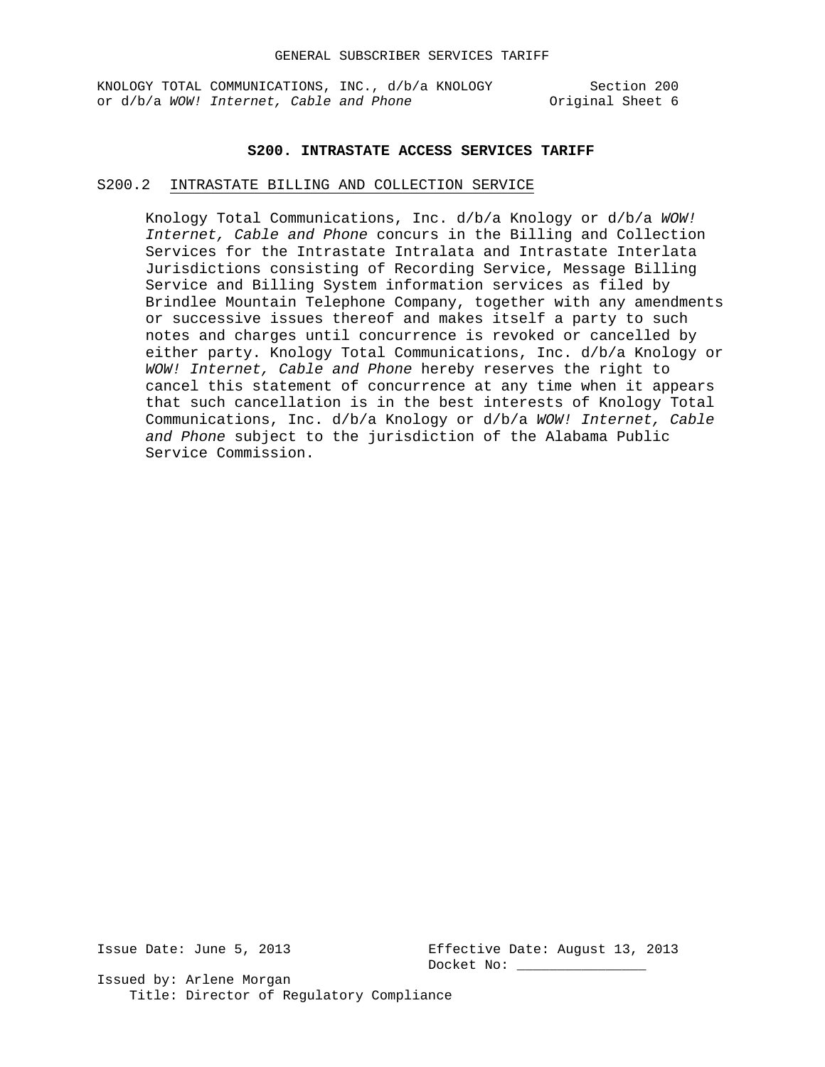## S200. INTRASTATE ACCESS SERVICES TARIFF

### S200.2 INTRASTATE BILLING AND COLLECTION SERVICE

Knology Total Communications, Inc. d/b/a Knology or d/b/a *WOW! Internet, Cable and Phone* concurs in the Billing and Collection Services for the Intrastate Intralata and Intrastate Interlata Jurisdictions consisting of Recording Service, Message Billing Service and Billing System information services as filed by Brindlee Mountain Telephone Company, together with any amendments or successive issues thereof and makes itself a party to such notes and charges until concurrence is revoked or cancelled by either party. Knology Total Communications, Inc. d/b/a Knology or *WOW! Internet, Cable and Phone* hereby reserves the right to cancel this statement of concurrence at any time when it appears that such cancellation is in the best interests of Knology Total Communications, Inc. d/b/a Knology or d/b/a *WOW! Internet, Cable and Phone* subject to the jurisdiction of the Alabama Public Service Commission.